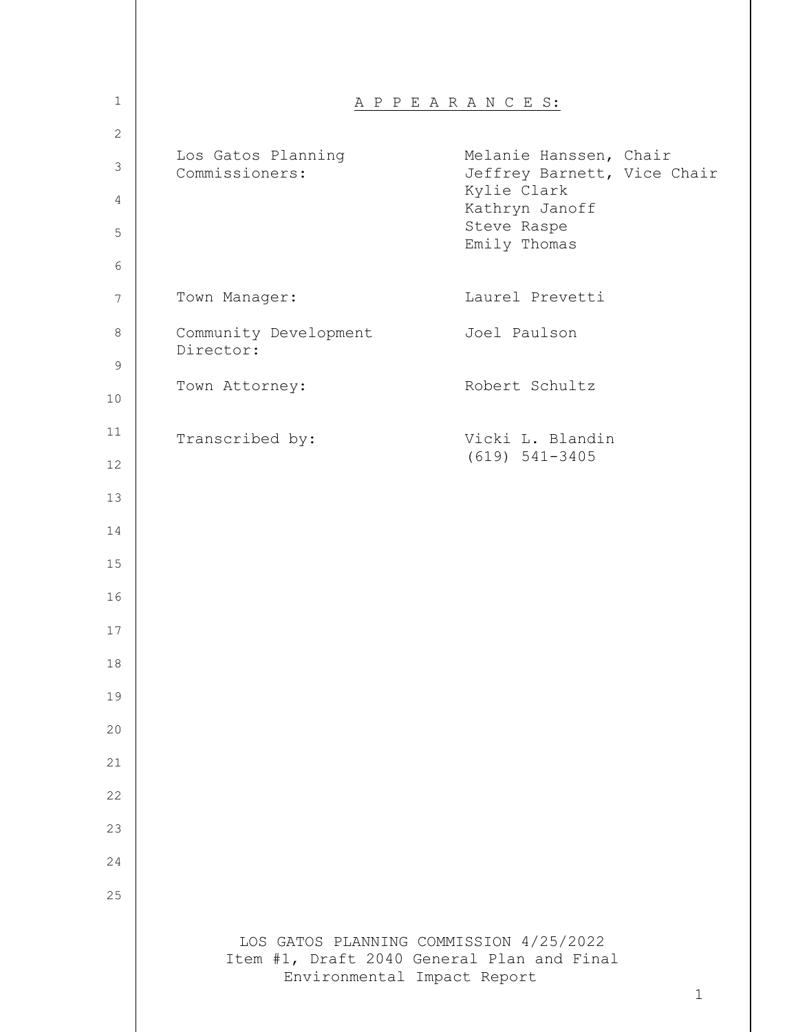# A P P E A R A N C E S:

| | |
|---|---|
| Los Gatos Planning Commissioners: | Melanie Hanssen, Chair<br>Jeffrey Barnett, Vice Chair<br>Kylie Clark<br>Kathryn Janoff<br>Steve Raspe<br>Emily Thomas |
| Town Manager: | Laurel Prevetti |
| Community Development Director: | Joel Paulson |
| Town Attorney: | Robert Schultz |
| Transcribed by: | Vicki L. Blandin<br>(619) 541-3405 |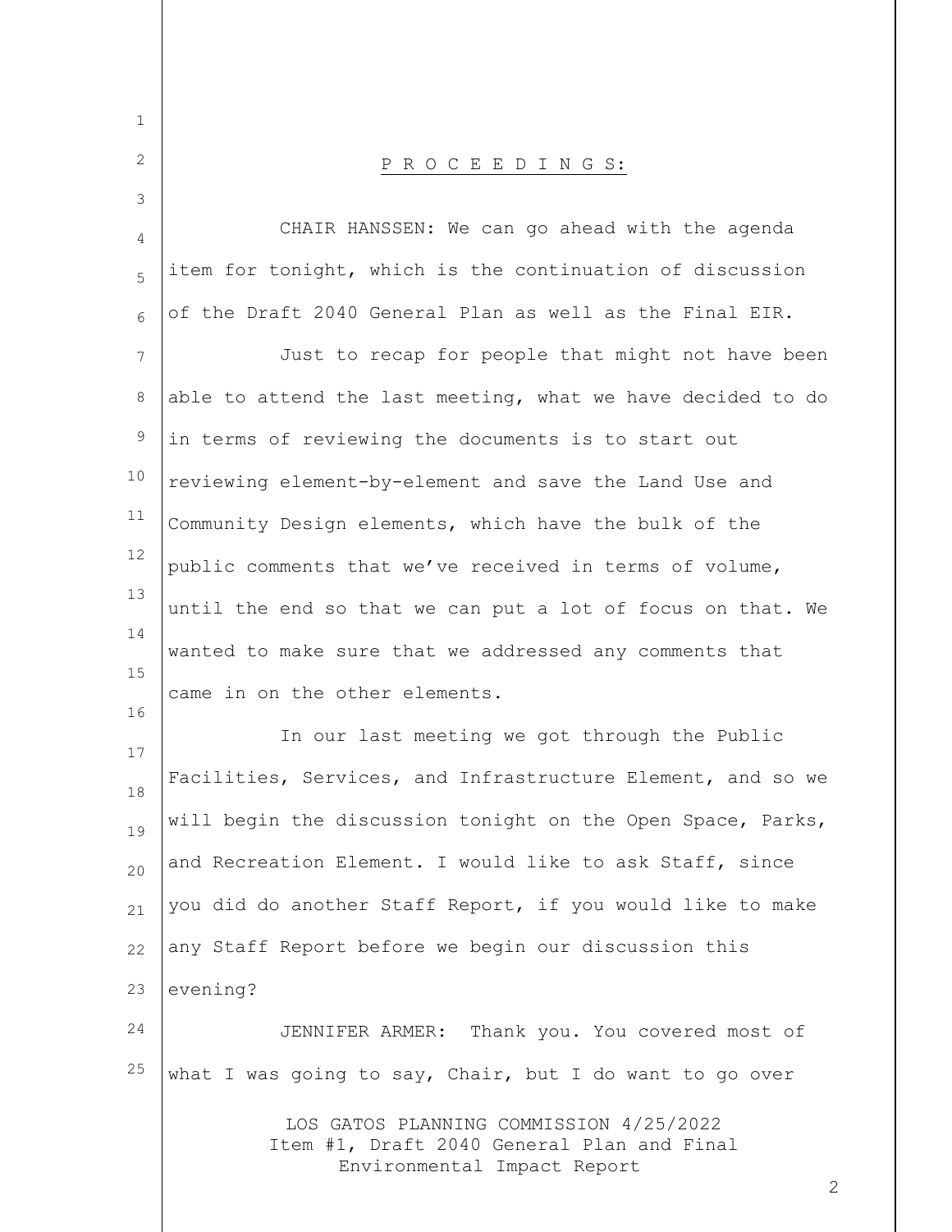P R O C E E D I N G S:

CHAIR HANSSEN: We can go ahead with the agenda item for tonight, which is the continuation of discussion of the Draft 2040 General Plan as well as the Final EIR.

Just to recap for people that might not have been able to attend the last meeting, what we have decided to do in terms of reviewing the documents is to start out reviewing element-by-element and save the Land Use and Community Design elements, which have the bulk of the public comments that we've received in terms of volume, until the end so that we can put a lot of focus on that. We wanted to make sure that we addressed any comments that came in on the other elements.

In our last meeting we got through the Public Facilities, Services, and Infrastructure Element, and so we will begin the discussion tonight on the Open Space, Parks, and Recreation Element. I would like to ask Staff, since you did do another Staff Report, if you would like to make any Staff Report before we begin our discussion this evening?

JENNIFER ARMER: Thank you. You covered most of what I was going to say, Chair, but I do want to go over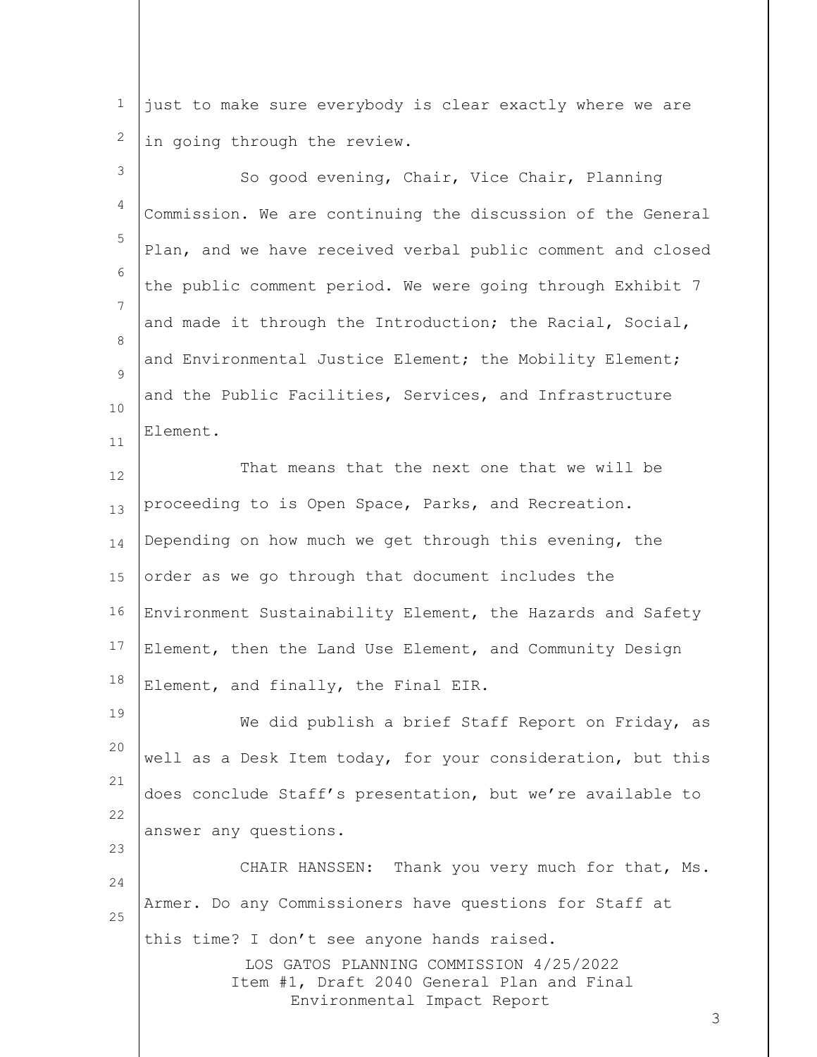just to make sure everybody is clear exactly where we are in going through the review.

So good evening, Chair, Vice Chair, Planning Commission. We are continuing the discussion of the General Plan, and we have received verbal public comment and closed the public comment period. We were going through Exhibit 7 and made it through the Introduction; the Racial, Social, and Environmental Justice Element; the Mobility Element; and the Public Facilities, Services, and Infrastructure Element.

That means that the next one that we will be proceeding to is Open Space, Parks, and Recreation. Depending on how much we get through this evening, the order as we go through that document includes the Environment Sustainability Element, the Hazards and Safety Element, then the Land Use Element, and Community Design Element, and finally, the Final EIR.

We did publish a brief Staff Report on Friday, as well as a Desk Item today, for your consideration, but this does conclude Staff's presentation, but we're available to answer any questions.

CHAIR HANSSEN: Thank you very much for that, Ms. Armer. Do any Commissioners have questions for Staff at this time? I don't see anyone hands raised.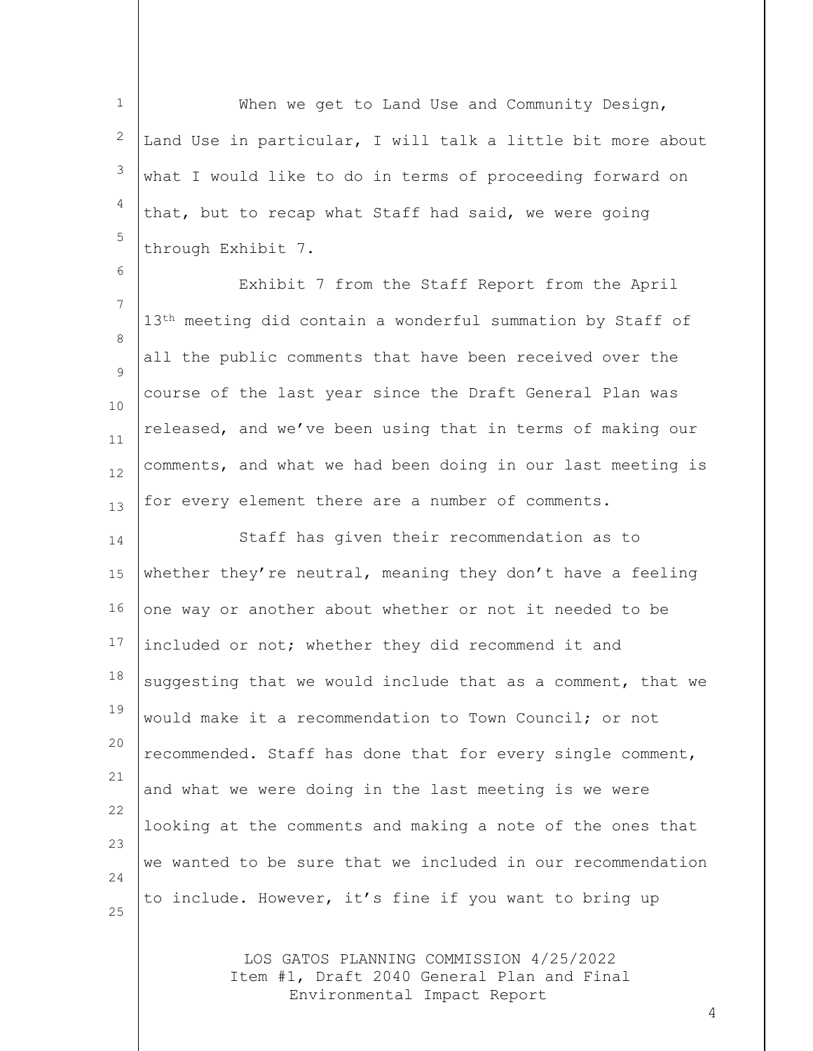When we get to Land Use and Community Design, Land Use in particular, I will talk a little bit more about what I would like to do in terms of proceeding forward on that, but to recap what Staff had said, we were going through Exhibit 7.

Exhibit 7 from the Staff Report from the April 13th meeting did contain a wonderful summation by Staff of all the public comments that have been received over the course of the last year since the Draft General Plan was released, and we've been using that in terms of making our comments, and what we had been doing in our last meeting is for every element there are a number of comments.

Staff has given their recommendation as to whether they're neutral, meaning they don't have a feeling one way or another about whether or not it needed to be included or not; whether they did recommend it and suggesting that we would include that as a comment, that we would make it a recommendation to Town Council; or not recommended. Staff has done that for every single comment, and what we were doing in the last meeting is we were looking at the comments and making a note of the ones that we wanted to be sure that we included in our recommendation to include. However, it's fine if you want to bring up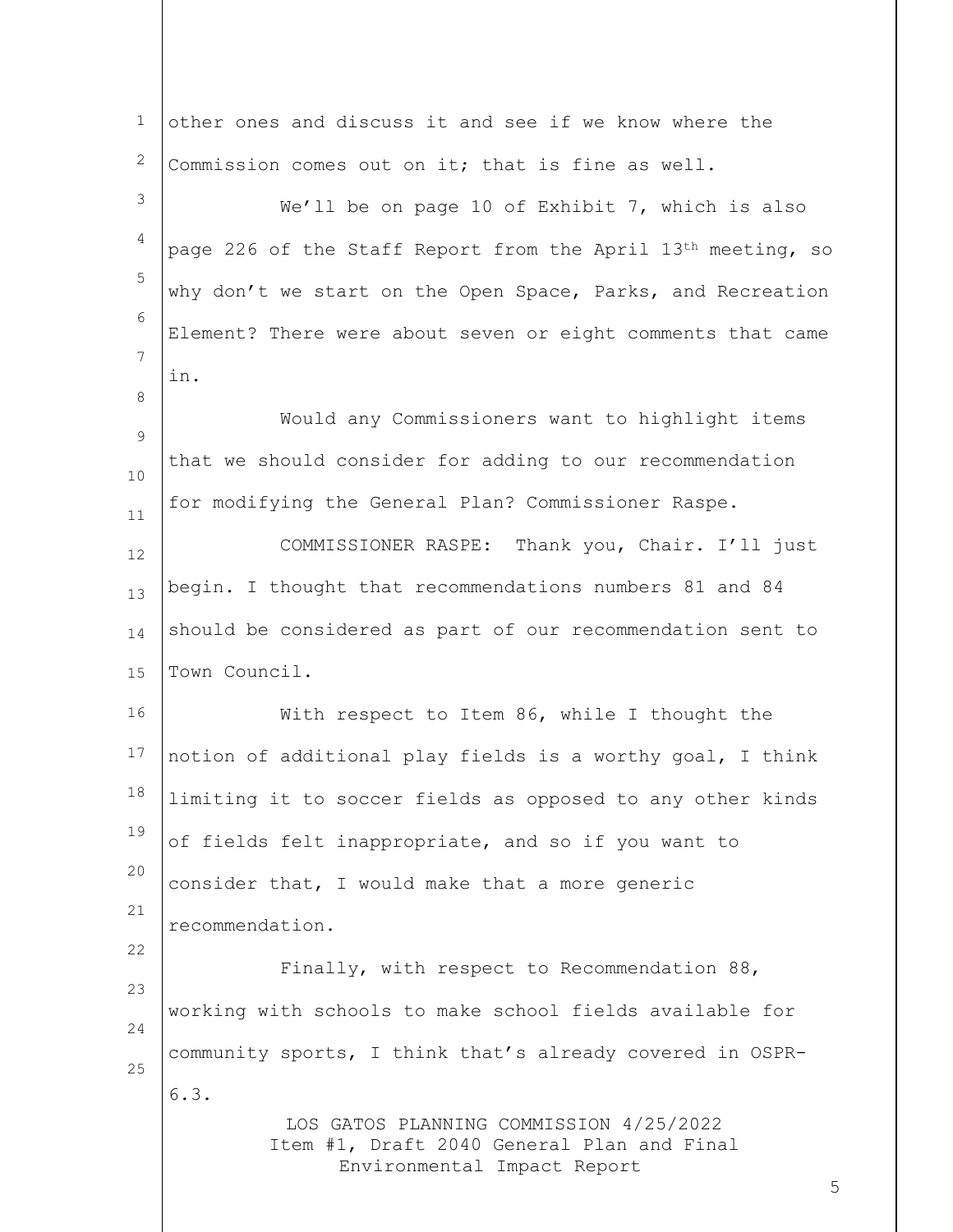other ones and discuss it and see if we know where the Commission comes out on it; that is fine as well.

We'll be on page 10 of Exhibit 7, which is also page 226 of the Staff Report from the April 13th meeting, so why don't we start on the Open Space, Parks, and Recreation Element? There were about seven or eight comments that came in.

Would any Commissioners want to highlight items that we should consider for adding to our recommendation for modifying the General Plan? Commissioner Raspe.

COMMISSIONER RASPE: Thank you, Chair. I'll just begin. I thought that recommendations numbers 81 and 84 should be considered as part of our recommendation sent to Town Council.

With respect to Item 86, while I thought the notion of additional play fields is a worthy goal, I think limiting it to soccer fields as opposed to any other kinds of fields felt inappropriate, and so if you want to consider that, I would make that a more generic recommendation.

Finally, with respect to Recommendation 88, working with schools to make school fields available for community sports, I think that's already covered in OSPR-6.3.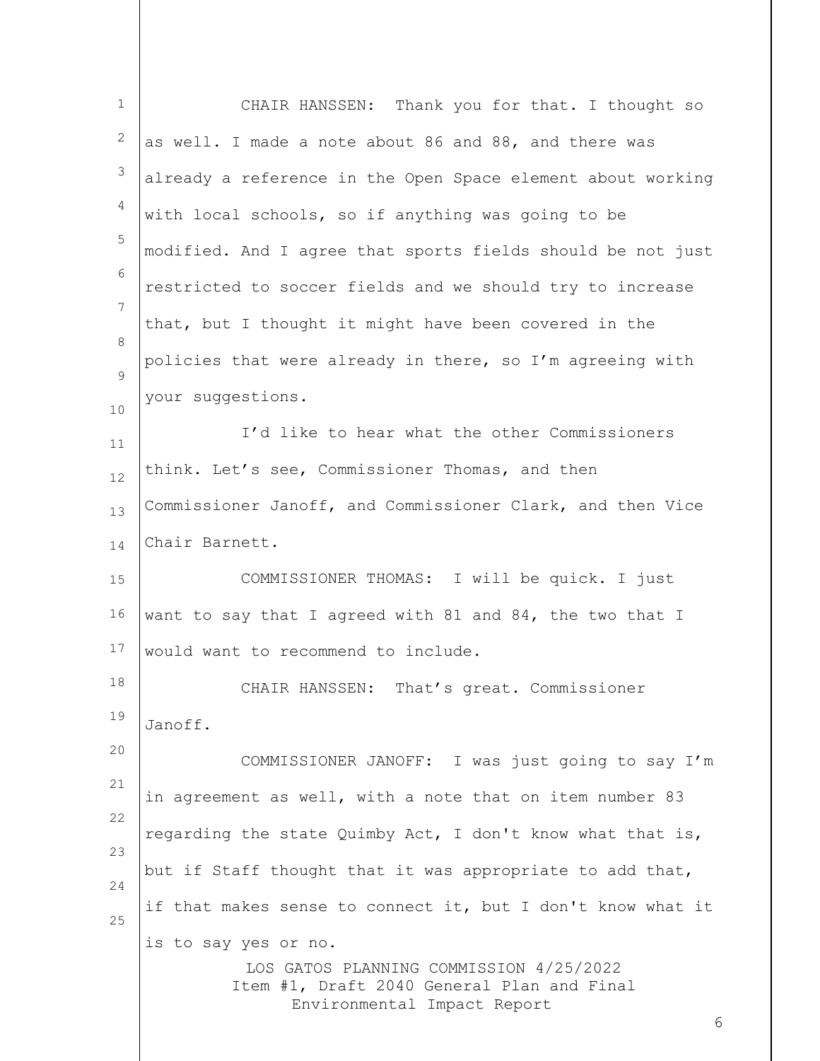CHAIR HANSSEN: Thank you for that. I thought so as well. I made a note about 86 and 88, and there was already a reference in the Open Space element about working with local schools, so if anything was going to be modified. And I agree that sports fields should be not just restricted to soccer fields and we should try to increase that, but I thought it might have been covered in the policies that were already in there, so I'm agreeing with your suggestions.

I'd like to hear what the other Commissioners think. Let's see, Commissioner Thomas, and then Commissioner Janoff, and Commissioner Clark, and then Vice Chair Barnett.

COMMISSIONER THOMAS: I will be quick. I just want to say that I agreed with 81 and 84, the two that I would want to recommend to include.

CHAIR HANSSEN: That's great. Commissioner Janoff.

COMMISSIONER JANOFF: I was just going to say I'm in agreement as well, with a note that on item number 83 regarding the state Quimby Act, I don't know what that is, but if Staff thought that it was appropriate to add that, if that makes sense to connect it, but I don't know what it is to say yes or no.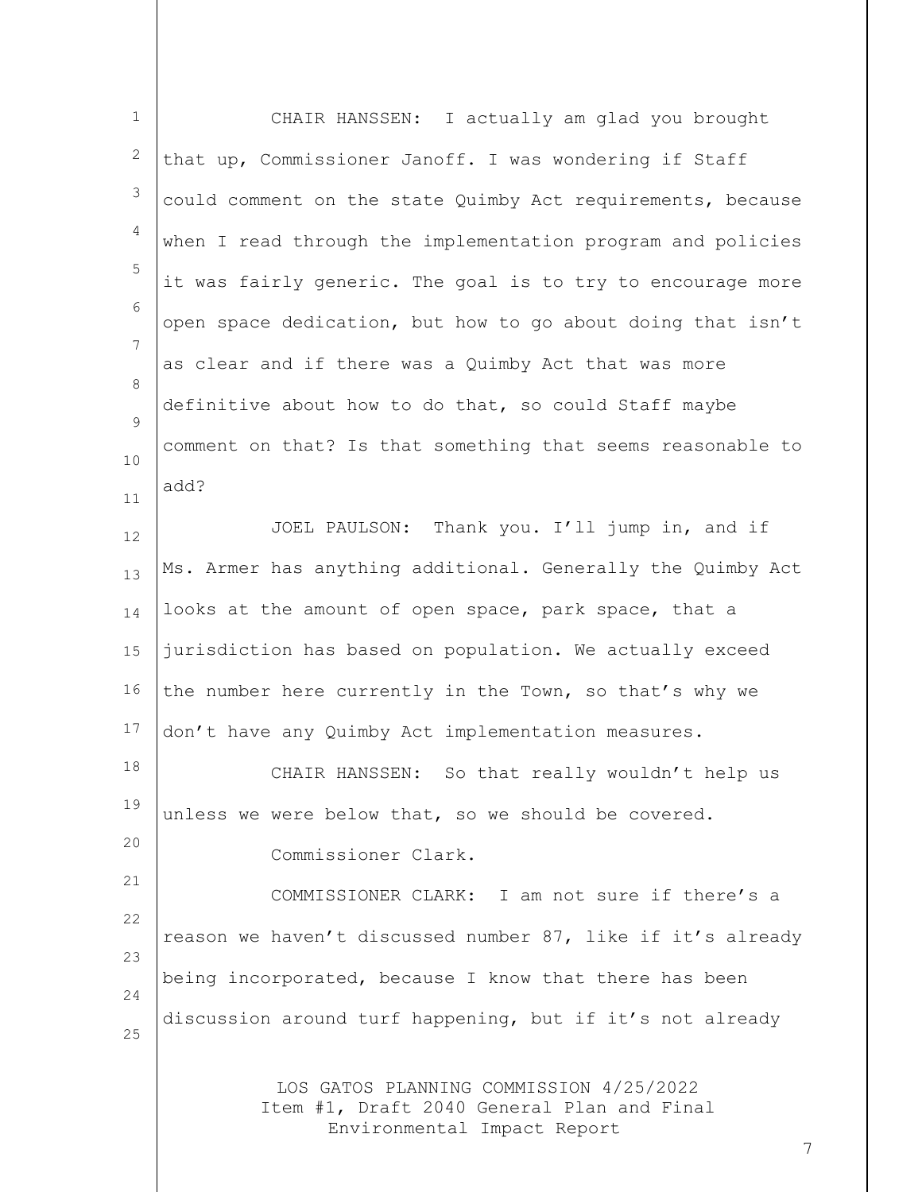CHAIR HANSSEN: I actually am glad you brought that up, Commissioner Janoff. I was wondering if Staff could comment on the state Quimby Act requirements, because when I read through the implementation program and policies it was fairly generic. The goal is to try to encourage more open space dedication, but how to go about doing that isn't as clear and if there was a Quimby Act that was more definitive about how to do that, so could Staff maybe comment on that? Is that something that seems reasonable to add?

JOEL PAULSON: Thank you. I'll jump in, and if Ms. Armer has anything additional. Generally the Quimby Act looks at the amount of open space, park space, that a jurisdiction has based on population. We actually exceed the number here currently in the Town, so that's why we don't have any Quimby Act implementation measures.

CHAIR HANSSEN: So that really wouldn't help us unless we were below that, so we should be covered.

Commissioner Clark.

COMMISSIONER CLARK: I am not sure if there's a reason we haven't discussed number 87, like if it's already being incorporated, because I know that there has been discussion around turf happening, but if it's not already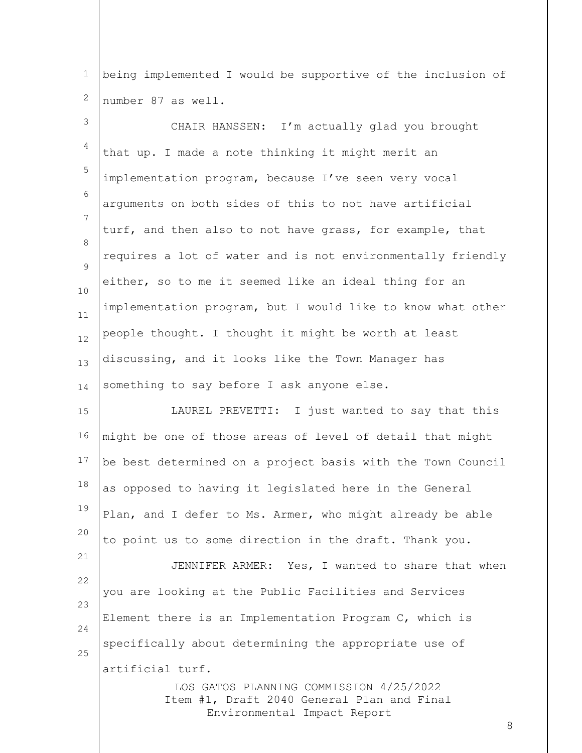being implemented I would be supportive of the inclusion of number 87 as well.

CHAIR HANSSEN: I'm actually glad you brought that up. I made a note thinking it might merit an implementation program, because I've seen very vocal arguments on both sides of this to not have artificial turf, and then also to not have grass, for example, that requires a lot of water and is not environmentally friendly either, so to me it seemed like an ideal thing for an implementation program, but I would like to know what other people thought. I thought it might be worth at least discussing, and it looks like the Town Manager has something to say before I ask anyone else.

LAUREL PREVETTI: I just wanted to say that this might be one of those areas of level of detail that might be best determined on a project basis with the Town Council as opposed to having it legislated here in the General Plan, and I defer to Ms. Armer, who might already be able to point us to some direction in the draft. Thank you.

JENNIFER ARMER: Yes, I wanted to share that when you are looking at the Public Facilities and Services Element there is an Implementation Program C, which is specifically about determining the appropriate use of artificial turf.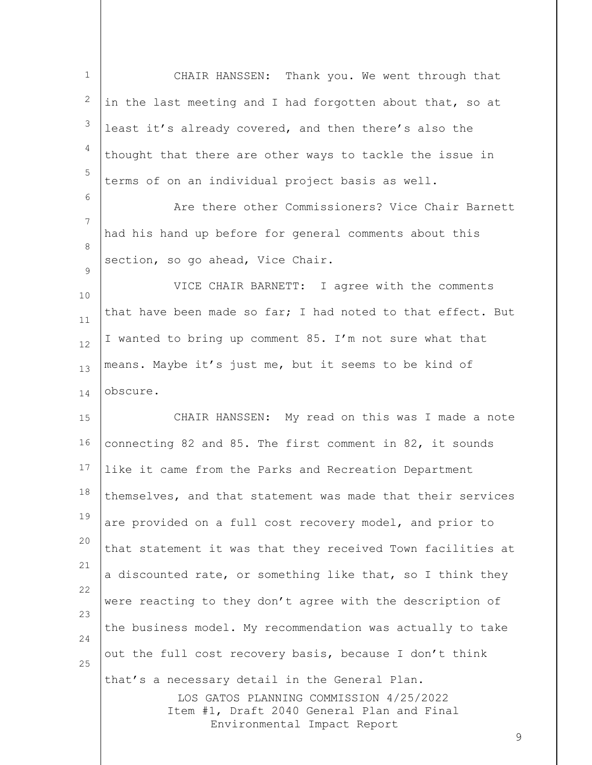CHAIR HANSSEN: Thank you. We went through that in the last meeting and I had forgotten about that, so at least it's already covered, and then there's also the thought that there are other ways to tackle the issue in terms of on an individual project basis as well.

Are there other Commissioners? Vice Chair Barnett had his hand up before for general comments about this section, so go ahead, Vice Chair.

VICE CHAIR BARNETT: I agree with the comments that have been made so far; I had noted to that effect. But I wanted to bring up comment 85. I'm not sure what that means. Maybe it's just me, but it seems to be kind of obscure.

CHAIR HANSSEN: My read on this was I made a note connecting 82 and 85. The first comment in 82, it sounds like it came from the Parks and Recreation Department themselves, and that statement was made that their services are provided on a full cost recovery model, and prior to that statement it was that they received Town facilities at a discounted rate, or something like that, so I think they were reacting to they don't agree with the description of the business model. My recommendation was actually to take out the full cost recovery basis, because I don't think that's a necessary detail in the General Plan.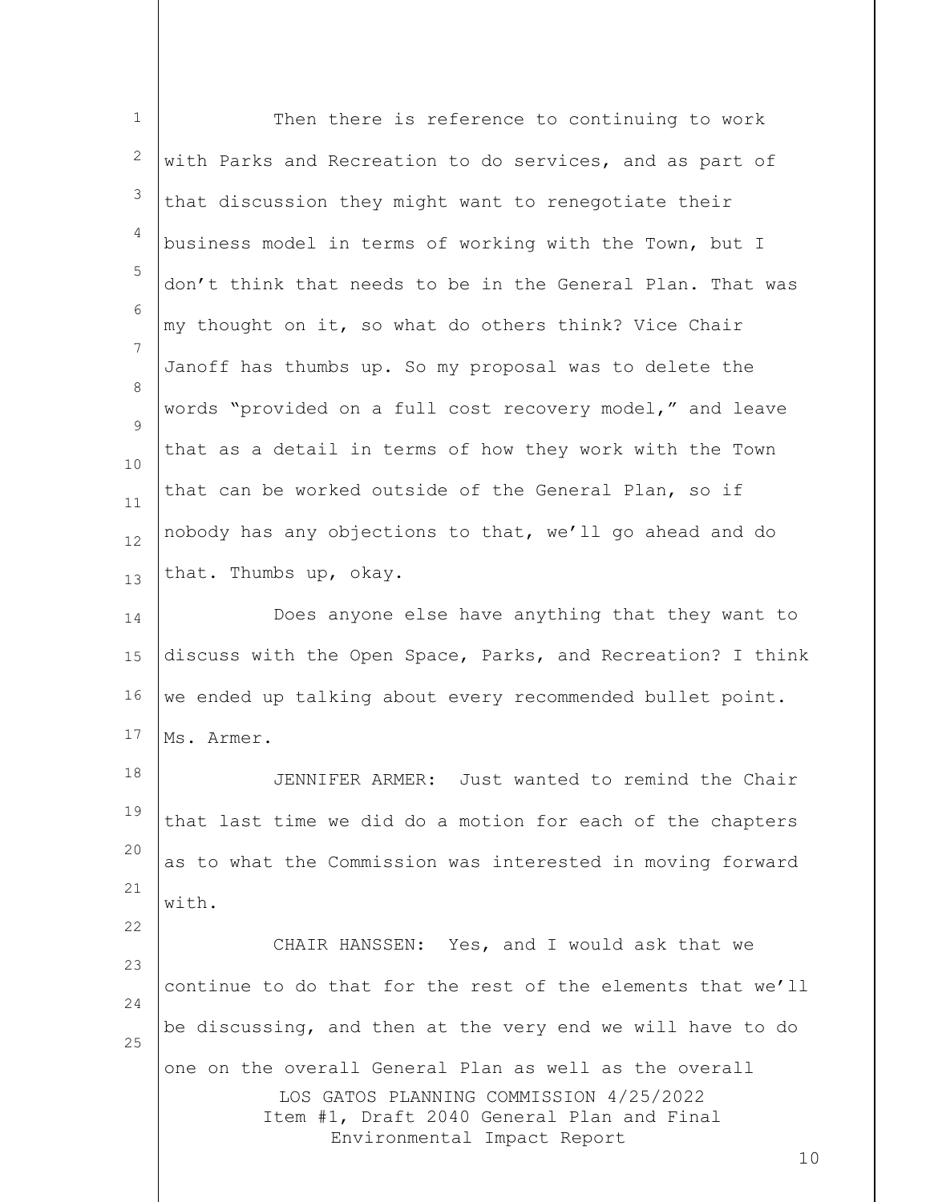Then there is reference to continuing to work with Parks and Recreation to do services, and as part of that discussion they might want to renegotiate their business model in terms of working with the Town, but I don't think that needs to be in the General Plan. That was my thought on it, so what do others think? Vice Chair Janoff has thumbs up. So my proposal was to delete the words "provided on a full cost recovery model," and leave that as a detail in terms of how they work with the Town that can be worked outside of the General Plan, so if nobody has any objections to that, we'll go ahead and do that. Thumbs up, okay.

Does anyone else have anything that they want to discuss with the Open Space, Parks, and Recreation? I think we ended up talking about every recommended bullet point. Ms. Armer.

JENNIFER ARMER: Just wanted to remind the Chair that last time we did do a motion for each of the chapters as to what the Commission was interested in moving forward with.

CHAIR HANSSEN: Yes, and I would ask that we continue to do that for the rest of the elements that we'll be discussing, and then at the very end we will have to do one on the overall General Plan as well as the overall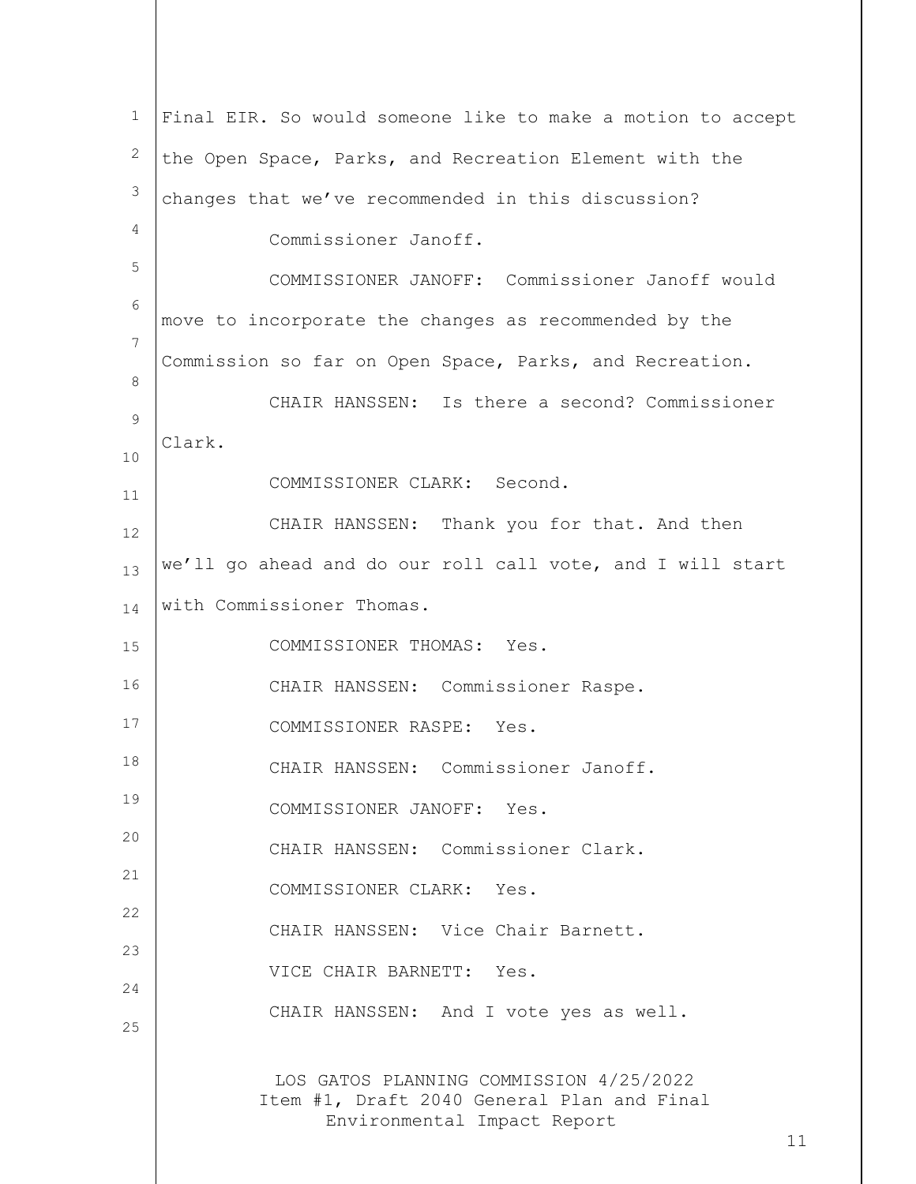Final EIR. So would someone like to make a motion to accept the Open Space, Parks, and Recreation Element with the changes that we've recommended in this discussion?

Commissioner Janoff.

COMMISSIONER JANOFF: Commissioner Janoff would move to incorporate the changes as recommended by the Commission so far on Open Space, Parks, and Recreation.

CHAIR HANSSEN: Is there a second? Commissioner Clark.

COMMISSIONER CLARK: Second.

CHAIR HANSSEN: Thank you for that. And then we'll go ahead and do our roll call vote, and I will start with Commissioner Thomas.

COMMISSIONER THOMAS: Yes.

CHAIR HANSSEN: Commissioner Raspe.

COMMISSIONER RASPE: Yes.

CHAIR HANSSEN: Commissioner Janoff.

COMMISSIONER JANOFF: Yes.

CHAIR HANSSEN: Commissioner Clark.

COMMISSIONER CLARK: Yes.

CHAIR HANSSEN: Vice Chair Barnett.

VICE CHAIR BARNETT: Yes.

CHAIR HANSSEN: And I vote yes as well.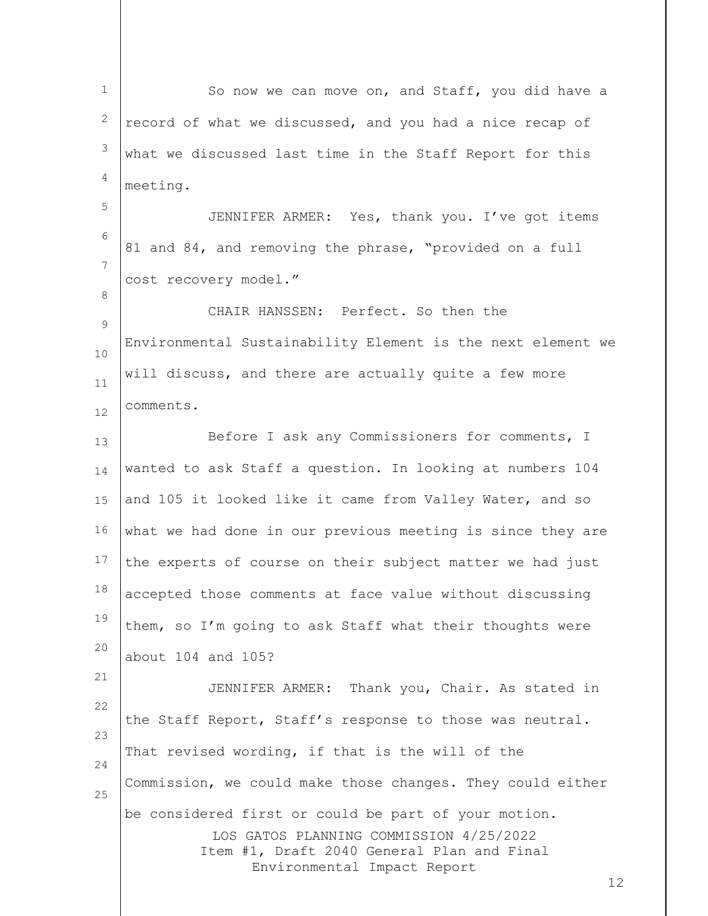So now we can move on, and Staff, you did have a record of what we discussed, and you had a nice recap of what we discussed last time in the Staff Report for this meeting.

JENNIFER ARMER: Yes, thank you. I've got items 81 and 84, and removing the phrase, "provided on a full cost recovery model."

CHAIR HANSSEN: Perfect. So then the Environmental Sustainability Element is the next element we will discuss, and there are actually quite a few more comments.

Before I ask any Commissioners for comments, I wanted to ask Staff a question. In looking at numbers 104 and 105 it looked like it came from Valley Water, and so what we had done in our previous meeting is since they are the experts of course on their subject matter we had just accepted those comments at face value without discussing them, so I'm going to ask Staff what their thoughts were about 104 and 105?

JENNIFER ARMER: Thank you, Chair. As stated in the Staff Report, Staff's response to those was neutral. That revised wording, if that is the will of the Commission, we could make those changes. They could either be considered first or could be part of your motion.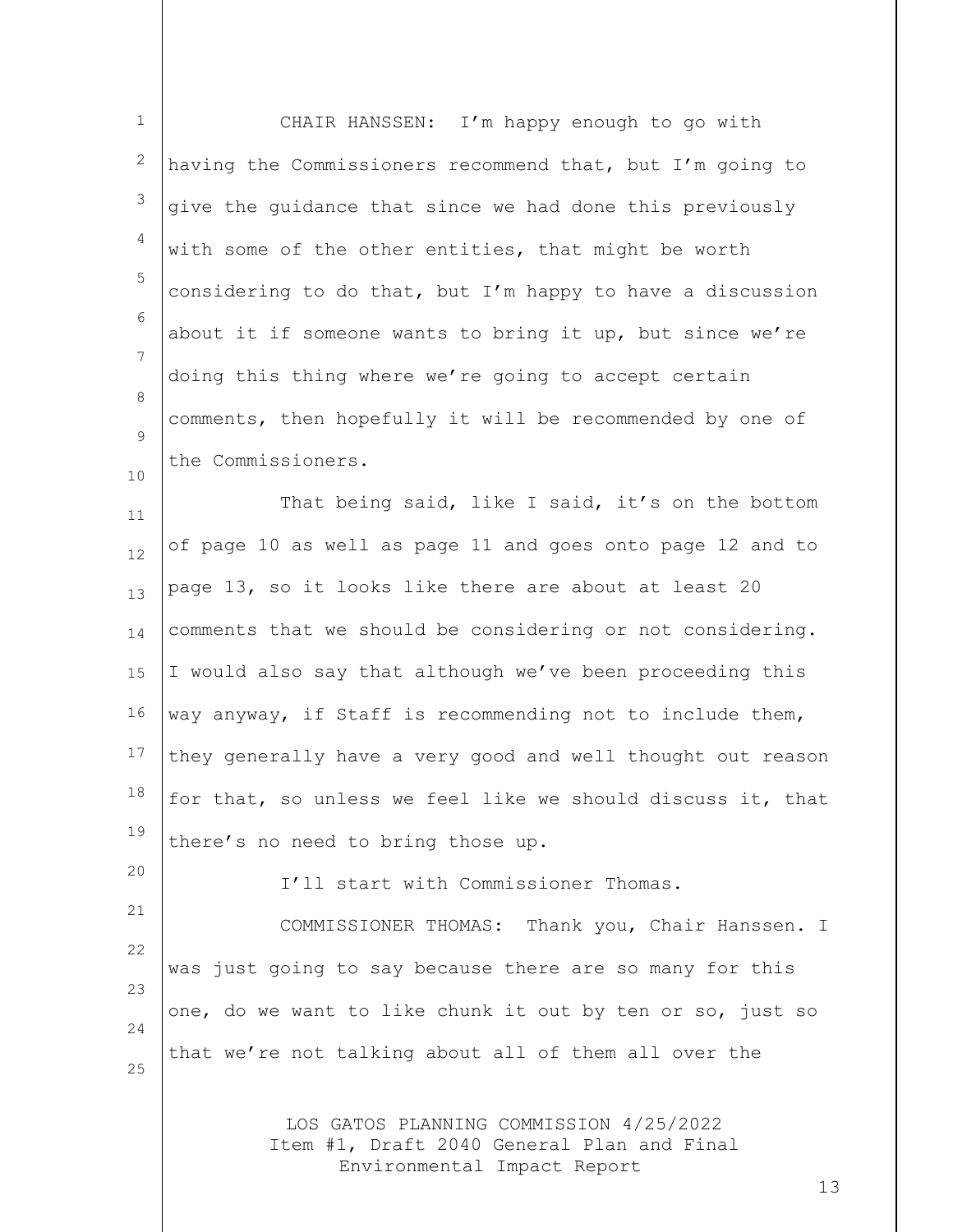CHAIR HANSSEN: I'm happy enough to go with having the Commissioners recommend that, but I'm going to give the guidance that since we had done this previously with some of the other entities, that might be worth considering to do that, but I'm happy to have a discussion about it if someone wants to bring it up, but since we're doing this thing where we're going to accept certain comments, then hopefully it will be recommended by one of the Commissioners.

That being said, like I said, it's on the bottom of page 10 as well as page 11 and goes onto page 12 and to page 13, so it looks like there are about at least 20 comments that we should be considering or not considering. I would also say that although we've been proceeding this way anyway, if Staff is recommending not to include them, they generally have a very good and well thought out reason for that, so unless we feel like we should discuss it, that there's no need to bring those up.

I'll start with Commissioner Thomas.

COMMISSIONER THOMAS: Thank you, Chair Hanssen. I was just going to say because there are so many for this one, do we want to like chunk it out by ten or so, just so that we're not talking about all of them all over the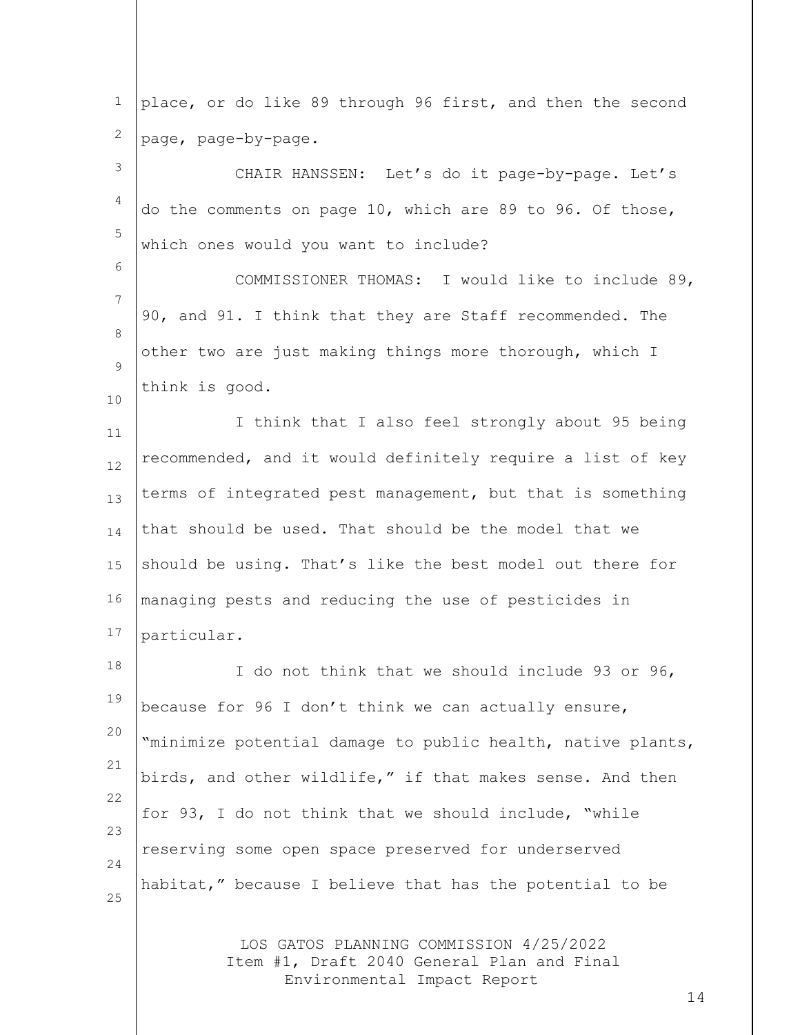place, or do like 89 through 96 first, and then the second page, page-by-page.

CHAIR HANSSEN: Let's do it page-by-page. Let's do the comments on page 10, which are 89 to 96. Of those, which ones would you want to include?

COMMISSIONER THOMAS: I would like to include 89, 90, and 91. I think that they are Staff recommended. The other two are just making things more thorough, which I think is good.

I think that I also feel strongly about 95 being recommended, and it would definitely require a list of key terms of integrated pest management, but that is something that should be used. That should be the model that we should be using. That's like the best model out there for managing pests and reducing the use of pesticides in particular.

I do not think that we should include 93 or 96, because for 96 I don't think we can actually ensure, "minimize potential damage to public health, native plants, birds, and other wildlife," if that makes sense. And then for 93, I do not think that we should include, "while reserving some open space preserved for underserved habitat," because I believe that has the potential to be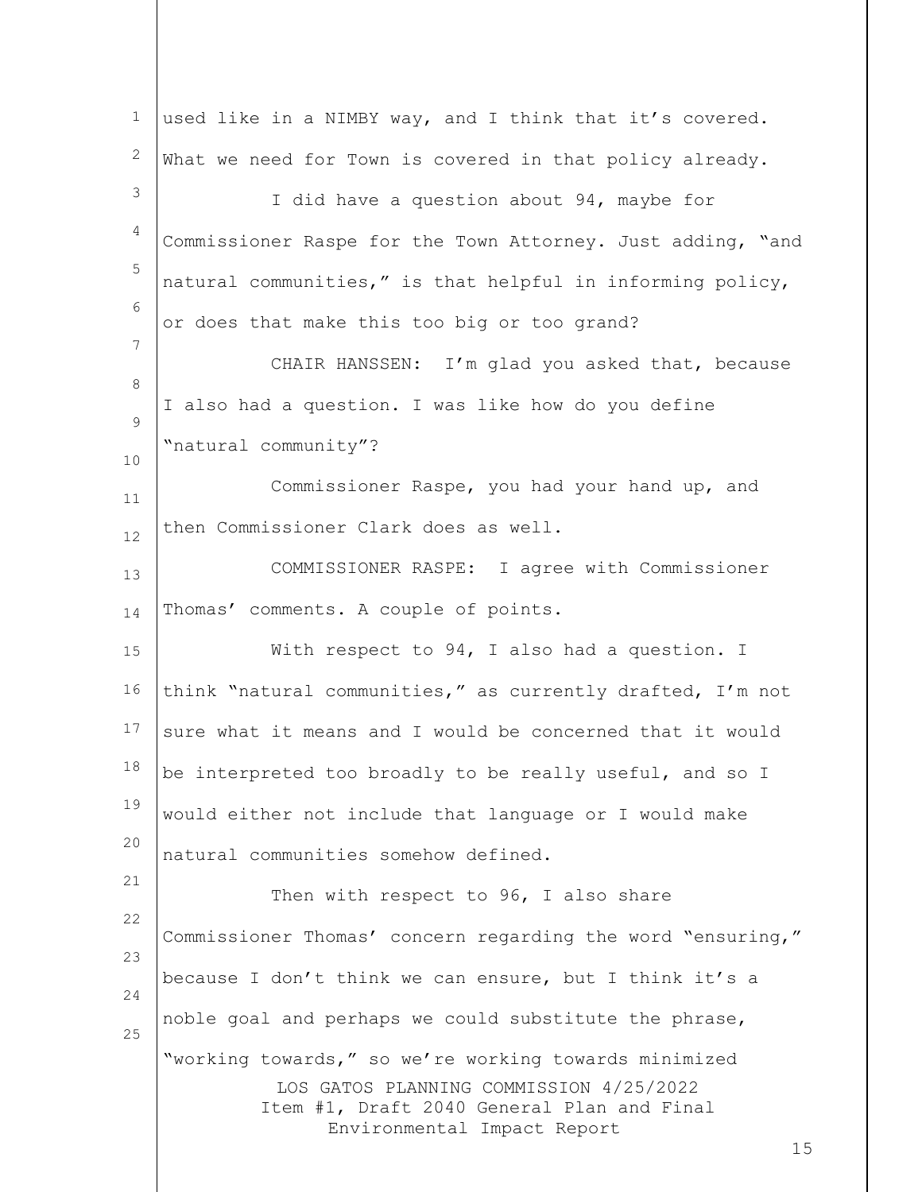used like in a NIMBY way, and I think that it's covered. What we need for Town is covered in that policy already.

I did have a question about 94, maybe for Commissioner Raspe for the Town Attorney. Just adding, "and natural communities," is that helpful in informing policy, or does that make this too big or too grand?

CHAIR HANSSEN: I'm glad you asked that, because I also had a question. I was like how do you define "natural community"?

Commissioner Raspe, you had your hand up, and then Commissioner Clark does as well.

COMMISSIONER RASPE: I agree with Commissioner Thomas' comments. A couple of points.

With respect to 94, I also had a question. I think "natural communities," as currently drafted, I'm not sure what it means and I would be concerned that it would be interpreted too broadly to be really useful, and so I would either not include that language or I would make natural communities somehow defined.

Then with respect to 96, I also share Commissioner Thomas' concern regarding the word "ensuring," because I don't think we can ensure, but I think it's a noble goal and perhaps we could substitute the phrase, "working towards," so we're working towards minimized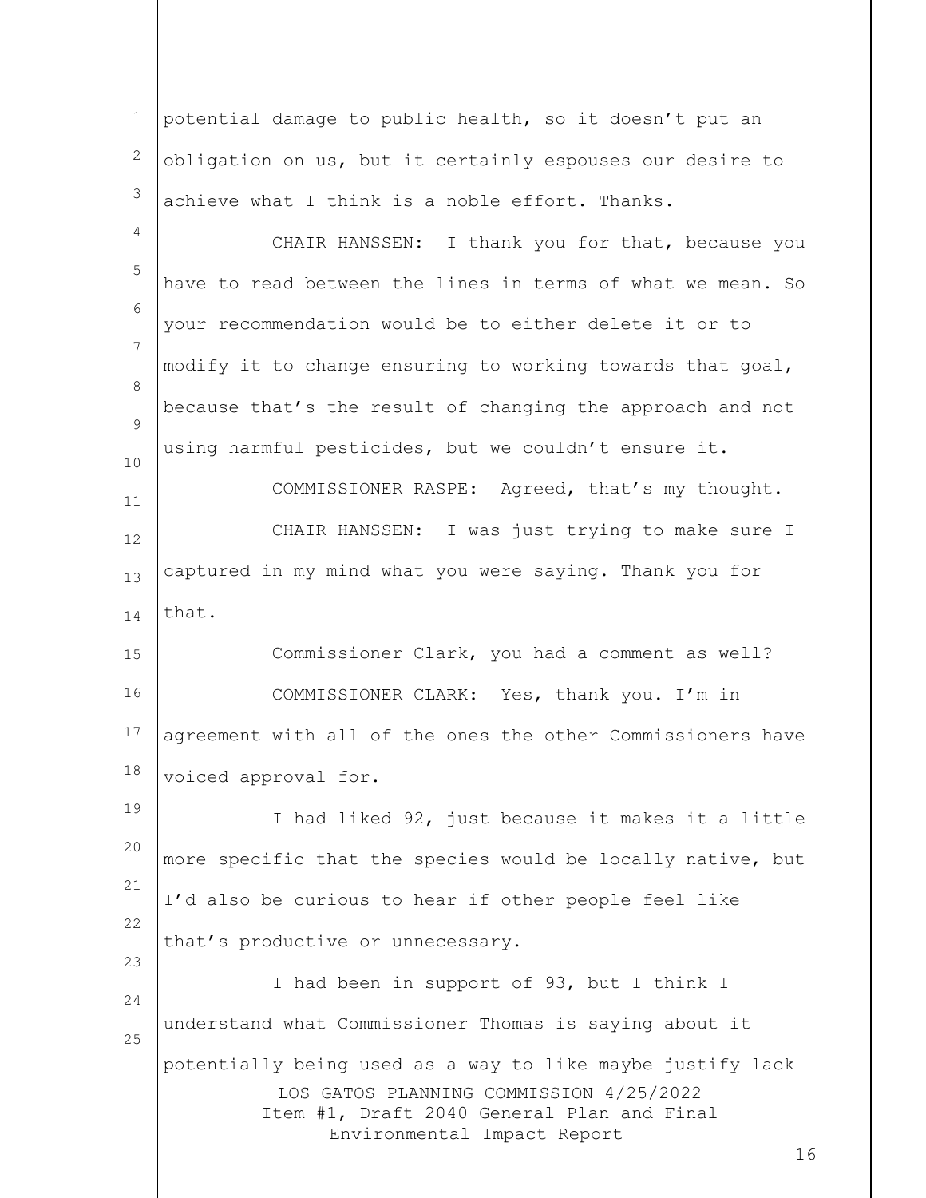potential damage to public health, so it doesn't put an obligation on us, but it certainly espouses our desire to achieve what I think is a noble effort. Thanks.

CHAIR HANSSEN: I thank you for that, because you have to read between the lines in terms of what we mean. So your recommendation would be to either delete it or to modify it to change ensuring to working towards that goal, because that's the result of changing the approach and not using harmful pesticides, but we couldn't ensure it.

COMMISSIONER RASPE: Agreed, that's my thought.

CHAIR HANSSEN: I was just trying to make sure I captured in my mind what you were saying. Thank you for that.

Commissioner Clark, you had a comment as well?

COMMISSIONER CLARK: Yes, thank you. I'm in agreement with all of the ones the other Commissioners have voiced approval for.

I had liked 92, just because it makes it a little more specific that the species would be locally native, but I'd also be curious to hear if other people feel like that's productive or unnecessary.

I had been in support of 93, but I think I understand what Commissioner Thomas is saying about it potentially being used as a way to like maybe justify lack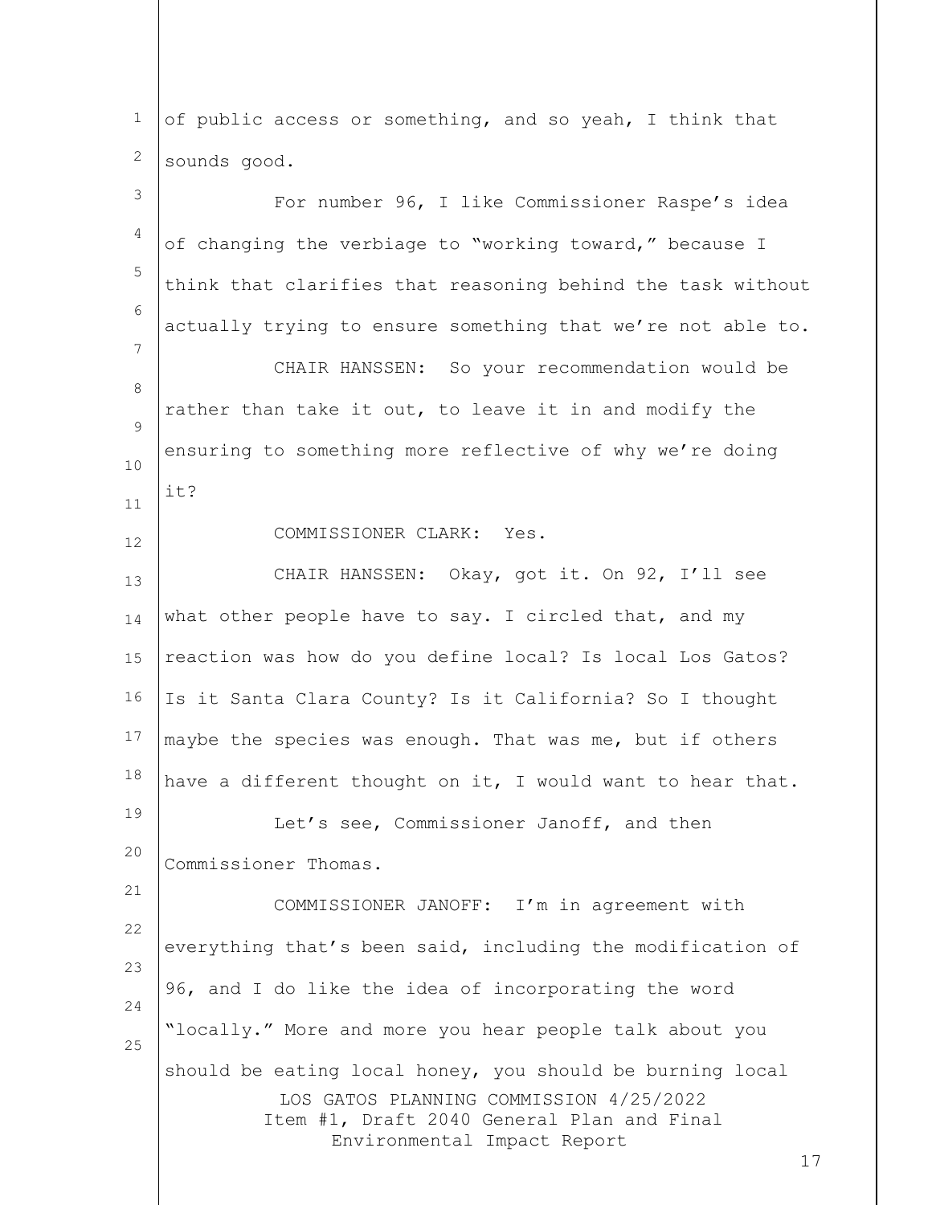of public access or something, and so yeah, I think that sounds good.

For number 96, I like Commissioner Raspe's idea of changing the verbiage to "working toward," because I think that clarifies that reasoning behind the task without actually trying to ensure something that we're not able to.

CHAIR HANSSEN: So your recommendation would be rather than take it out, to leave it in and modify the ensuring to something more reflective of why we're doing it?

COMMISSIONER CLARK: Yes.

CHAIR HANSSEN: Okay, got it. On 92, I'll see what other people have to say. I circled that, and my reaction was how do you define local? Is local Los Gatos? Is it Santa Clara County? Is it California? So I thought maybe the species was enough. That was me, but if others have a different thought on it, I would want to hear that.

Let's see, Commissioner Janoff, and then Commissioner Thomas.

COMMISSIONER JANOFF: I'm in agreement with everything that's been said, including the modification of 96, and I do like the idea of incorporating the word "locally." More and more you hear people talk about you should be eating local honey, you should be burning local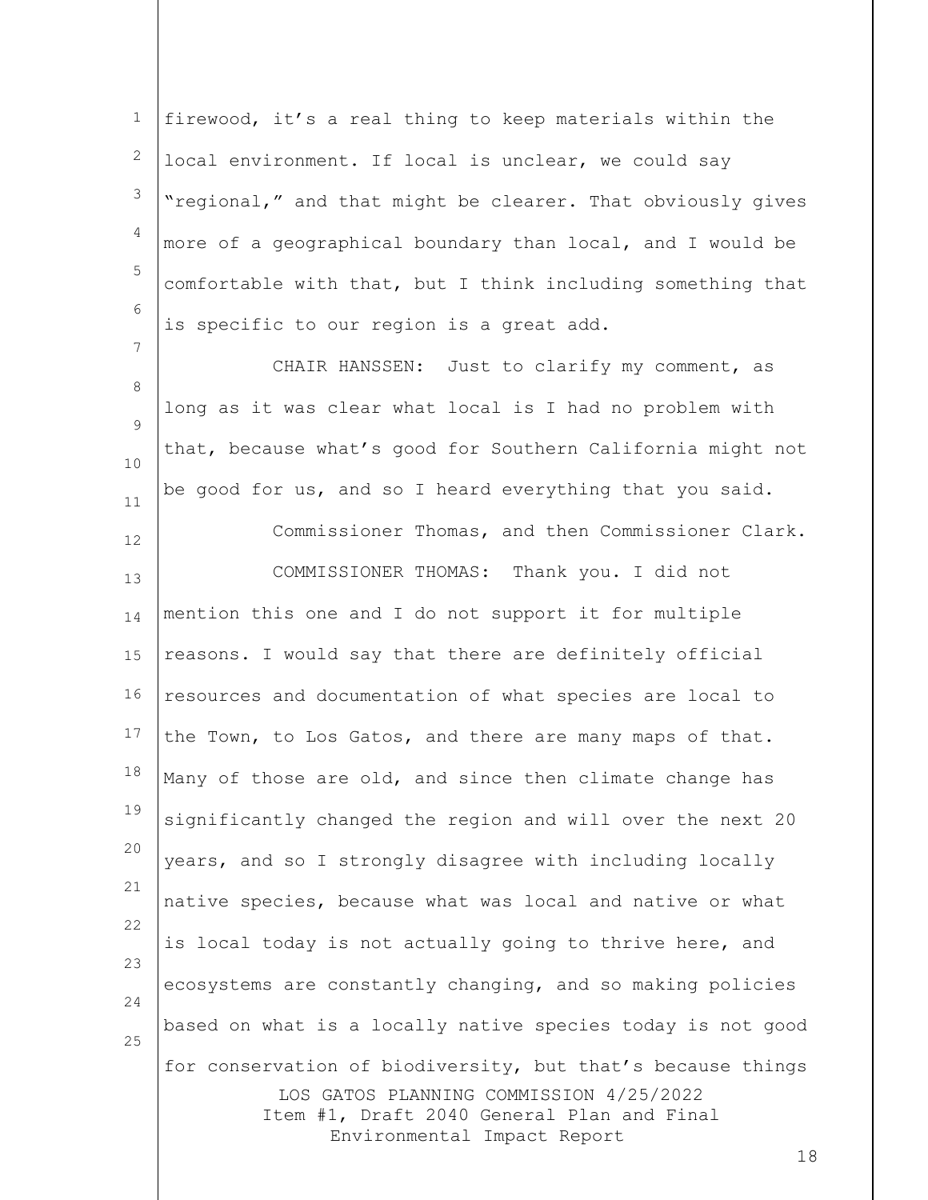firewood, it's a real thing to keep materials within the local environment. If local is unclear, we could say "regional," and that might be clearer. That obviously gives more of a geographical boundary than local, and I would be comfortable with that, but I think including something that is specific to our region is a great add.

CHAIR HANSSEN: Just to clarify my comment, as long as it was clear what local is I had no problem with that, because what's good for Southern California might not be good for us, and so I heard everything that you said.

Commissioner Thomas, and then Commissioner Clark.

COMMISSIONER THOMAS: Thank you. I did not mention this one and I do not support it for multiple reasons. I would say that there are definitely official resources and documentation of what species are local to the Town, to Los Gatos, and there are many maps of that. Many of those are old, and since then climate change has significantly changed the region and will over the next 20 years, and so I strongly disagree with including locally native species, because what was local and native or what is local today is not actually going to thrive here, and ecosystems are constantly changing, and so making policies based on what is a locally native species today is not good for conservation of biodiversity, but that's because things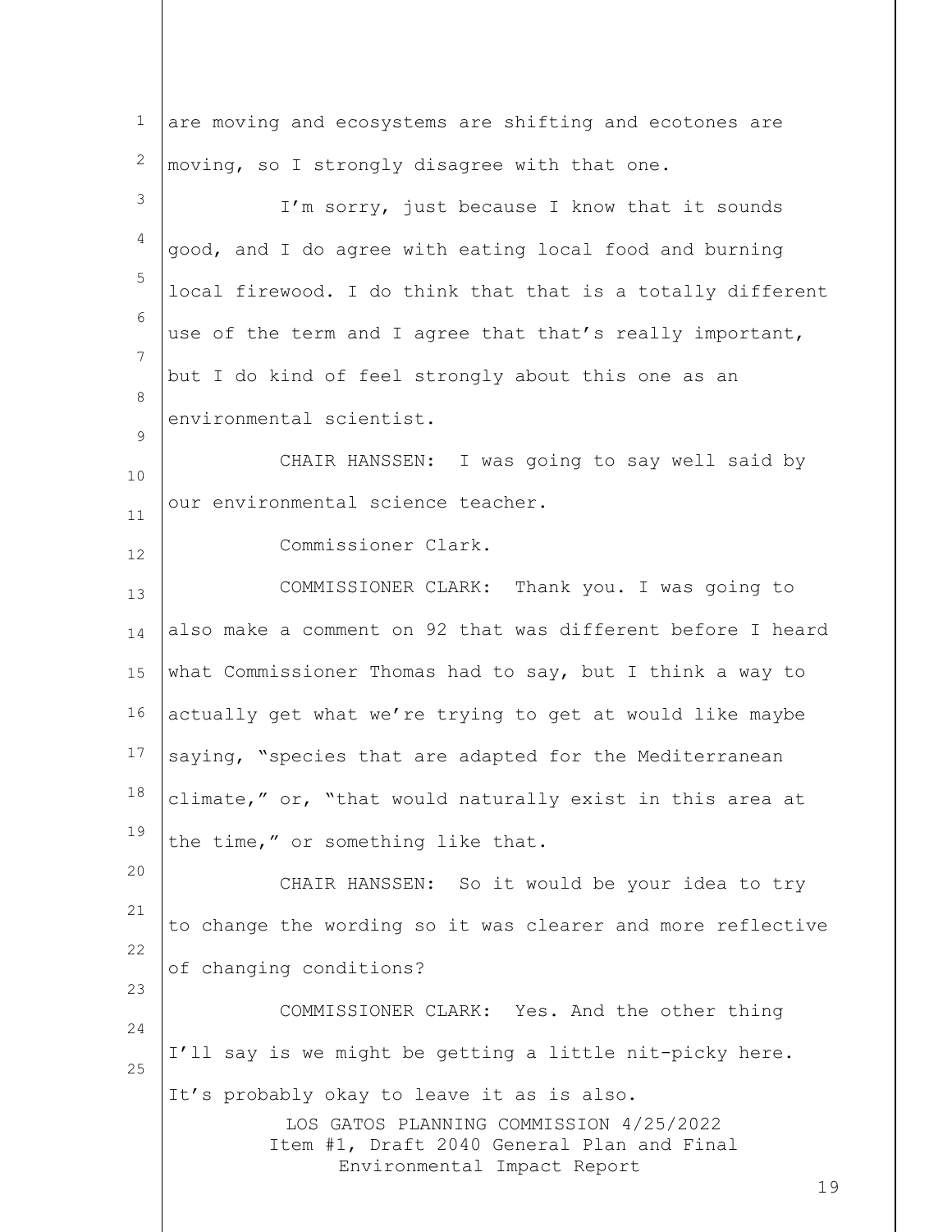are moving and ecosystems are shifting and ecotones are moving, so I strongly disagree with that one.

I'm sorry, just because I know that it sounds good, and I do agree with eating local food and burning local firewood. I do think that that is a totally different use of the term and I agree that that's really important, but I do kind of feel strongly about this one as an environmental scientist.

CHAIR HANSSEN: I was going to say well said by our environmental science teacher.

Commissioner Clark.

COMMISSIONER CLARK: Thank you. I was going to also make a comment on 92 that was different before I heard what Commissioner Thomas had to say, but I think a way to actually get what we're trying to get at would like maybe saying, "species that are adapted for the Mediterranean climate," or, "that would naturally exist in this area at the time," or something like that.

CHAIR HANSSEN: So it would be your idea to try to change the wording so it was clearer and more reflective of changing conditions?

COMMISSIONER CLARK: Yes. And the other thing I'll say is we might be getting a little nit-picky here. It's probably okay to leave it as is also.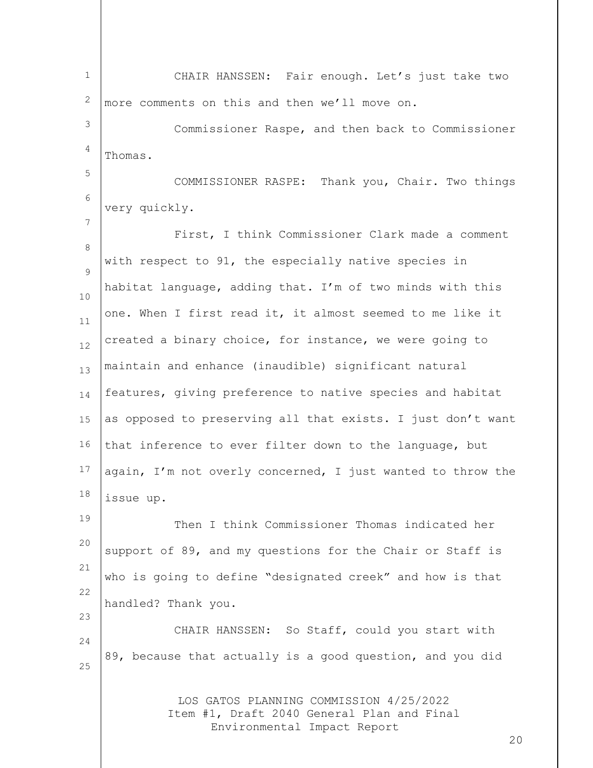CHAIR HANSSEN: Fair enough. Let's just take two more comments on this and then we'll move on.

Commissioner Raspe, and then back to Commissioner Thomas.

COMMISSIONER RASPE: Thank you, Chair. Two things very quickly.

First, I think Commissioner Clark made a comment with respect to 91, the especially native species in habitat language, adding that. I'm of two minds with this one. When I first read it, it almost seemed to me like it created a binary choice, for instance, we were going to maintain and enhance (inaudible) significant natural features, giving preference to native species and habitat as opposed to preserving all that exists. I just don't want that inference to ever filter down to the language, but again, I'm not overly concerned, I just wanted to throw the issue up.

Then I think Commissioner Thomas indicated her support of 89, and my questions for the Chair or Staff is who is going to define "designated creek" and how is that handled? Thank you.

CHAIR HANSSEN: So Staff, could you start with 89, because that actually is a good question, and you did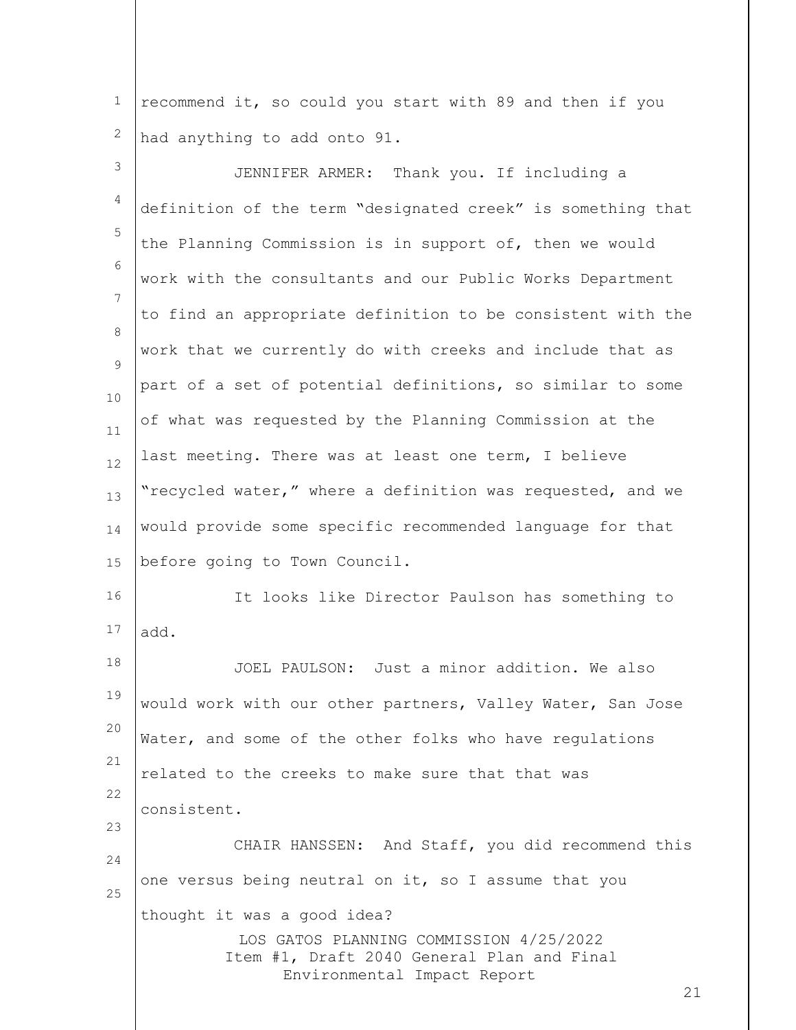recommend it, so could you start with 89 and then if you had anything to add onto 91.

JENNIFER ARMER: Thank you. If including a definition of the term "designated creek" is something that the Planning Commission is in support of, then we would work with the consultants and our Public Works Department to find an appropriate definition to be consistent with the work that we currently do with creeks and include that as part of a set of potential definitions, so similar to some of what was requested by the Planning Commission at the last meeting. There was at least one term, I believe "recycled water," where a definition was requested, and we would provide some specific recommended language for that before going to Town Council.

It looks like Director Paulson has something to add.

JOEL PAULSON: Just a minor addition. We also would work with our other partners, Valley Water, San Jose Water, and some of the other folks who have regulations related to the creeks to make sure that that was consistent.

CHAIR HANSSEN: And Staff, you did recommend this one versus being neutral on it, so I assume that you thought it was a good idea?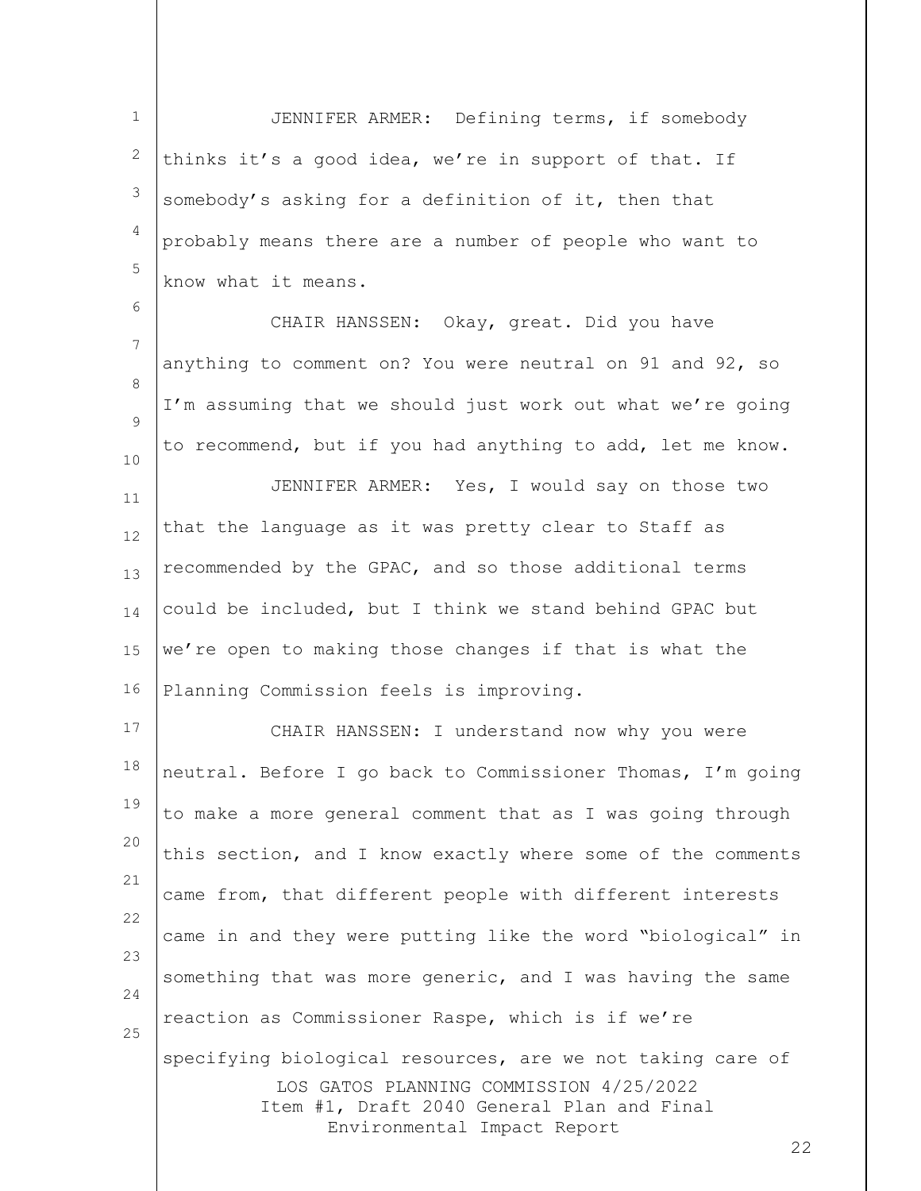JENNIFER ARMER: Defining terms, if somebody thinks it's a good idea, we're in support of that. If somebody's asking for a definition of it, then that probably means there are a number of people who want to know what it means.

CHAIR HANSSEN: Okay, great. Did you have anything to comment on? You were neutral on 91 and 92, so I'm assuming that we should just work out what we're going to recommend, but if you had anything to add, let me know.

JENNIFER ARMER: Yes, I would say on those two that the language as it was pretty clear to Staff as recommended by the GPAC, and so those additional terms could be included, but I think we stand behind GPAC but we're open to making those changes if that is what the Planning Commission feels is improving.

CHAIR HANSSEN: I understand now why you were neutral. Before I go back to Commissioner Thomas, I'm going to make a more general comment that as I was going through this section, and I know exactly where some of the comments came from, that different people with different interests came in and they were putting like the word "biological" in something that was more generic, and I was having the same reaction as Commissioner Raspe, which is if we're specifying biological resources, are we not taking care of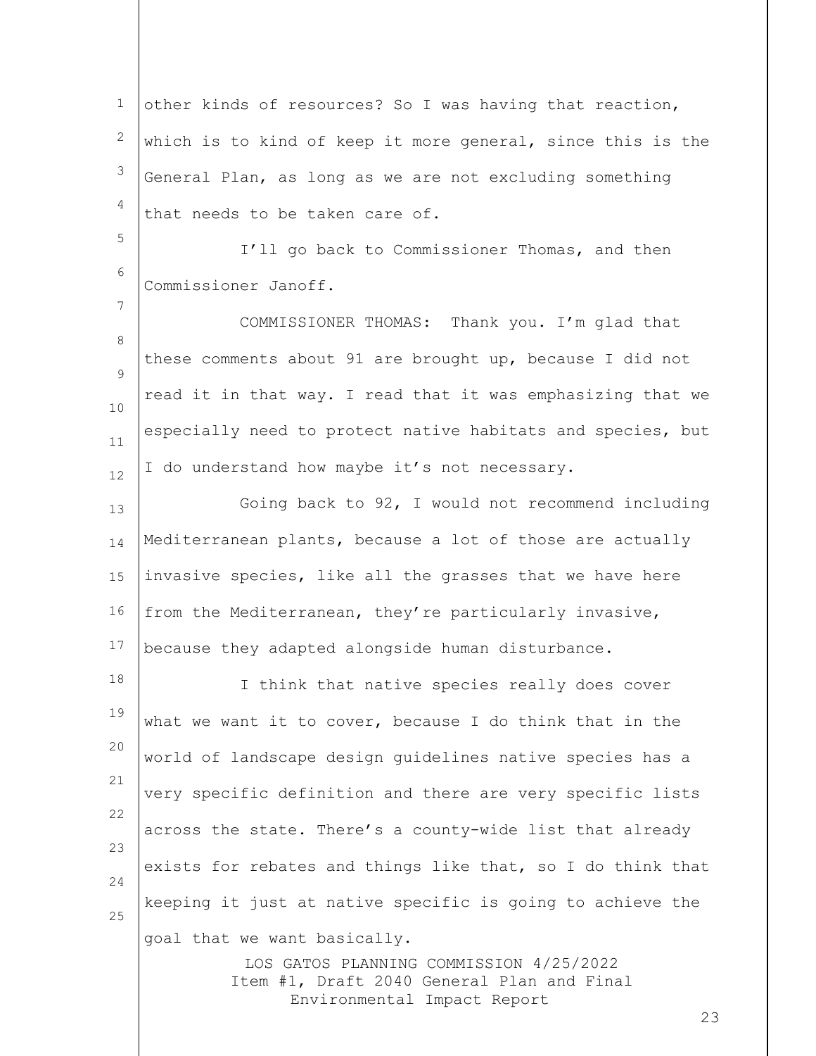other kinds of resources? So I was having that reaction, which is to kind of keep it more general, since this is the General Plan, as long as we are not excluding something that needs to be taken care of.

I'll go back to Commissioner Thomas, and then Commissioner Janoff.

COMMISSIONER THOMAS: Thank you. I'm glad that these comments about 91 are brought up, because I did not read it in that way. I read that it was emphasizing that we especially need to protect native habitats and species, but I do understand how maybe it's not necessary.

Going back to 92, I would not recommend including Mediterranean plants, because a lot of those are actually invasive species, like all the grasses that we have here from the Mediterranean, they're particularly invasive, because they adapted alongside human disturbance.

I think that native species really does cover what we want it to cover, because I do think that in the world of landscape design guidelines native species has a very specific definition and there are very specific lists across the state. There's a county-wide list that already exists for rebates and things like that, so I do think that keeping it just at native specific is going to achieve the goal that we want basically.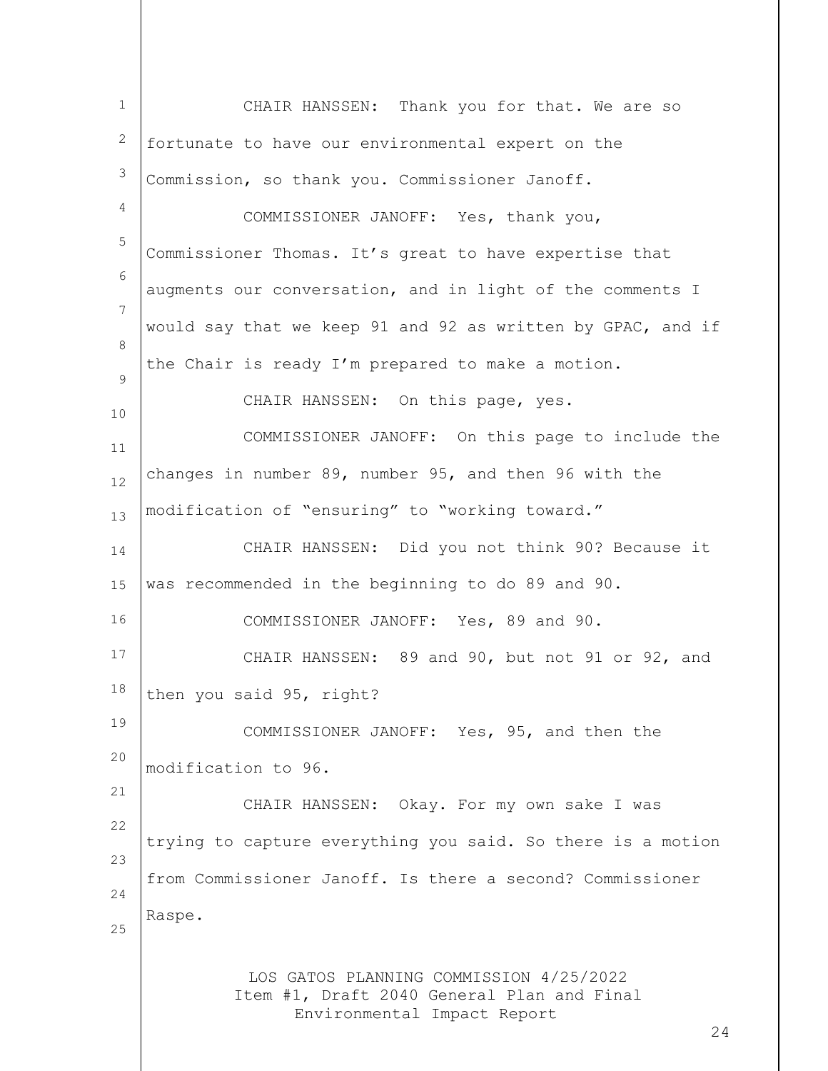CHAIR HANSSEN: Thank you for that. We are so fortunate to have our environmental expert on the Commission, so thank you. Commissioner Janoff.

COMMISSIONER JANOFF: Yes, thank you, Commissioner Thomas. It's great to have expertise that augments our conversation, and in light of the comments I would say that we keep 91 and 92 as written by GPAC, and if the Chair is ready I'm prepared to make a motion.

CHAIR HANSSEN: On this page, yes.

COMMISSIONER JANOFF: On this page to include the changes in number 89, number 95, and then 96 with the modification of "ensuring" to "working toward."

CHAIR HANSSEN: Did you not think 90? Because it was recommended in the beginning to do 89 and 90.

COMMISSIONER JANOFF: Yes, 89 and 90.

CHAIR HANSSEN: 89 and 90, but not 91 or 92, and then you said 95, right?

COMMISSIONER JANOFF: Yes, 95, and then the modification to 96.

CHAIR HANSSEN: Okay. For my own sake I was trying to capture everything you said. So there is a motion from Commissioner Janoff. Is there a second? Commissioner Raspe.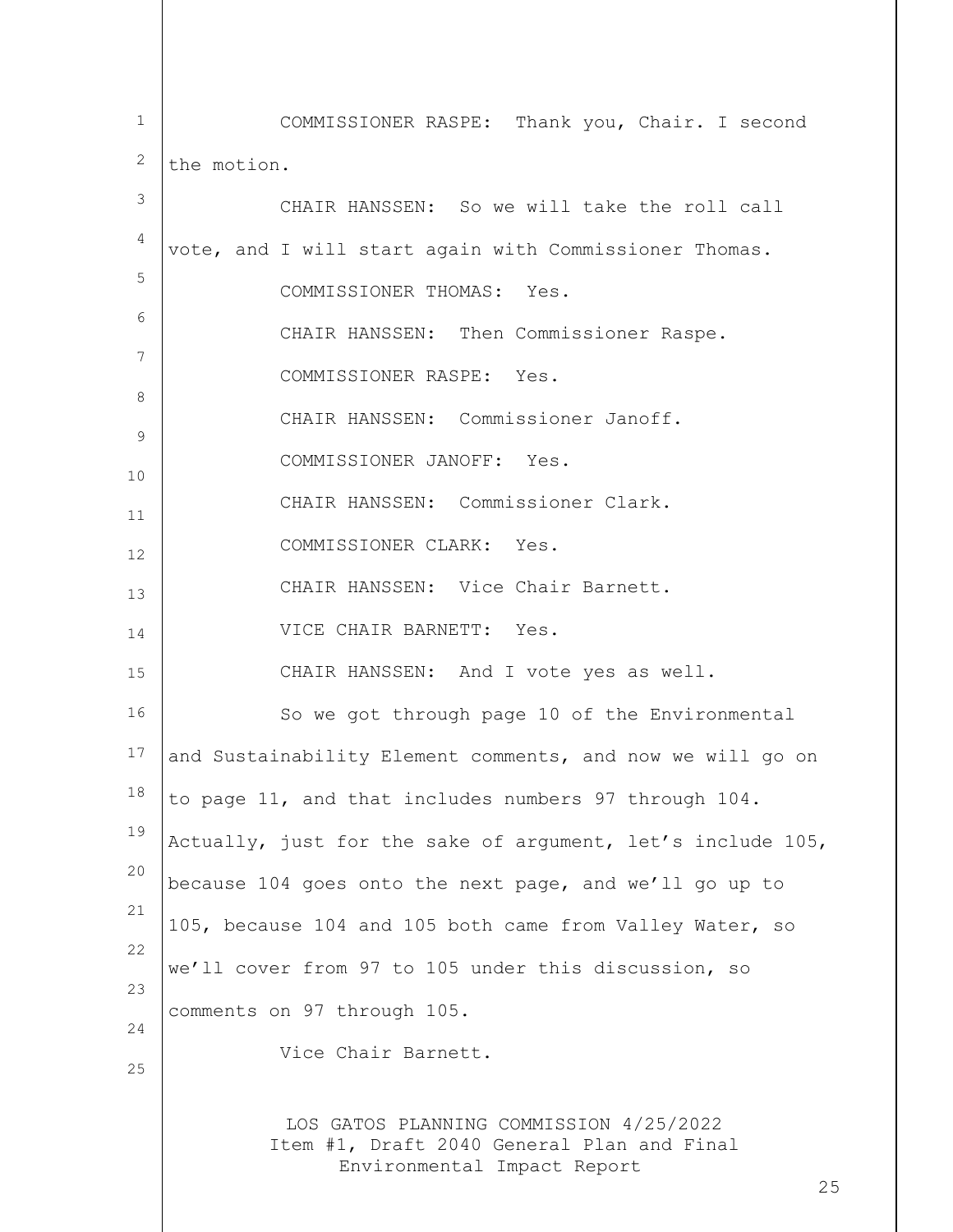COMMISSIONER RASPE: Thank you, Chair. I second the motion.

CHAIR HANSSEN: So we will take the roll call vote, and I will start again with Commissioner Thomas.

COMMISSIONER THOMAS: Yes.

CHAIR HANSSEN: Then Commissioner Raspe.

COMMISSIONER RASPE: Yes.

CHAIR HANSSEN: Commissioner Janoff.

COMMISSIONER JANOFF: Yes.

CHAIR HANSSEN: Commissioner Clark.

COMMISSIONER CLARK: Yes.

CHAIR HANSSEN: Vice Chair Barnett.

VICE CHAIR BARNETT: Yes.

CHAIR HANSSEN: And I vote yes as well.

So we got through page 10 of the Environmental and Sustainability Element comments, and now we will go on to page 11, and that includes numbers 97 through 104. Actually, just for the sake of argument, let's include 105, because 104 goes onto the next page, and we'll go up to 105, because 104 and 105 both came from Valley Water, so we'll cover from 97 to 105 under this discussion, so comments on 97 through 105.

Vice Chair Barnett.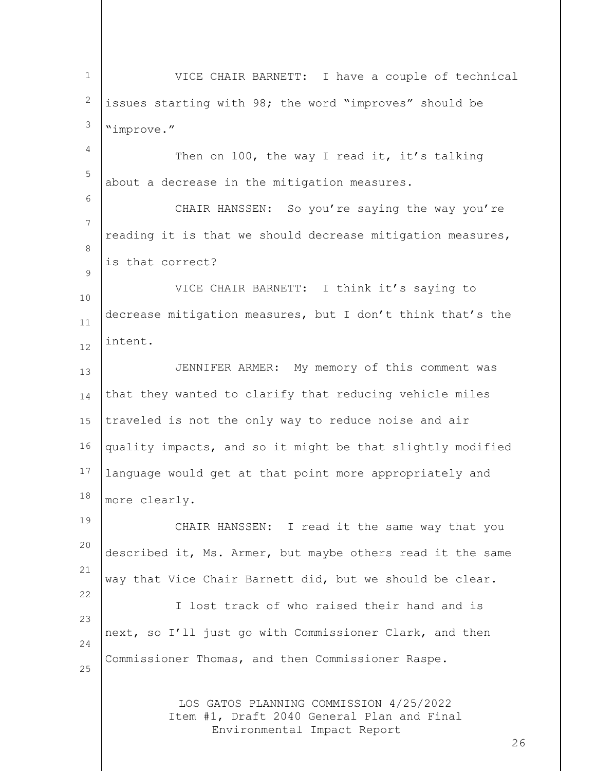VICE CHAIR BARNETT: I have a couple of technical issues starting with 98; the word "improves" should be "improve."

Then on 100, the way I read it, it's talking about a decrease in the mitigation measures.

CHAIR HANSSEN: So you're saying the way you're reading it is that we should decrease mitigation measures, is that correct?

VICE CHAIR BARNETT: I think it's saying to decrease mitigation measures, but I don't think that's the intent.

JENNIFER ARMER: My memory of this comment was that they wanted to clarify that reducing vehicle miles traveled is not the only way to reduce noise and air quality impacts, and so it might be that slightly modified language would get at that point more appropriately and more clearly.

CHAIR HANSSEN: I read it the same way that you described it, Ms. Armer, but maybe others read it the same way that Vice Chair Barnett did, but we should be clear.

I lost track of who raised their hand and is next, so I'll just go with Commissioner Clark, and then Commissioner Thomas, and then Commissioner Raspe.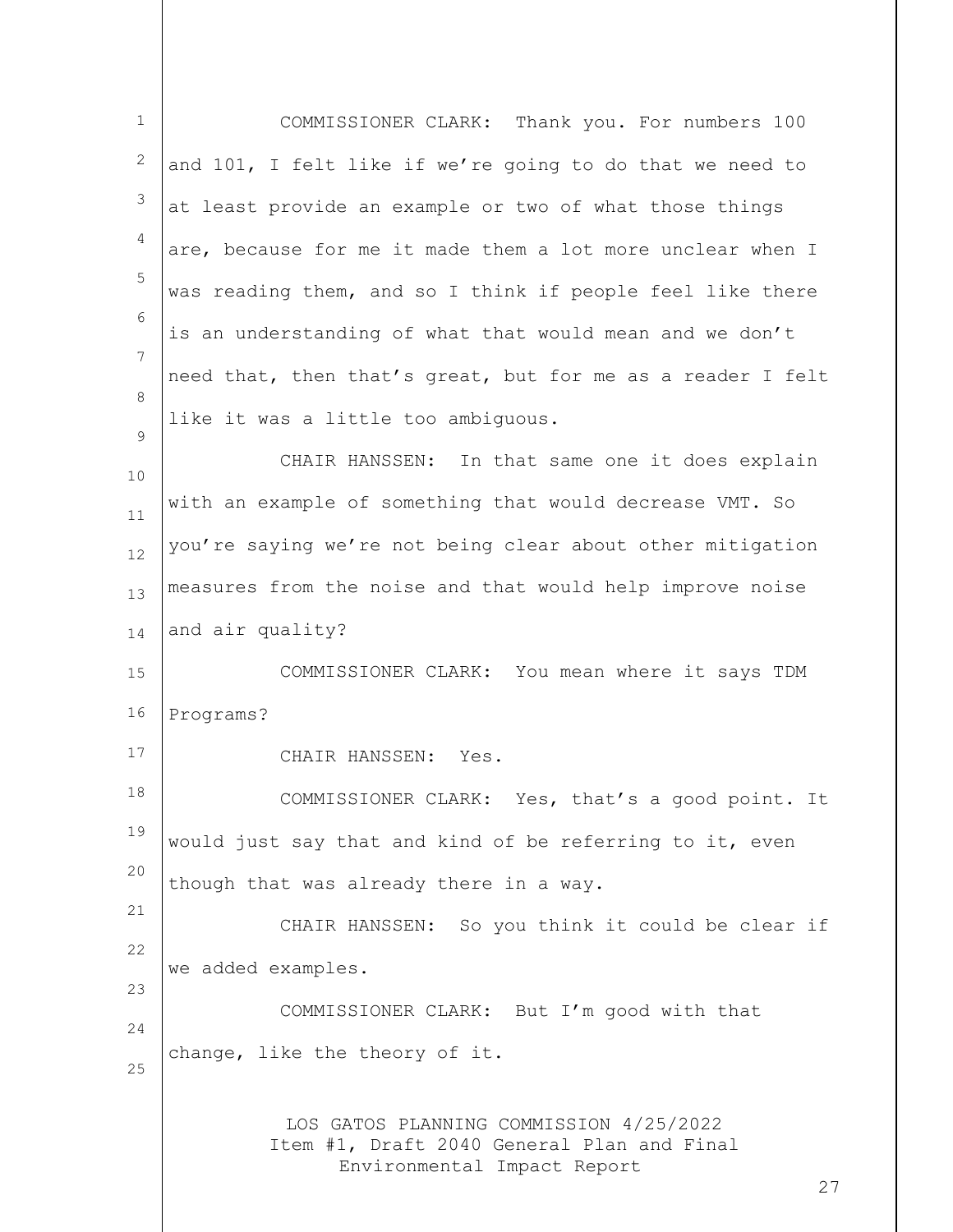COMMISSIONER CLARK: Thank you. For numbers 100 and 101, I felt like if we're going to do that we need to at least provide an example or two of what those things are, because for me it made them a lot more unclear when I was reading them, and so I think if people feel like there is an understanding of what that would mean and we don't need that, then that's great, but for me as a reader I felt like it was a little too ambiguous.

CHAIR HANSSEN: In that same one it does explain with an example of something that would decrease VMT. So you're saying we're not being clear about other mitigation measures from the noise and that would help improve noise and air quality?

COMMISSIONER CLARK: You mean where it says TDM Programs?

CHAIR HANSSEN: Yes.

COMMISSIONER CLARK: Yes, that's a good point. It would just say that and kind of be referring to it, even though that was already there in a way.

CHAIR HANSSEN: So you think it could be clear if we added examples.

COMMISSIONER CLARK: But I'm good with that change, like the theory of it.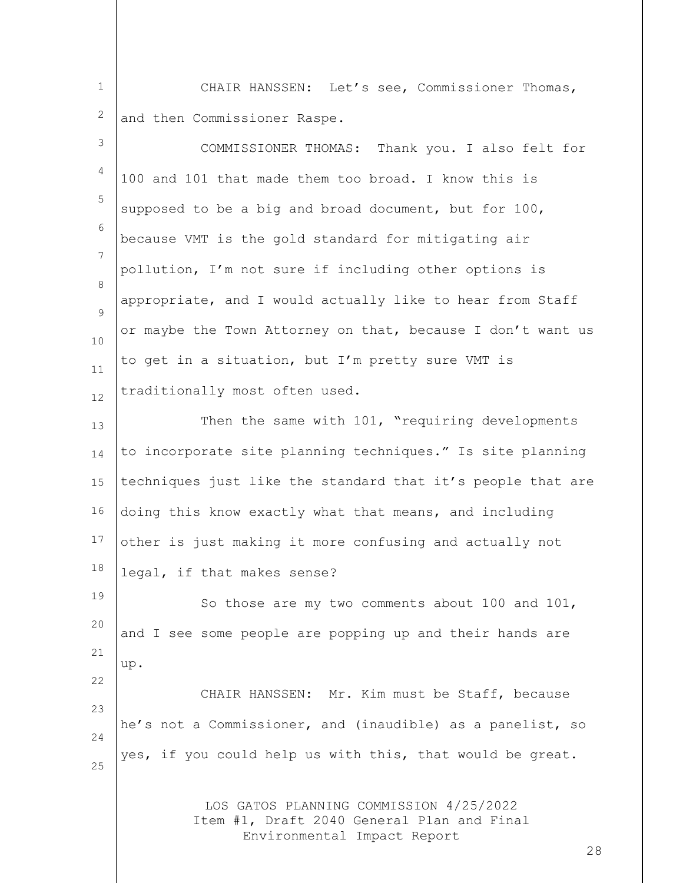CHAIR HANSSEN: Let's see, Commissioner Thomas, and then Commissioner Raspe.

COMMISSIONER THOMAS: Thank you. I also felt for 100 and 101 that made them too broad. I know this is supposed to be a big and broad document, but for 100, because VMT is the gold standard for mitigating air pollution, I'm not sure if including other options is appropriate, and I would actually like to hear from Staff or maybe the Town Attorney on that, because I don't want us to get in a situation, but I'm pretty sure VMT is traditionally most often used.

Then the same with 101, "requiring developments to incorporate site planning techniques." Is site planning techniques just like the standard that it's people that are doing this know exactly what that means, and including other is just making it more confusing and actually not legal, if that makes sense?

So those are my two comments about 100 and 101, and I see some people are popping up and their hands are up.

CHAIR HANSSEN: Mr. Kim must be Staff, because he's not a Commissioner, and (inaudible) as a panelist, so yes, if you could help us with this, that would be great.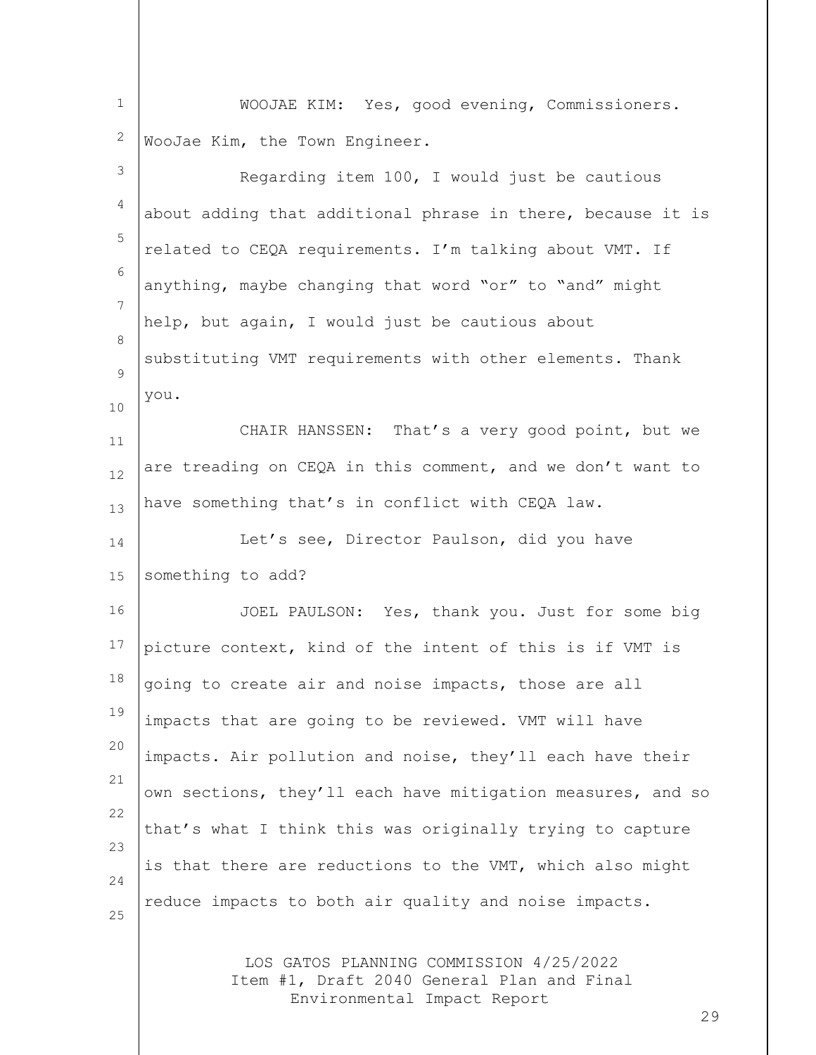WOOJAE KIM: Yes, good evening, Commissioners. WooJae Kim, the Town Engineer.

Regarding item 100, I would just be cautious about adding that additional phrase in there, because it is related to CEQA requirements. I'm talking about VMT. If anything, maybe changing that word "or" to "and" might help, but again, I would just be cautious about substituting VMT requirements with other elements. Thank you.

CHAIR HANSSEN: That's a very good point, but we are treading on CEQA in this comment, and we don't want to have something that's in conflict with CEQA law.

Let's see, Director Paulson, did you have something to add?

JOEL PAULSON: Yes, thank you. Just for some big picture context, kind of the intent of this is if VMT is going to create air and noise impacts, those are all impacts that are going to be reviewed. VMT will have impacts. Air pollution and noise, they'll each have their own sections, they'll each have mitigation measures, and so that's what I think this was originally trying to capture is that there are reductions to the VMT, which also might reduce impacts to both air quality and noise impacts.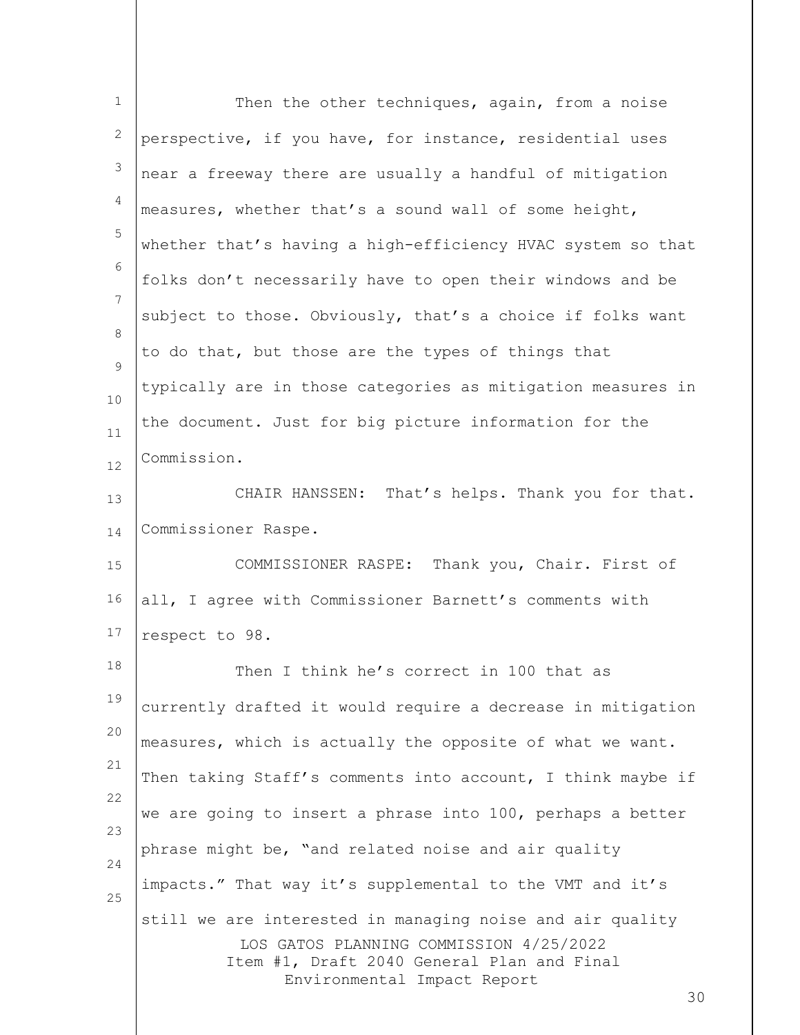Then the other techniques, again, from a noise perspective, if you have, for instance, residential uses near a freeway there are usually a handful of mitigation measures, whether that's a sound wall of some height, whether that's having a high-efficiency HVAC system so that folks don't necessarily have to open their windows and be subject to those. Obviously, that's a choice if folks want to do that, but those are the types of things that typically are in those categories as mitigation measures in the document. Just for big picture information for the Commission.

CHAIR HANSSEN: That's helps. Thank you for that. Commissioner Raspe.

COMMISSIONER RASPE: Thank you, Chair. First of all, I agree with Commissioner Barnett's comments with respect to 98.

Then I think he's correct in 100 that as currently drafted it would require a decrease in mitigation measures, which is actually the opposite of what we want. Then taking Staff's comments into account, I think maybe if we are going to insert a phrase into 100, perhaps a better phrase might be, "and related noise and air quality impacts." That way it's supplemental to the VMT and it's still we are interested in managing noise and air quality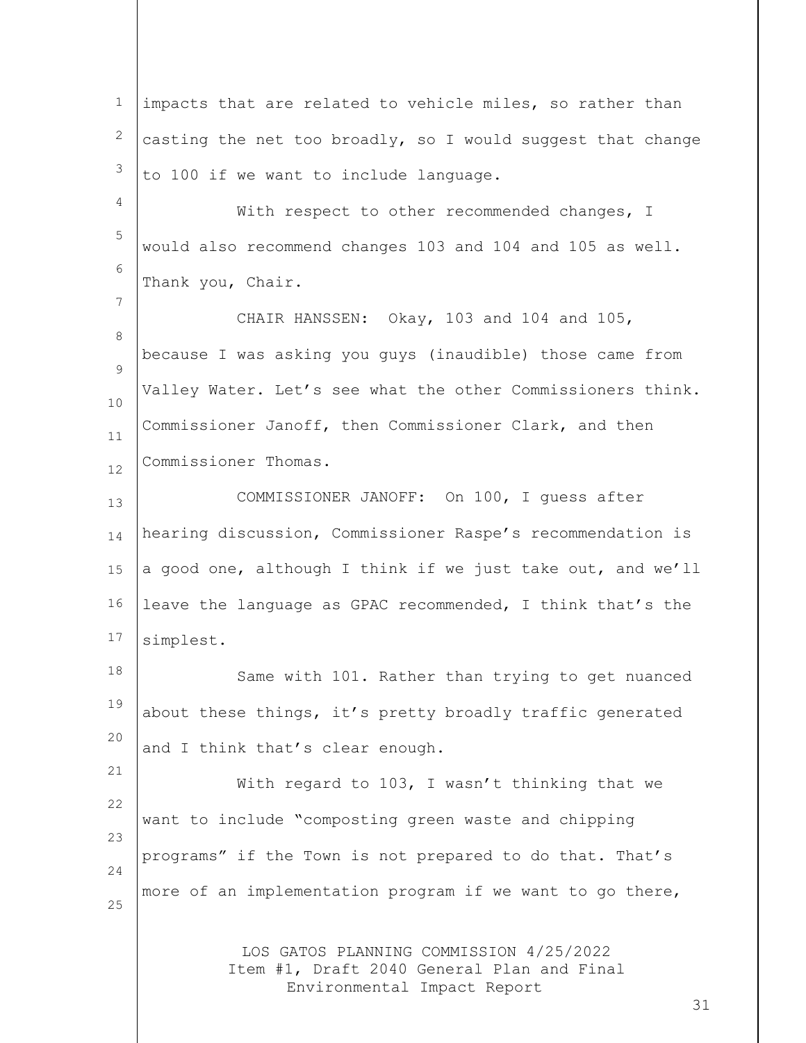impacts that are related to vehicle miles, so rather than casting the net too broadly, so I would suggest that change to 100 if we want to include language.

With respect to other recommended changes, I would also recommend changes 103 and 104 and 105 as well. Thank you, Chair.

CHAIR HANSSEN: Okay, 103 and 104 and 105, because I was asking you guys (inaudible) those came from Valley Water. Let's see what the other Commissioners think. Commissioner Janoff, then Commissioner Clark, and then Commissioner Thomas.

COMMISSIONER JANOFF: On 100, I guess after hearing discussion, Commissioner Raspe's recommendation is a good one, although I think if we just take out, and we'll leave the language as GPAC recommended, I think that's the simplest.

Same with 101. Rather than trying to get nuanced about these things, it's pretty broadly traffic generated and I think that's clear enough.

With regard to 103, I wasn't thinking that we want to include "composting green waste and chipping programs" if the Town is not prepared to do that. That's more of an implementation program if we want to go there,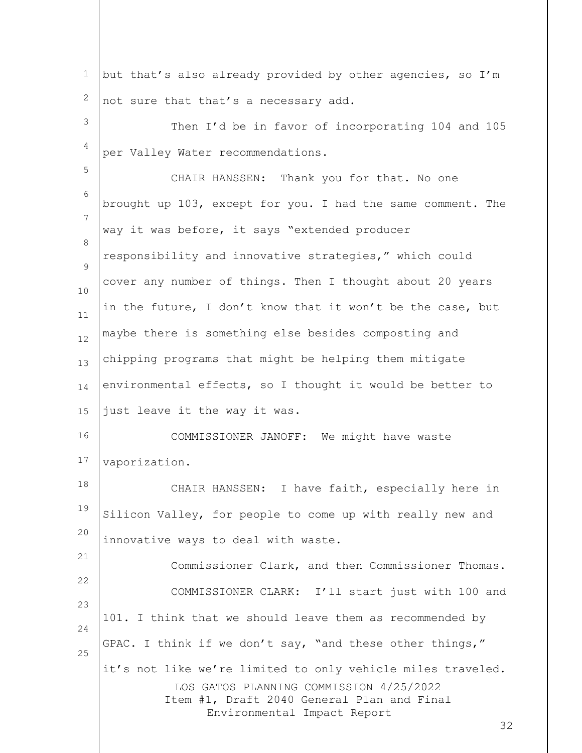but that's also already provided by other agencies, so I'm not sure that that's a necessary add.

Then I'd be in favor of incorporating 104 and 105 per Valley Water recommendations.

CHAIR HANSSEN: Thank you for that. No one brought up 103, except for you. I had the same comment. The way it was before, it says "extended producer responsibility and innovative strategies," which could cover any number of things. Then I thought about 20 years in the future, I don't know that it won't be the case, but maybe there is something else besides composting and chipping programs that might be helping them mitigate environmental effects, so I thought it would be better to just leave it the way it was.

COMMISSIONER JANOFF: We might have waste vaporization.

CHAIR HANSSEN: I have faith, especially here in Silicon Valley, for people to come up with really new and innovative ways to deal with waste.

Commissioner Clark, and then Commissioner Thomas.

COMMISSIONER CLARK: I'll start just with 100 and 101. I think that we should leave them as recommended by GPAC. I think if we don't say, "and these other things," it's not like we're limited to only vehicle miles traveled.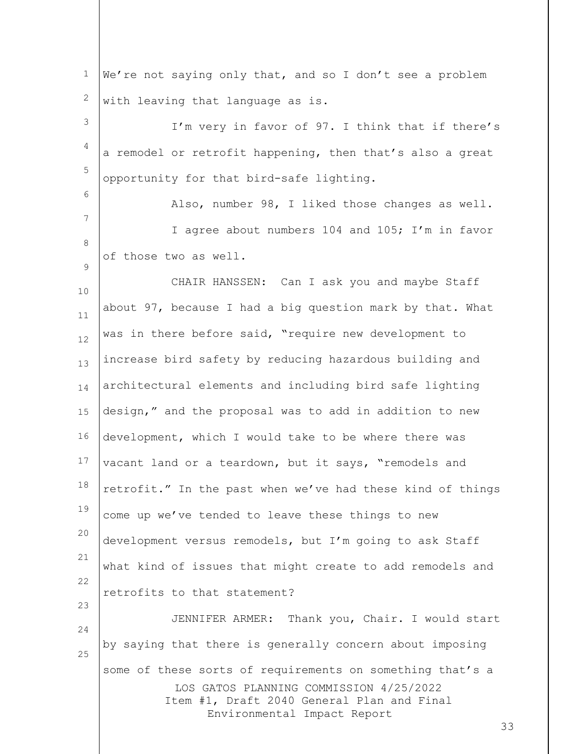We're not saying only that, and so I don't see a problem with leaving that language as is.

I'm very in favor of 97. I think that if there's a remodel or retrofit happening, then that's also a great opportunity for that bird-safe lighting.

Also, number 98, I liked those changes as well.

I agree about numbers 104 and 105; I'm in favor of those two as well.

CHAIR HANSSEN: Can I ask you and maybe Staff about 97, because I had a big question mark by that. What was in there before said, "require new development to increase bird safety by reducing hazardous building and architectural elements and including bird safe lighting design," and the proposal was to add in addition to new development, which I would take to be where there was vacant land or a teardown, but it says, "remodels and retrofit." In the past when we've had these kind of things come up we've tended to leave these things to new development versus remodels, but I'm going to ask Staff what kind of issues that might create to add remodels and retrofits to that statement?

JENNIFER ARMER: Thank you, Chair. I would start by saying that there is generally concern about imposing some of these sorts of requirements on something that's a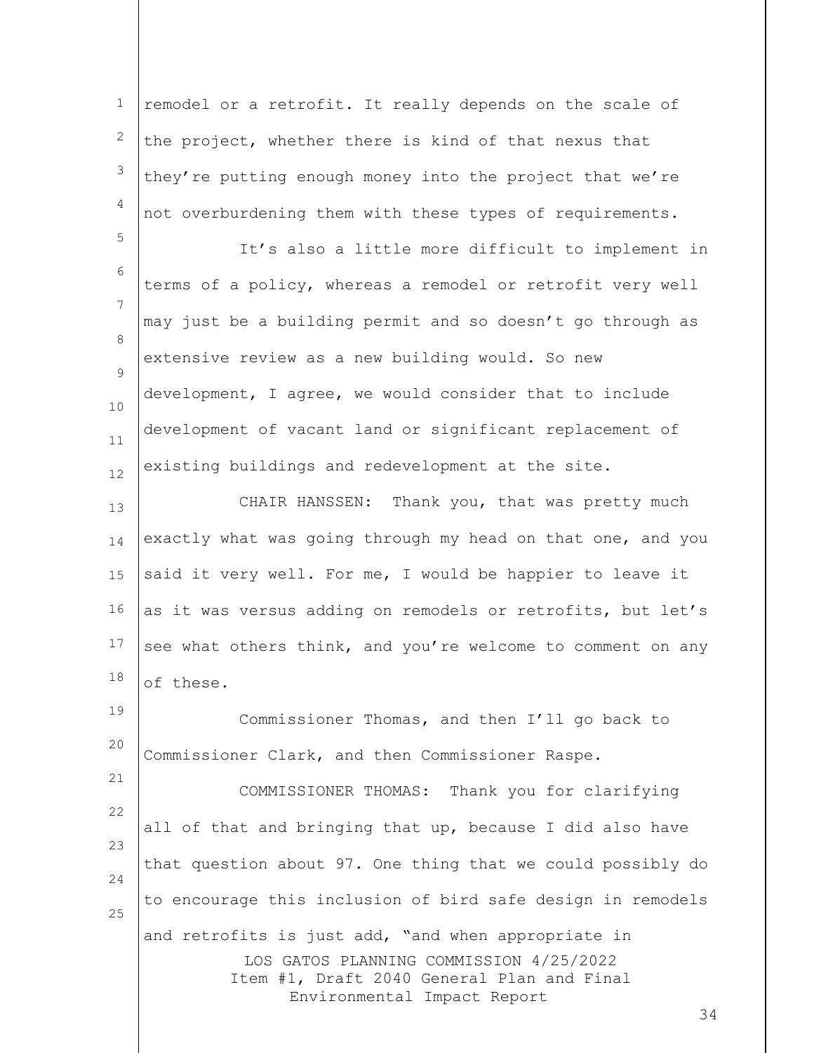remodel or a retrofit. It really depends on the scale of the project, whether there is kind of that nexus that they're putting enough money into the project that we're not overburdening them with these types of requirements.

It's also a little more difficult to implement in terms of a policy, whereas a remodel or retrofit very well may just be a building permit and so doesn't go through as extensive review as a new building would. So new development, I agree, we would consider that to include development of vacant land or significant replacement of existing buildings and redevelopment at the site.

CHAIR HANSSEN: Thank you, that was pretty much exactly what was going through my head on that one, and you said it very well. For me, I would be happier to leave it as it was versus adding on remodels or retrofits, but let's see what others think, and you're welcome to comment on any of these.

Commissioner Thomas, and then I'll go back to Commissioner Clark, and then Commissioner Raspe.

COMMISSIONER THOMAS: Thank you for clarifying all of that and bringing that up, because I did also have that question about 97. One thing that we could possibly do to encourage this inclusion of bird safe design in remodels and retrofits is just add, "and when appropriate in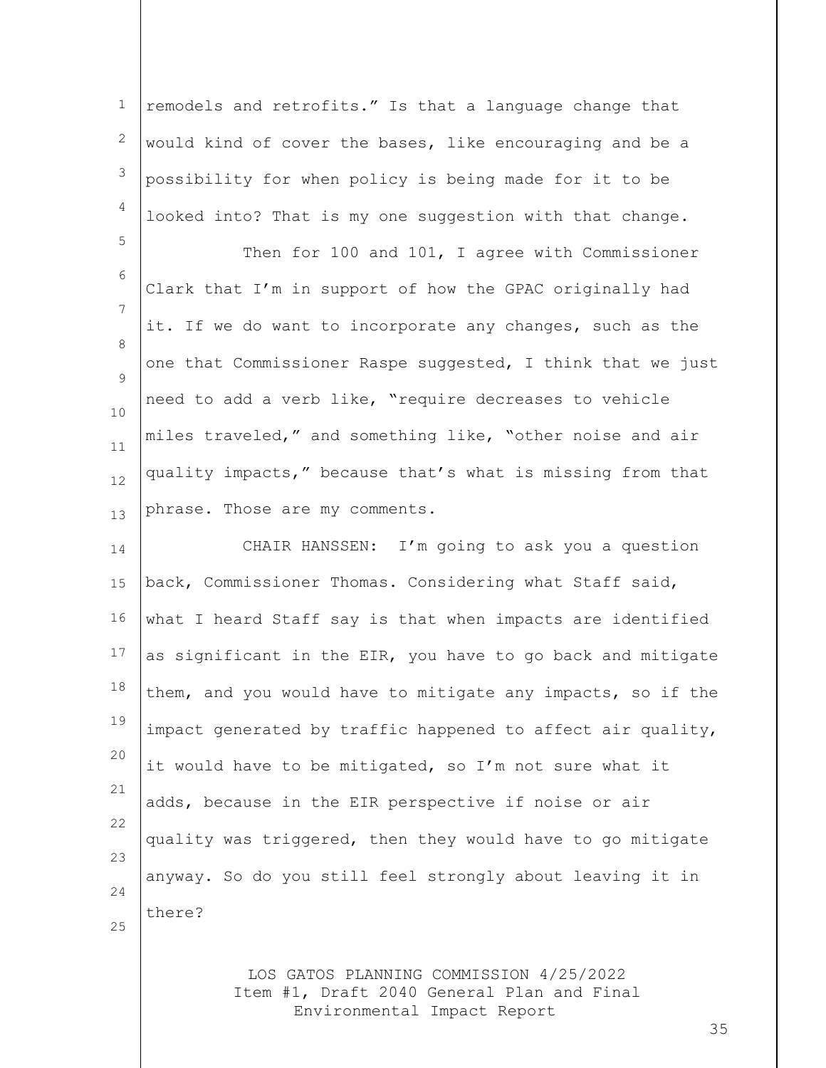remodels and retrofits." Is that a language change that would kind of cover the bases, like encouraging and be a possibility for when policy is being made for it to be looked into? That is my one suggestion with that change.

Then for 100 and 101, I agree with Commissioner Clark that I'm in support of how the GPAC originally had it. If we do want to incorporate any changes, such as the one that Commissioner Raspe suggested, I think that we just need to add a verb like, "require decreases to vehicle miles traveled," and something like, "other noise and air quality impacts," because that's what is missing from that phrase. Those are my comments.

CHAIR HANSSEN: I'm going to ask you a question back, Commissioner Thomas. Considering what Staff said, what I heard Staff say is that when impacts are identified as significant in the EIR, you have to go back and mitigate them, and you would have to mitigate any impacts, so if the impact generated by traffic happened to affect air quality, it would have to be mitigated, so I'm not sure what it adds, because in the EIR perspective if noise or air quality was triggered, then they would have to go mitigate anyway. So do you still feel strongly about leaving it in there?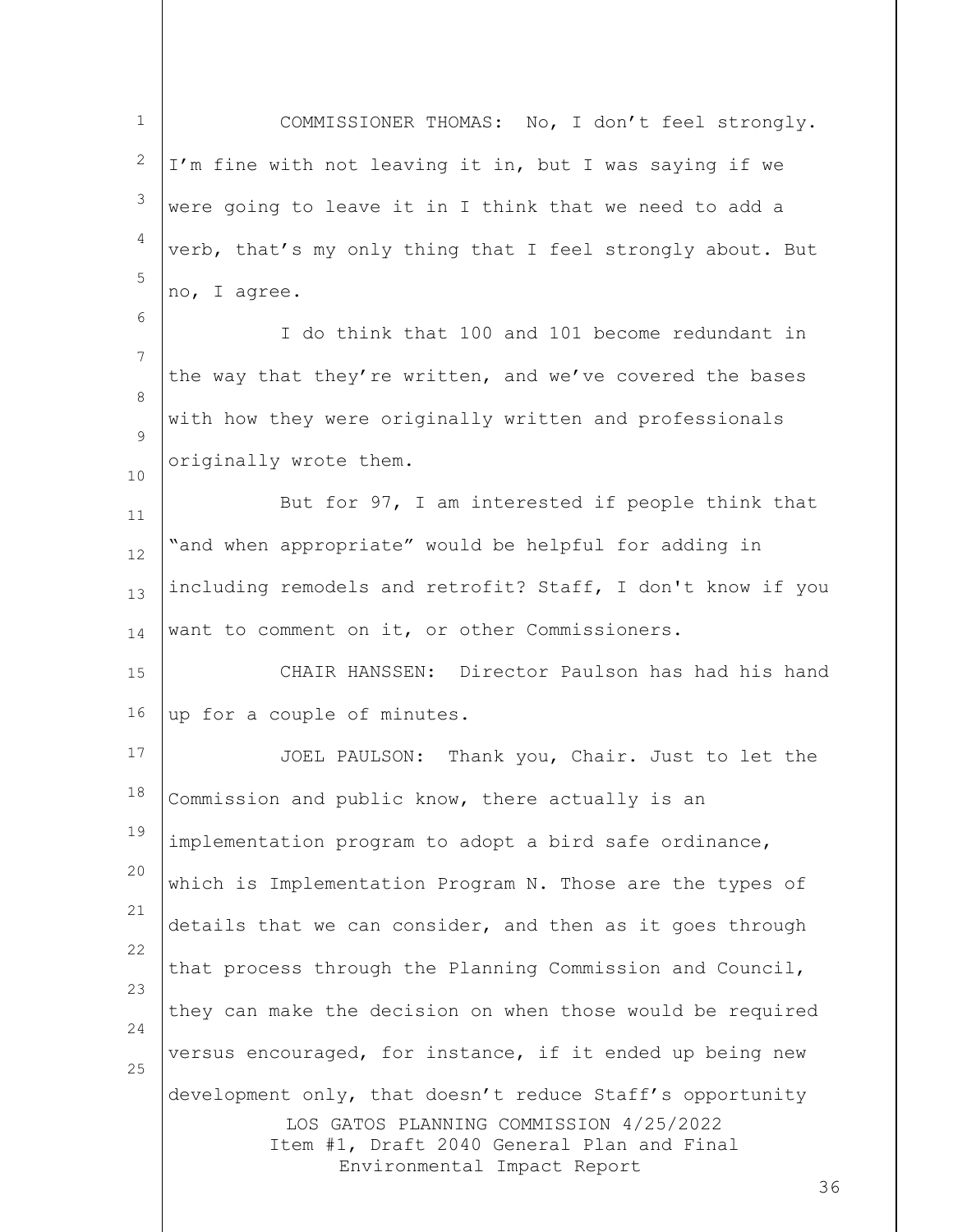COMMISSIONER THOMAS: No, I don't feel strongly. I'm fine with not leaving it in, but I was saying if we were going to leave it in I think that we need to add a verb, that's my only thing that I feel strongly about. But no, I agree.

I do think that 100 and 101 become redundant in the way that they're written, and we've covered the bases with how they were originally written and professionals originally wrote them.

But for 97, I am interested if people think that "and when appropriate" would be helpful for adding in including remodels and retrofit? Staff, I don't know if you want to comment on it, or other Commissioners.

CHAIR HANSSEN: Director Paulson has had his hand up for a couple of minutes.

JOEL PAULSON: Thank you, Chair. Just to let the Commission and public know, there actually is an implementation program to adopt a bird safe ordinance, which is Implementation Program N. Those are the types of details that we can consider, and then as it goes through that process through the Planning Commission and Council, they can make the decision on when those would be required versus encouraged, for instance, if it ended up being new development only, that doesn't reduce Staff's opportunity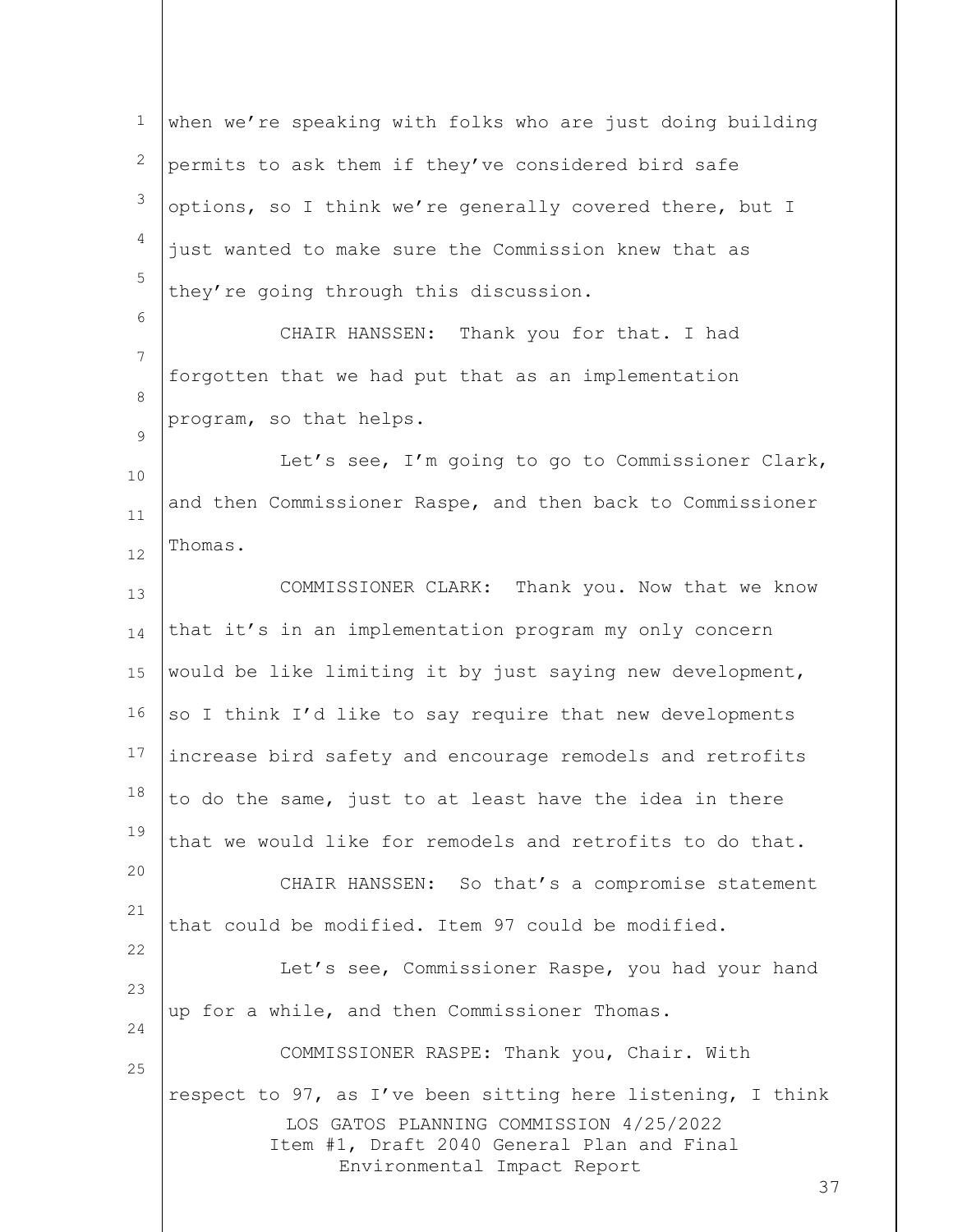when we're speaking with folks who are just doing building permits to ask them if they've considered bird safe options, so I think we're generally covered there, but I just wanted to make sure the Commission knew that as they're going through this discussion.

CHAIR HANSSEN: Thank you for that. I had forgotten that we had put that as an implementation program, so that helps.

Let's see, I'm going to go to Commissioner Clark, and then Commissioner Raspe, and then back to Commissioner Thomas.

COMMISSIONER CLARK: Thank you. Now that we know that it's in an implementation program my only concern would be like limiting it by just saying new development, so I think I'd like to say require that new developments increase bird safety and encourage remodels and retrofits to do the same, just to at least have the idea in there that we would like for remodels and retrofits to do that.

CHAIR HANSSEN: So that's a compromise statement that could be modified. Item 97 could be modified.

Let's see, Commissioner Raspe, you had your hand up for a while, and then Commissioner Thomas.

COMMISSIONER RASPE: Thank you, Chair. With respect to 97, as I've been sitting here listening, I think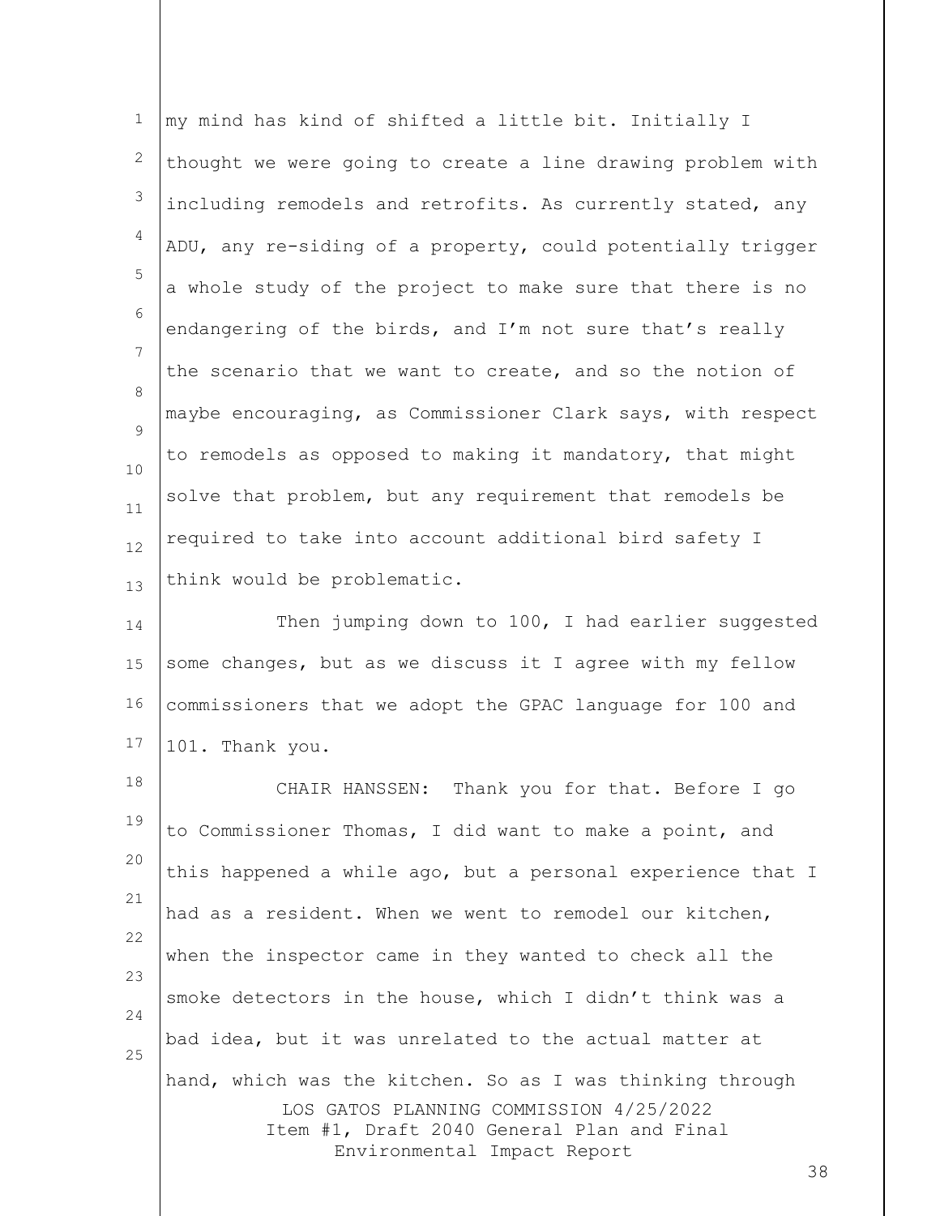my mind has kind of shifted a little bit. Initially I thought we were going to create a line drawing problem with including remodels and retrofits. As currently stated, any ADU, any re-siding of a property, could potentially trigger a whole study of the project to make sure that there is no endangering of the birds, and I'm not sure that's really the scenario that we want to create, and so the notion of maybe encouraging, as Commissioner Clark says, with respect to remodels as opposed to making it mandatory, that might solve that problem, but any requirement that remodels be required to take into account additional bird safety I think would be problematic.

Then jumping down to 100, I had earlier suggested some changes, but as we discuss it I agree with my fellow commissioners that we adopt the GPAC language for 100 and 101. Thank you.

CHAIR HANSSEN: Thank you for that. Before I go to Commissioner Thomas, I did want to make a point, and this happened a while ago, but a personal experience that I had as a resident. When we went to remodel our kitchen, when the inspector came in they wanted to check all the smoke detectors in the house, which I didn't think was a bad idea, but it was unrelated to the actual matter at hand, which was the kitchen. So as I was thinking through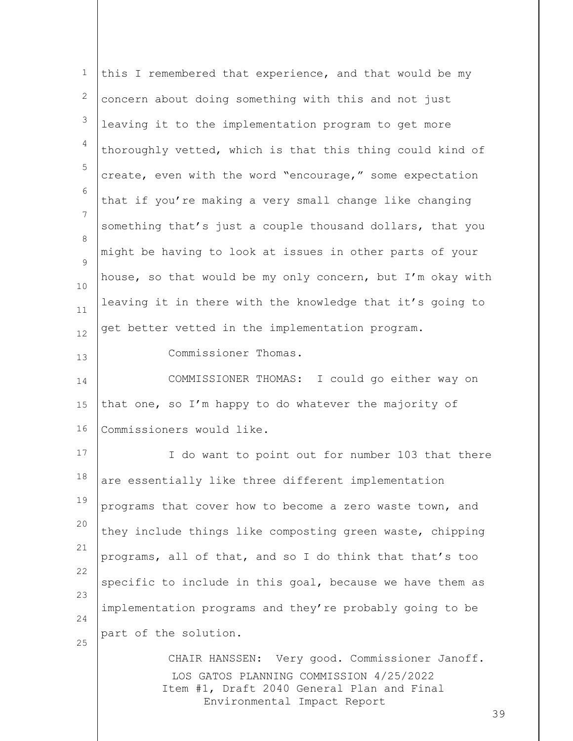this I remembered that experience, and that would be my concern about doing something with this and not just leaving it to the implementation program to get more thoroughly vetted, which is that this thing could kind of create, even with the word "encourage," some expectation that if you're making a very small change like changing something that's just a couple thousand dollars, that you might be having to look at issues in other parts of your house, so that would be my only concern, but I'm okay with leaving it in there with the knowledge that it's going to get better vetted in the implementation program.

Commissioner Thomas.

COMMISSIONER THOMAS: I could go either way on that one, so I'm happy to do whatever the majority of Commissioners would like.

I do want to point out for number 103 that there are essentially like three different implementation programs that cover how to become a zero waste town, and they include things like composting green waste, chipping programs, all of that, and so I do think that that's too specific to include in this goal, because we have them as implementation programs and they're probably going to be part of the solution.

CHAIR HANSSEN: Very good. Commissioner Janoff.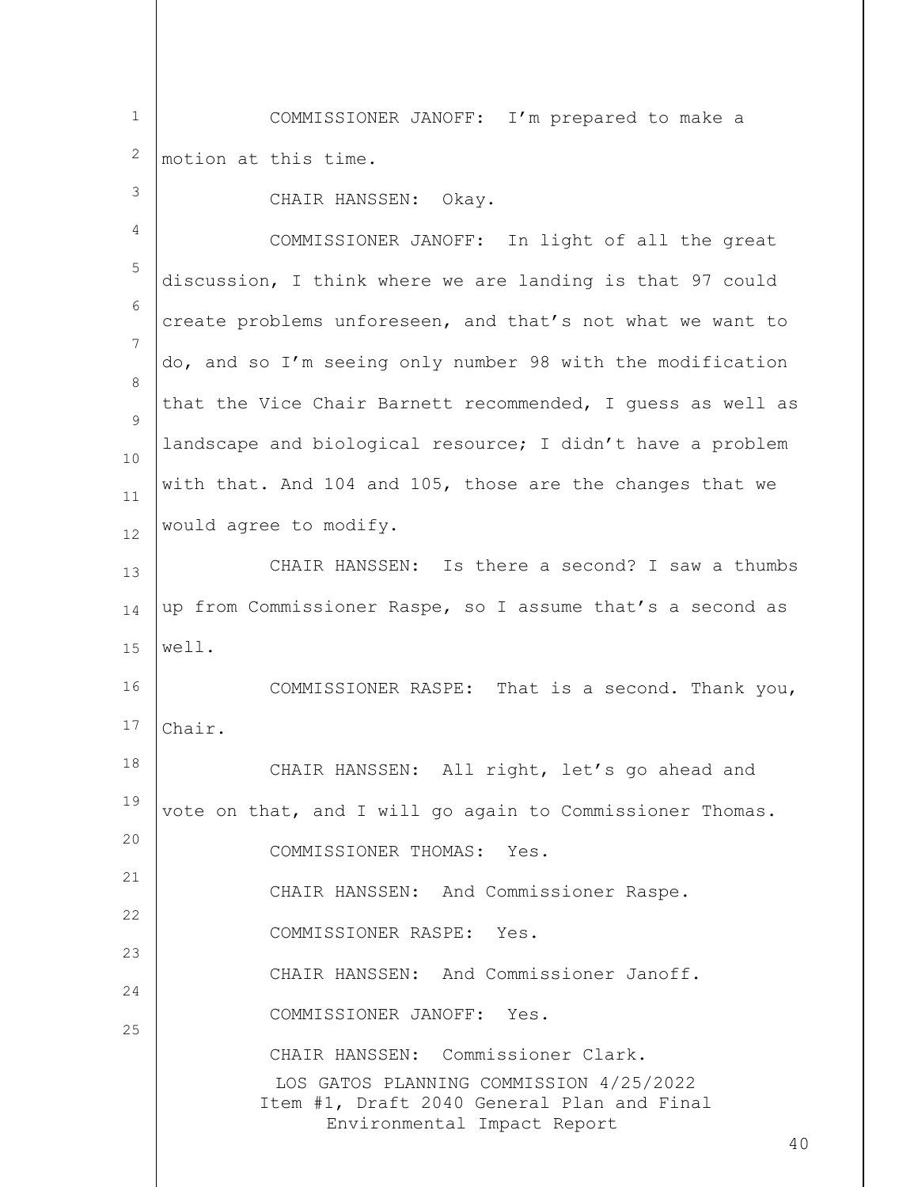COMMISSIONER JANOFF: I'm prepared to make a motion at this time.

CHAIR HANSSEN: Okay.

COMMISSIONER JANOFF: In light of all the great discussion, I think where we are landing is that 97 could create problems unforeseen, and that's not what we want to do, and so I'm seeing only number 98 with the modification that the Vice Chair Barnett recommended, I guess as well as landscape and biological resource; I didn't have a problem with that. And 104 and 105, those are the changes that we would agree to modify.

CHAIR HANSSEN: Is there a second? I saw a thumbs up from Commissioner Raspe, so I assume that's a second as well.

COMMISSIONER RASPE: That is a second. Thank you, Chair.

CHAIR HANSSEN: All right, let's go ahead and vote on that, and I will go again to Commissioner Thomas.

COMMISSIONER THOMAS: Yes.

CHAIR HANSSEN: And Commissioner Raspe.

COMMISSIONER RASPE: Yes.

CHAIR HANSSEN: And Commissioner Janoff.

COMMISSIONER JANOFF: Yes.

CHAIR HANSSEN: Commissioner Clark.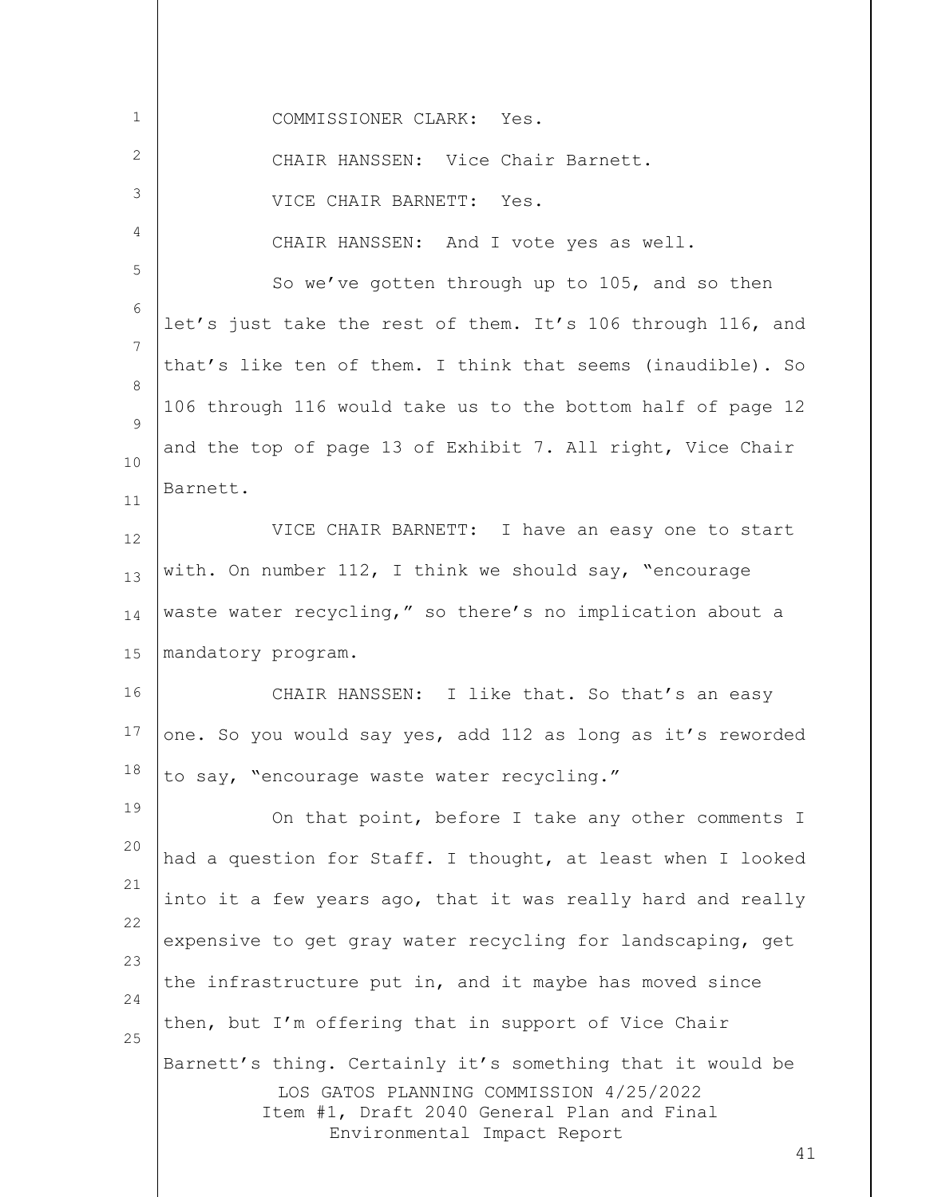COMMISSIONER CLARK: Yes.

CHAIR HANSSEN: Vice Chair Barnett.

VICE CHAIR BARNETT: Yes.

CHAIR HANSSEN: And I vote yes as well.

So we've gotten through up to 105, and so then let's just take the rest of them. It's 106 through 116, and that's like ten of them. I think that seems (inaudible). So 106 through 116 would take us to the bottom half of page 12 and the top of page 13 of Exhibit 7. All right, Vice Chair Barnett.

VICE CHAIR BARNETT: I have an easy one to start with. On number 112, I think we should say, "encourage waste water recycling," so there's no implication about a mandatory program.

CHAIR HANSSEN: I like that. So that's an easy one. So you would say yes, add 112 as long as it's reworded to say, "encourage waste water recycling."

On that point, before I take any other comments I had a question for Staff. I thought, at least when I looked into it a few years ago, that it was really hard and really expensive to get gray water recycling for landscaping, get the infrastructure put in, and it maybe has moved since then, but I'm offering that in support of Vice Chair Barnett's thing. Certainly it's something that it would be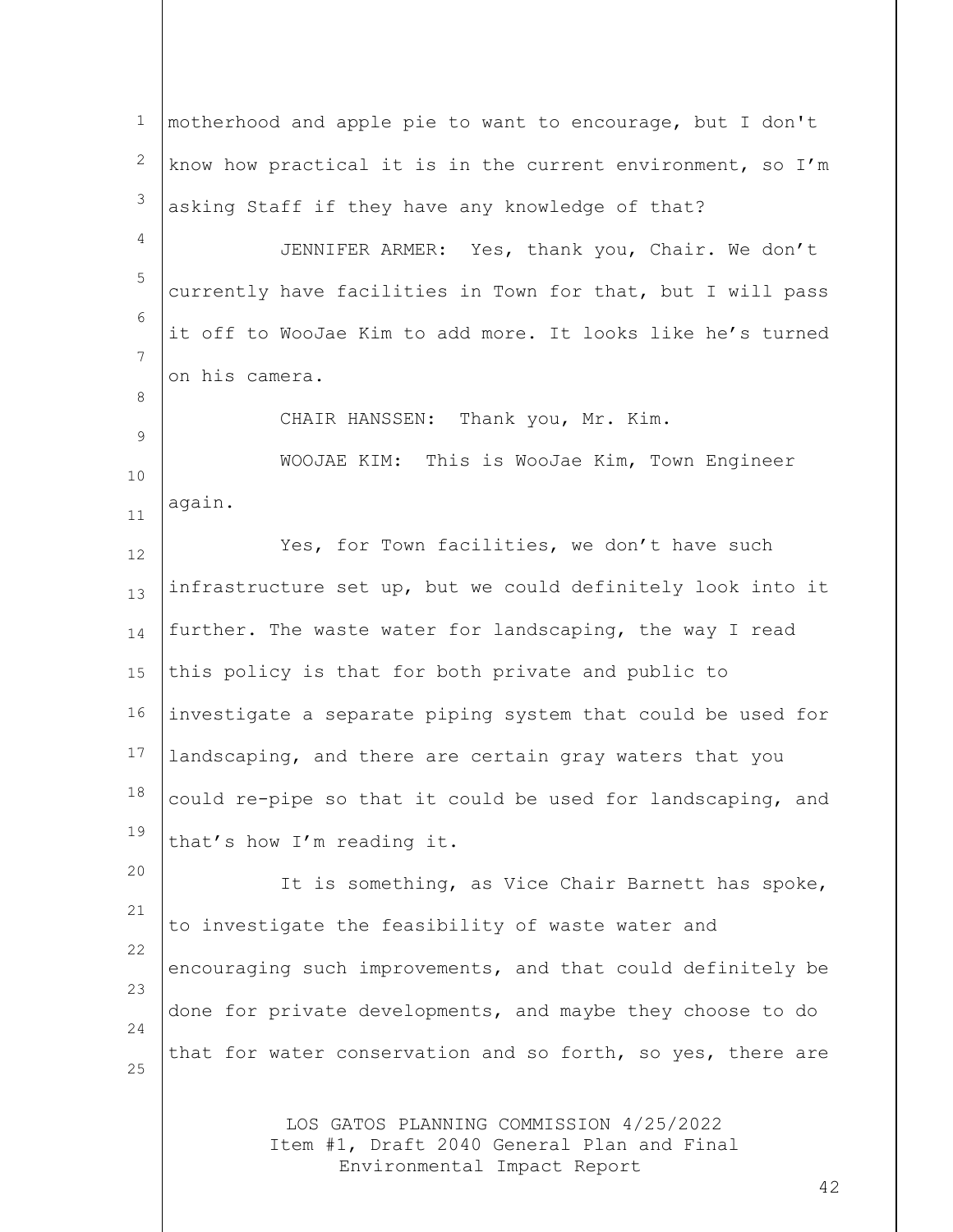motherhood and apple pie to want to encourage, but I don't know how practical it is in the current environment, so I'm asking Staff if they have any knowledge of that?

JENNIFER ARMER: Yes, thank you, Chair. We don't currently have facilities in Town for that, but I will pass it off to WooJae Kim to add more. It looks like he's turned on his camera.

CHAIR HANSSEN: Thank you, Mr. Kim.

WOOJAE KIM: This is WooJae Kim, Town Engineer again.

Yes, for Town facilities, we don't have such infrastructure set up, but we could definitely look into it further. The waste water for landscaping, the way I read this policy is that for both private and public to investigate a separate piping system that could be used for landscaping, and there are certain gray waters that you could re-pipe so that it could be used for landscaping, and that's how I'm reading it.

It is something, as Vice Chair Barnett has spoke, to investigate the feasibility of waste water and encouraging such improvements, and that could definitely be done for private developments, and maybe they choose to do that for water conservation and so forth, so yes, there are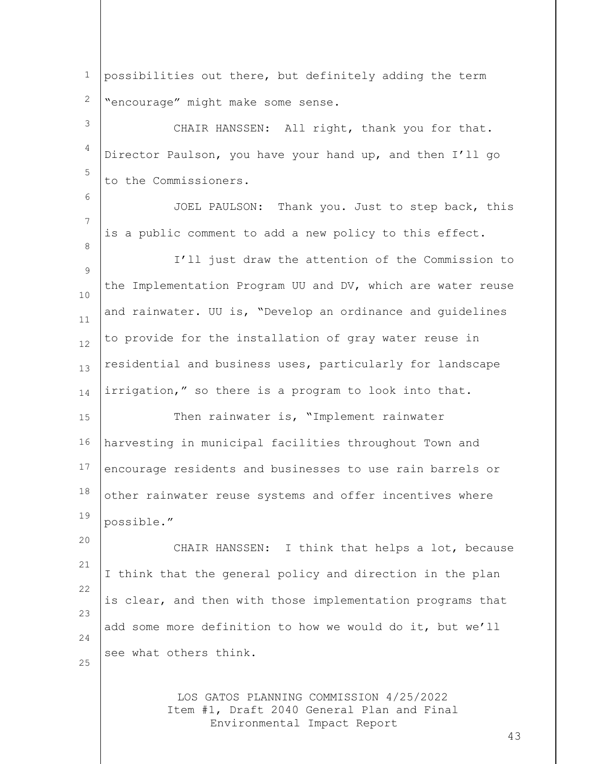possibilities out there, but definitely adding the term "encourage" might make some sense.

CHAIR HANSSEN: All right, thank you for that. Director Paulson, you have your hand up, and then I'll go to the Commissioners.

JOEL PAULSON: Thank you. Just to step back, this is a public comment to add a new policy to this effect.

I'll just draw the attention of the Commission to the Implementation Program UU and DV, which are water reuse and rainwater. UU is, "Develop an ordinance and guidelines to provide for the installation of gray water reuse in residential and business uses, particularly for landscape irrigation," so there is a program to look into that.

Then rainwater is, "Implement rainwater harvesting in municipal facilities throughout Town and encourage residents and businesses to use rain barrels or other rainwater reuse systems and offer incentives where possible."

CHAIR HANSSEN: I think that helps a lot, because I think that the general policy and direction in the plan is clear, and then with those implementation programs that add some more definition to how we would do it, but we'll see what others think.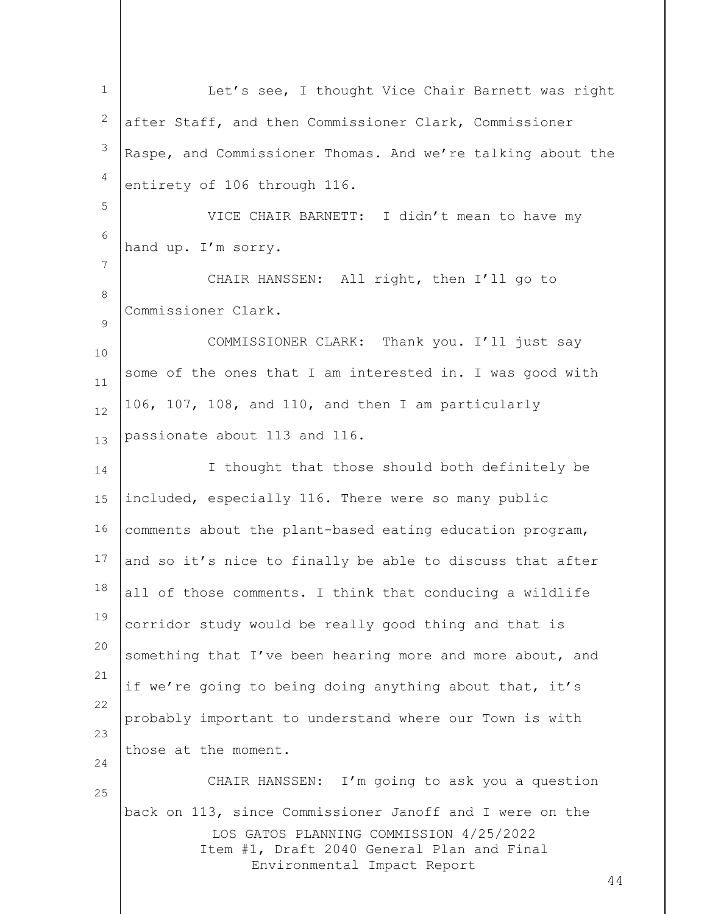Let's see, I thought Vice Chair Barnett was right after Staff, and then Commissioner Clark, Commissioner Raspe, and Commissioner Thomas. And we're talking about the entirety of 106 through 116.

VICE CHAIR BARNETT: I didn't mean to have my hand up. I'm sorry.

CHAIR HANSSEN: All right, then I'll go to Commissioner Clark.

COMMISSIONER CLARK: Thank you. I'll just say some of the ones that I am interested in. I was good with 106, 107, 108, and 110, and then I am particularly passionate about 113 and 116.

I thought that those should both definitely be included, especially 116. There were so many public comments about the plant-based eating education program, and so it's nice to finally be able to discuss that after all of those comments. I think that conducing a wildlife corridor study would be really good thing and that is something that I've been hearing more and more about, and if we're going to being doing anything about that, it's probably important to understand where our Town is with those at the moment.

CHAIR HANSSEN: I'm going to ask you a question back on 113, since Commissioner Janoff and I were on the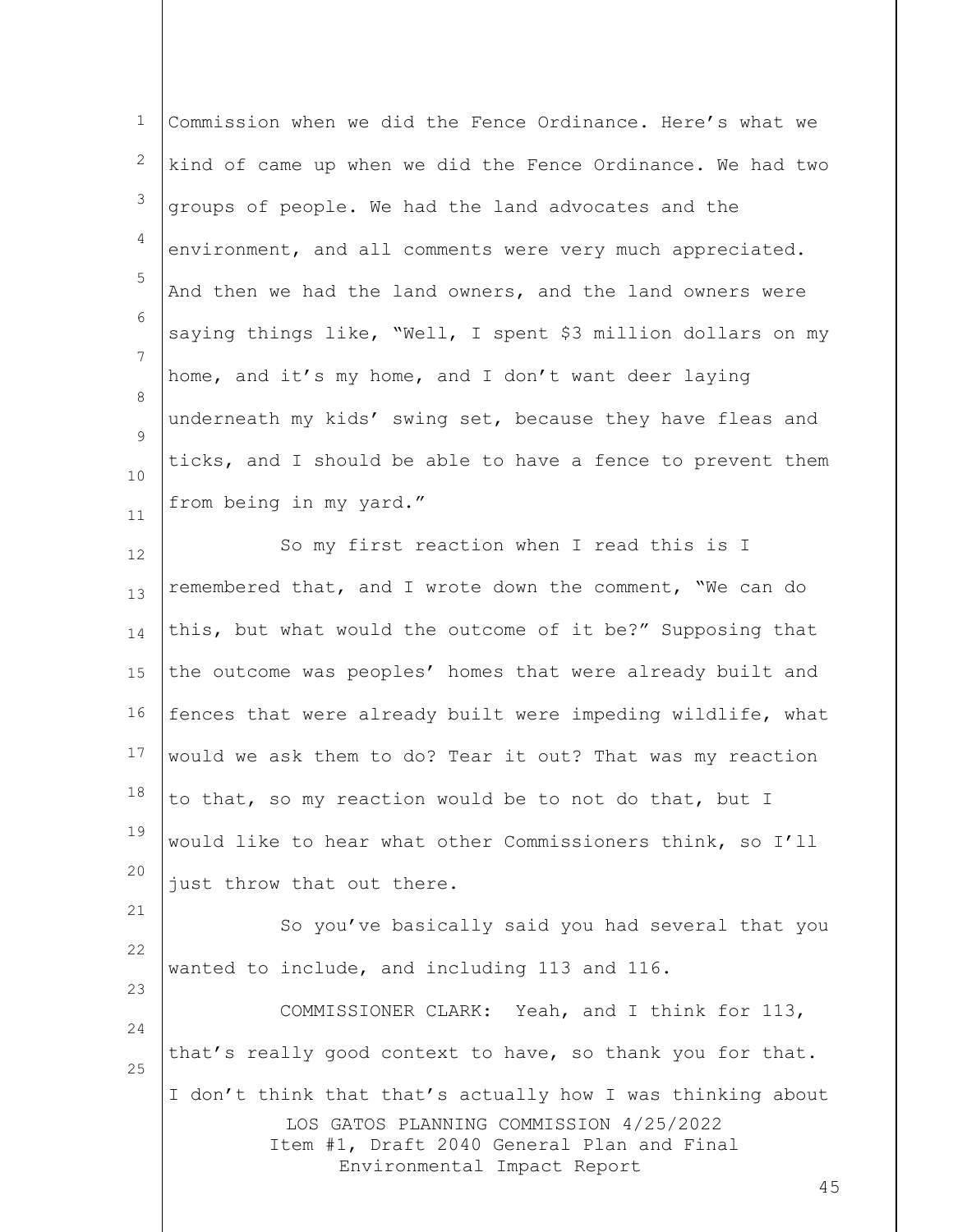Commission when we did the Fence Ordinance. Here's what we kind of came up when we did the Fence Ordinance. We had two groups of people. We had the land advocates and the environment, and all comments were very much appreciated. And then we had the land owners, and the land owners were saying things like, "Well, I spent $3 million dollars on my home, and it's my home, and I don't want deer laying underneath my kids' swing set, because they have fleas and ticks, and I should be able to have a fence to prevent them from being in my yard."

So my first reaction when I read this is I remembered that, and I wrote down the comment, "We can do this, but what would the outcome of it be?" Supposing that the outcome was peoples' homes that were already built and fences that were already built were impeding wildlife, what would we ask them to do? Tear it out? That was my reaction to that, so my reaction would be to not do that, but I would like to hear what other Commissioners think, so I'll just throw that out there.

So you've basically said you had several that you wanted to include, and including 113 and 116.

COMMISSIONER CLARK: Yeah, and I think for 113, that's really good context to have, so thank you for that. I don't think that that's actually how I was thinking about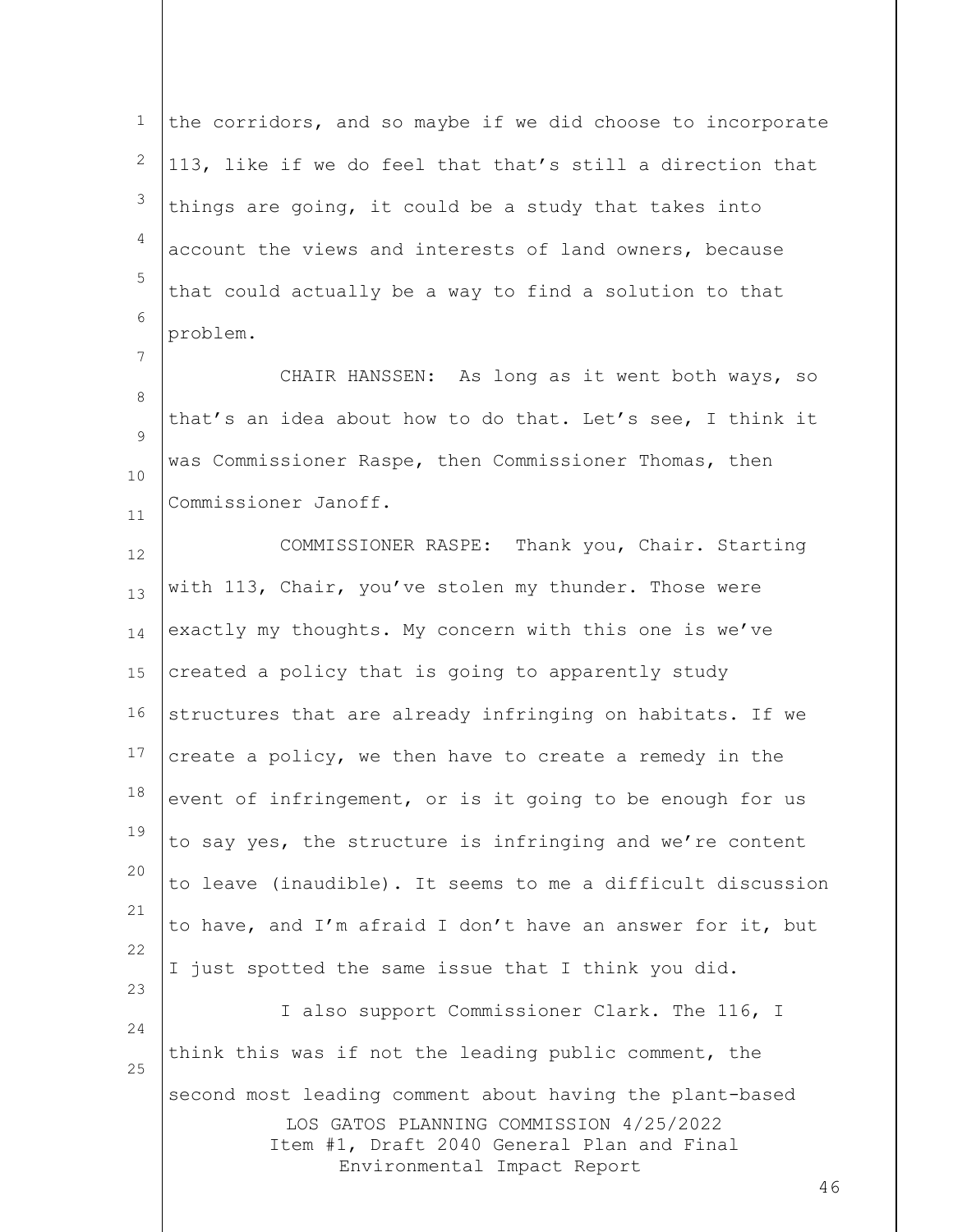the corridors, and so maybe if we did choose to incorporate 113, like if we do feel that that's still a direction that things are going, it could be a study that takes into account the views and interests of land owners, because that could actually be a way to find a solution to that problem.

CHAIR HANSSEN: As long as it went both ways, so that's an idea about how to do that. Let's see, I think it was Commissioner Raspe, then Commissioner Thomas, then Commissioner Janoff.

COMMISSIONER RASPE: Thank you, Chair. Starting with 113, Chair, you've stolen my thunder. Those were exactly my thoughts. My concern with this one is we've created a policy that is going to apparently study structures that are already infringing on habitats. If we create a policy, we then have to create a remedy in the event of infringement, or is it going to be enough for us to say yes, the structure is infringing and we're content to leave (inaudible). It seems to me a difficult discussion to have, and I'm afraid I don't have an answer for it, but I just spotted the same issue that I think you did.

I also support Commissioner Clark. The 116, I think this was if not the leading public comment, the second most leading comment about having the plant-based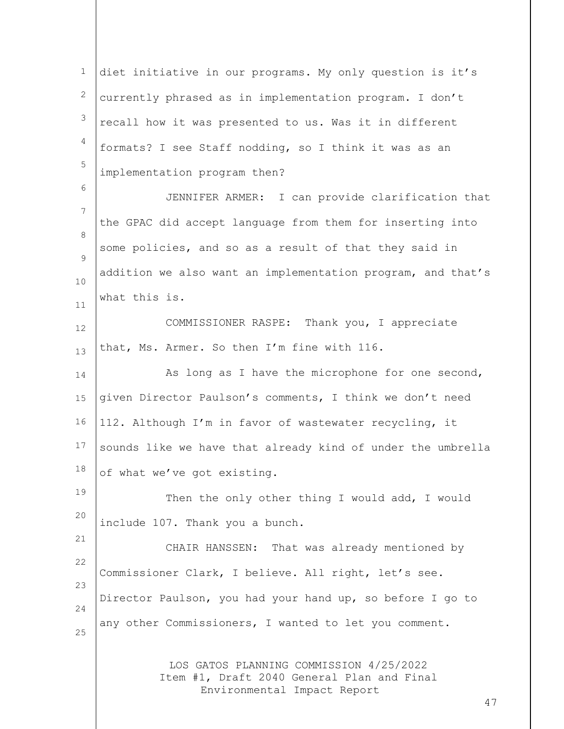diet initiative in our programs. My only question is it's currently phrased as in implementation program. I don't recall how it was presented to us. Was it in different formats? I see Staff nodding, so I think it was as an implementation program then?

JENNIFER ARMER: I can provide clarification that the GPAC did accept language from them for inserting into some policies, and so as a result of that they said in addition we also want an implementation program, and that's what this is.

COMMISSIONER RASPE: Thank you, I appreciate that, Ms. Armer. So then I'm fine with 116.

As long as I have the microphone for one second, given Director Paulson's comments, I think we don't need 112. Although I'm in favor of wastewater recycling, it sounds like we have that already kind of under the umbrella of what we've got existing.

Then the only other thing I would add, I would include 107. Thank you a bunch.

CHAIR HANSSEN: That was already mentioned by Commissioner Clark, I believe. All right, let's see. Director Paulson, you had your hand up, so before I go to any other Commissioners, I wanted to let you comment.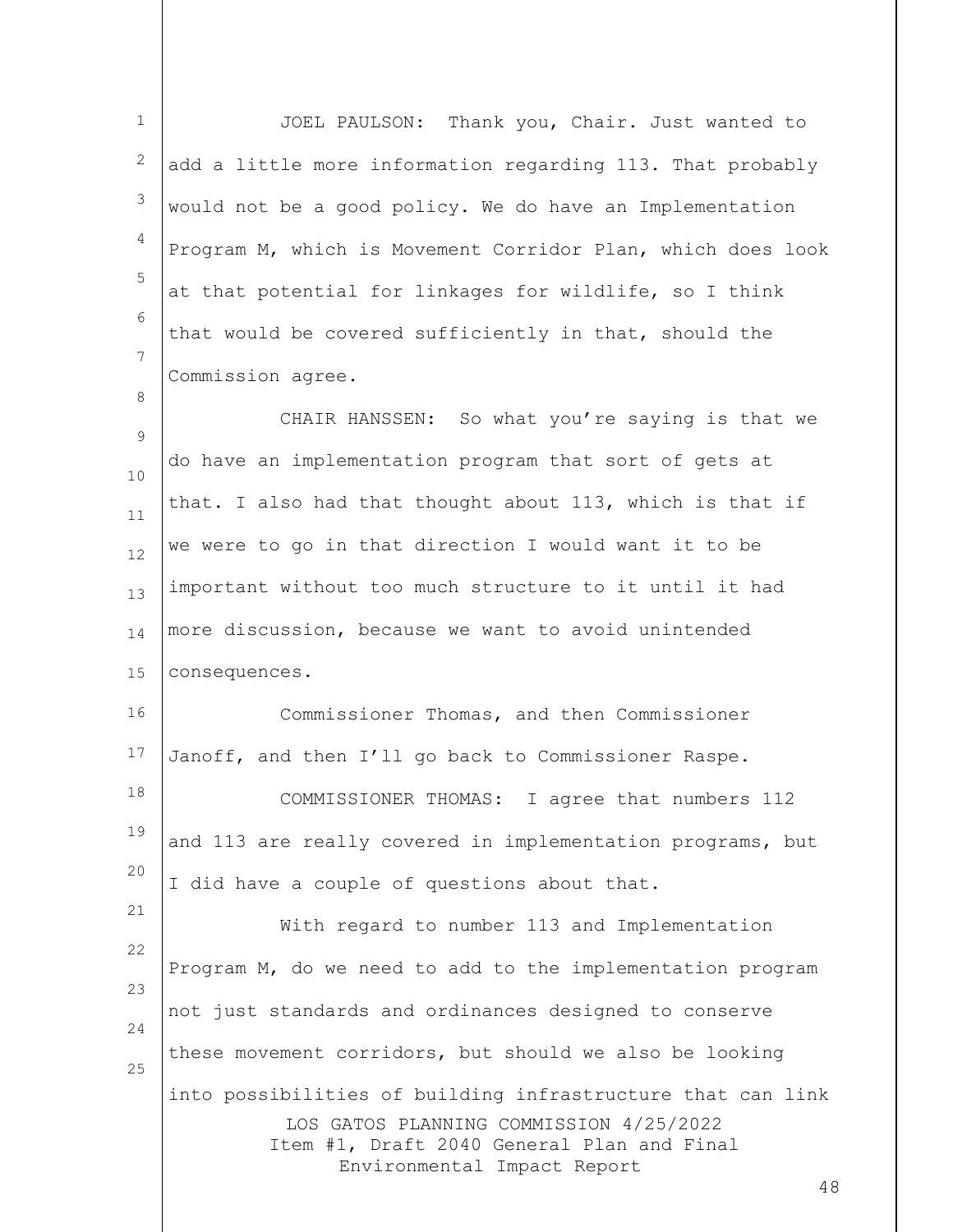JOEL PAULSON: Thank you, Chair. Just wanted to add a little more information regarding 113. That probably would not be a good policy. We do have an Implementation Program M, which is Movement Corridor Plan, which does look at that potential for linkages for wildlife, so I think that would be covered sufficiently in that, should the Commission agree.

CHAIR HANSSEN: So what you're saying is that we do have an implementation program that sort of gets at that. I also had that thought about 113, which is that if we were to go in that direction I would want it to be important without too much structure to it until it had more discussion, because we want to avoid unintended consequences.

Commissioner Thomas, and then Commissioner Janoff, and then I'll go back to Commissioner Raspe.

COMMISSIONER THOMAS: I agree that numbers 112 and 113 are really covered in implementation programs, but I did have a couple of questions about that.

With regard to number 113 and Implementation Program M, do we need to add to the implementation program not just standards and ordinances designed to conserve these movement corridors, but should we also be looking into possibilities of building infrastructure that can link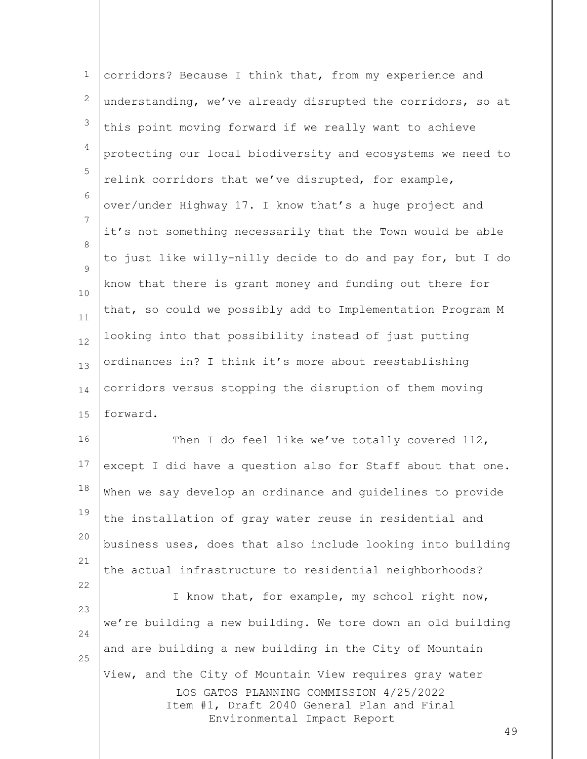corridors? Because I think that, from my experience and understanding, we've already disrupted the corridors, so at this point moving forward if we really want to achieve protecting our local biodiversity and ecosystems we need to relink corridors that we've disrupted, for example, over/under Highway 17. I know that's a huge project and it's not something necessarily that the Town would be able to just like willy-nilly decide to do and pay for, but I do know that there is grant money and funding out there for that, so could we possibly add to Implementation Program M looking into that possibility instead of just putting ordinances in? I think it's more about reestablishing corridors versus stopping the disruption of them moving forward.

Then I do feel like we've totally covered 112, except I did have a question also for Staff about that one. When we say develop an ordinance and guidelines to provide the installation of gray water reuse in residential and business uses, does that also include looking into building the actual infrastructure to residential neighborhoods?

I know that, for example, my school right now, we're building a new building. We tore down an old building and are building a new building in the City of Mountain View, and the City of Mountain View requires gray water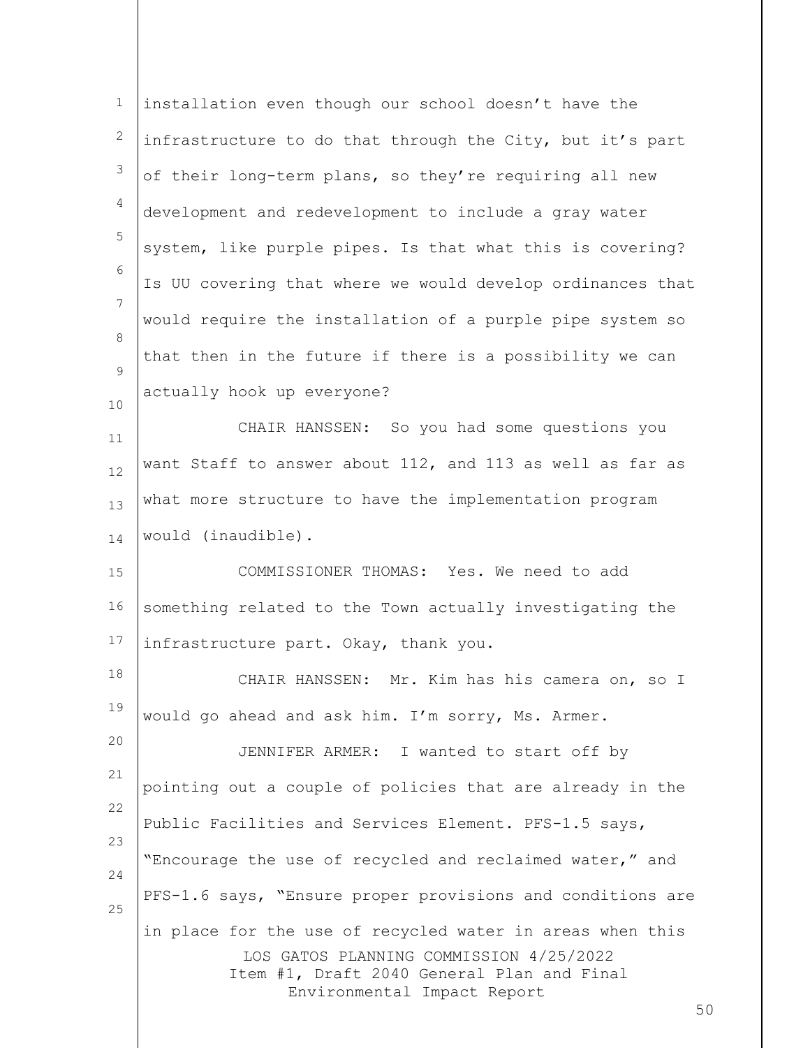installation even though our school doesn't have the infrastructure to do that through the City, but it's part of their long-term plans, so they're requiring all new development and redevelopment to include a gray water system, like purple pipes. Is that what this is covering? Is UU covering that where we would develop ordinances that would require the installation of a purple pipe system so that then in the future if there is a possibility we can actually hook up everyone?

CHAIR HANSSEN: So you had some questions you want Staff to answer about 112, and 113 as well as far as what more structure to have the implementation program would (inaudible).

COMMISSIONER THOMAS: Yes. We need to add something related to the Town actually investigating the infrastructure part. Okay, thank you.

CHAIR HANSSEN: Mr. Kim has his camera on, so I would go ahead and ask him. I'm sorry, Ms. Armer.

JENNIFER ARMER: I wanted to start off by pointing out a couple of policies that are already in the Public Facilities and Services Element. PFS-1.5 says, "Encourage the use of recycled and reclaimed water," and PFS-1.6 says, "Ensure proper provisions and conditions are in place for the use of recycled water in areas when this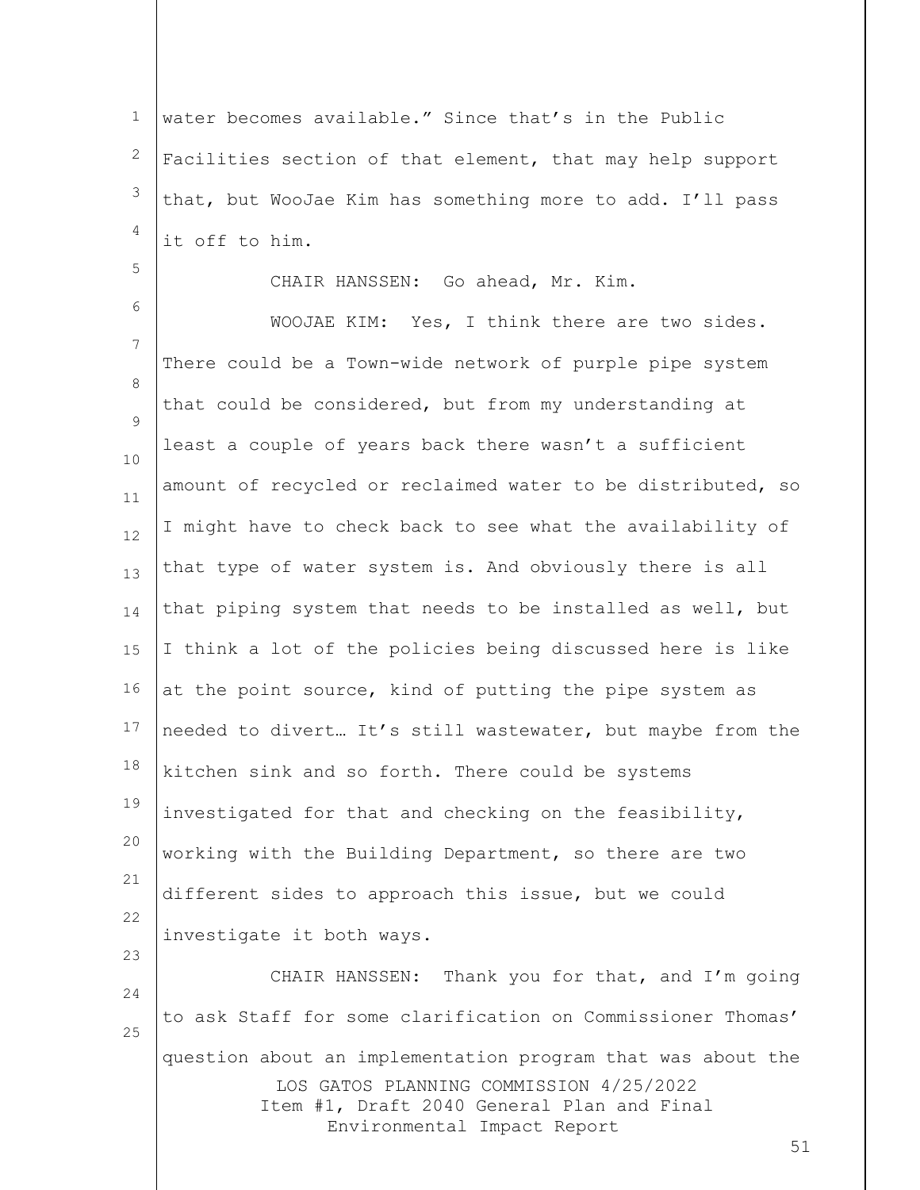water becomes available." Since that's in the Public Facilities section of that element, that may help support that, but WooJae Kim has something more to add. I'll pass it off to him.

CHAIR HANSSEN: Go ahead, Mr. Kim.

WOOJAE KIM: Yes, I think there are two sides. There could be a Town-wide network of purple pipe system that could be considered, but from my understanding at least a couple of years back there wasn't a sufficient amount of recycled or reclaimed water to be distributed, so I might have to check back to see what the availability of that type of water system is. And obviously there is all that piping system that needs to be installed as well, but I think a lot of the policies being discussed here is like at the point source, kind of putting the pipe system as needed to divert… It's still wastewater, but maybe from the kitchen sink and so forth. There could be systems investigated for that and checking on the feasibility, working with the Building Department, so there are two different sides to approach this issue, but we could investigate it both ways.

CHAIR HANSSEN: Thank you for that, and I'm going to ask Staff for some clarification on Commissioner Thomas' question about an implementation program that was about the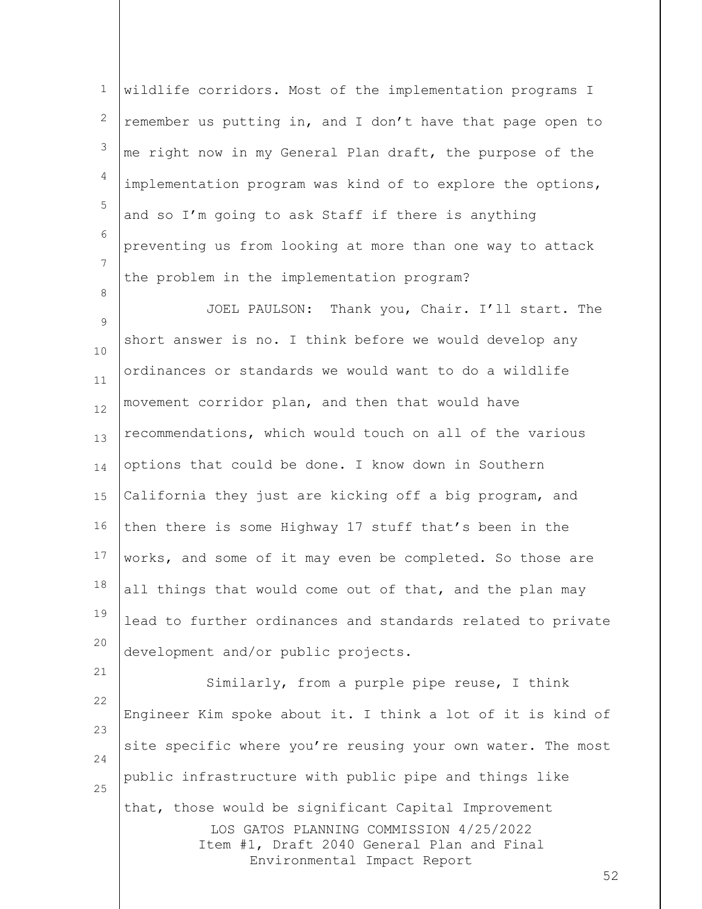wildlife corridors. Most of the implementation programs I remember us putting in, and I don't have that page open to me right now in my General Plan draft, the purpose of the implementation program was kind of to explore the options, and so I'm going to ask Staff if there is anything preventing us from looking at more than one way to attack the problem in the implementation program?

JOEL PAULSON: Thank you, Chair. I'll start. The short answer is no. I think before we would develop any ordinances or standards we would want to do a wildlife movement corridor plan, and then that would have recommendations, which would touch on all of the various options that could be done. I know down in Southern California they just are kicking off a big program, and then there is some Highway 17 stuff that's been in the works, and some of it may even be completed. So those are all things that would come out of that, and the plan may lead to further ordinances and standards related to private development and/or public projects.

Similarly, from a purple pipe reuse, I think Engineer Kim spoke about it. I think a lot of it is kind of site specific where you're reusing your own water. The most public infrastructure with public pipe and things like that, those would be significant Capital Improvement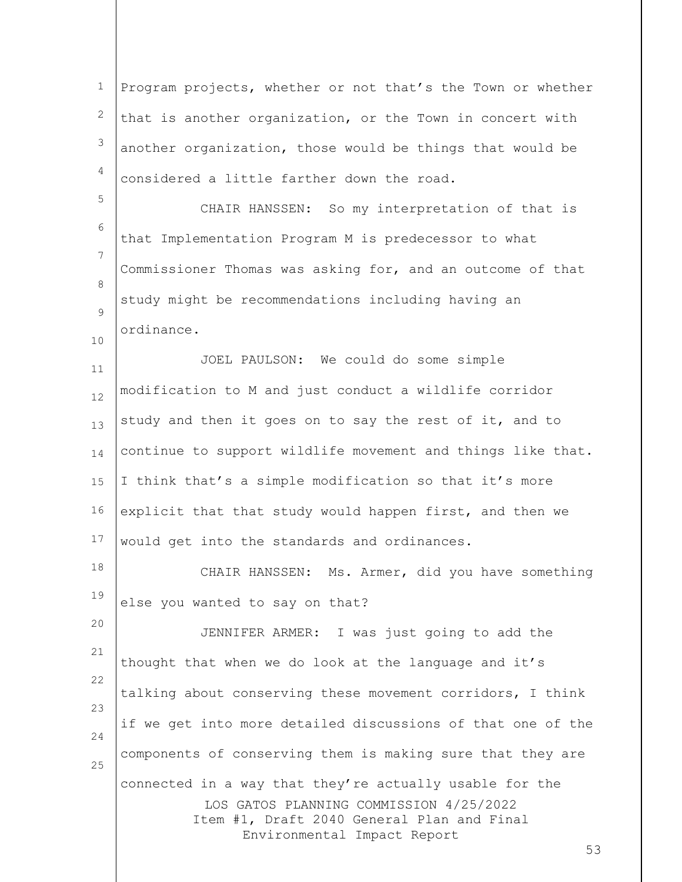Program projects, whether or not that's the Town or whether that is another organization, or the Town in concert with another organization, those would be things that would be considered a little farther down the road.

CHAIR HANSSEN: So my interpretation of that is that Implementation Program M is predecessor to what Commissioner Thomas was asking for, and an outcome of that study might be recommendations including having an ordinance.

JOEL PAULSON: We could do some simple modification to M and just conduct a wildlife corridor study and then it goes on to say the rest of it, and to continue to support wildlife movement and things like that. I think that's a simple modification so that it's more explicit that that study would happen first, and then we would get into the standards and ordinances.

CHAIR HANSSEN: Ms. Armer, did you have something else you wanted to say on that?

JENNIFER ARMER: I was just going to add the thought that when we do look at the language and it's talking about conserving these movement corridors, I think if we get into more detailed discussions of that one of the components of conserving them is making sure that they are connected in a way that they're actually usable for the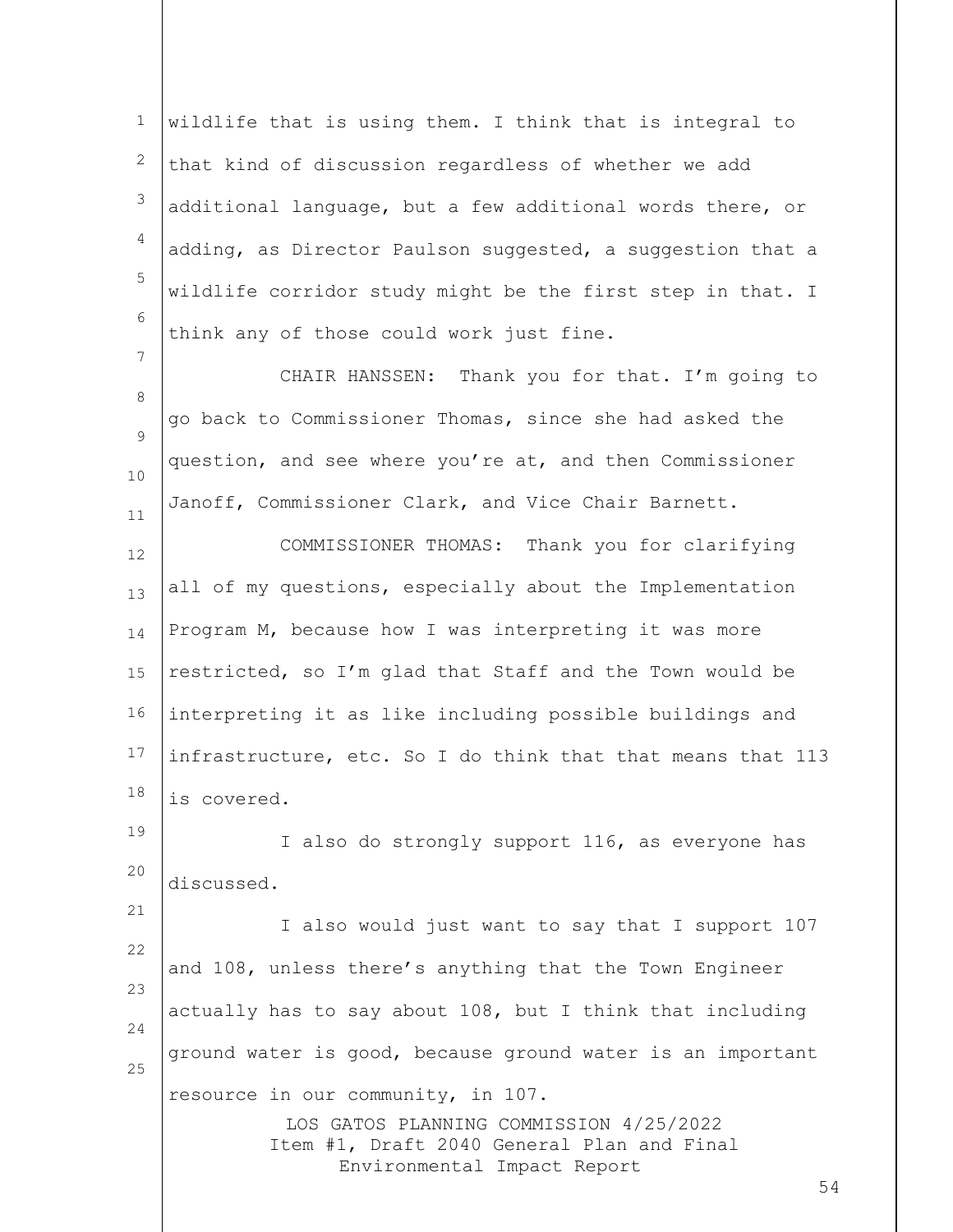wildlife that is using them. I think that is integral to that kind of discussion regardless of whether we add additional language, but a few additional words there, or adding, as Director Paulson suggested, a suggestion that a wildlife corridor study might be the first step in that. I think any of those could work just fine.

CHAIR HANSSEN: Thank you for that. I'm going to go back to Commissioner Thomas, since she had asked the question, and see where you're at, and then Commissioner Janoff, Commissioner Clark, and Vice Chair Barnett.

COMMISSIONER THOMAS: Thank you for clarifying all of my questions, especially about the Implementation Program M, because how I was interpreting it was more restricted, so I'm glad that Staff and the Town would be interpreting it as like including possible buildings and infrastructure, etc. So I do think that that means that 113 is covered.

I also do strongly support 116, as everyone has discussed.

I also would just want to say that I support 107 and 108, unless there's anything that the Town Engineer actually has to say about 108, but I think that including ground water is good, because ground water is an important resource in our community, in 107.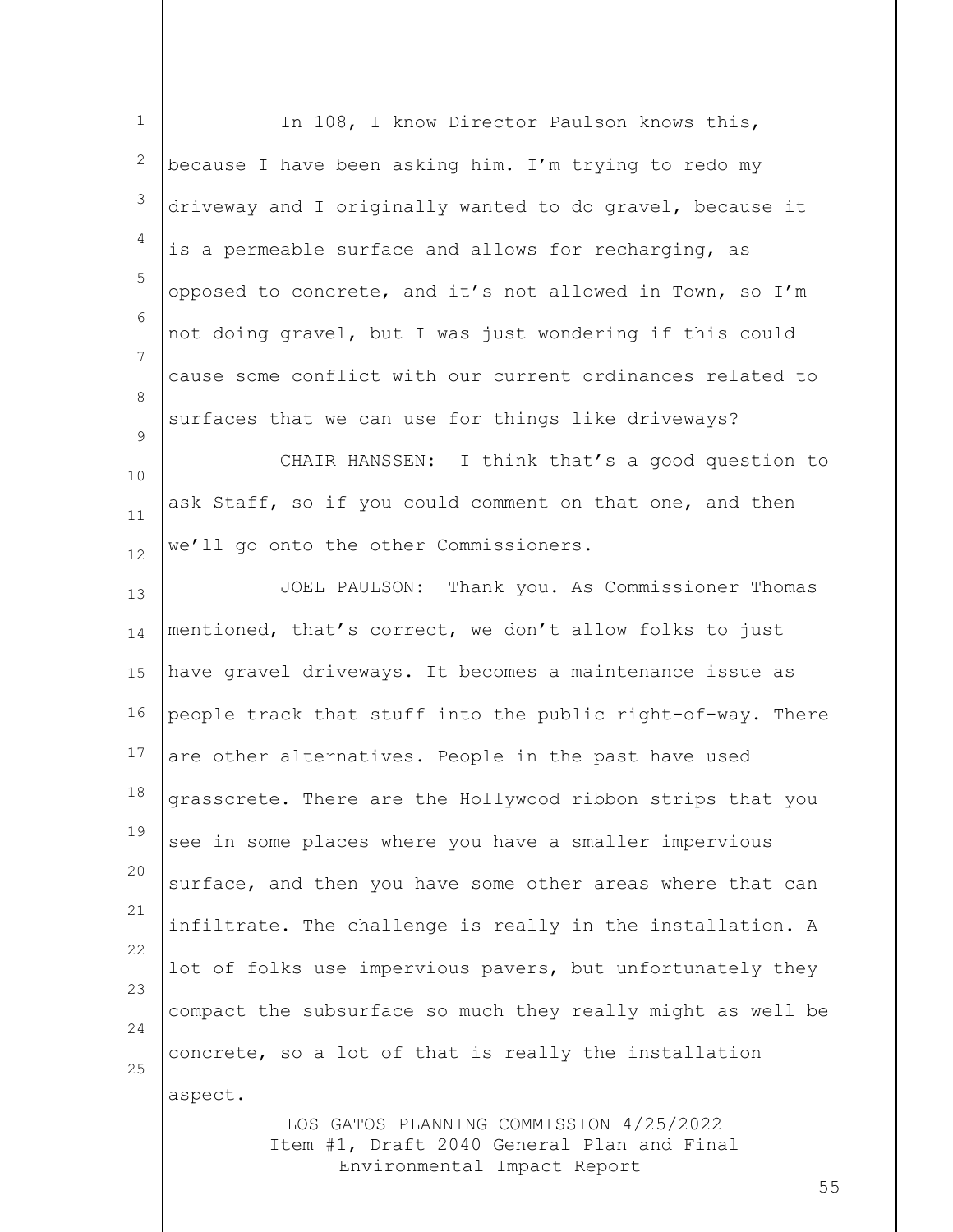In 108, I know Director Paulson knows this, because I have been asking him. I'm trying to redo my driveway and I originally wanted to do gravel, because it is a permeable surface and allows for recharging, as opposed to concrete, and it's not allowed in Town, so I'm not doing gravel, but I was just wondering if this could cause some conflict with our current ordinances related to surfaces that we can use for things like driveways?

CHAIR HANSSEN: I think that's a good question to ask Staff, so if you could comment on that one, and then we'll go onto the other Commissioners.

JOEL PAULSON: Thank you. As Commissioner Thomas mentioned, that's correct, we don't allow folks to just have gravel driveways. It becomes a maintenance issue as people track that stuff into the public right-of-way. There are other alternatives. People in the past have used grasscrete. There are the Hollywood ribbon strips that you see in some places where you have a smaller impervious surface, and then you have some other areas where that can infiltrate. The challenge is really in the installation. A lot of folks use impervious pavers, but unfortunately they compact the subsurface so much they really might as well be concrete, so a lot of that is really the installation aspect.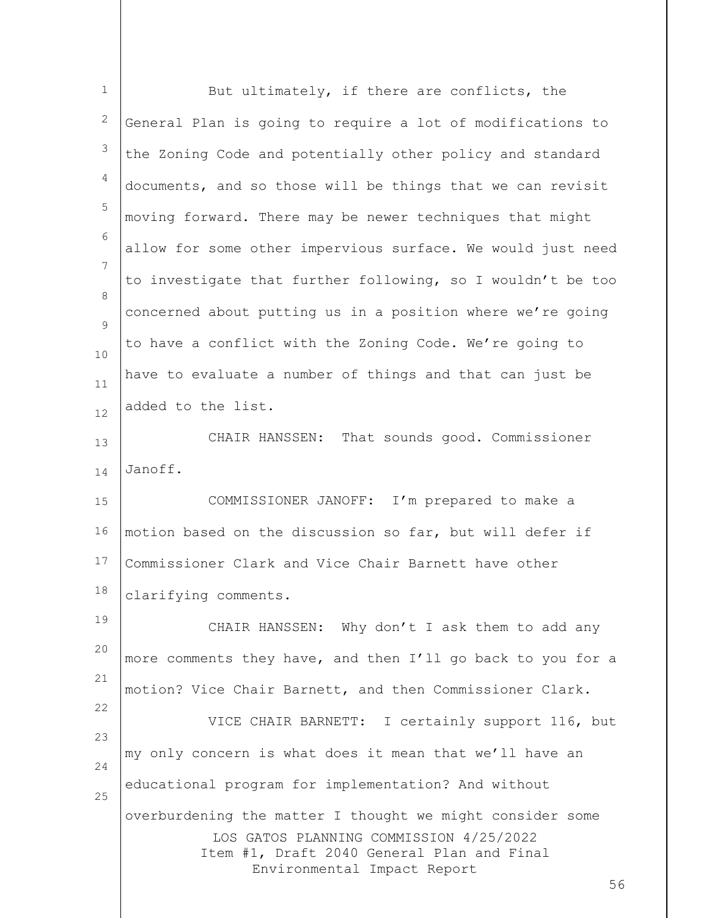But ultimately, if there are conflicts, the General Plan is going to require a lot of modifications to the Zoning Code and potentially other policy and standard documents, and so those will be things that we can revisit moving forward. There may be newer techniques that might allow for some other impervious surface. We would just need to investigate that further following, so I wouldn't be too concerned about putting us in a position where we're going to have a conflict with the Zoning Code. We're going to have to evaluate a number of things and that can just be added to the list.

CHAIR HANSSEN: That sounds good. Commissioner Janoff.

COMMISSIONER JANOFF: I'm prepared to make a motion based on the discussion so far, but will defer if Commissioner Clark and Vice Chair Barnett have other clarifying comments.

CHAIR HANSSEN: Why don't I ask them to add any more comments they have, and then I'll go back to you for a motion? Vice Chair Barnett, and then Commissioner Clark.

VICE CHAIR BARNETT: I certainly support 116, but my only concern is what does it mean that we'll have an educational program for implementation? And without overburdening the matter I thought we might consider some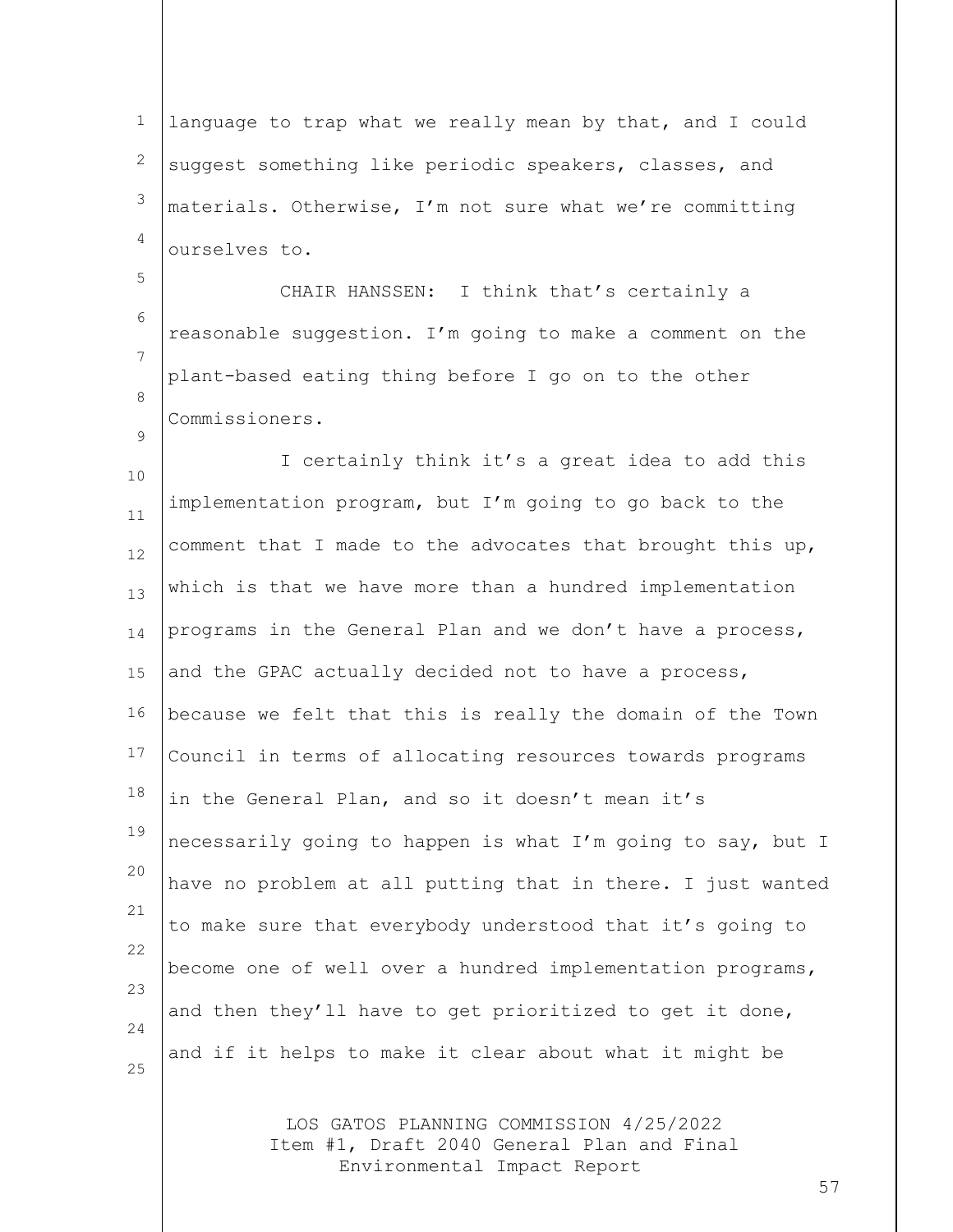language to trap what we really mean by that, and I could suggest something like periodic speakers, classes, and materials. Otherwise, I'm not sure what we're committing ourselves to.

CHAIR HANSSEN: I think that's certainly a reasonable suggestion. I'm going to make a comment on the plant-based eating thing before I go on to the other Commissioners.

I certainly think it's a great idea to add this implementation program, but I'm going to go back to the comment that I made to the advocates that brought this up, which is that we have more than a hundred implementation programs in the General Plan and we don't have a process, and the GPAC actually decided not to have a process, because we felt that this is really the domain of the Town Council in terms of allocating resources towards programs in the General Plan, and so it doesn't mean it's necessarily going to happen is what I'm going to say, but I have no problem at all putting that in there. I just wanted to make sure that everybody understood that it's going to become one of well over a hundred implementation programs, and then they'll have to get prioritized to get it done, and if it helps to make it clear about what it might be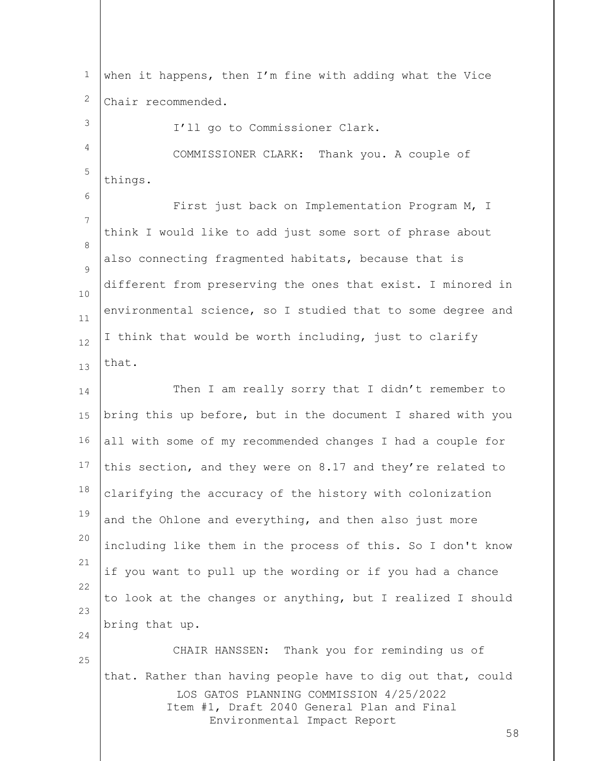when it happens, then I'm fine with adding what the Vice Chair recommended.

I'll go to Commissioner Clark.

COMMISSIONER CLARK: Thank you. A couple of things.

First just back on Implementation Program M, I think I would like to add just some sort of phrase about also connecting fragmented habitats, because that is different from preserving the ones that exist. I minored in environmental science, so I studied that to some degree and I think that would be worth including, just to clarify that.

Then I am really sorry that I didn't remember to bring this up before, but in the document I shared with you all with some of my recommended changes I had a couple for this section, and they were on 8.17 and they're related to clarifying the accuracy of the history with colonization and the Ohlone and everything, and then also just more including like them in the process of this. So I don't know if you want to pull up the wording or if you had a chance to look at the changes or anything, but I realized I should bring that up.

CHAIR HANSSEN: Thank you for reminding us of that. Rather than having people have to dig out that, could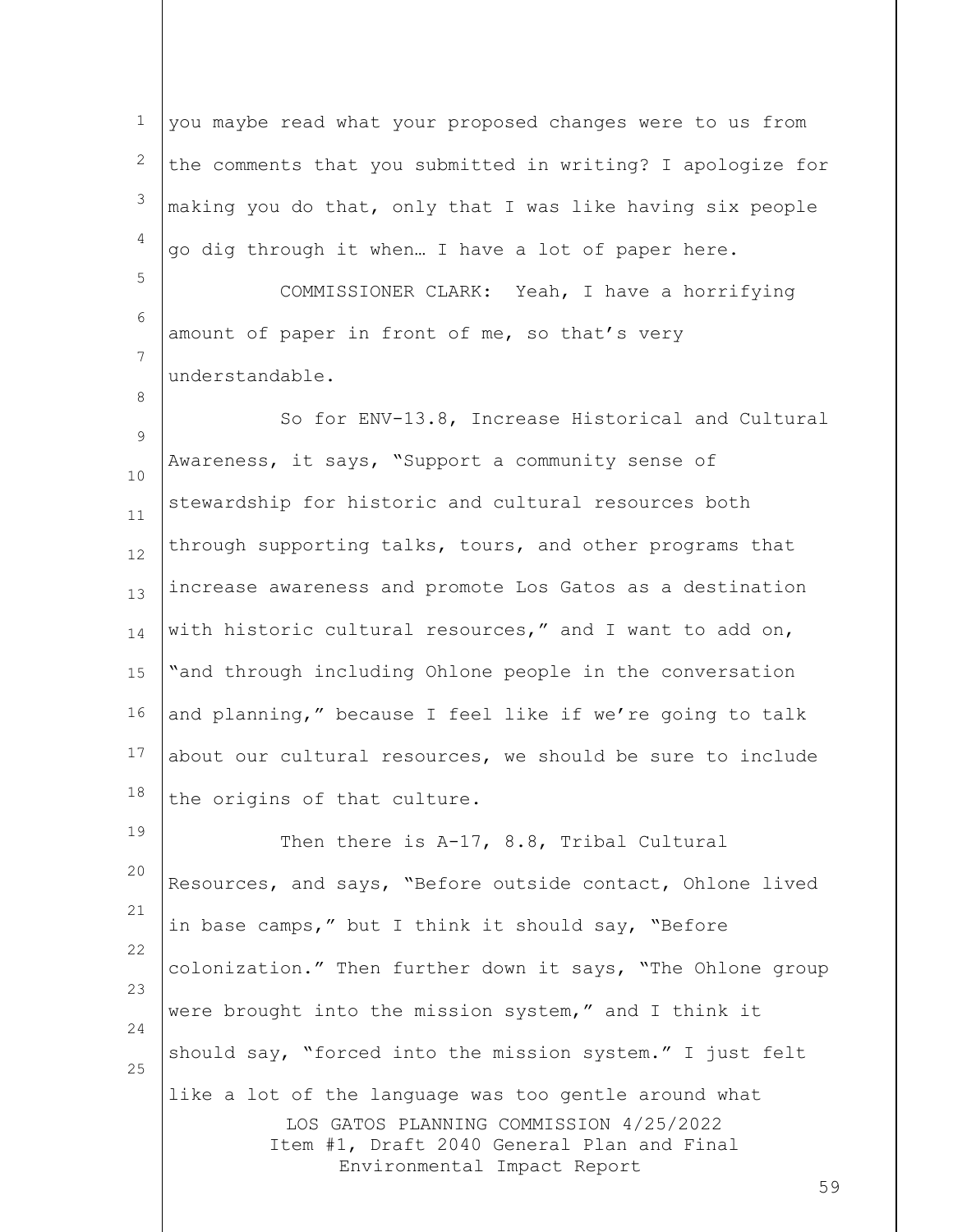you maybe read what your proposed changes were to us from the comments that you submitted in writing? I apologize for making you do that, only that I was like having six people go dig through it when… I have a lot of paper here.

COMMISSIONER CLARK: Yeah, I have a horrifying amount of paper in front of me, so that's very understandable.

So for ENV-13.8, Increase Historical and Cultural Awareness, it says, "Support a community sense of stewardship for historic and cultural resources both through supporting talks, tours, and other programs that increase awareness and promote Los Gatos as a destination with historic cultural resources," and I want to add on, "and through including Ohlone people in the conversation and planning," because I feel like if we're going to talk about our cultural resources, we should be sure to include the origins of that culture.

Then there is A-17, 8.8, Tribal Cultural Resources, and says, "Before outside contact, Ohlone lived in base camps," but I think it should say, "Before colonization." Then further down it says, "The Ohlone group were brought into the mission system," and I think it should say, "forced into the mission system." I just felt like a lot of the language was too gentle around what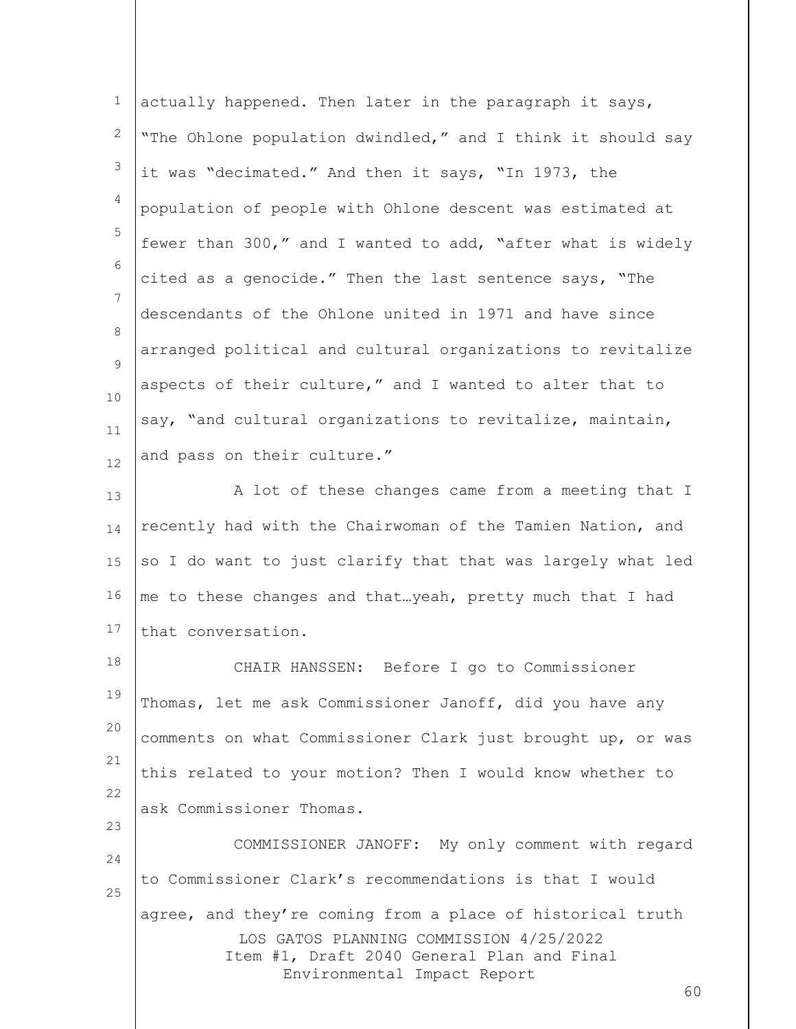actually happened. Then later in the paragraph it says, "The Ohlone population dwindled," and I think it should say it was "decimated." And then it says, "In 1973, the population of people with Ohlone descent was estimated at fewer than 300," and I wanted to add, "after what is widely cited as a genocide." Then the last sentence says, "The descendants of the Ohlone united in 1971 and have since arranged political and cultural organizations to revitalize aspects of their culture," and I wanted to alter that to say, "and cultural organizations to revitalize, maintain, and pass on their culture."

A lot of these changes came from a meeting that I recently had with the Chairwoman of the Tamien Nation, and so I do want to just clarify that that was largely what led me to these changes and that…yeah, pretty much that I had that conversation.

CHAIR HANSSEN: Before I go to Commissioner Thomas, let me ask Commissioner Janoff, did you have any comments on what Commissioner Clark just brought up, or was this related to your motion? Then I would know whether to ask Commissioner Thomas.

COMMISSIONER JANOFF: My only comment with regard to Commissioner Clark's recommendations is that I would agree, and they're coming from a place of historical truth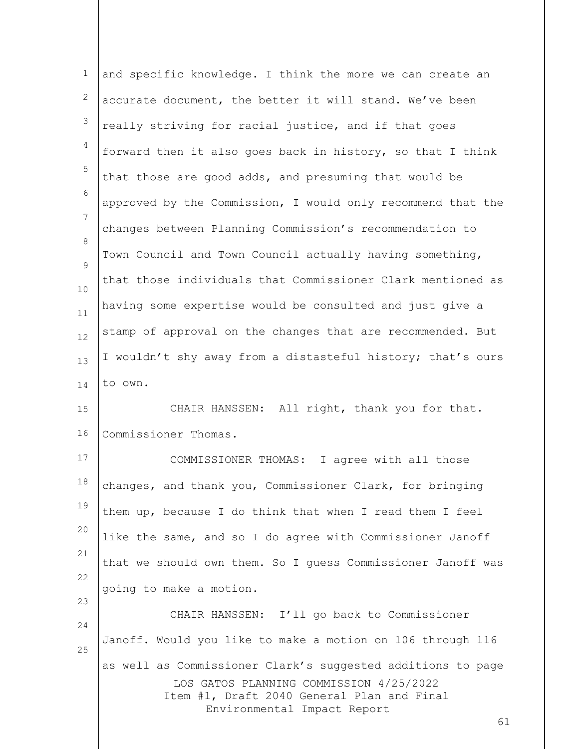and specific knowledge. I think the more we can create an accurate document, the better it will stand. We've been really striving for racial justice, and if that goes forward then it also goes back in history, so that I think that those are good adds, and presuming that would be approved by the Commission, I would only recommend that the changes between Planning Commission's recommendation to Town Council and Town Council actually having something, that those individuals that Commissioner Clark mentioned as having some expertise would be consulted and just give a stamp of approval on the changes that are recommended. But I wouldn't shy away from a distasteful history; that's ours to own.

CHAIR HANSSEN: All right, thank you for that. Commissioner Thomas.

COMMISSIONER THOMAS: I agree with all those changes, and thank you, Commissioner Clark, for bringing them up, because I do think that when I read them I feel like the same, and so I do agree with Commissioner Janoff that we should own them. So I guess Commissioner Janoff was going to make a motion.

CHAIR HANSSEN: I'll go back to Commissioner Janoff. Would you like to make a motion on 106 through 116 as well as Commissioner Clark's suggested additions to page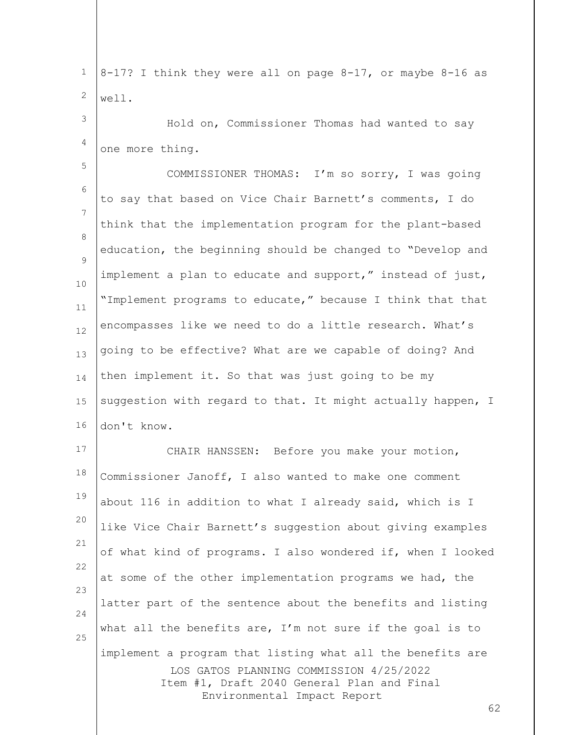8-17? I think they were all on page 8-17, or maybe 8-16 as well.

Hold on, Commissioner Thomas had wanted to say one more thing.

COMMISSIONER THOMAS: I'm so sorry, I was going to say that based on Vice Chair Barnett's comments, I do think that the implementation program for the plant-based education, the beginning should be changed to "Develop and implement a plan to educate and support," instead of just, "Implement programs to educate," because I think that that encompasses like we need to do a little research. What's going to be effective? What are we capable of doing? And then implement it. So that was just going to be my suggestion with regard to that. It might actually happen, I don't know.

CHAIR HANSSEN: Before you make your motion, Commissioner Janoff, I also wanted to make one comment about 116 in addition to what I already said, which is I like Vice Chair Barnett's suggestion about giving examples of what kind of programs. I also wondered if, when I looked at some of the other implementation programs we had, the latter part of the sentence about the benefits and listing what all the benefits are, I'm not sure if the goal is to implement a program that listing what all the benefits are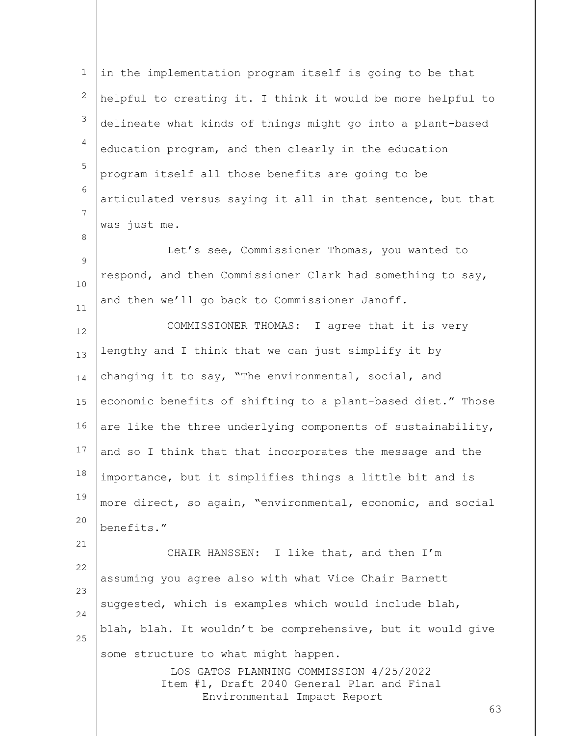in the implementation program itself is going to be that helpful to creating it. I think it would be more helpful to delineate what kinds of things might go into a plant-based education program, and then clearly in the education program itself all those benefits are going to be articulated versus saying it all in that sentence, but that was just me.

Let's see, Commissioner Thomas, you wanted to respond, and then Commissioner Clark had something to say, and then we'll go back to Commissioner Janoff.

COMMISSIONER THOMAS: I agree that it is very lengthy and I think that we can just simplify it by changing it to say, "The environmental, social, and economic benefits of shifting to a plant-based diet." Those are like the three underlying components of sustainability, and so I think that that incorporates the message and the importance, but it simplifies things a little bit and is more direct, so again, "environmental, economic, and social benefits."

CHAIR HANSSEN: I like that, and then I'm assuming you agree also with what Vice Chair Barnett suggested, which is examples which would include blah, blah, blah. It wouldn't be comprehensive, but it would give some structure to what might happen.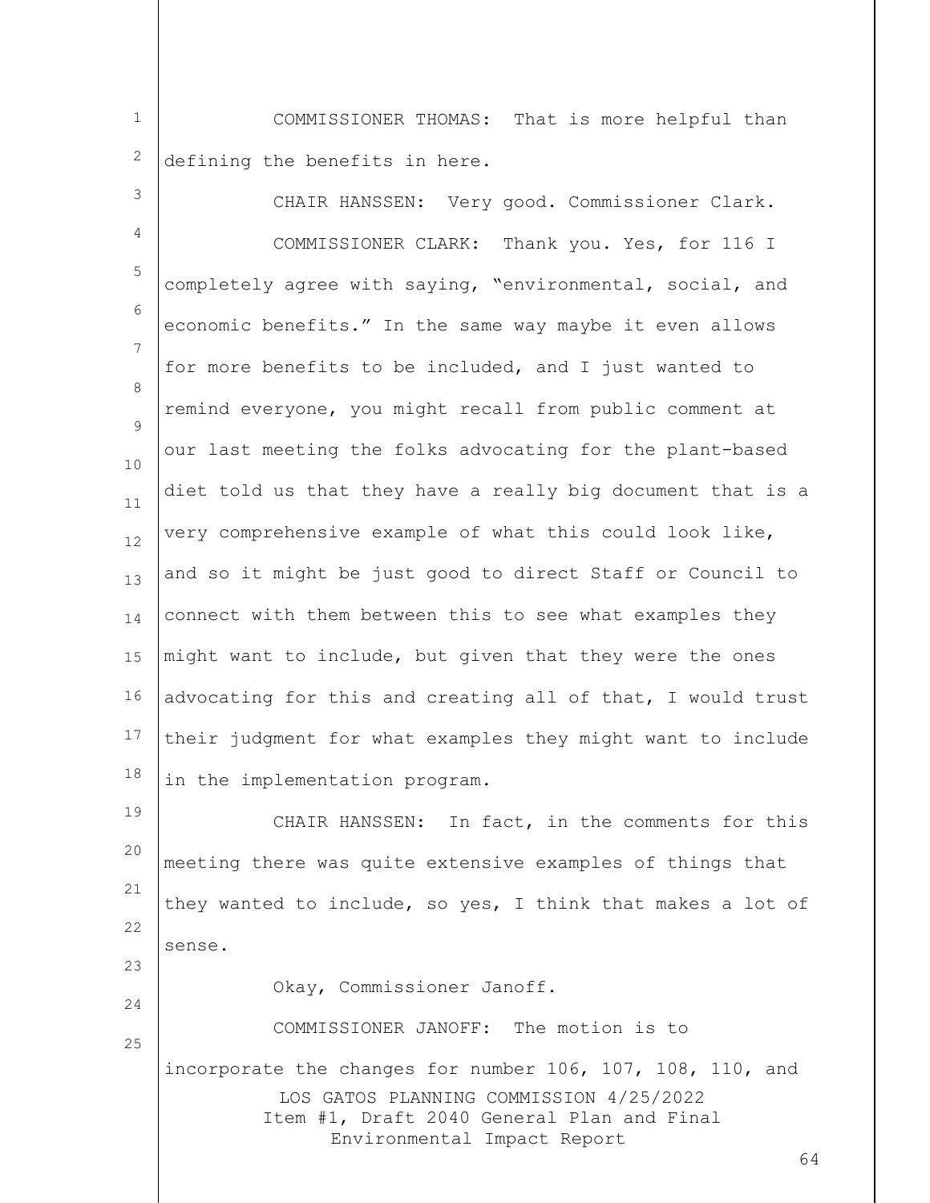COMMISSIONER THOMAS: That is more helpful than defining the benefits in here.

CHAIR HANSSEN: Very good. Commissioner Clark.

COMMISSIONER CLARK: Thank you. Yes, for 116 I completely agree with saying, "environmental, social, and economic benefits." In the same way maybe it even allows for more benefits to be included, and I just wanted to remind everyone, you might recall from public comment at our last meeting the folks advocating for the plant-based diet told us that they have a really big document that is a very comprehensive example of what this could look like, and so it might be just good to direct Staff or Council to connect with them between this to see what examples they might want to include, but given that they were the ones advocating for this and creating all of that, I would trust their judgment for what examples they might want to include in the implementation program.

CHAIR HANSSEN: In fact, in the comments for this meeting there was quite extensive examples of things that they wanted to include, so yes, I think that makes a lot of sense.

Okay, Commissioner Janoff.

COMMISSIONER JANOFF: The motion is to incorporate the changes for number 106, 107, 108, 110, and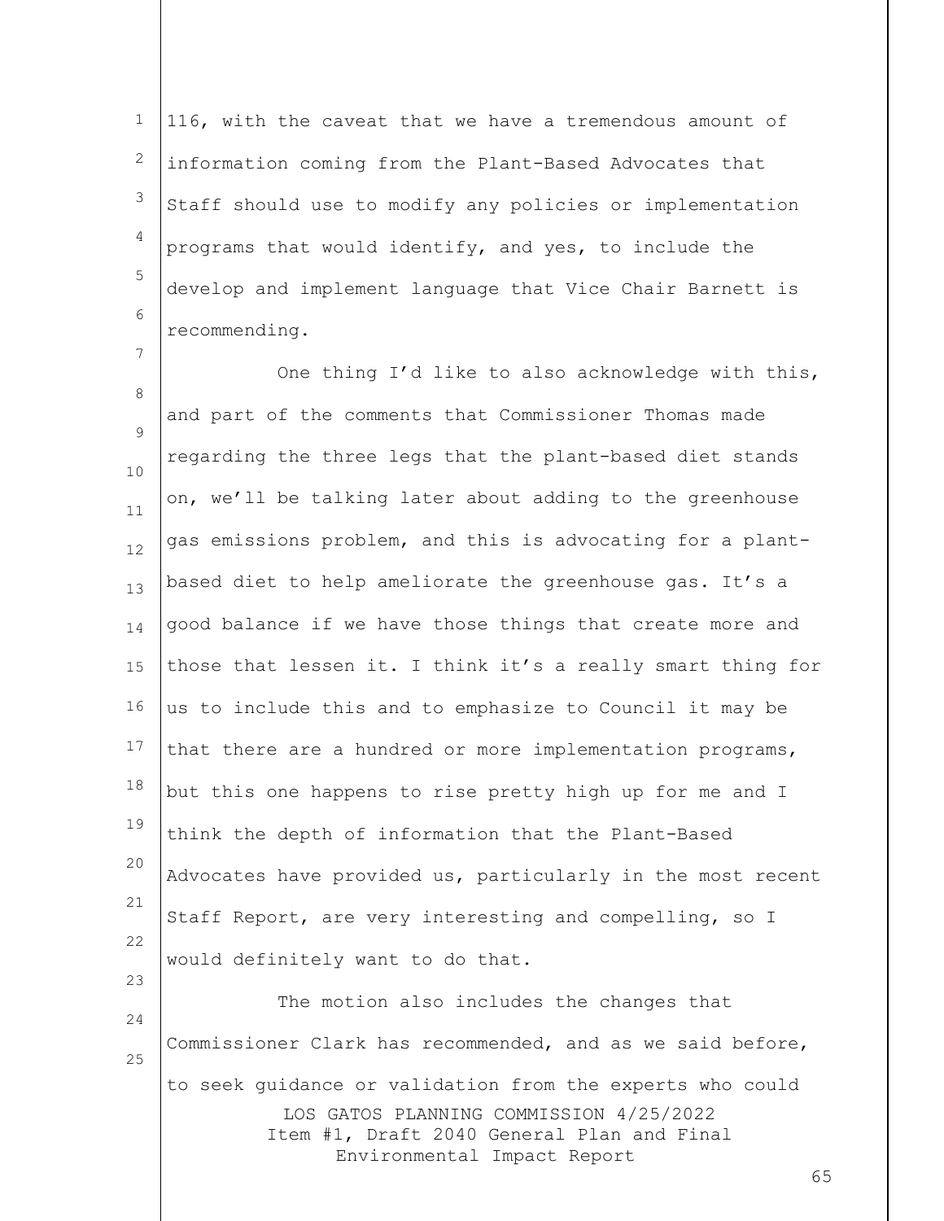116, with the caveat that we have a tremendous amount of information coming from the Plant-Based Advocates that Staff should use to modify any policies or implementation programs that would identify, and yes, to include the develop and implement language that Vice Chair Barnett is recommending.

One thing I'd like to also acknowledge with this, and part of the comments that Commissioner Thomas made regarding the three legs that the plant-based diet stands on, we'll be talking later about adding to the greenhouse gas emissions problem, and this is advocating for a plant-based diet to help ameliorate the greenhouse gas. It's a good balance if we have those things that create more and those that lessen it. I think it's a really smart thing for us to include this and to emphasize to Council it may be that there are a hundred or more implementation programs, but this one happens to rise pretty high up for me and I think the depth of information that the Plant-Based Advocates have provided us, particularly in the most recent Staff Report, are very interesting and compelling, so I would definitely want to do that.

The motion also includes the changes that Commissioner Clark has recommended, and as we said before, to seek guidance or validation from the experts who could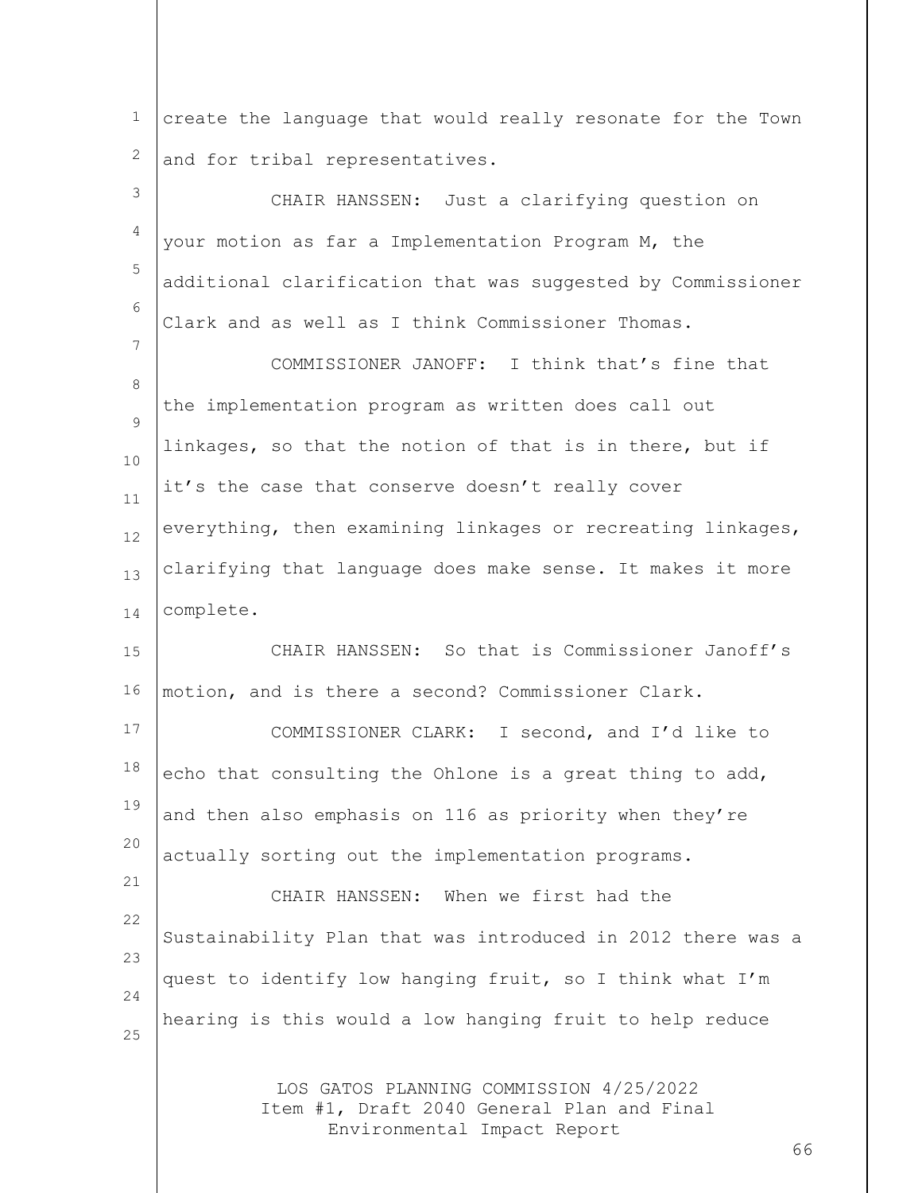create the language that would really resonate for the Town and for tribal representatives.

CHAIR HANSSEN: Just a clarifying question on your motion as far a Implementation Program M, the additional clarification that was suggested by Commissioner Clark and as well as I think Commissioner Thomas.

COMMISSIONER JANOFF: I think that's fine that the implementation program as written does call out linkages, so that the notion of that is in there, but if it's the case that conserve doesn't really cover everything, then examining linkages or recreating linkages, clarifying that language does make sense. It makes it more complete.

CHAIR HANSSEN: So that is Commissioner Janoff's motion, and is there a second? Commissioner Clark.

COMMISSIONER CLARK: I second, and I'd like to echo that consulting the Ohlone is a great thing to add, and then also emphasis on 116 as priority when they're actually sorting out the implementation programs.

CHAIR HANSSEN: When we first had the Sustainability Plan that was introduced in 2012 there was a quest to identify low hanging fruit, so I think what I'm hearing is this would a low hanging fruit to help reduce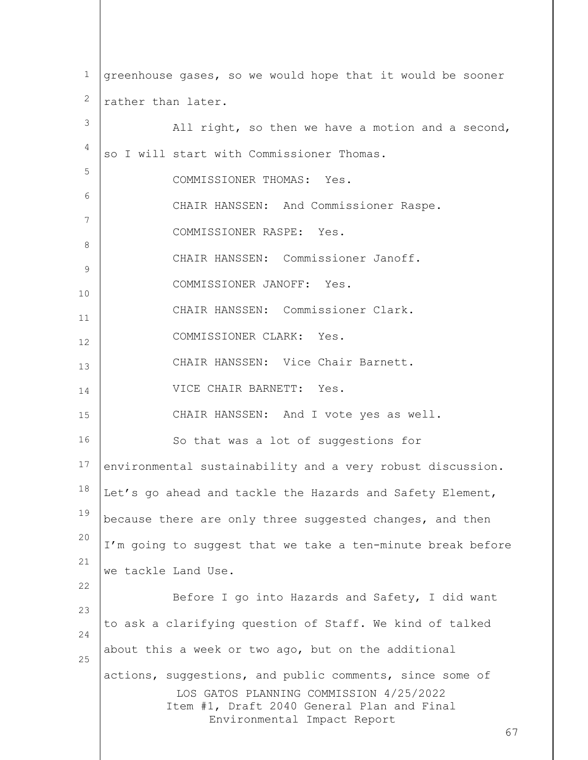greenhouse gases, so we would hope that it would be sooner rather than later.

All right, so then we have a motion and a second, so I will start with Commissioner Thomas.

COMMISSIONER THOMAS: Yes.

CHAIR HANSSEN: And Commissioner Raspe.

COMMISSIONER RASPE: Yes.

CHAIR HANSSEN: Commissioner Janoff.

COMMISSIONER JANOFF: Yes.

CHAIR HANSSEN: Commissioner Clark.

COMMISSIONER CLARK: Yes.

CHAIR HANSSEN: Vice Chair Barnett.

VICE CHAIR BARNETT: Yes.

CHAIR HANSSEN: And I vote yes as well.

So that was a lot of suggestions for environmental sustainability and a very robust discussion. Let's go ahead and tackle the Hazards and Safety Element, because there are only three suggested changes, and then I'm going to suggest that we take a ten-minute break before we tackle Land Use.

Before I go into Hazards and Safety, I did want to ask a clarifying question of Staff. We kind of talked about this a week or two ago, but on the additional actions, suggestions, and public comments, since some of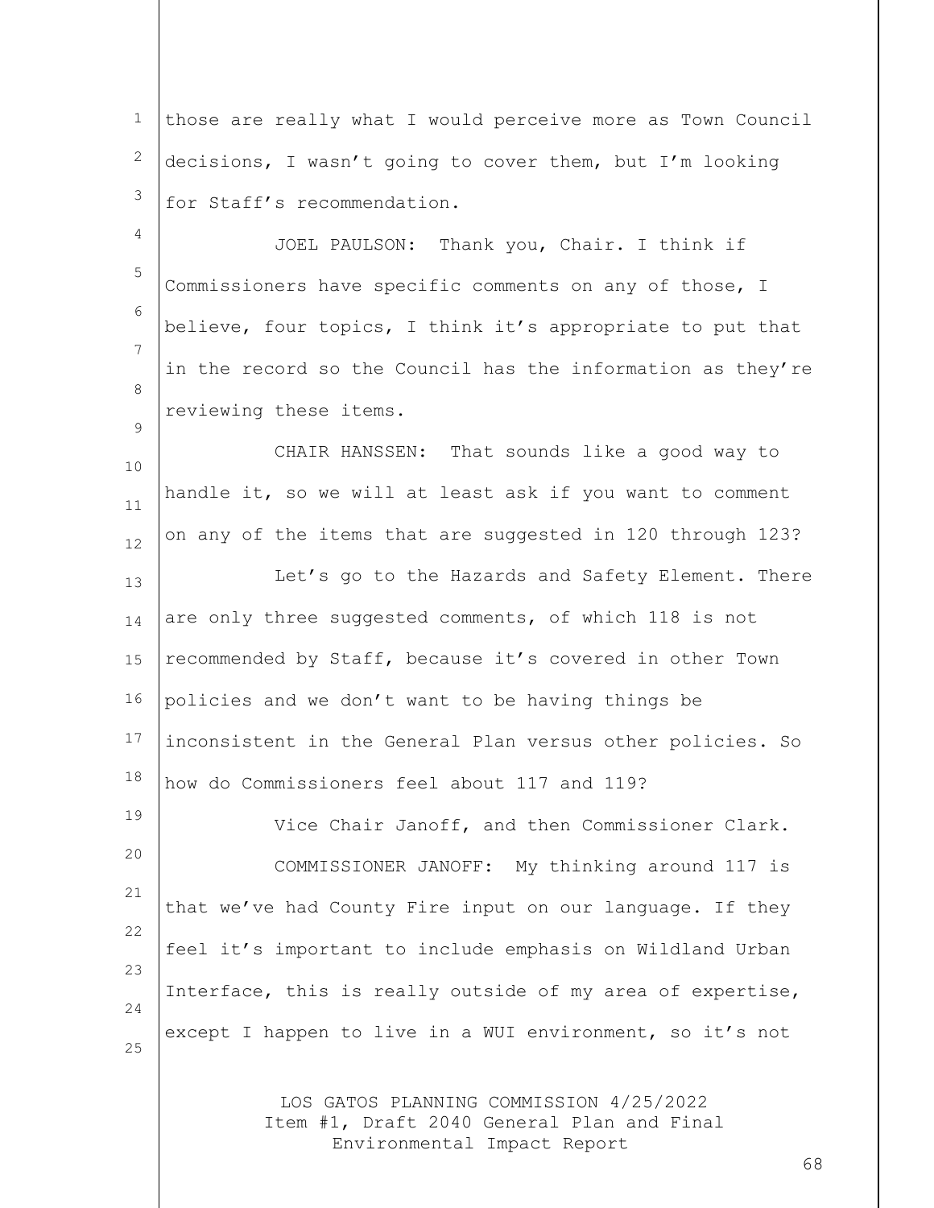those are really what I would perceive more as Town Council decisions, I wasn't going to cover them, but I'm looking for Staff's recommendation.

JOEL PAULSON: Thank you, Chair. I think if Commissioners have specific comments on any of those, I believe, four topics, I think it's appropriate to put that in the record so the Council has the information as they're reviewing these items.

CHAIR HANSSEN: That sounds like a good way to handle it, so we will at least ask if you want to comment on any of the items that are suggested in 120 through 123?

Let's go to the Hazards and Safety Element. There are only three suggested comments, of which 118 is not recommended by Staff, because it's covered in other Town policies and we don't want to be having things be inconsistent in the General Plan versus other policies. So how do Commissioners feel about 117 and 119?

Vice Chair Janoff, and then Commissioner Clark.

COMMISSIONER JANOFF: My thinking around 117 is that we've had County Fire input on our language. If they feel it's important to include emphasis on Wildland Urban Interface, this is really outside of my area of expertise, except I happen to live in a WUI environment, so it's not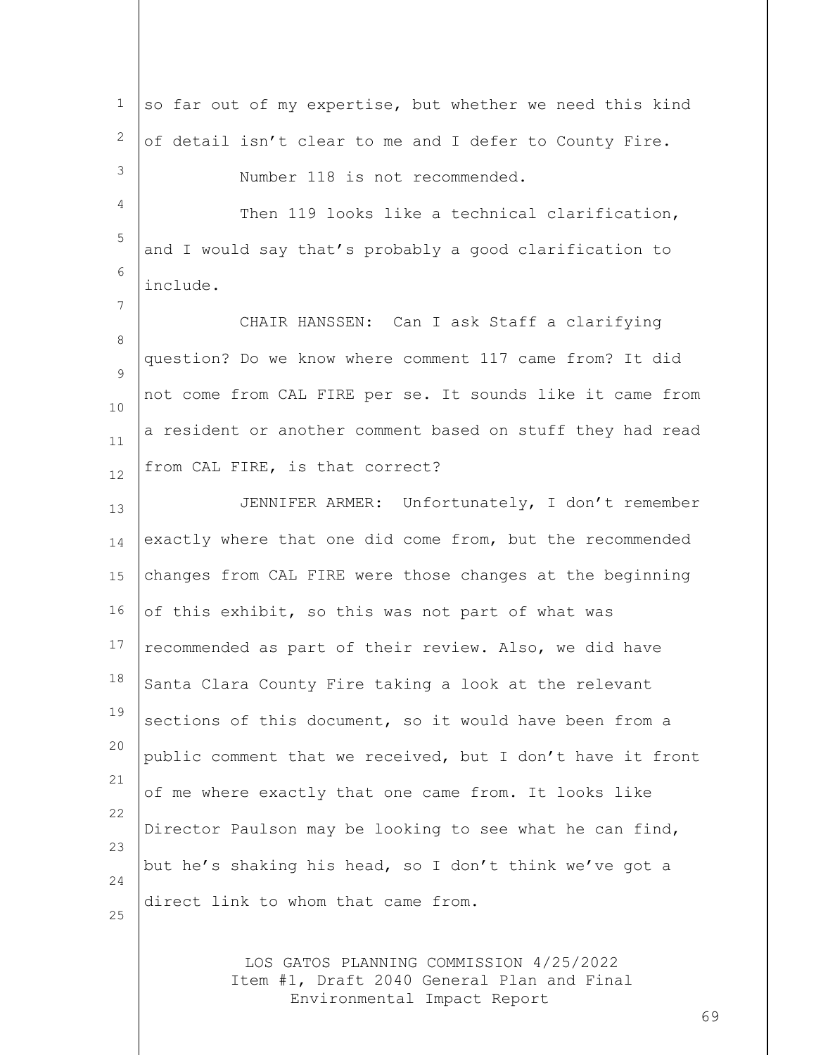so far out of my expertise, but whether we need this kind of detail isn't clear to me and I defer to County Fire.

Number 118 is not recommended.

Then 119 looks like a technical clarification, and I would say that's probably a good clarification to include.

CHAIR HANSSEN: Can I ask Staff a clarifying question? Do we know where comment 117 came from? It did not come from CAL FIRE per se. It sounds like it came from a resident or another comment based on stuff they had read from CAL FIRE, is that correct?

JENNIFER ARMER: Unfortunately, I don't remember exactly where that one did come from, but the recommended changes from CAL FIRE were those changes at the beginning of this exhibit, so this was not part of what was recommended as part of their review. Also, we did have Santa Clara County Fire taking a look at the relevant sections of this document, so it would have been from a public comment that we received, but I don't have it front of me where exactly that one came from. It looks like Director Paulson may be looking to see what he can find, but he's shaking his head, so I don't think we've got a direct link to whom that came from.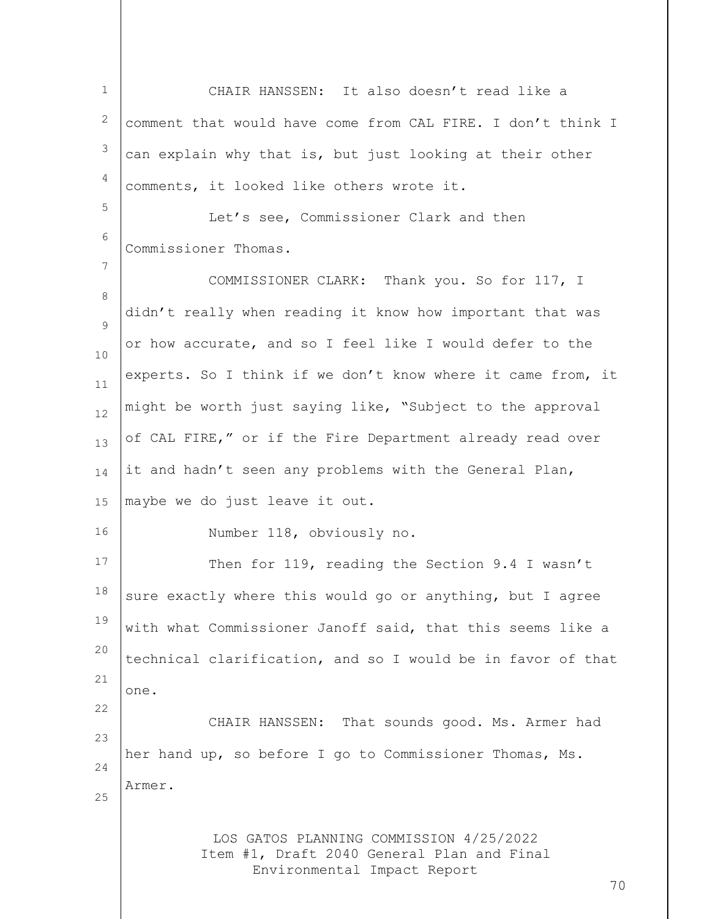CHAIR HANSSEN: It also doesn't read like a comment that would have come from CAL FIRE. I don't think I can explain why that is, but just looking at their other comments, it looked like others wrote it.

Let's see, Commissioner Clark and then Commissioner Thomas.

COMMISSIONER CLARK: Thank you. So for 117, I didn't really when reading it know how important that was or how accurate, and so I feel like I would defer to the experts. So I think if we don't know where it came from, it might be worth just saying like, "Subject to the approval of CAL FIRE," or if the Fire Department already read over it and hadn't seen any problems with the General Plan, maybe we do just leave it out.

Number 118, obviously no.

Then for 119, reading the Section 9.4 I wasn't sure exactly where this would go or anything, but I agree with what Commissioner Janoff said, that this seems like a technical clarification, and so I would be in favor of that one.

CHAIR HANSSEN: That sounds good. Ms. Armer had her hand up, so before I go to Commissioner Thomas, Ms. Armer.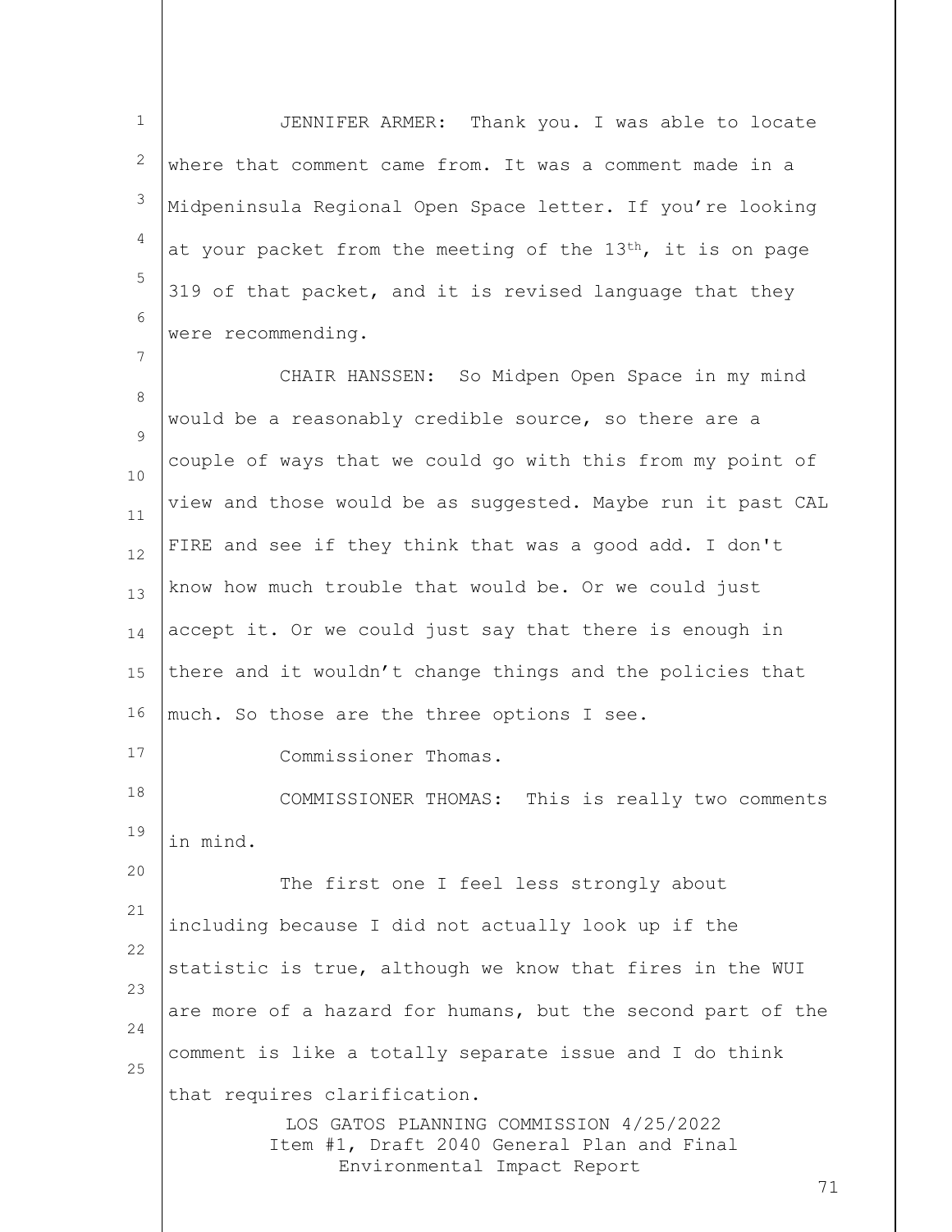JENNIFER ARMER: Thank you. I was able to locate where that comment came from. It was a comment made in a Midpeninsula Regional Open Space letter. If you're looking at your packet from the meeting of the 13th, it is on page 319 of that packet, and it is revised language that they were recommending.

CHAIR HANSSEN: So Midpen Open Space in my mind would be a reasonably credible source, so there are a couple of ways that we could go with this from my point of view and those would be as suggested. Maybe run it past CAL FIRE and see if they think that was a good add. I don't know how much trouble that would be. Or we could just accept it. Or we could just say that there is enough in there and it wouldn't change things and the policies that much. So those are the three options I see.

Commissioner Thomas.

COMMISSIONER THOMAS: This is really two comments in mind.

The first one I feel less strongly about including because I did not actually look up if the statistic is true, although we know that fires in the WUI are more of a hazard for humans, but the second part of the comment is like a totally separate issue and I do think that requires clarification.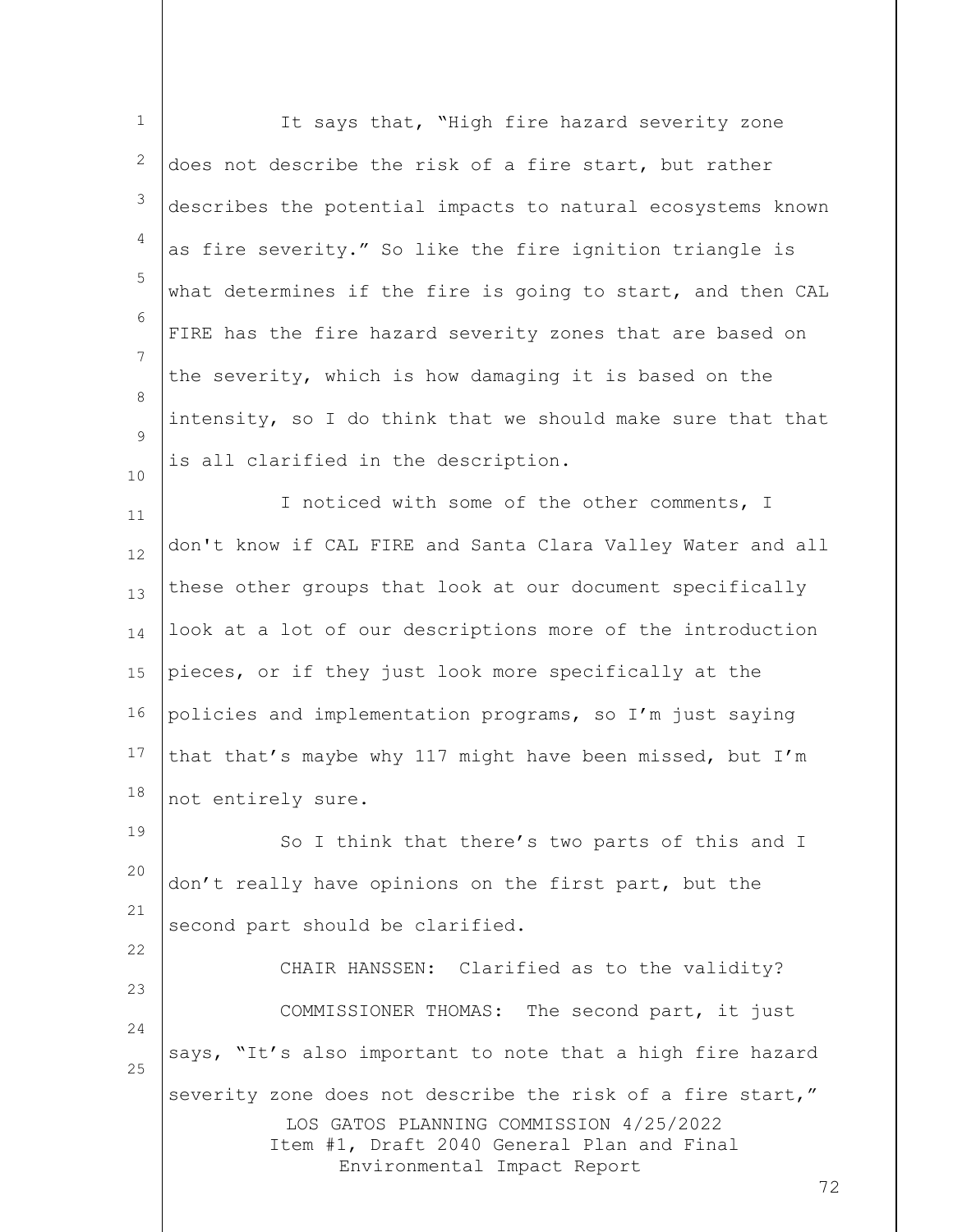It says that, "High fire hazard severity zone does not describe the risk of a fire start, but rather describes the potential impacts to natural ecosystems known as fire severity." So like the fire ignition triangle is what determines if the fire is going to start, and then CAL FIRE has the fire hazard severity zones that are based on the severity, which is how damaging it is based on the intensity, so I do think that we should make sure that that is all clarified in the description.

I noticed with some of the other comments, I don't know if CAL FIRE and Santa Clara Valley Water and all these other groups that look at our document specifically look at a lot of our descriptions more of the introduction pieces, or if they just look more specifically at the policies and implementation programs, so I'm just saying that that's maybe why 117 might have been missed, but I'm not entirely sure.

So I think that there's two parts of this and I don't really have opinions on the first part, but the second part should be clarified.

CHAIR HANSSEN: Clarified as to the validity?

COMMISSIONER THOMAS: The second part, it just says, "It's also important to note that a high fire hazard severity zone does not describe the risk of a fire start,"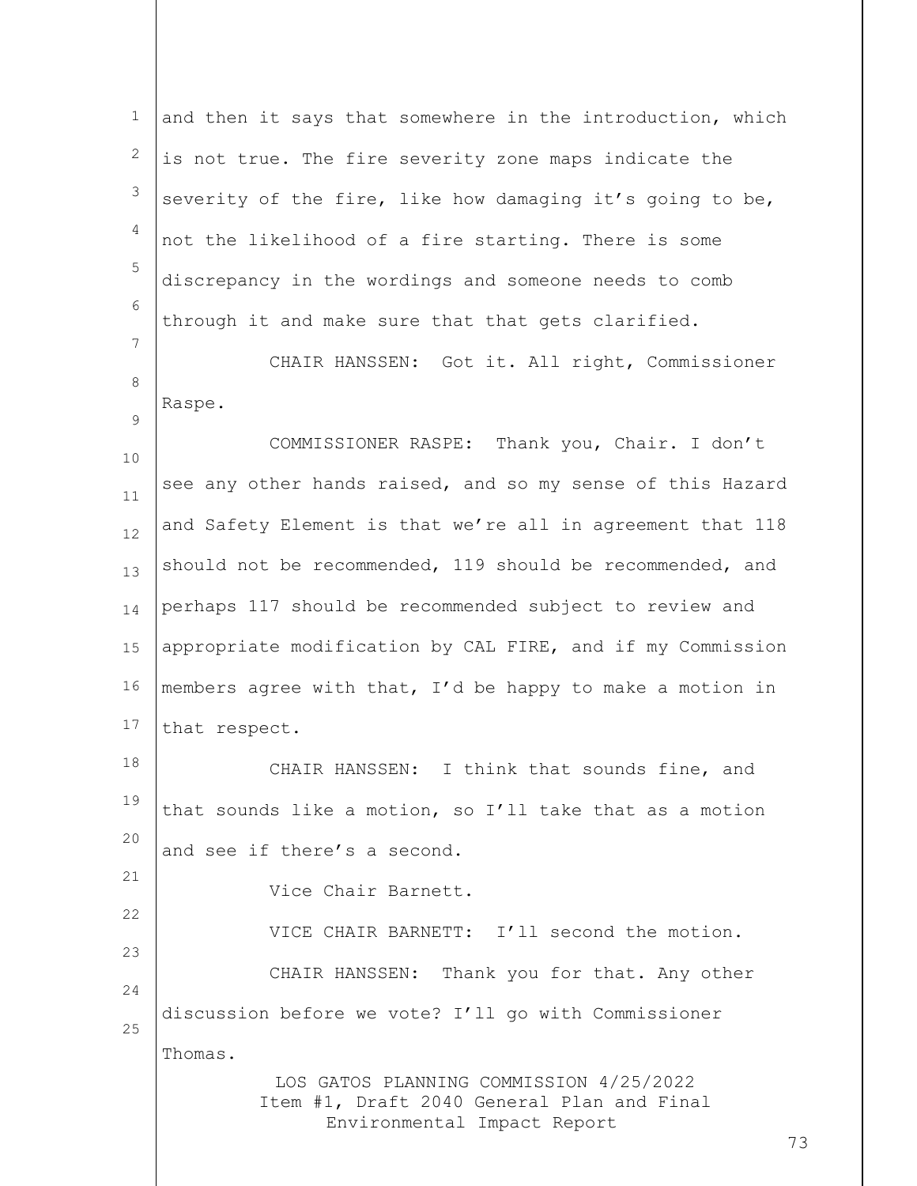and then it says that somewhere in the introduction, which is not true. The fire severity zone maps indicate the severity of the fire, like how damaging it's going to be, not the likelihood of a fire starting. There is some discrepancy in the wordings and someone needs to comb through it and make sure that that gets clarified.

CHAIR HANSSEN: Got it. All right, Commissioner Raspe.

COMMISSIONER RASPE: Thank you, Chair. I don't see any other hands raised, and so my sense of this Hazard and Safety Element is that we're all in agreement that 118 should not be recommended, 119 should be recommended, and perhaps 117 should be recommended subject to review and appropriate modification by CAL FIRE, and if my Commission members agree with that, I'd be happy to make a motion in that respect.

CHAIR HANSSEN: I think that sounds fine, and that sounds like a motion, so I'll take that as a motion and see if there's a second.

Vice Chair Barnett.

VICE CHAIR BARNETT: I'll second the motion.

CHAIR HANSSEN: Thank you for that. Any other discussion before we vote? I'll go with Commissioner Thomas.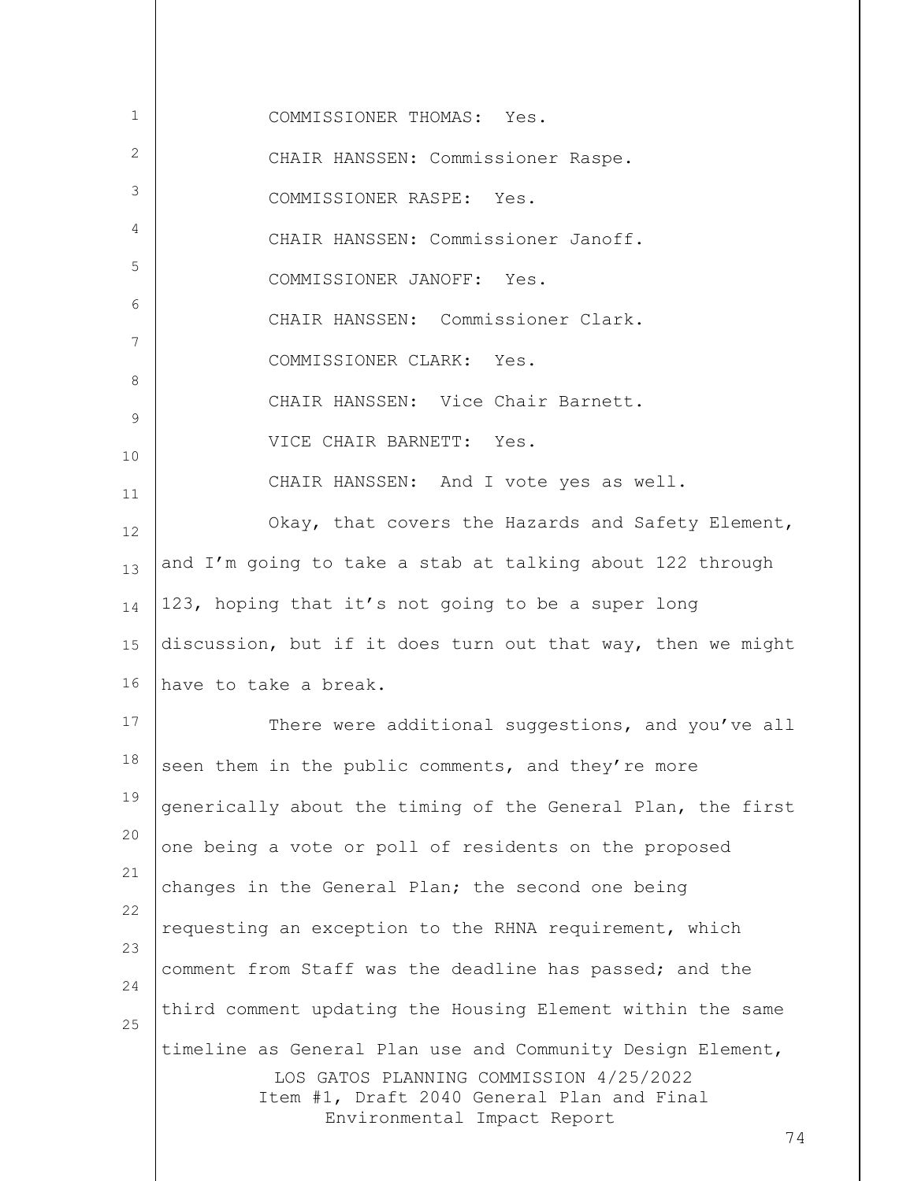COMMISSIONER THOMAS: Yes.

CHAIR HANSSEN: Commissioner Raspe.

COMMISSIONER RASPE: Yes.

CHAIR HANSSEN: Commissioner Janoff.

COMMISSIONER JANOFF: Yes.

CHAIR HANSSEN: Commissioner Clark.

COMMISSIONER CLARK: Yes.

CHAIR HANSSEN: Vice Chair Barnett.

VICE CHAIR BARNETT: Yes.

CHAIR HANSSEN: And I vote yes as well.

Okay, that covers the Hazards and Safety Element, and I'm going to take a stab at talking about 122 through 123, hoping that it's not going to be a super long discussion, but if it does turn out that way, then we might have to take a break.

There were additional suggestions, and you've all seen them in the public comments, and they're more generically about the timing of the General Plan, the first one being a vote or poll of residents on the proposed changes in the General Plan; the second one being requesting an exception to the RHNA requirement, which comment from Staff was the deadline has passed; and the third comment updating the Housing Element within the same timeline as General Plan use and Community Design Element,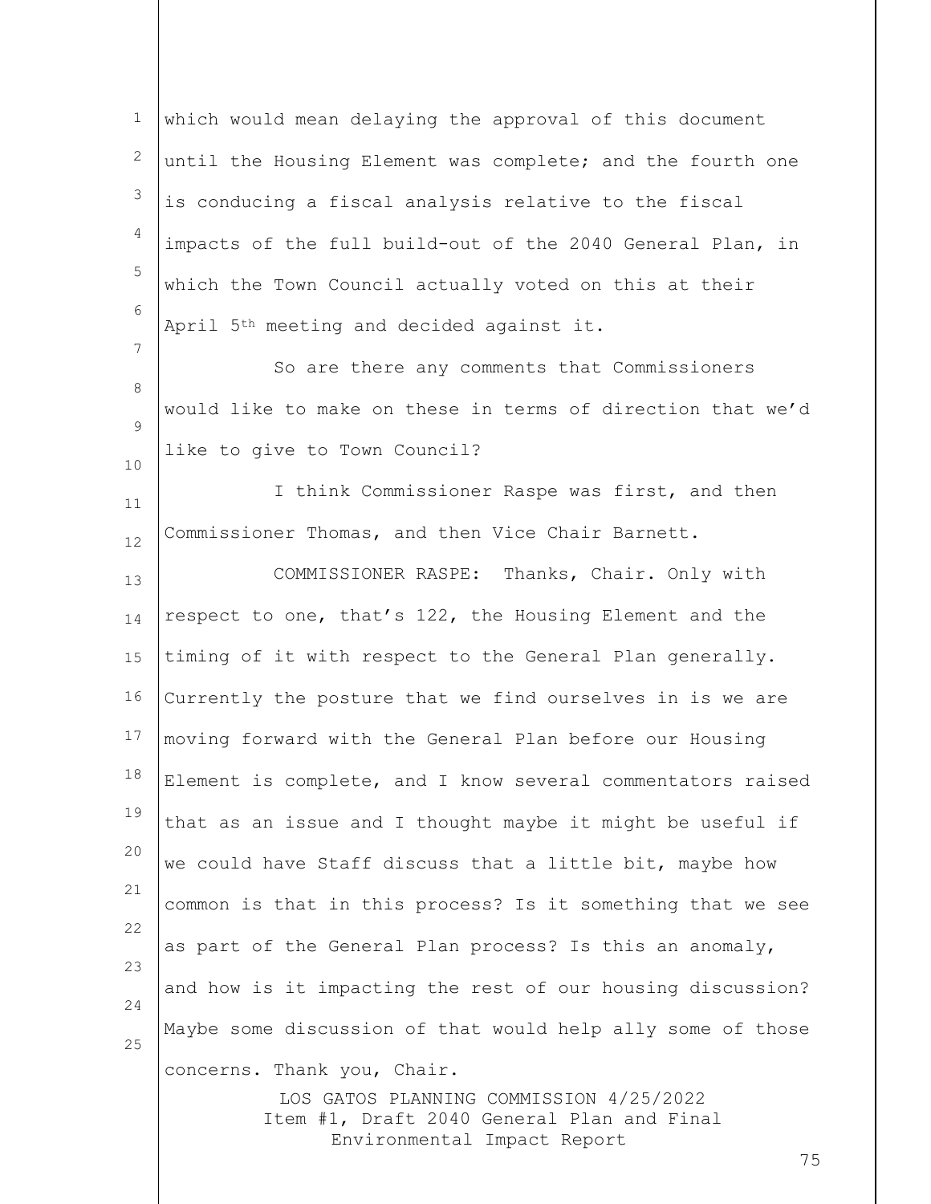which would mean delaying the approval of this document until the Housing Element was complete; and the fourth one is conducing a fiscal analysis relative to the fiscal impacts of the full build-out of the 2040 General Plan, in which the Town Council actually voted on this at their April 5th meeting and decided against it.

So are there any comments that Commissioners would like to make on these in terms of direction that we'd like to give to Town Council?

I think Commissioner Raspe was first, and then Commissioner Thomas, and then Vice Chair Barnett.

COMMISSIONER RASPE: Thanks, Chair. Only with respect to one, that's 122, the Housing Element and the timing of it with respect to the General Plan generally. Currently the posture that we find ourselves in is we are moving forward with the General Plan before our Housing Element is complete, and I know several commentators raised that as an issue and I thought maybe it might be useful if we could have Staff discuss that a little bit, maybe how common is that in this process? Is it something that we see as part of the General Plan process? Is this an anomaly, and how is it impacting the rest of our housing discussion? Maybe some discussion of that would help ally some of those concerns. Thank you, Chair.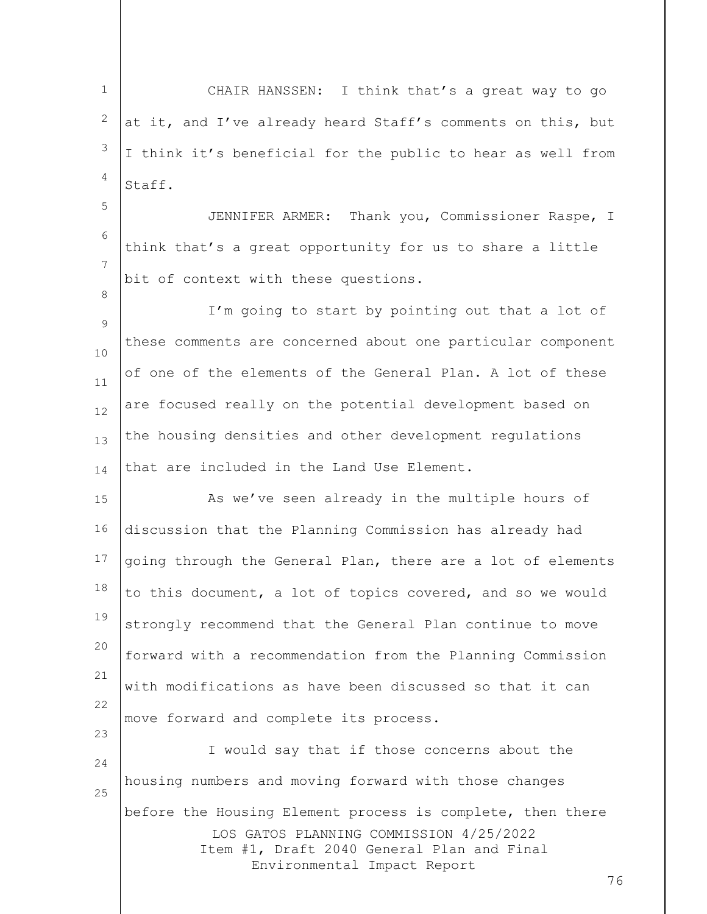CHAIR HANSSEN: I think that's a great way to go at it, and I've already heard Staff's comments on this, but I think it's beneficial for the public to hear as well from Staff.

JENNIFER ARMER: Thank you, Commissioner Raspe, I think that's a great opportunity for us to share a little bit of context with these questions.

I'm going to start by pointing out that a lot of these comments are concerned about one particular component of one of the elements of the General Plan. A lot of these are focused really on the potential development based on the housing densities and other development regulations that are included in the Land Use Element.

As we've seen already in the multiple hours of discussion that the Planning Commission has already had going through the General Plan, there are a lot of elements to this document, a lot of topics covered, and so we would strongly recommend that the General Plan continue to move forward with a recommendation from the Planning Commission with modifications as have been discussed so that it can move forward and complete its process.

I would say that if those concerns about the housing numbers and moving forward with those changes before the Housing Element process is complete, then there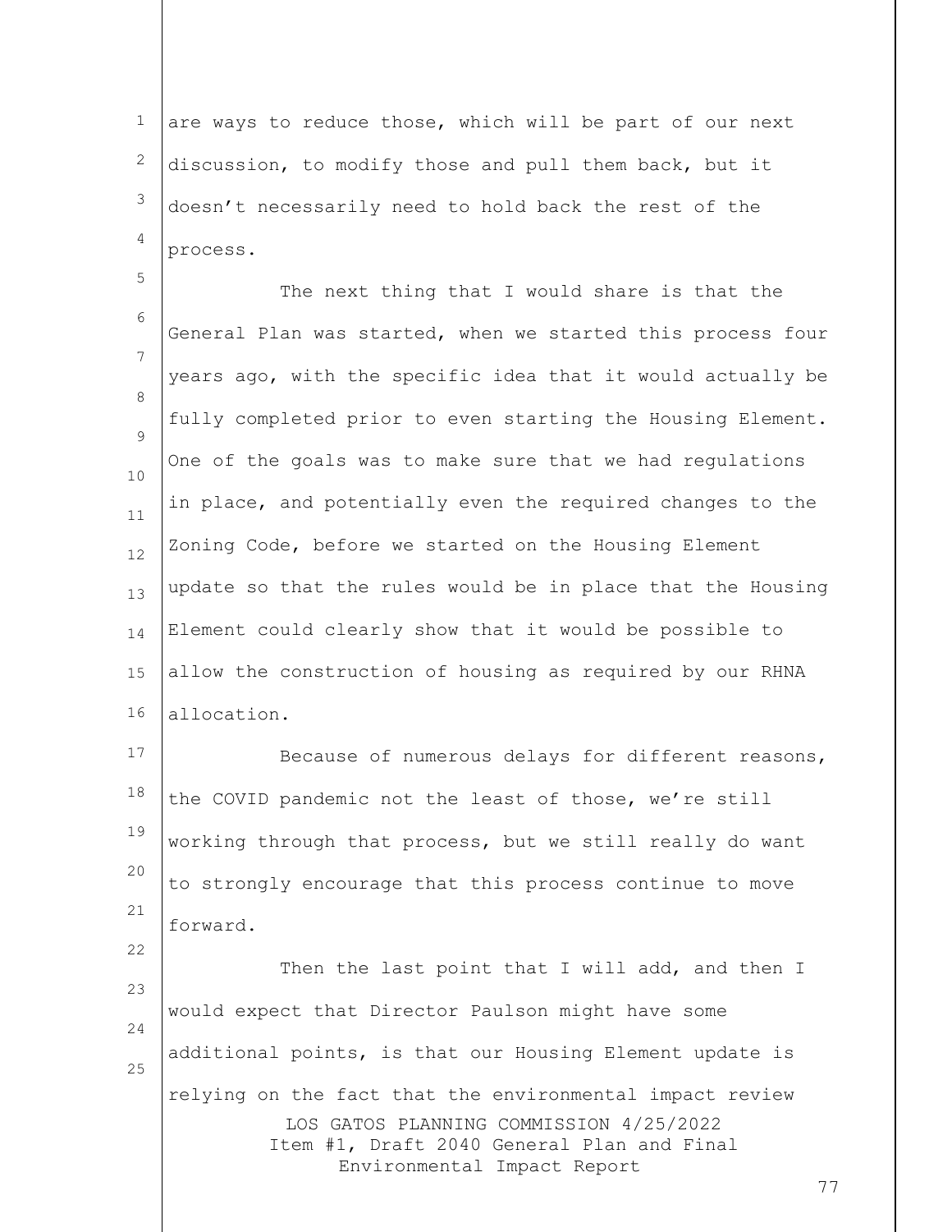are ways to reduce those, which will be part of our next discussion, to modify those and pull them back, but it doesn't necessarily need to hold back the rest of the process.

The next thing that I would share is that the General Plan was started, when we started this process four years ago, with the specific idea that it would actually be fully completed prior to even starting the Housing Element. One of the goals was to make sure that we had regulations in place, and potentially even the required changes to the Zoning Code, before we started on the Housing Element update so that the rules would be in place that the Housing Element could clearly show that it would be possible to allow the construction of housing as required by our RHNA allocation.

Because of numerous delays for different reasons, the COVID pandemic not the least of those, we're still working through that process, but we still really do want to strongly encourage that this process continue to move forward.

Then the last point that I will add, and then I would expect that Director Paulson might have some additional points, is that our Housing Element update is relying on the fact that the environmental impact review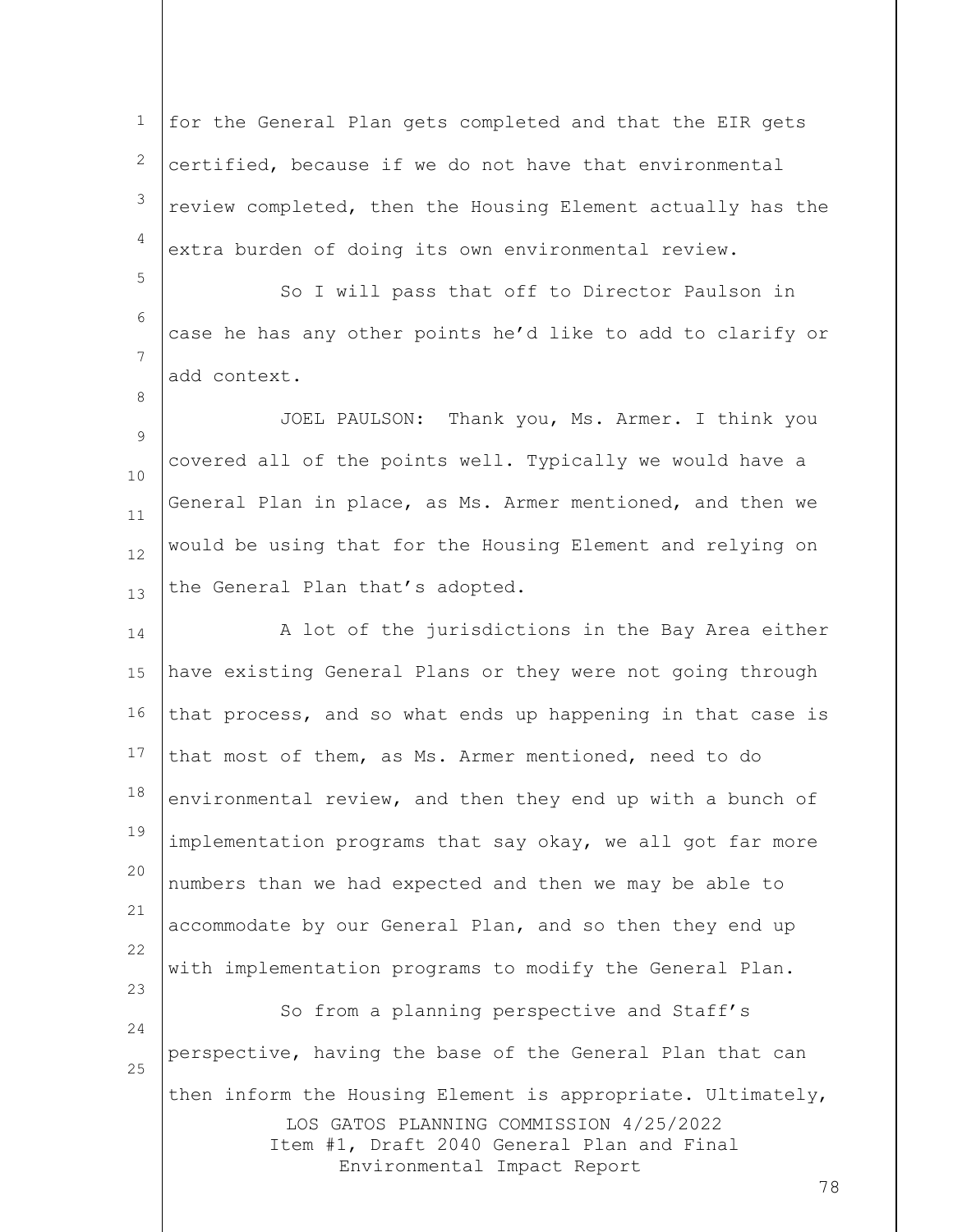for the General Plan gets completed and that the EIR gets certified, because if we do not have that environmental review completed, then the Housing Element actually has the extra burden of doing its own environmental review.

So I will pass that off to Director Paulson in case he has any other points he'd like to add to clarify or add context.

JOEL PAULSON: Thank you, Ms. Armer. I think you covered all of the points well. Typically we would have a General Plan in place, as Ms. Armer mentioned, and then we would be using that for the Housing Element and relying on the General Plan that's adopted.

A lot of the jurisdictions in the Bay Area either have existing General Plans or they were not going through that process, and so what ends up happening in that case is that most of them, as Ms. Armer mentioned, need to do environmental review, and then they end up with a bunch of implementation programs that say okay, we all got far more numbers than we had expected and then we may be able to accommodate by our General Plan, and so then they end up with implementation programs to modify the General Plan.

So from a planning perspective and Staff's perspective, having the base of the General Plan that can then inform the Housing Element is appropriate. Ultimately,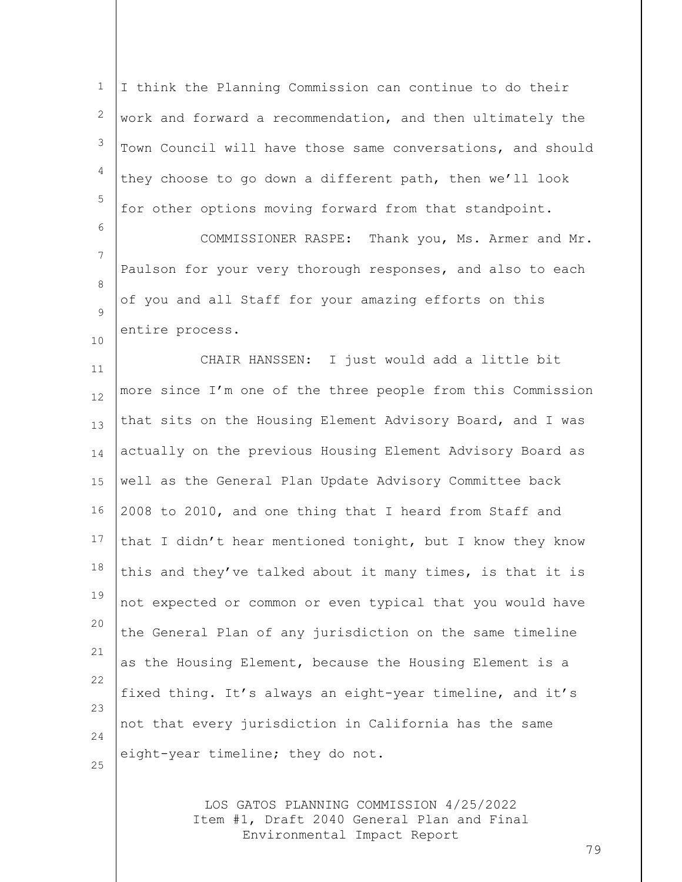I think the Planning Commission can continue to do their work and forward a recommendation, and then ultimately the Town Council will have those same conversations, and should they choose to go down a different path, then we'll look for other options moving forward from that standpoint.

COMMISSIONER RASPE: Thank you, Ms. Armer and Mr. Paulson for your very thorough responses, and also to each of you and all Staff for your amazing efforts on this entire process.

CHAIR HANSSEN: I just would add a little bit more since I'm one of the three people from this Commission that sits on the Housing Element Advisory Board, and I was actually on the previous Housing Element Advisory Board as well as the General Plan Update Advisory Committee back 2008 to 2010, and one thing that I heard from Staff and that I didn't hear mentioned tonight, but I know they know this and they've talked about it many times, is that it is not expected or common or even typical that you would have the General Plan of any jurisdiction on the same timeline as the Housing Element, because the Housing Element is a fixed thing. It's always an eight-year timeline, and it's not that every jurisdiction in California has the same eight-year timeline; they do not.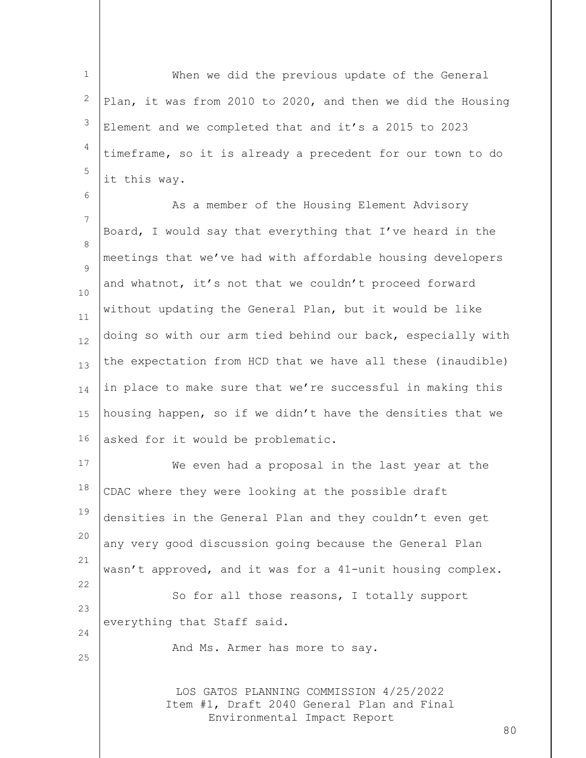When we did the previous update of the General Plan, it was from 2010 to 2020, and then we did the Housing Element and we completed that and it's a 2015 to 2023 timeframe, so it is already a precedent for our town to do it this way.

As a member of the Housing Element Advisory Board, I would say that everything that I've heard in the meetings that we've had with affordable housing developers and whatnot, it's not that we couldn't proceed forward without updating the General Plan, but it would be like doing so with our arm tied behind our back, especially with the expectation from HCD that we have all these (inaudible) in place to make sure that we're successful in making this housing happen, so if we didn't have the densities that we asked for it would be problematic.

We even had a proposal in the last year at the CDAC where they were looking at the possible draft densities in the General Plan and they couldn't even get any very good discussion going because the General Plan wasn't approved, and it was for a 41-unit housing complex.

So for all those reasons, I totally support everything that Staff said.

And Ms. Armer has more to say.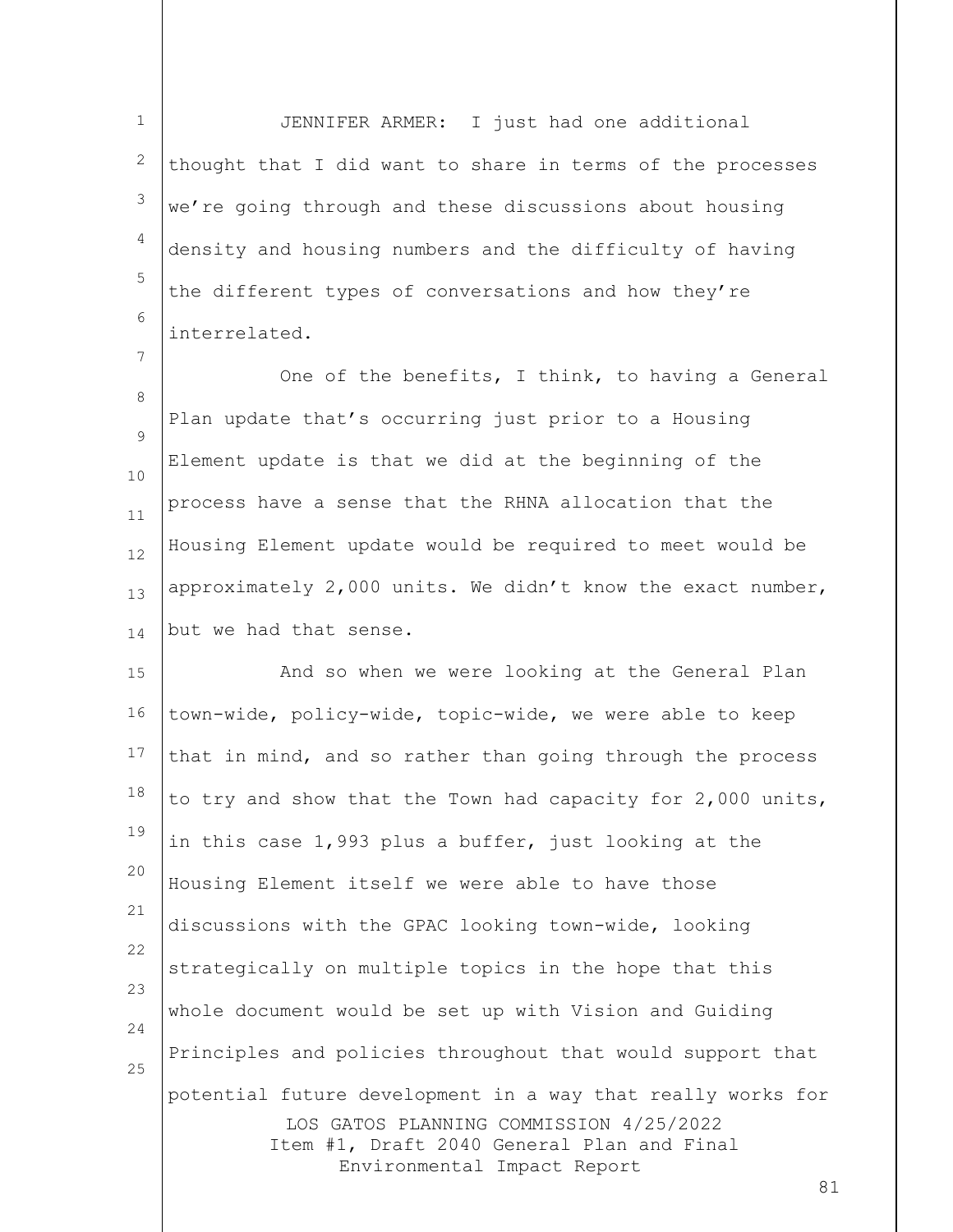JENNIFER ARMER: I just had one additional thought that I did want to share in terms of the processes we're going through and these discussions about housing density and housing numbers and the difficulty of having the different types of conversations and how they're interrelated.

One of the benefits, I think, to having a General Plan update that's occurring just prior to a Housing Element update is that we did at the beginning of the process have a sense that the RHNA allocation that the Housing Element update would be required to meet would be approximately 2,000 units. We didn't know the exact number, but we had that sense.

And so when we were looking at the General Plan town-wide, policy-wide, topic-wide, we were able to keep that in mind, and so rather than going through the process to try and show that the Town had capacity for 2,000 units, in this case 1,993 plus a buffer, just looking at the Housing Element itself we were able to have those discussions with the GPAC looking town-wide, looking strategically on multiple topics in the hope that this whole document would be set up with Vision and Guiding Principles and policies throughout that would support that potential future development in a way that really works for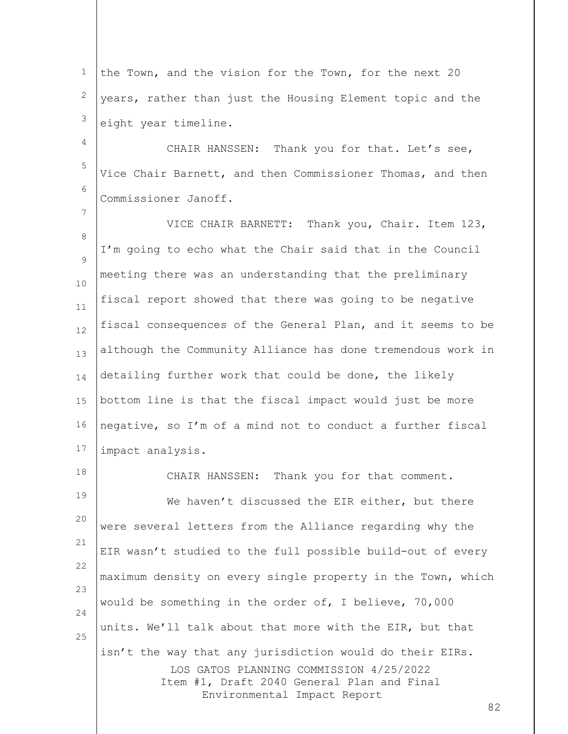the Town, and the vision for the Town, for the next 20 years, rather than just the Housing Element topic and the eight year timeline.

CHAIR HANSSEN: Thank you for that. Let's see, Vice Chair Barnett, and then Commissioner Thomas, and then Commissioner Janoff.

VICE CHAIR BARNETT: Thank you, Chair. Item 123, I'm going to echo what the Chair said that in the Council meeting there was an understanding that the preliminary fiscal report showed that there was going to be negative fiscal consequences of the General Plan, and it seems to be although the Community Alliance has done tremendous work in detailing further work that could be done, the likely bottom line is that the fiscal impact would just be more negative, so I'm of a mind not to conduct a further fiscal impact analysis.

CHAIR HANSSEN: Thank you for that comment.

We haven't discussed the EIR either, but there were several letters from the Alliance regarding why the EIR wasn't studied to the full possible build-out of every maximum density on every single property in the Town, which would be something in the order of, I believe, 70,000 units. We'll talk about that more with the EIR, but that isn't the way that any jurisdiction would do their EIRs.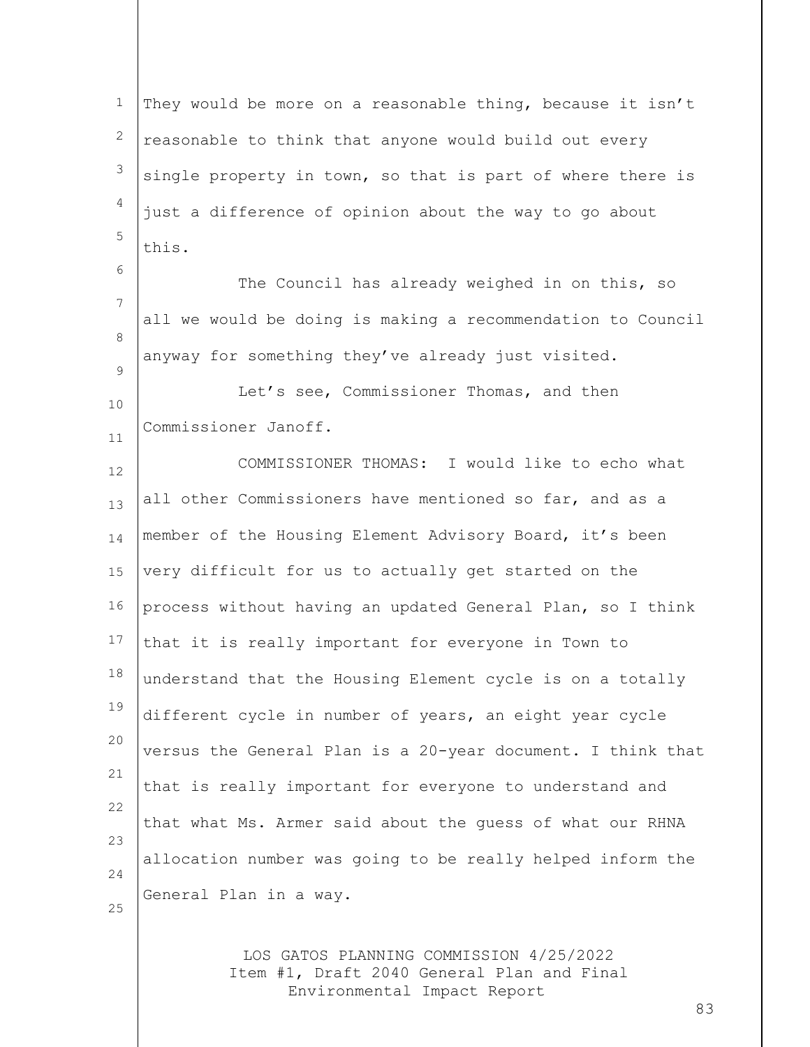They would be more on a reasonable thing, because it isn't reasonable to think that anyone would build out every single property in town, so that is part of where there is just a difference of opinion about the way to go about this.

The Council has already weighed in on this, so all we would be doing is making a recommendation to Council anyway for something they've already just visited.

Let's see, Commissioner Thomas, and then Commissioner Janoff.

COMMISSIONER THOMAS: I would like to echo what all other Commissioners have mentioned so far, and as a member of the Housing Element Advisory Board, it's been very difficult for us to actually get started on the process without having an updated General Plan, so I think that it is really important for everyone in Town to understand that the Housing Element cycle is on a totally different cycle in number of years, an eight year cycle versus the General Plan is a 20-year document. I think that that is really important for everyone to understand and that what Ms. Armer said about the guess of what our RHNA allocation number was going to be really helped inform the General Plan in a way.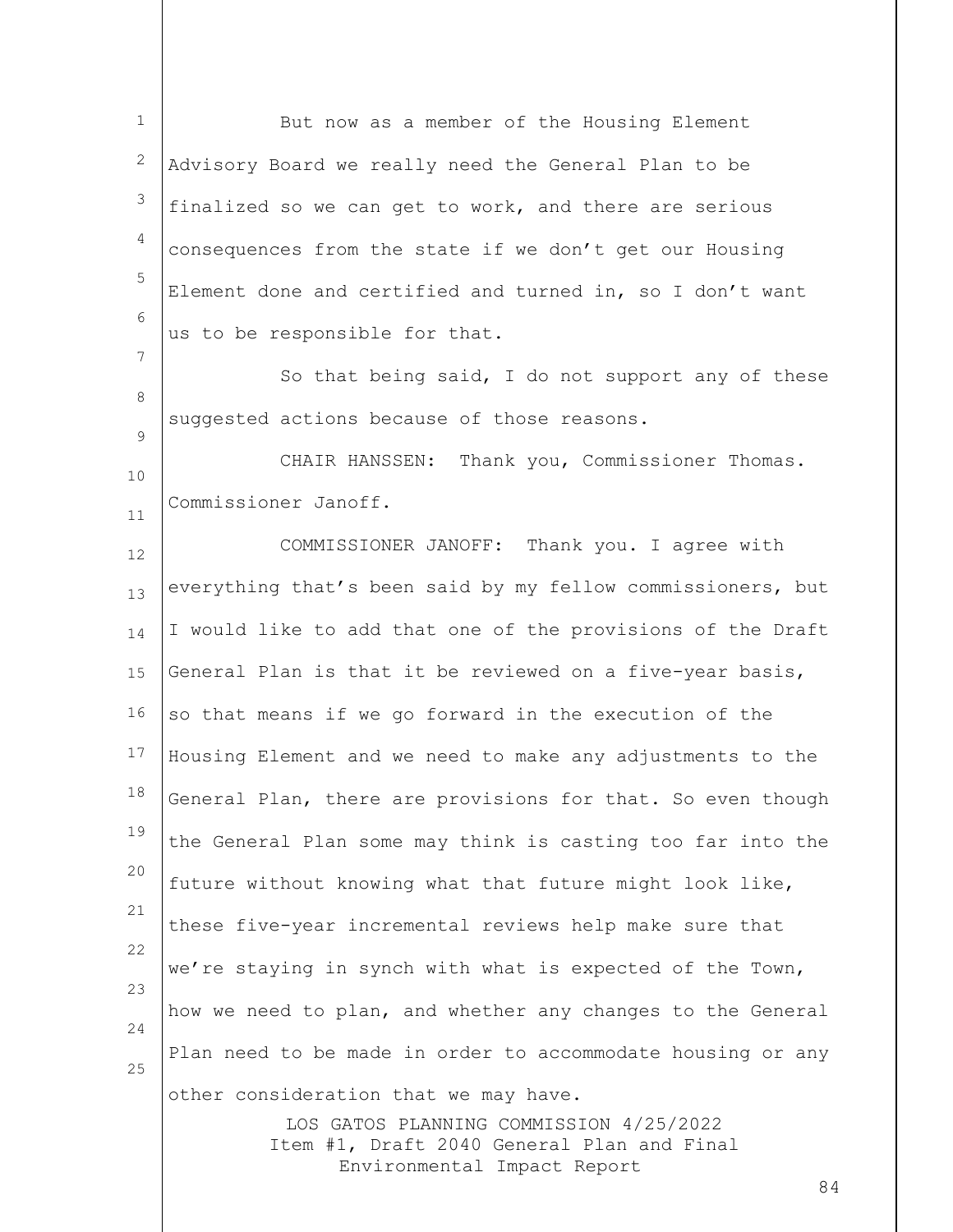But now as a member of the Housing Element Advisory Board we really need the General Plan to be finalized so we can get to work, and there are serious consequences from the state if we don't get our Housing Element done and certified and turned in, so I don't want us to be responsible for that.

So that being said, I do not support any of these suggested actions because of those reasons.

CHAIR HANSSEN: Thank you, Commissioner Thomas. Commissioner Janoff.

COMMISSIONER JANOFF: Thank you. I agree with everything that's been said by my fellow commissioners, but I would like to add that one of the provisions of the Draft General Plan is that it be reviewed on a five-year basis, so that means if we go forward in the execution of the Housing Element and we need to make any adjustments to the General Plan, there are provisions for that. So even though the General Plan some may think is casting too far into the future without knowing what that future might look like, these five-year incremental reviews help make sure that we're staying in synch with what is expected of the Town, how we need to plan, and whether any changes to the General Plan need to be made in order to accommodate housing or any other consideration that we may have.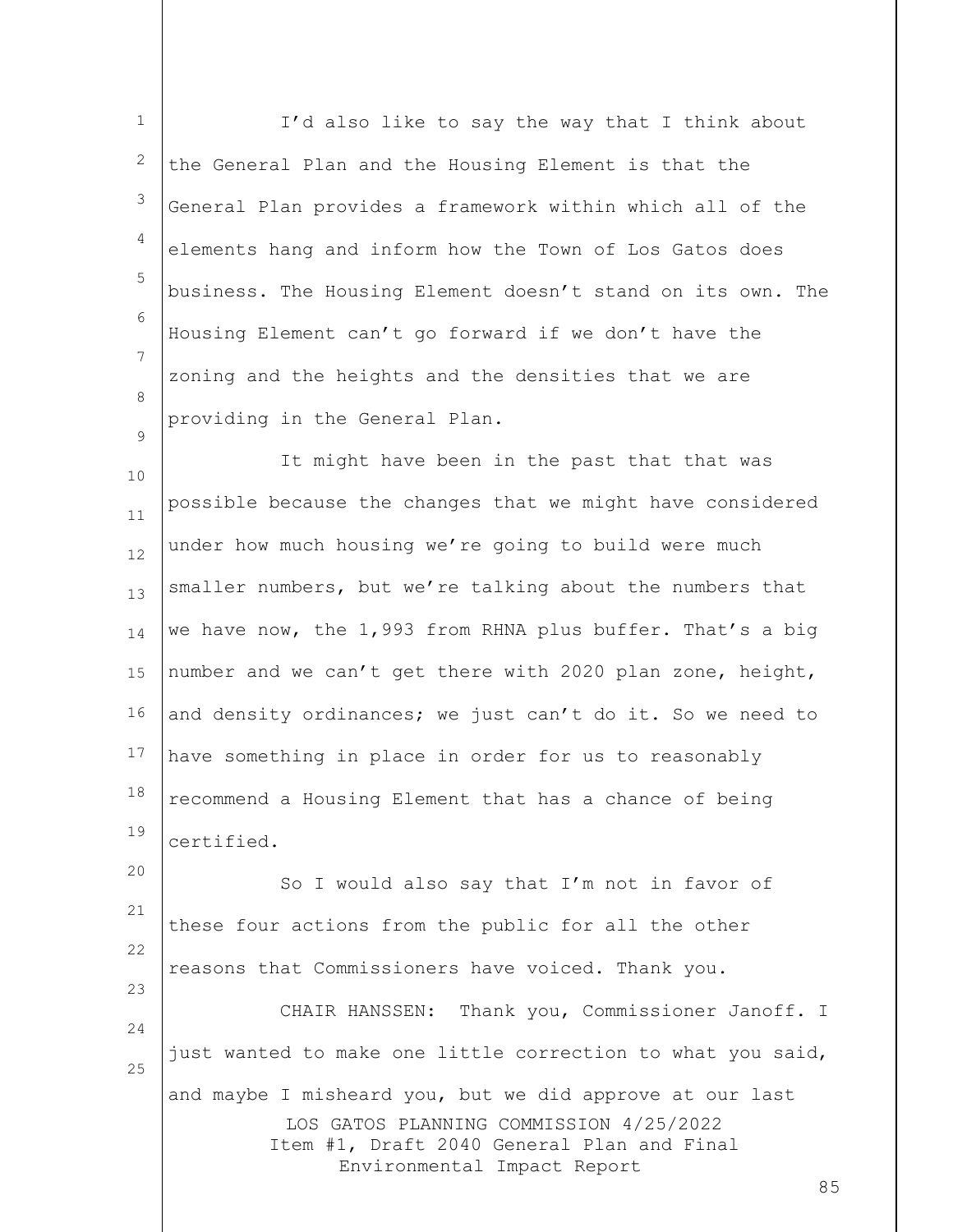I'd also like to say the way that I think about the General Plan and the Housing Element is that the General Plan provides a framework within which all of the elements hang and inform how the Town of Los Gatos does business. The Housing Element doesn't stand on its own. The Housing Element can't go forward if we don't have the zoning and the heights and the densities that we are providing in the General Plan.

It might have been in the past that that was possible because the changes that we might have considered under how much housing we're going to build were much smaller numbers, but we're talking about the numbers that we have now, the 1,993 from RHNA plus buffer. That's a big number and we can't get there with 2020 plan zone, height, and density ordinances; we just can't do it. So we need to have something in place in order for us to reasonably recommend a Housing Element that has a chance of being certified.

So I would also say that I'm not in favor of these four actions from the public for all the other reasons that Commissioners have voiced. Thank you.

CHAIR HANSSEN: Thank you, Commissioner Janoff. I just wanted to make one little correction to what you said, and maybe I misheard you, but we did approve at our last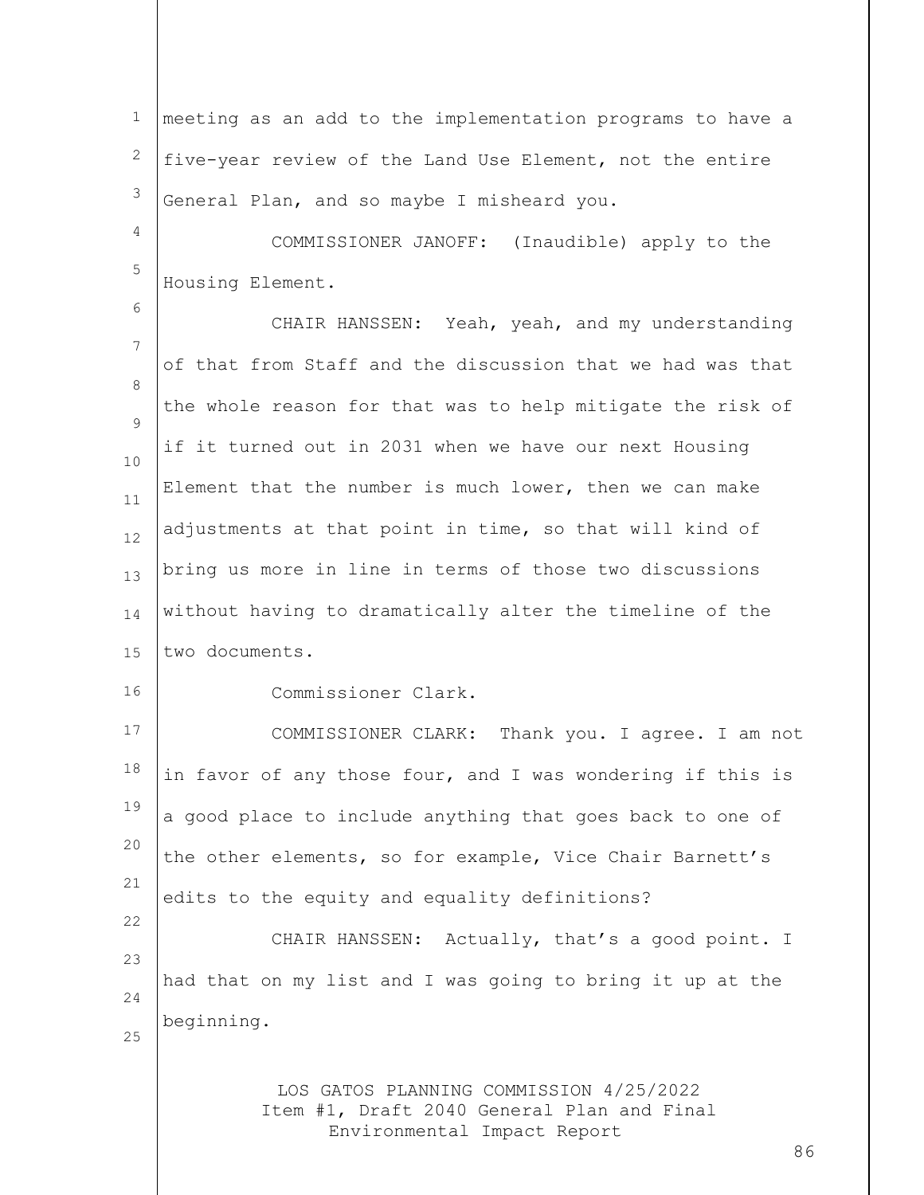meeting as an add to the implementation programs to have a five-year review of the Land Use Element, not the entire General Plan, and so maybe I misheard you.

COMMISSIONER JANOFF: (Inaudible) apply to the Housing Element.

CHAIR HANSSEN: Yeah, yeah, and my understanding of that from Staff and the discussion that we had was that the whole reason for that was to help mitigate the risk of if it turned out in 2031 when we have our next Housing Element that the number is much lower, then we can make adjustments at that point in time, so that will kind of bring us more in line in terms of those two discussions without having to dramatically alter the timeline of the two documents.

Commissioner Clark.

COMMISSIONER CLARK: Thank you. I agree. I am not in favor of any those four, and I was wondering if this is a good place to include anything that goes back to one of the other elements, so for example, Vice Chair Barnett's edits to the equity and equality definitions?

CHAIR HANSSEN: Actually, that's a good point. I had that on my list and I was going to bring it up at the beginning.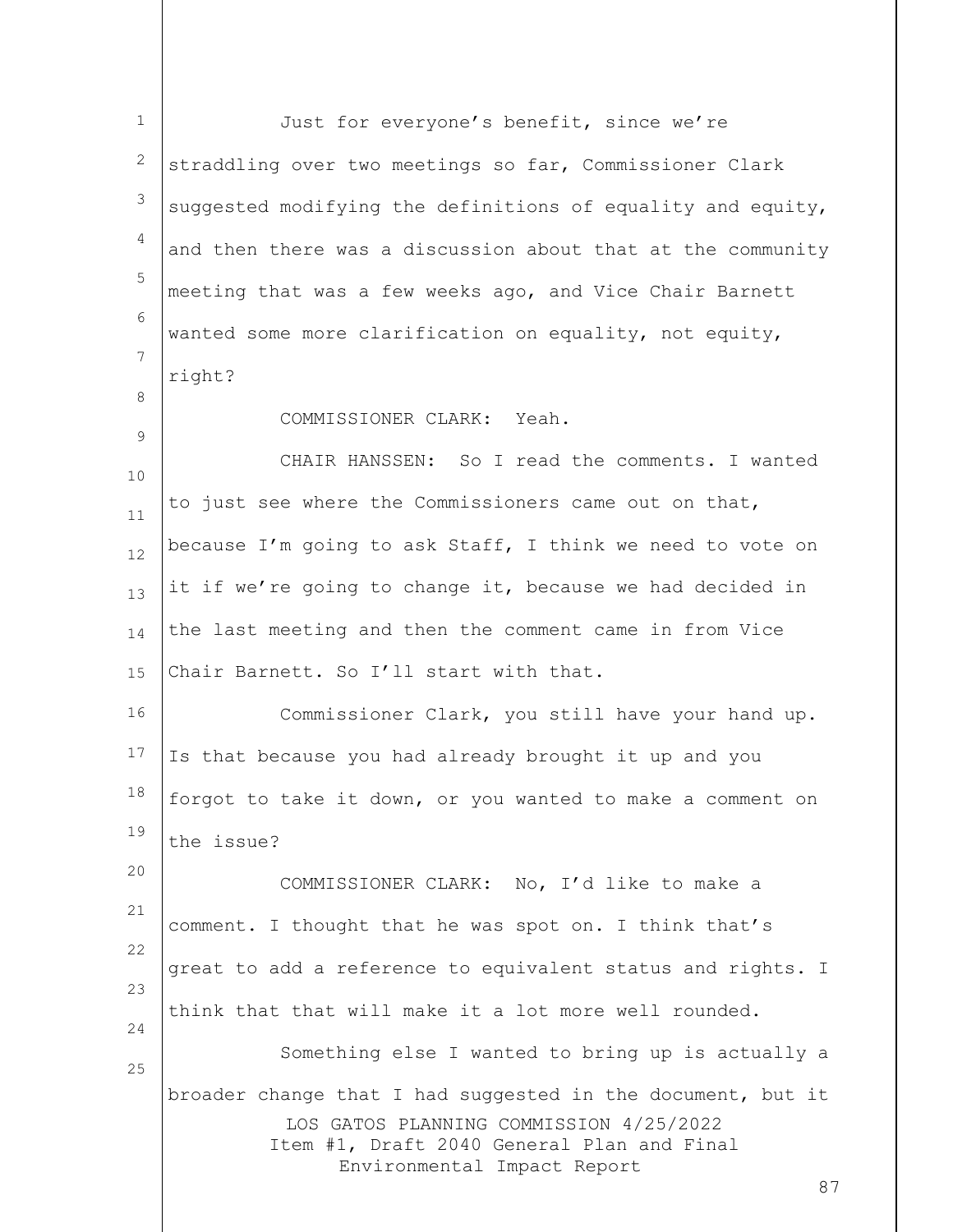Just for everyone's benefit, since we're straddling over two meetings so far, Commissioner Clark suggested modifying the definitions of equality and equity, and then there was a discussion about that at the community meeting that was a few weeks ago, and Vice Chair Barnett wanted some more clarification on equality, not equity, right?

COMMISSIONER CLARK: Yeah.

CHAIR HANSSEN: So I read the comments. I wanted to just see where the Commissioners came out on that, because I'm going to ask Staff, I think we need to vote on it if we're going to change it, because we had decided in the last meeting and then the comment came in from Vice Chair Barnett. So I'll start with that.

Commissioner Clark, you still have your hand up. Is that because you had already brought it up and you forgot to take it down, or you wanted to make a comment on the issue?

COMMISSIONER CLARK: No, I'd like to make a comment. I thought that he was spot on. I think that's great to add a reference to equivalent status and rights. I think that that will make it a lot more well rounded.

Something else I wanted to bring up is actually a broader change that I had suggested in the document, but it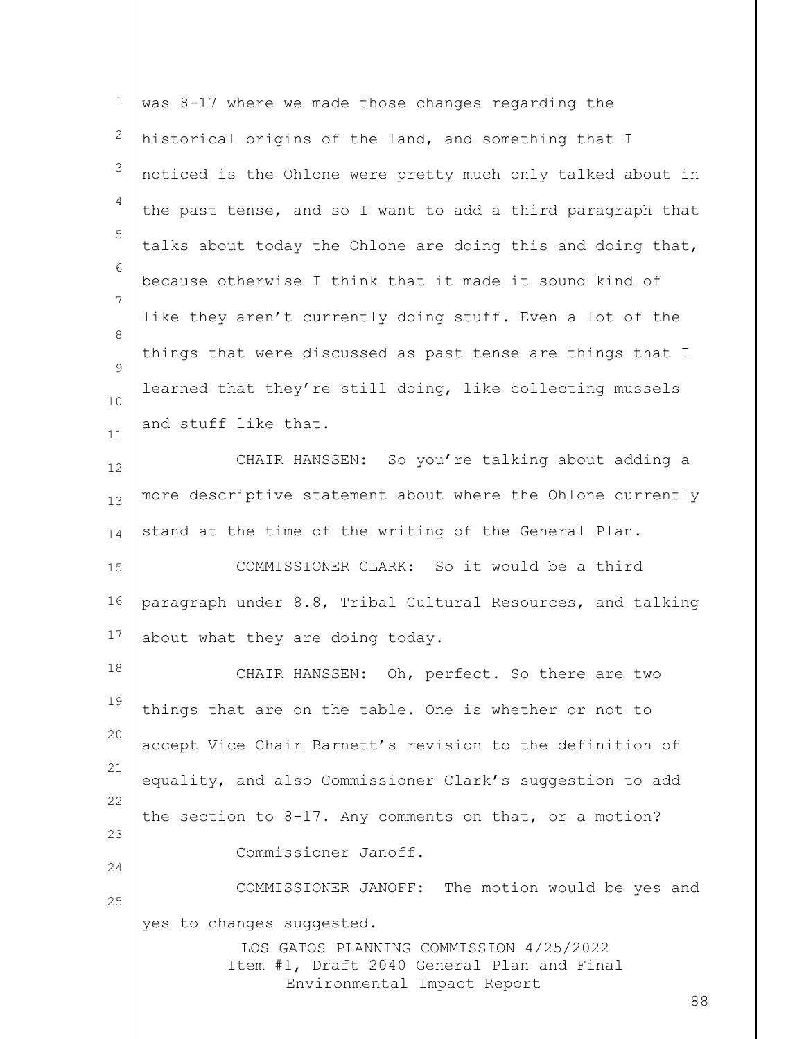was 8-17 where we made those changes regarding the historical origins of the land, and something that I noticed is the Ohlone were pretty much only talked about in the past tense, and so I want to add a third paragraph that talks about today the Ohlone are doing this and doing that, because otherwise I think that it made it sound kind of like they aren't currently doing stuff. Even a lot of the things that were discussed as past tense are things that I learned that they're still doing, like collecting mussels and stuff like that.

CHAIR HANSSEN: So you're talking about adding a more descriptive statement about where the Ohlone currently stand at the time of the writing of the General Plan.

COMMISSIONER CLARK: So it would be a third paragraph under 8.8, Tribal Cultural Resources, and talking about what they are doing today.

CHAIR HANSSEN: Oh, perfect. So there are two things that are on the table. One is whether or not to accept Vice Chair Barnett's revision to the definition of equality, and also Commissioner Clark's suggestion to add the section to 8-17. Any comments on that, or a motion?

Commissioner Janoff.

COMMISSIONER JANOFF: The motion would be yes and yes to changes suggested.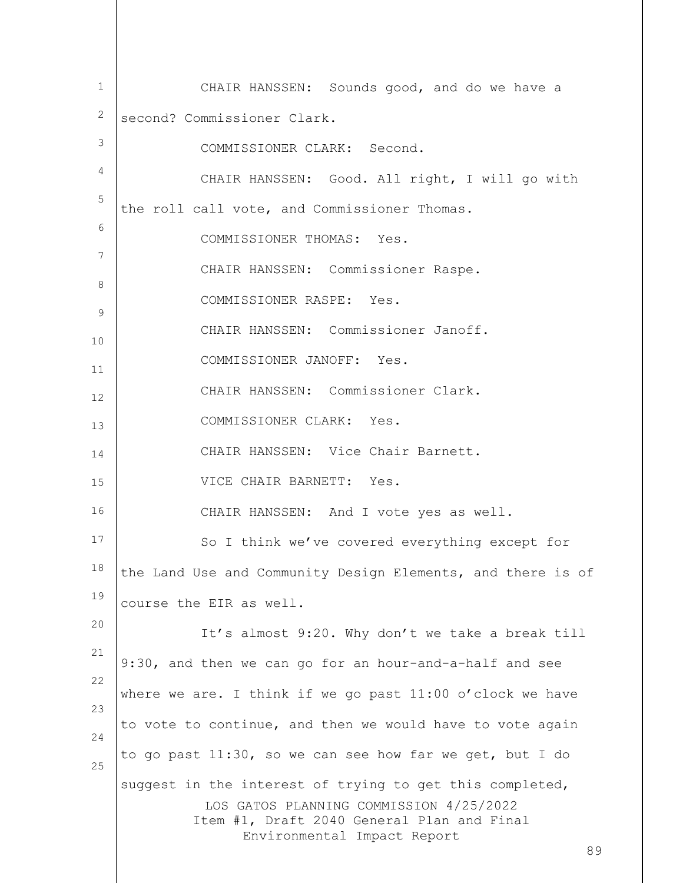CHAIR HANSSEN: Sounds good, and do we have a second? Commissioner Clark.

COMMISSIONER CLARK: Second.

CHAIR HANSSEN: Good. All right, I will go with the roll call vote, and Commissioner Thomas.

COMMISSIONER THOMAS: Yes.

CHAIR HANSSEN: Commissioner Raspe.

COMMISSIONER RASPE: Yes.

CHAIR HANSSEN: Commissioner Janoff.

COMMISSIONER JANOFF: Yes.

CHAIR HANSSEN: Commissioner Clark.

COMMISSIONER CLARK: Yes.

CHAIR HANSSEN: Vice Chair Barnett.

VICE CHAIR BARNETT: Yes.

CHAIR HANSSEN: And I vote yes as well.

So I think we've covered everything except for the Land Use and Community Design Elements, and there is of course the EIR as well.

It's almost 9:20. Why don't we take a break till 9:30, and then we can go for an hour-and-a-half and see where we are. I think if we go past 11:00 o'clock we have to vote to continue, and then we would have to vote again to go past 11:30, so we can see how far we get, but I do suggest in the interest of trying to get this completed,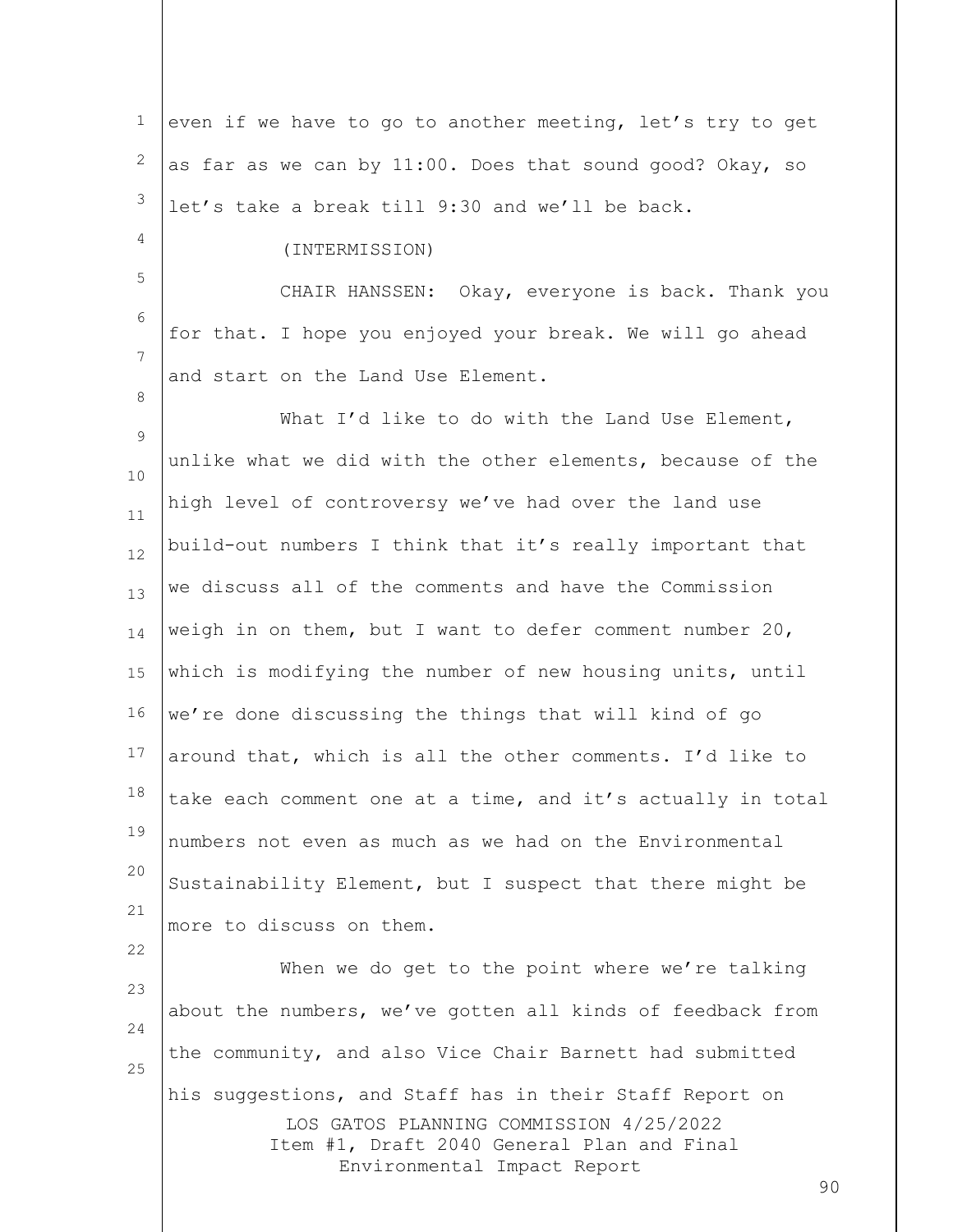even if we have to go to another meeting, let's try to get as far as we can by 11:00. Does that sound good? Okay, so let's take a break till 9:30 and we'll be back.

(INTERMISSION)

CHAIR HANSSEN: Okay, everyone is back. Thank you for that. I hope you enjoyed your break. We will go ahead and start on the Land Use Element.

What I'd like to do with the Land Use Element, unlike what we did with the other elements, because of the high level of controversy we've had over the land use build-out numbers I think that it's really important that we discuss all of the comments and have the Commission weigh in on them, but I want to defer comment number 20, which is modifying the number of new housing units, until we're done discussing the things that will kind of go around that, which is all the other comments. I'd like to take each comment one at a time, and it's actually in total numbers not even as much as we had on the Environmental Sustainability Element, but I suspect that there might be more to discuss on them.

When we do get to the point where we're talking about the numbers, we've gotten all kinds of feedback from the community, and also Vice Chair Barnett had submitted his suggestions, and Staff has in their Staff Report on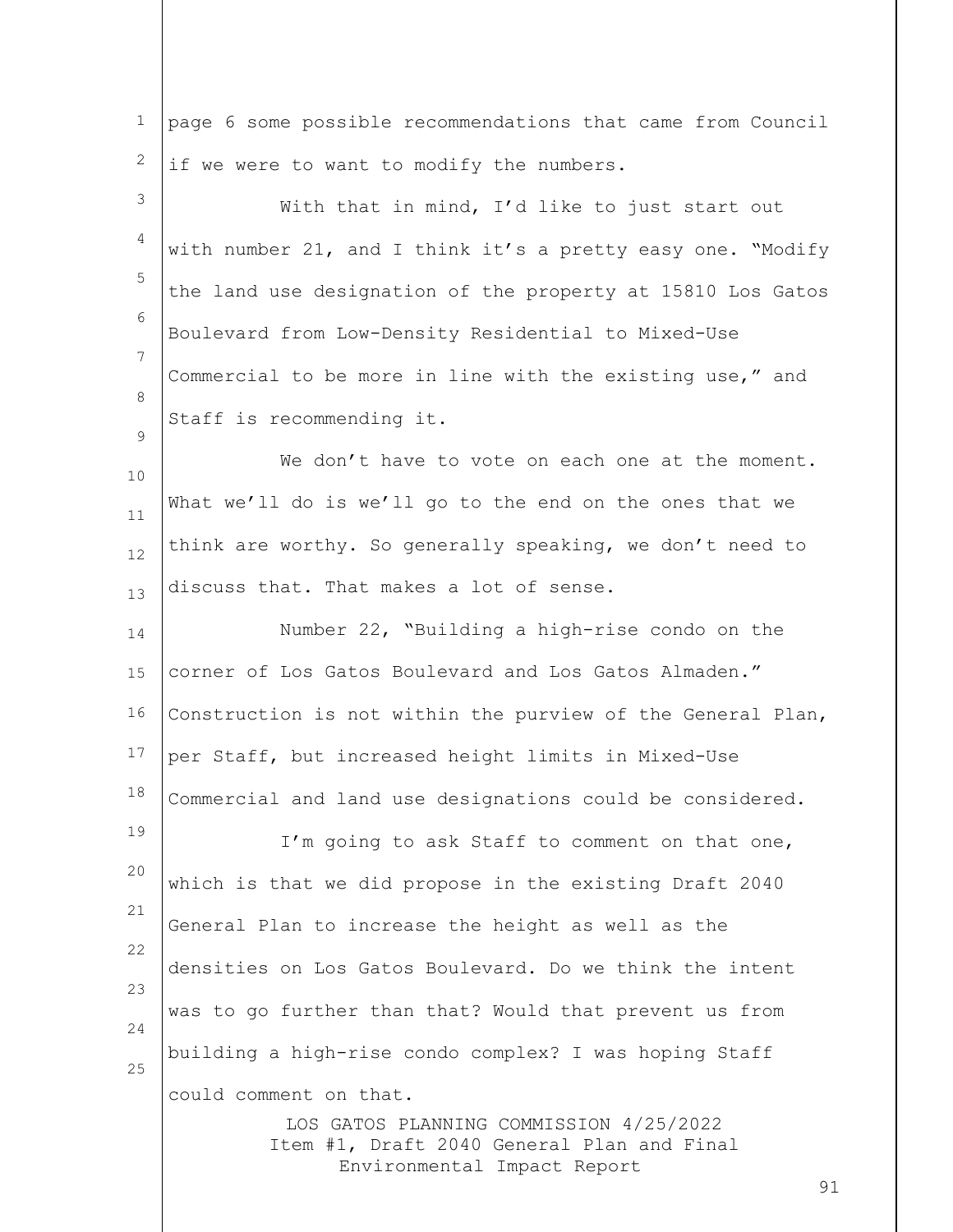page 6 some possible recommendations that came from Council if we were to want to modify the numbers.

With that in mind, I'd like to just start out with number 21, and I think it's a pretty easy one. "Modify the land use designation of the property at 15810 Los Gatos Boulevard from Low-Density Residential to Mixed-Use Commercial to be more in line with the existing use," and Staff is recommending it.

We don't have to vote on each one at the moment. What we'll do is we'll go to the end on the ones that we think are worthy. So generally speaking, we don't need to discuss that. That makes a lot of sense.

Number 22, "Building a high-rise condo on the corner of Los Gatos Boulevard and Los Gatos Almaden." Construction is not within the purview of the General Plan, per Staff, but increased height limits in Mixed-Use Commercial and land use designations could be considered.

I'm going to ask Staff to comment on that one, which is that we did propose in the existing Draft 2040 General Plan to increase the height as well as the densities on Los Gatos Boulevard. Do we think the intent was to go further than that? Would that prevent us from building a high-rise condo complex? I was hoping Staff could comment on that.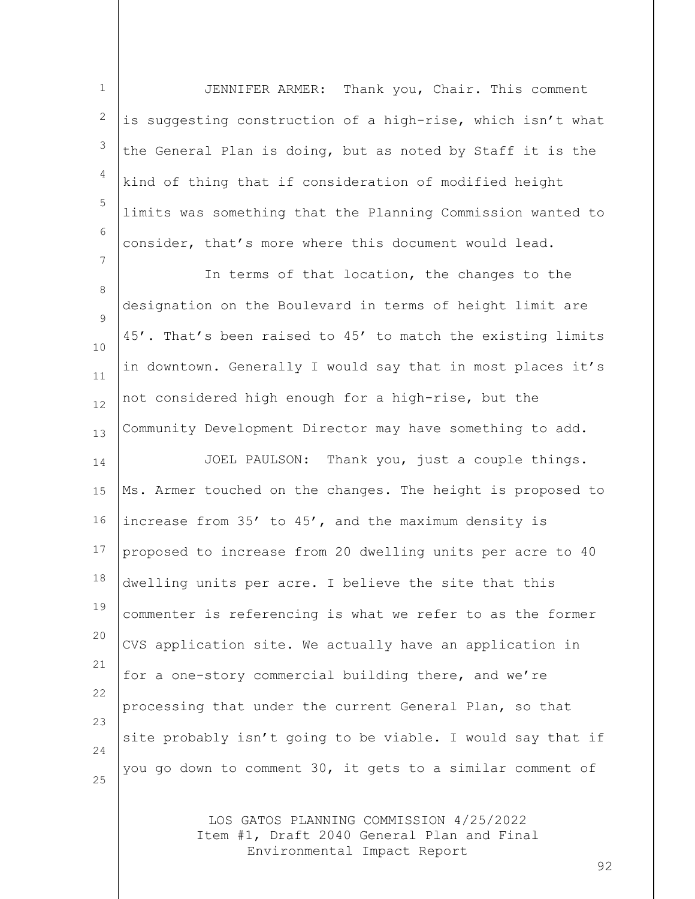JENNIFER ARMER: Thank you, Chair. This comment is suggesting construction of a high-rise, which isn't what the General Plan is doing, but as noted by Staff it is the kind of thing that if consideration of modified height limits was something that the Planning Commission wanted to consider, that's more where this document would lead.

In terms of that location, the changes to the designation on the Boulevard in terms of height limit are 45'. That's been raised to 45' to match the existing limits in downtown. Generally I would say that in most places it's not considered high enough for a high-rise, but the Community Development Director may have something to add.

JOEL PAULSON: Thank you, just a couple things. Ms. Armer touched on the changes. The height is proposed to increase from 35' to 45', and the maximum density is proposed to increase from 20 dwelling units per acre to 40 dwelling units per acre. I believe the site that this commenter is referencing is what we refer to as the former CVS application site. We actually have an application in for a one-story commercial building there, and we're processing that under the current General Plan, so that site probably isn't going to be viable. I would say that if you go down to comment 30, it gets to a similar comment of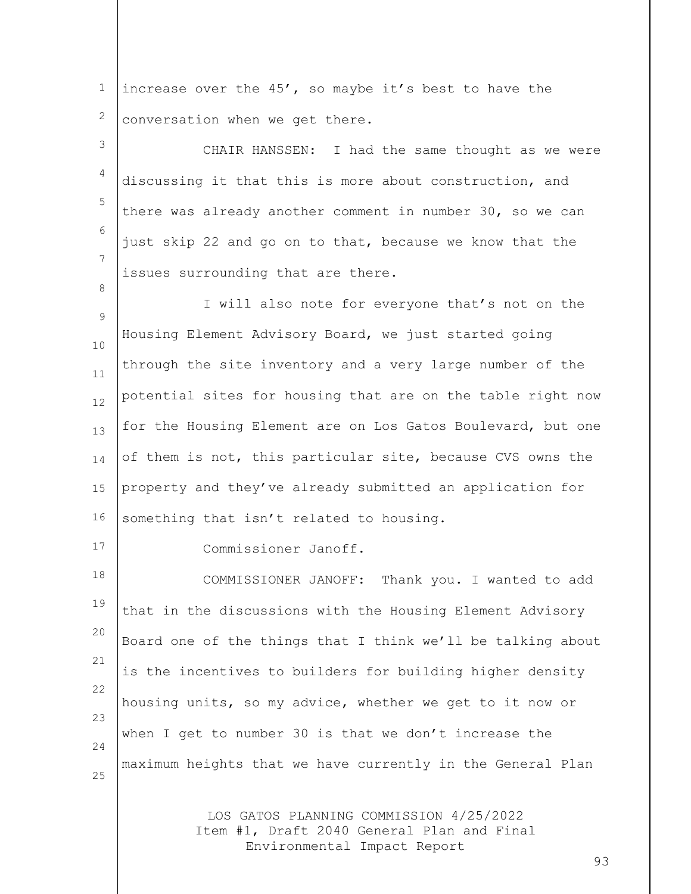increase over the 45', so maybe it's best to have the conversation when we get there.

CHAIR HANSSEN: I had the same thought as we were discussing it that this is more about construction, and there was already another comment in number 30, so we can just skip 22 and go on to that, because we know that the issues surrounding that are there.

I will also note for everyone that's not on the Housing Element Advisory Board, we just started going through the site inventory and a very large number of the potential sites for housing that are on the table right now for the Housing Element are on Los Gatos Boulevard, but one of them is not, this particular site, because CVS owns the property and they've already submitted an application for something that isn't related to housing.

Commissioner Janoff.

COMMISSIONER JANOFF: Thank you. I wanted to add that in the discussions with the Housing Element Advisory Board one of the things that I think we'll be talking about is the incentives to builders for building higher density housing units, so my advice, whether we get to it now or when I get to number 30 is that we don't increase the maximum heights that we have currently in the General Plan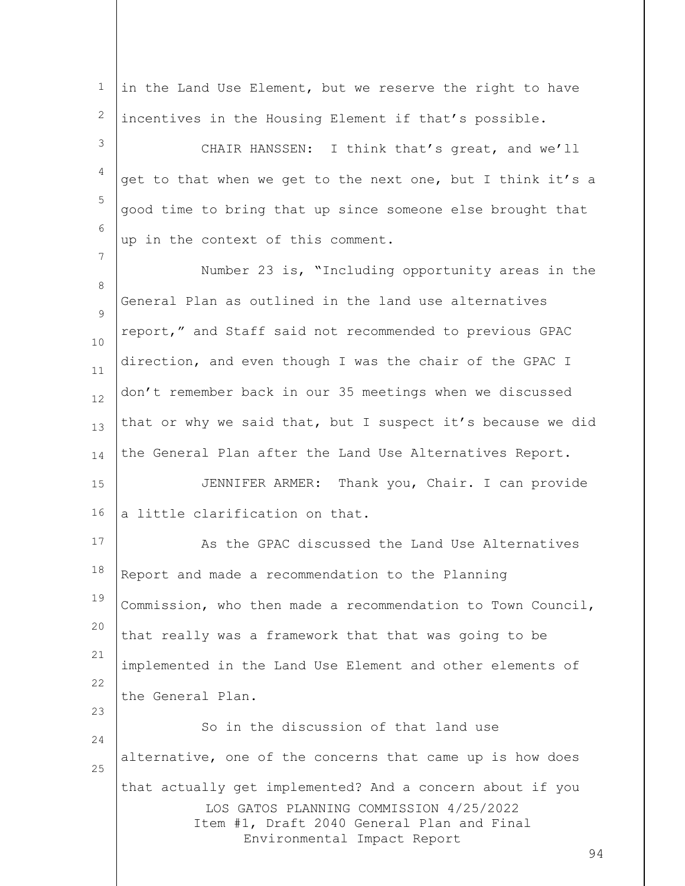in the Land Use Element, but we reserve the right to have incentives in the Housing Element if that's possible.

CHAIR HANSSEN: I think that's great, and we'll get to that when we get to the next one, but I think it's a good time to bring that up since someone else brought that up in the context of this comment.

Number 23 is, "Including opportunity areas in the General Plan as outlined in the land use alternatives report," and Staff said not recommended to previous GPAC direction, and even though I was the chair of the GPAC I don't remember back in our 35 meetings when we discussed that or why we said that, but I suspect it's because we did the General Plan after the Land Use Alternatives Report.

JENNIFER ARMER: Thank you, Chair. I can provide a little clarification on that.

As the GPAC discussed the Land Use Alternatives Report and made a recommendation to the Planning Commission, who then made a recommendation to Town Council, that really was a framework that that was going to be implemented in the Land Use Element and other elements of the General Plan.

So in the discussion of that land use alternative, one of the concerns that came up is how does that actually get implemented? And a concern about if you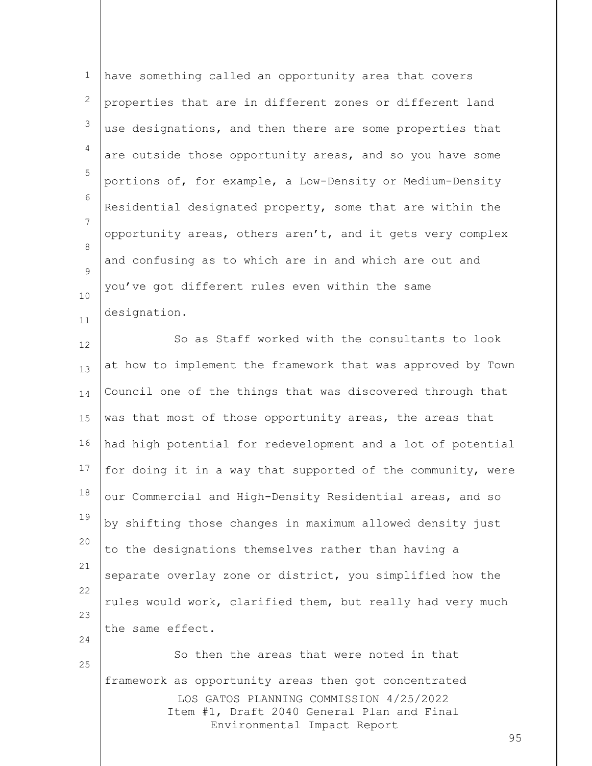have something called an opportunity area that covers properties that are in different zones or different land use designations, and then there are some properties that are outside those opportunity areas, and so you have some portions of, for example, a Low-Density or Medium-Density Residential designated property, some that are within the opportunity areas, others aren't, and it gets very complex and confusing as to which are in and which are out and you've got different rules even within the same designation.

So as Staff worked with the consultants to look at how to implement the framework that was approved by Town Council one of the things that was discovered through that was that most of those opportunity areas, the areas that had high potential for redevelopment and a lot of potential for doing it in a way that supported of the community, were our Commercial and High-Density Residential areas, and so by shifting those changes in maximum allowed density just to the designations themselves rather than having a separate overlay zone or district, you simplified how the rules would work, clarified them, but really had very much the same effect.

So then the areas that were noted in that framework as opportunity areas then got concentrated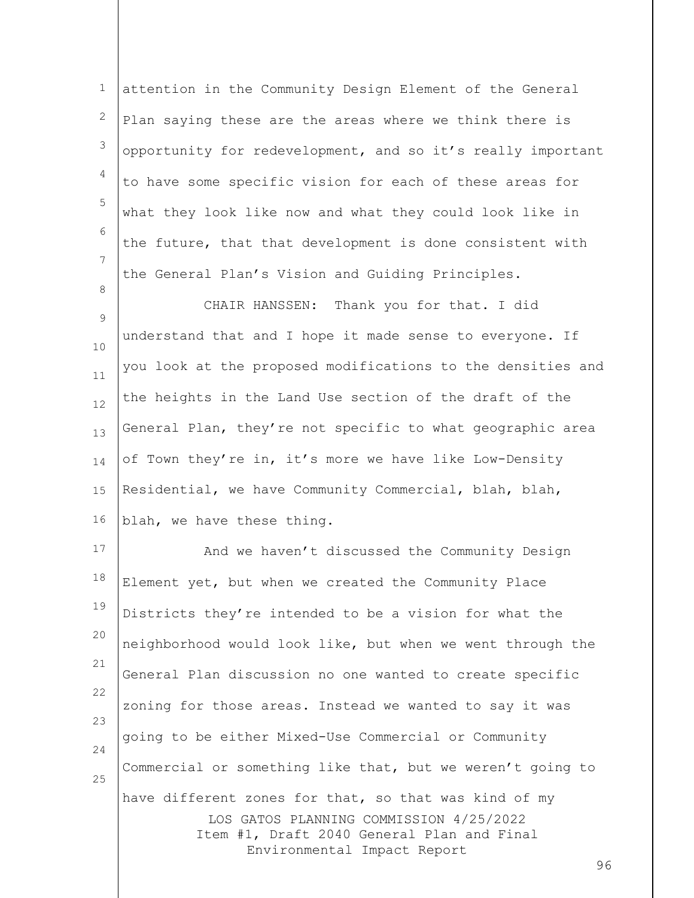attention in the Community Design Element of the General Plan saying these are the areas where we think there is opportunity for redevelopment, and so it's really important to have some specific vision for each of these areas for what they look like now and what they could look like in the future, that that development is done consistent with the General Plan's Vision and Guiding Principles.

CHAIR HANSSEN: Thank you for that. I did understand that and I hope it made sense to everyone. If you look at the proposed modifications to the densities and the heights in the Land Use section of the draft of the General Plan, they're not specific to what geographic area of Town they're in, it's more we have like Low-Density Residential, we have Community Commercial, blah, blah, blah, we have these thing.

And we haven't discussed the Community Design Element yet, but when we created the Community Place Districts they're intended to be a vision for what the neighborhood would look like, but when we went through the General Plan discussion no one wanted to create specific zoning for those areas. Instead we wanted to say it was going to be either Mixed-Use Commercial or Community Commercial or something like that, but we weren't going to have different zones for that, so that was kind of my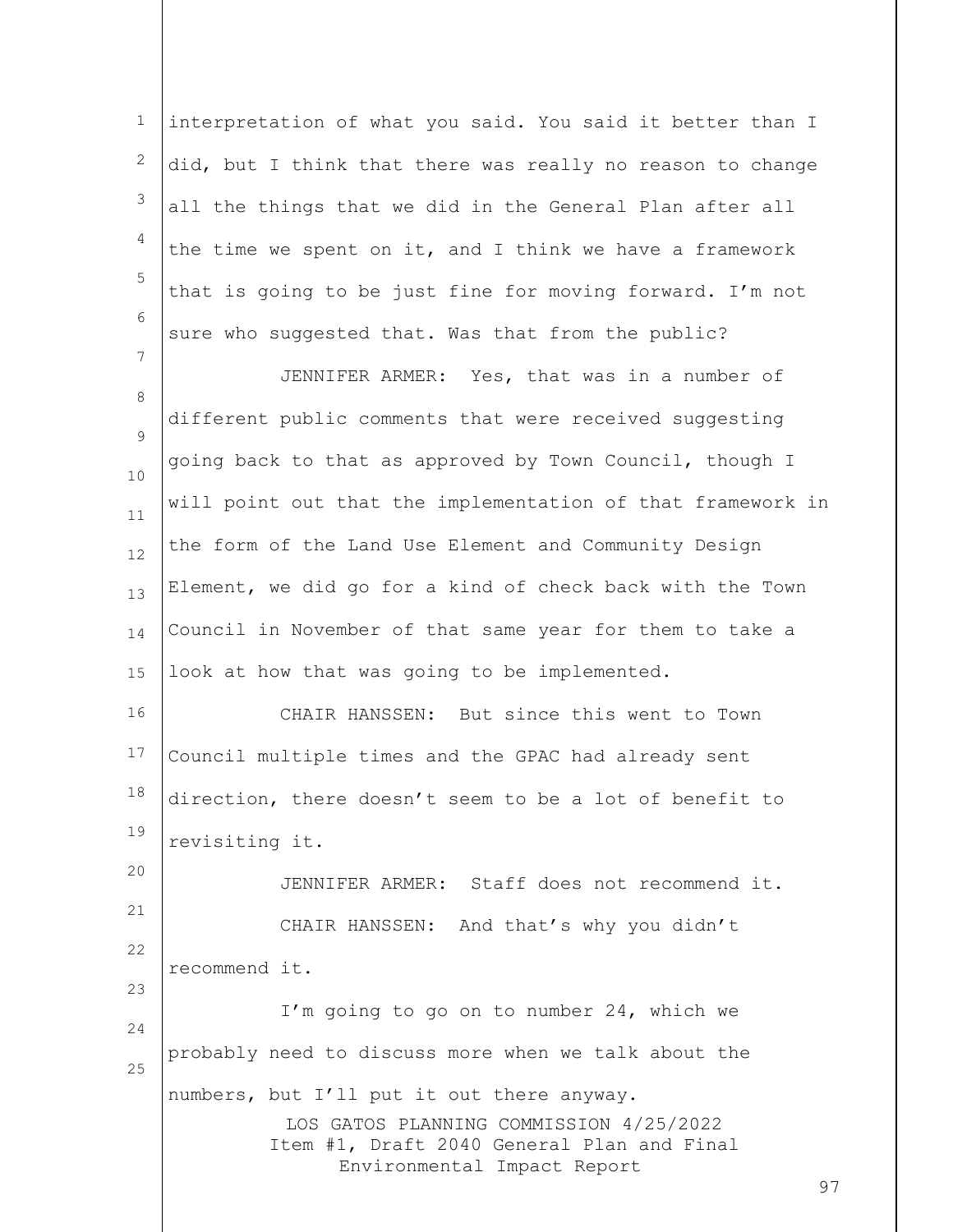interpretation of what you said. You said it better than I did, but I think that there was really no reason to change all the things that we did in the General Plan after all the time we spent on it, and I think we have a framework that is going to be just fine for moving forward. I'm not sure who suggested that. Was that from the public?

JENNIFER ARMER: Yes, that was in a number of different public comments that were received suggesting going back to that as approved by Town Council, though I will point out that the implementation of that framework in the form of the Land Use Element and Community Design Element, we did go for a kind of check back with the Town Council in November of that same year for them to take a look at how that was going to be implemented.

CHAIR HANSSEN: But since this went to Town Council multiple times and the GPAC had already sent direction, there doesn't seem to be a lot of benefit to revisiting it.

JENNIFER ARMER: Staff does not recommend it.

CHAIR HANSSEN: And that's why you didn't recommend it.

I'm going to go on to number 24, which we probably need to discuss more when we talk about the numbers, but I'll put it out there anyway.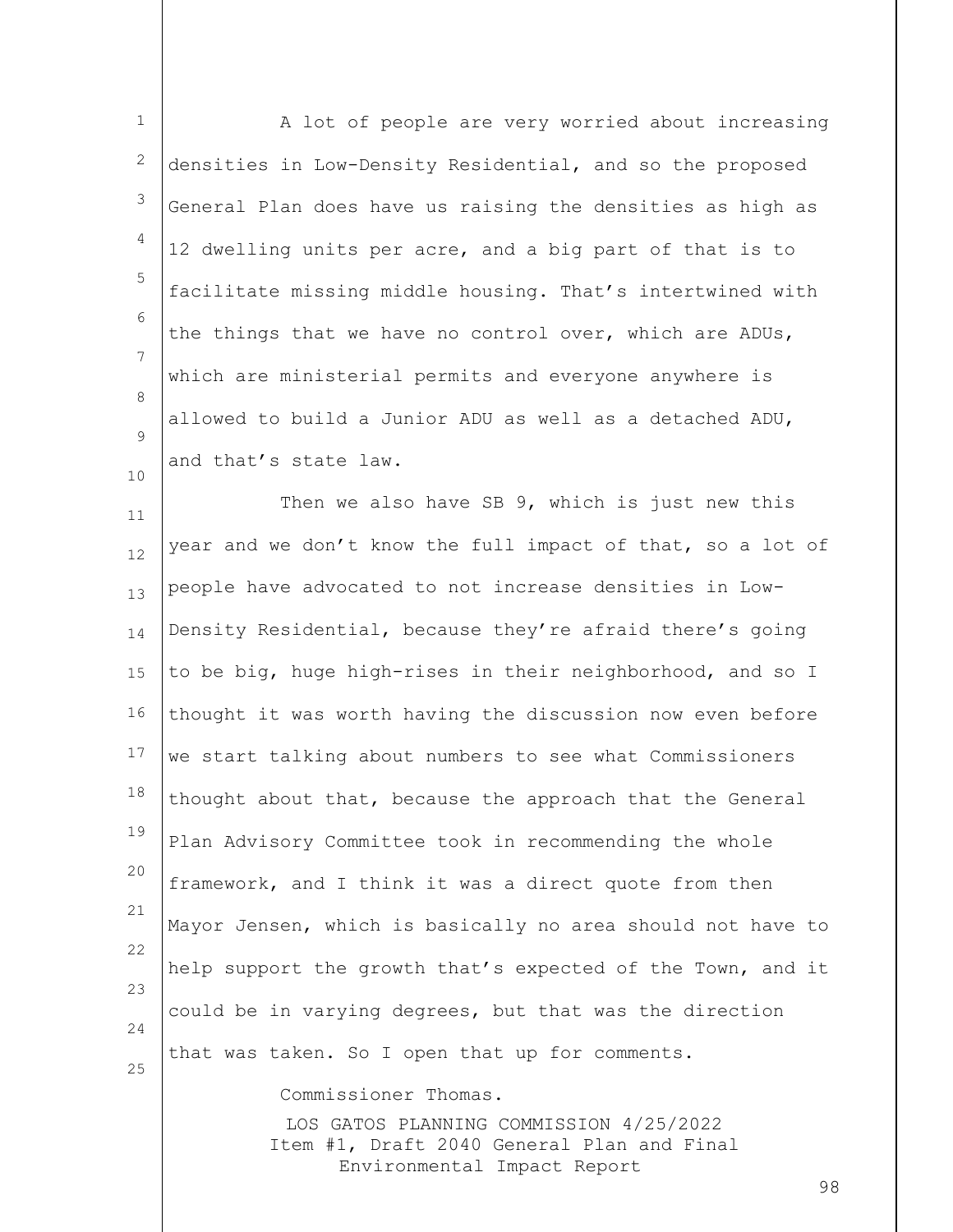A lot of people are very worried about increasing densities in Low-Density Residential, and so the proposed General Plan does have us raising the densities as high as 12 dwelling units per acre, and a big part of that is to facilitate missing middle housing. That's intertwined with the things that we have no control over, which are ADUs, which are ministerial permits and everyone anywhere is allowed to build a Junior ADU as well as a detached ADU, and that's state law.

Then we also have SB 9, which is just new this year and we don't know the full impact of that, so a lot of people have advocated to not increase densities in Low-Density Residential, because they're afraid there's going to be big, huge high-rises in their neighborhood, and so I thought it was worth having the discussion now even before we start talking about numbers to see what Commissioners thought about that, because the approach that the General Plan Advisory Committee took in recommending the whole framework, and I think it was a direct quote from then Mayor Jensen, which is basically no area should not have to help support the growth that's expected of the Town, and it could be in varying degrees, but that was the direction that was taken. So I open that up for comments.

Commissioner Thomas.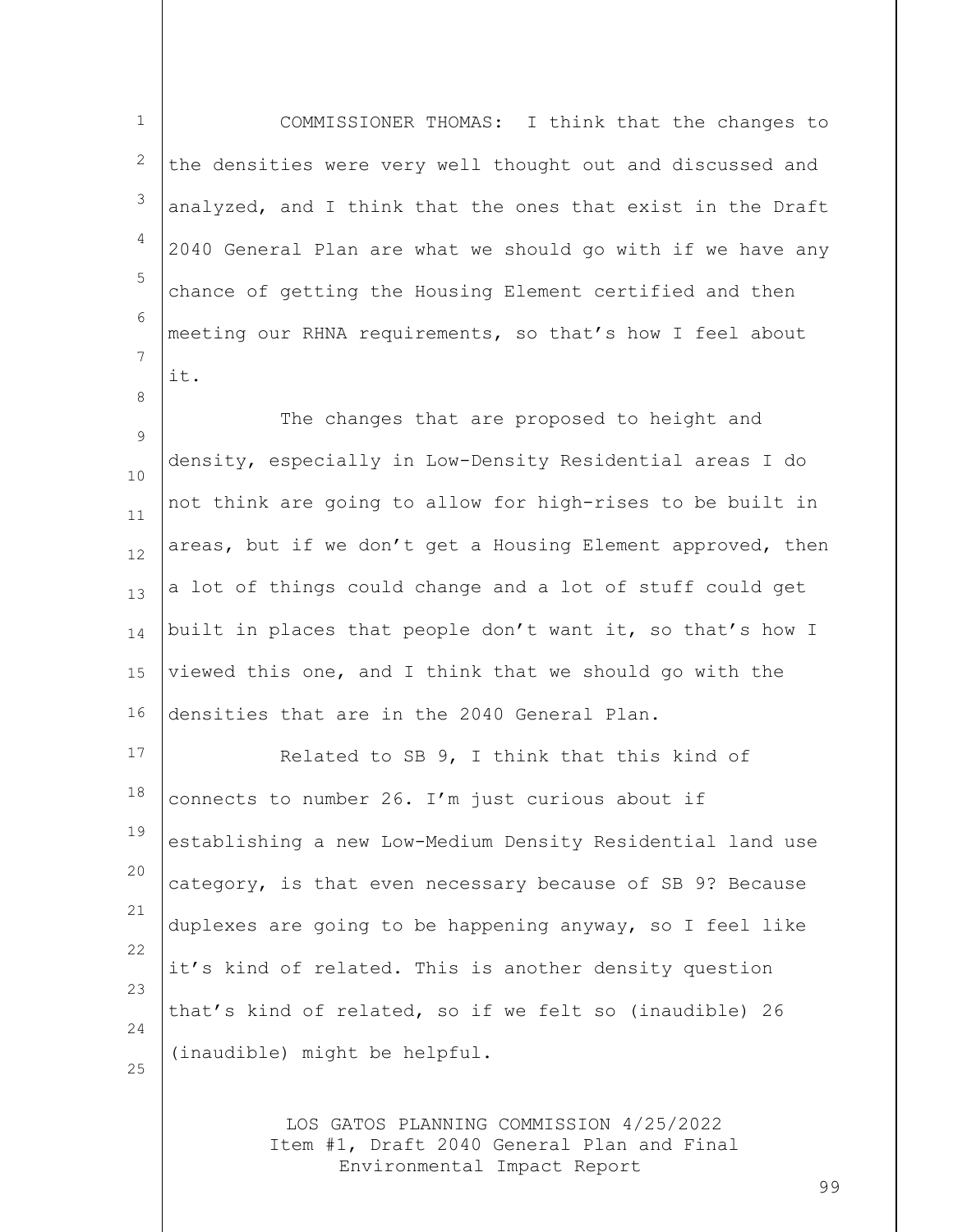COMMISSIONER THOMAS: I think that the changes to the densities were very well thought out and discussed and analyzed, and I think that the ones that exist in the Draft 2040 General Plan are what we should go with if we have any chance of getting the Housing Element certified and then meeting our RHNA requirements, so that's how I feel about it.

The changes that are proposed to height and density, especially in Low-Density Residential areas I do not think are going to allow for high-rises to be built in areas, but if we don't get a Housing Element approved, then a lot of things could change and a lot of stuff could get built in places that people don't want it, so that's how I viewed this one, and I think that we should go with the densities that are in the 2040 General Plan.

Related to SB 9, I think that this kind of connects to number 26. I'm just curious about if establishing a new Low-Medium Density Residential land use category, is that even necessary because of SB 9? Because duplexes are going to be happening anyway, so I feel like it's kind of related. This is another density question that's kind of related, so if we felt so (inaudible) 26 (inaudible) might be helpful.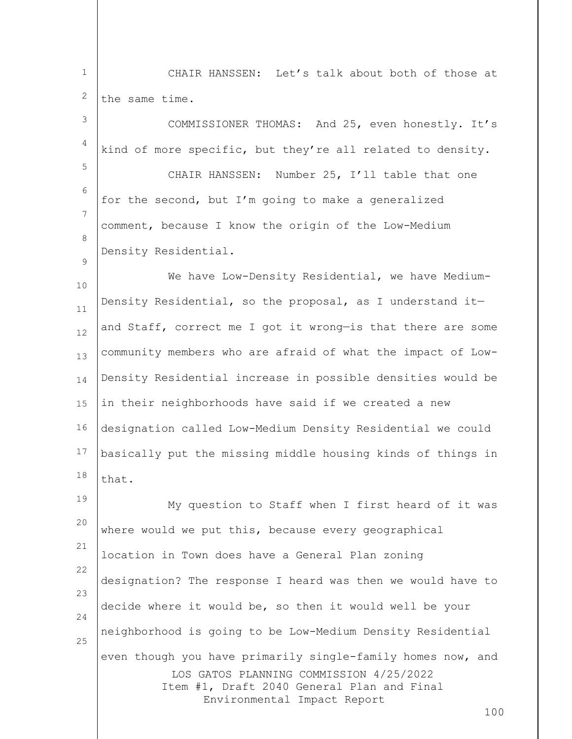CHAIR HANSSEN: Let's talk about both of those at the same time.

COMMISSIONER THOMAS: And 25, even honestly. It's kind of more specific, but they're all related to density.

CHAIR HANSSEN: Number 25, I'll table that one for the second, but I'm going to make a generalized comment, because I know the origin of the Low-Medium Density Residential.

We have Low-Density Residential, we have Medium-Density Residential, so the proposal, as I understand it—and Staff, correct me I got it wrong—is that there are some community members who are afraid of what the impact of Low-Density Residential increase in possible densities would be in their neighborhoods have said if we created a new designation called Low-Medium Density Residential we could basically put the missing middle housing kinds of things in that.

My question to Staff when I first heard of it was where would we put this, because every geographical location in Town does have a General Plan zoning designation? The response I heard was then we would have to decide where it would be, so then it would well be your neighborhood is going to be Low-Medium Density Residential even though you have primarily single-family homes now, and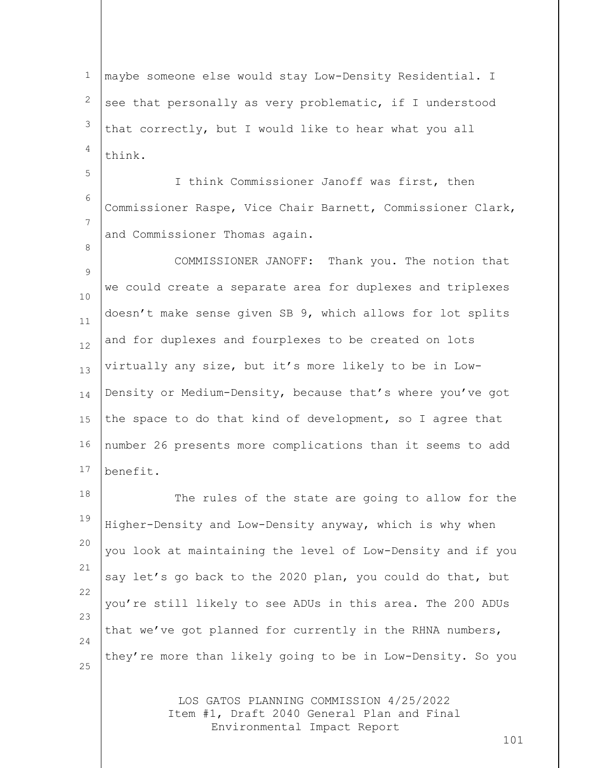maybe someone else would stay Low-Density Residential. I see that personally as very problematic, if I understood that correctly, but I would like to hear what you all think.

I think Commissioner Janoff was first, then Commissioner Raspe, Vice Chair Barnett, Commissioner Clark, and Commissioner Thomas again.

COMMISSIONER JANOFF: Thank you. The notion that we could create a separate area for duplexes and triplexes doesn't make sense given SB 9, which allows for lot splits and for duplexes and fourplexes to be created on lots virtually any size, but it's more likely to be in Low-Density or Medium-Density, because that's where you've got the space to do that kind of development, so I agree that number 26 presents more complications than it seems to add benefit.

The rules of the state are going to allow for the Higher-Density and Low-Density anyway, which is why when you look at maintaining the level of Low-Density and if you say let's go back to the 2020 plan, you could do that, but you're still likely to see ADUs in this area. The 200 ADUs that we've got planned for currently in the RHNA numbers, they're more than likely going to be in Low-Density. So you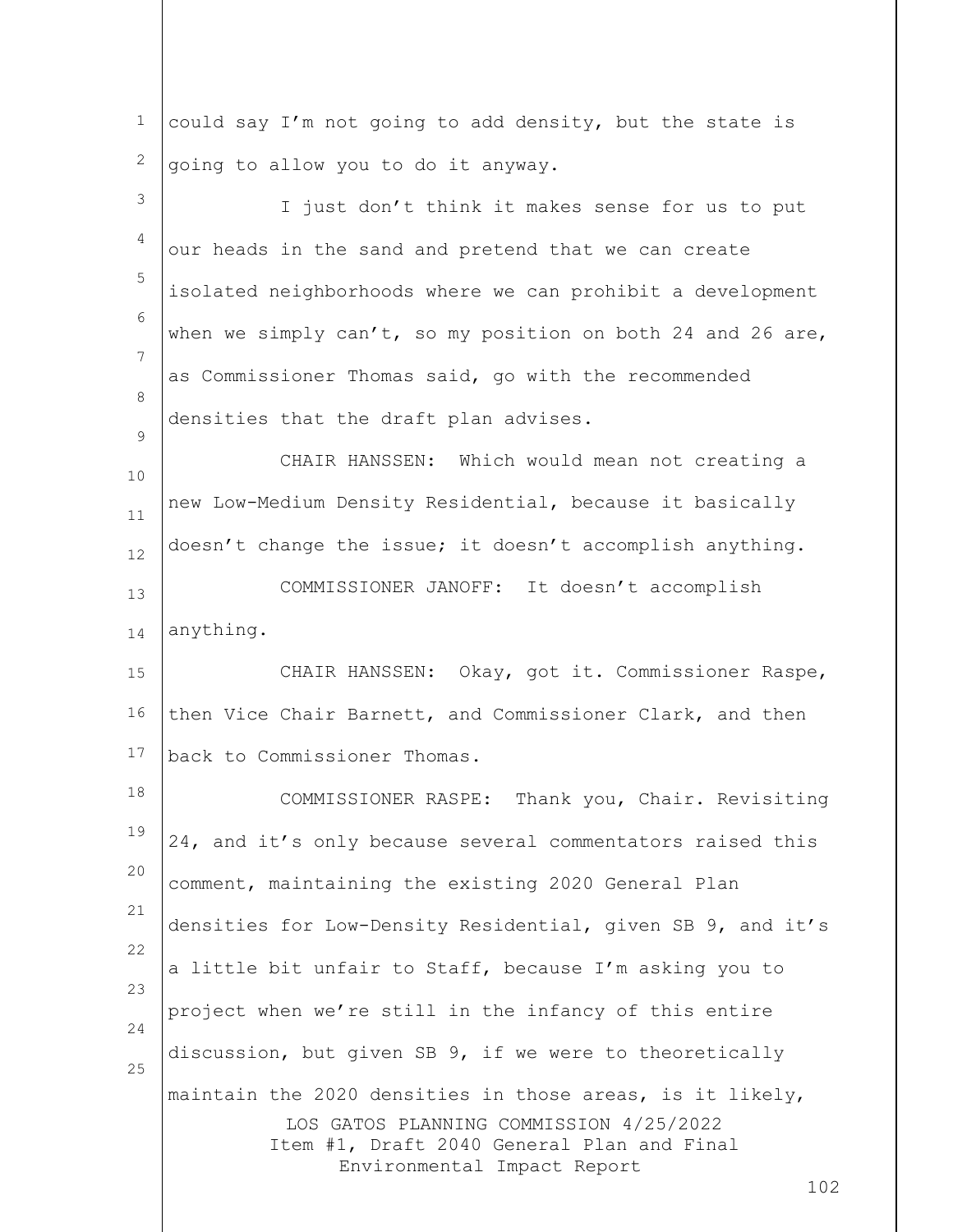could say I'm not going to add density, but the state is going to allow you to do it anyway.

I just don't think it makes sense for us to put our heads in the sand and pretend that we can create isolated neighborhoods where we can prohibit a development when we simply can't, so my position on both 24 and 26 are, as Commissioner Thomas said, go with the recommended densities that the draft plan advises.

CHAIR HANSSEN: Which would mean not creating a new Low-Medium Density Residential, because it basically doesn't change the issue; it doesn't accomplish anything.

COMMISSIONER JANOFF: It doesn't accomplish anything.

CHAIR HANSSEN: Okay, got it. Commissioner Raspe, then Vice Chair Barnett, and Commissioner Clark, and then back to Commissioner Thomas.

COMMISSIONER RASPE: Thank you, Chair. Revisiting 24, and it's only because several commentators raised this comment, maintaining the existing 2020 General Plan densities for Low-Density Residential, given SB 9, and it's a little bit unfair to Staff, because I'm asking you to project when we're still in the infancy of this entire discussion, but given SB 9, if we were to theoretically maintain the 2020 densities in those areas, is it likely,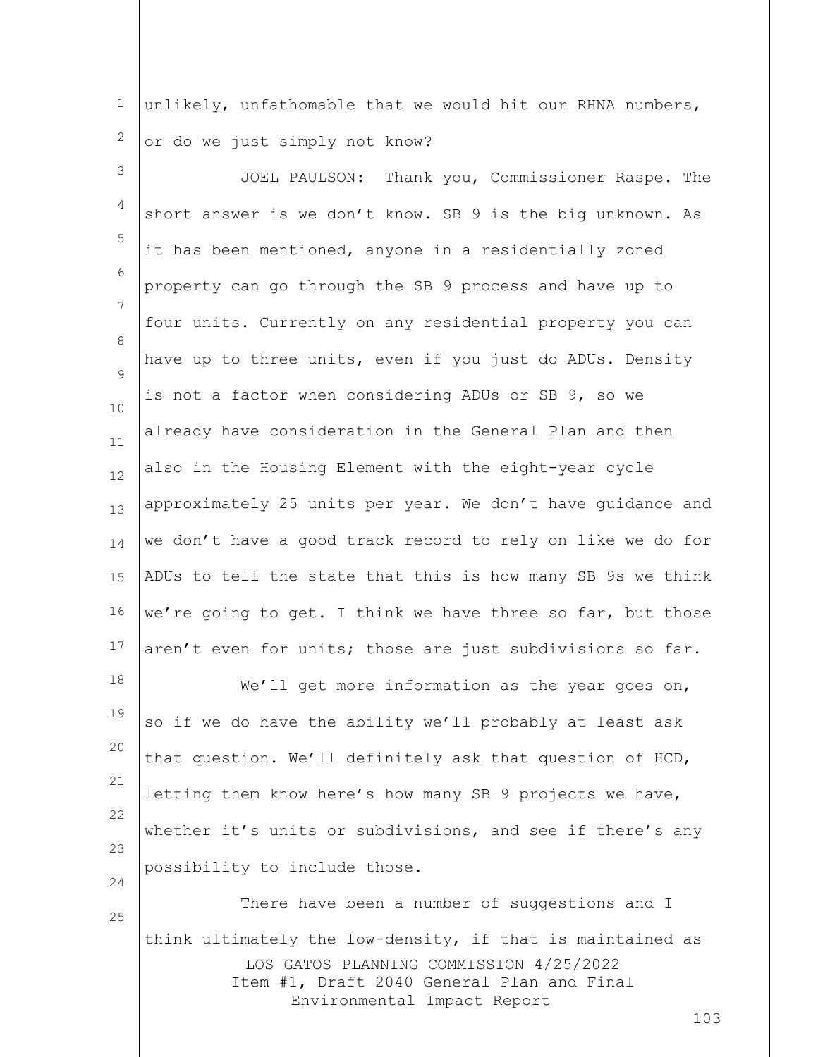unlikely, unfathomable that we would hit our RHNA numbers, or do we just simply not know?

JOEL PAULSON: Thank you, Commissioner Raspe. The short answer is we don't know. SB 9 is the big unknown. As it has been mentioned, anyone in a residentially zoned property can go through the SB 9 process and have up to four units. Currently on any residential property you can have up to three units, even if you just do ADUs. Density is not a factor when considering ADUs or SB 9, so we already have consideration in the General Plan and then also in the Housing Element with the eight-year cycle approximately 25 units per year. We don't have guidance and we don't have a good track record to rely on like we do for ADUs to tell the state that this is how many SB 9s we think we're going to get. I think we have three so far, but those aren't even for units; those are just subdivisions so far.

We'll get more information as the year goes on, so if we do have the ability we'll probably at least ask that question. We'll definitely ask that question of HCD, letting them know here's how many SB 9 projects we have, whether it's units or subdivisions, and see if there's any possibility to include those.

There have been a number of suggestions and I think ultimately the low-density, if that is maintained as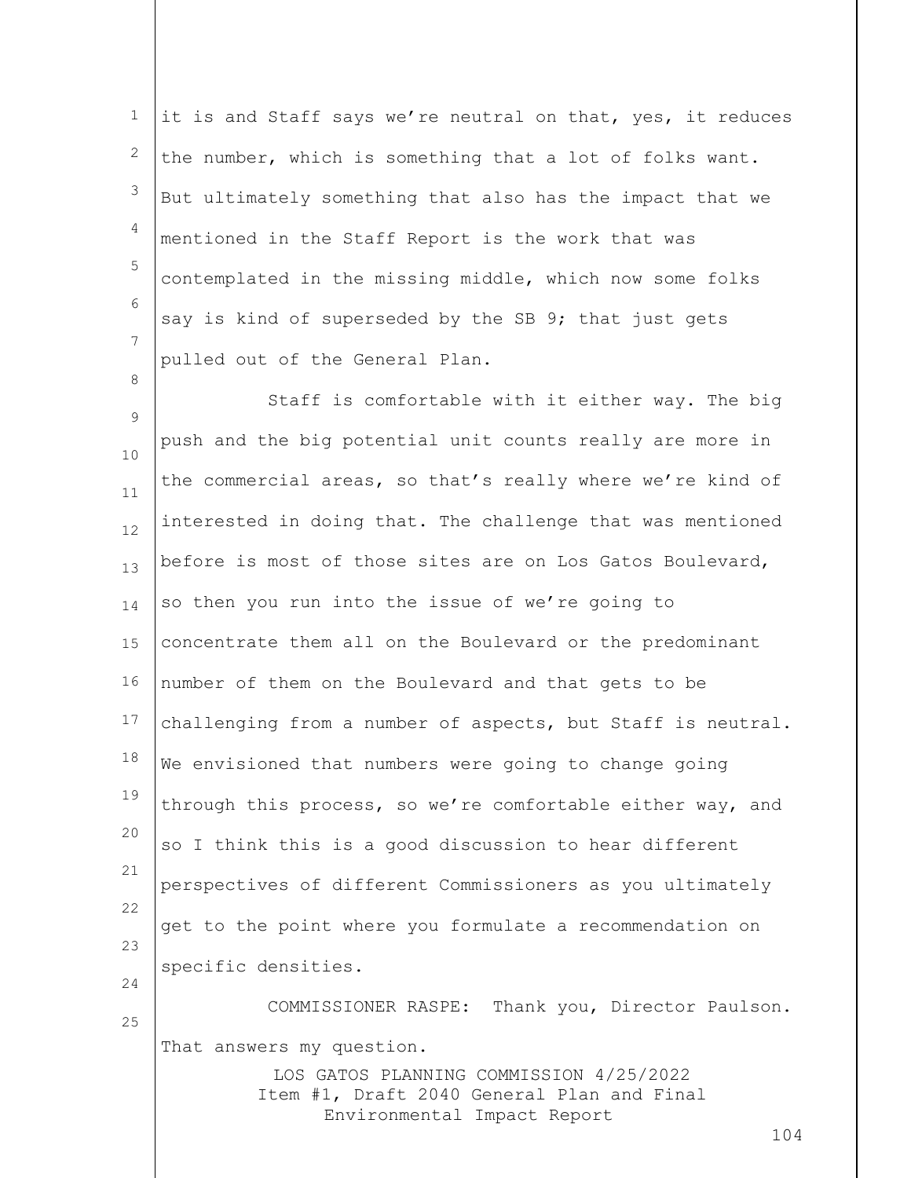it is and Staff says we're neutral on that, yes, it reduces the number, which is something that a lot of folks want. But ultimately something that also has the impact that we mentioned in the Staff Report is the work that was contemplated in the missing middle, which now some folks say is kind of superseded by the SB 9; that just gets pulled out of the General Plan.

Staff is comfortable with it either way. The big push and the big potential unit counts really are more in the commercial areas, so that's really where we're kind of interested in doing that. The challenge that was mentioned before is most of those sites are on Los Gatos Boulevard, so then you run into the issue of we're going to concentrate them all on the Boulevard or the predominant number of them on the Boulevard and that gets to be challenging from a number of aspects, but Staff is neutral. We envisioned that numbers were going to change going through this process, so we're comfortable either way, and so I think this is a good discussion to hear different perspectives of different Commissioners as you ultimately get to the point where you formulate a recommendation on specific densities.

COMMISSIONER RASPE: Thank you, Director Paulson. That answers my question.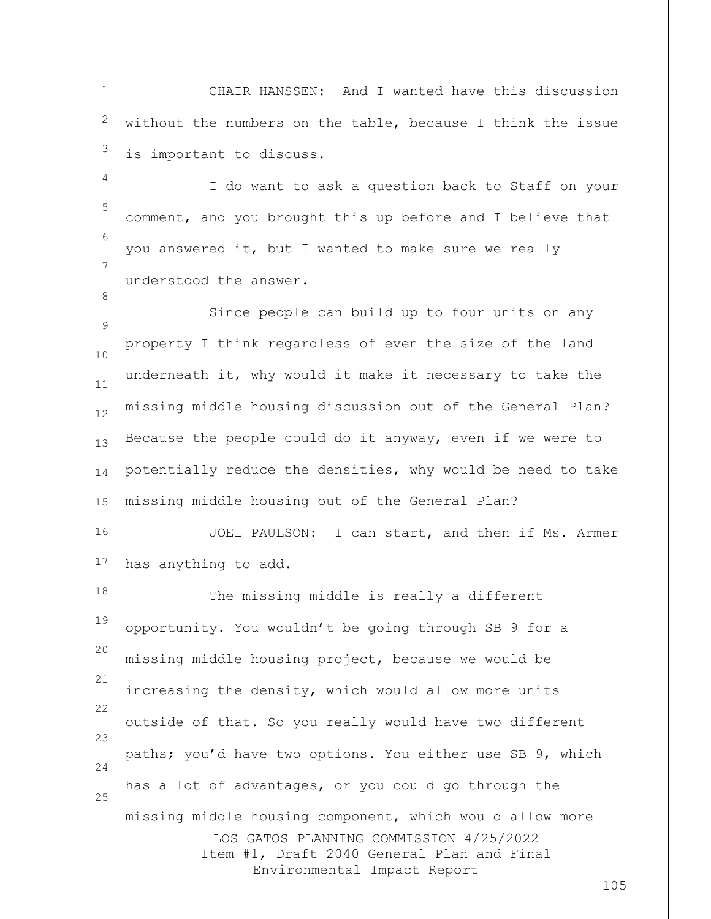CHAIR HANSSEN: And I wanted have this discussion without the numbers on the table, because I think the issue is important to discuss.

I do want to ask a question back to Staff on your comment, and you brought this up before and I believe that you answered it, but I wanted to make sure we really understood the answer.

Since people can build up to four units on any property I think regardless of even the size of the land underneath it, why would it make it necessary to take the missing middle housing discussion out of the General Plan? Because the people could do it anyway, even if we were to potentially reduce the densities, why would be need to take missing middle housing out of the General Plan?

JOEL PAULSON: I can start, and then if Ms. Armer has anything to add.

The missing middle is really a different opportunity. You wouldn't be going through SB 9 for a missing middle housing project, because we would be increasing the density, which would allow more units outside of that. So you really would have two different paths; you'd have two options. You either use SB 9, which has a lot of advantages, or you could go through the missing middle housing component, which would allow more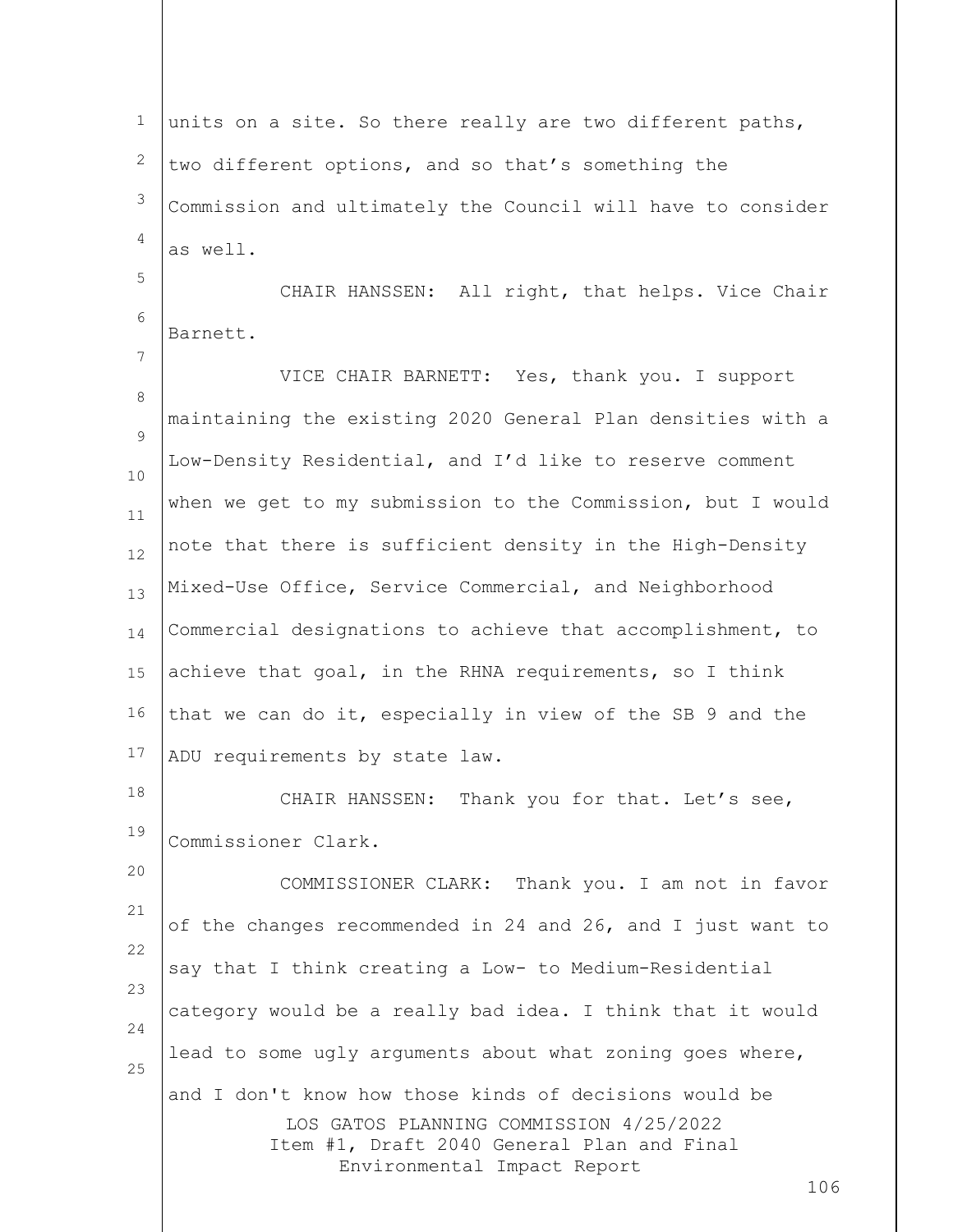units on a site. So there really are two different paths, two different options, and so that's something the Commission and ultimately the Council will have to consider as well.

CHAIR HANSSEN: All right, that helps. Vice Chair Barnett.

VICE CHAIR BARNETT: Yes, thank you. I support maintaining the existing 2020 General Plan densities with a Low-Density Residential, and I'd like to reserve comment when we get to my submission to the Commission, but I would note that there is sufficient density in the High-Density Mixed-Use Office, Service Commercial, and Neighborhood Commercial designations to achieve that accomplishment, to achieve that goal, in the RHNA requirements, so I think that we can do it, especially in view of the SB 9 and the ADU requirements by state law.

CHAIR HANSSEN: Thank you for that. Let's see, Commissioner Clark.

COMMISSIONER CLARK: Thank you. I am not in favor of the changes recommended in 24 and 26, and I just want to say that I think creating a Low- to Medium-Residential category would be a really bad idea. I think that it would lead to some ugly arguments about what zoning goes where, and I don't know how those kinds of decisions would be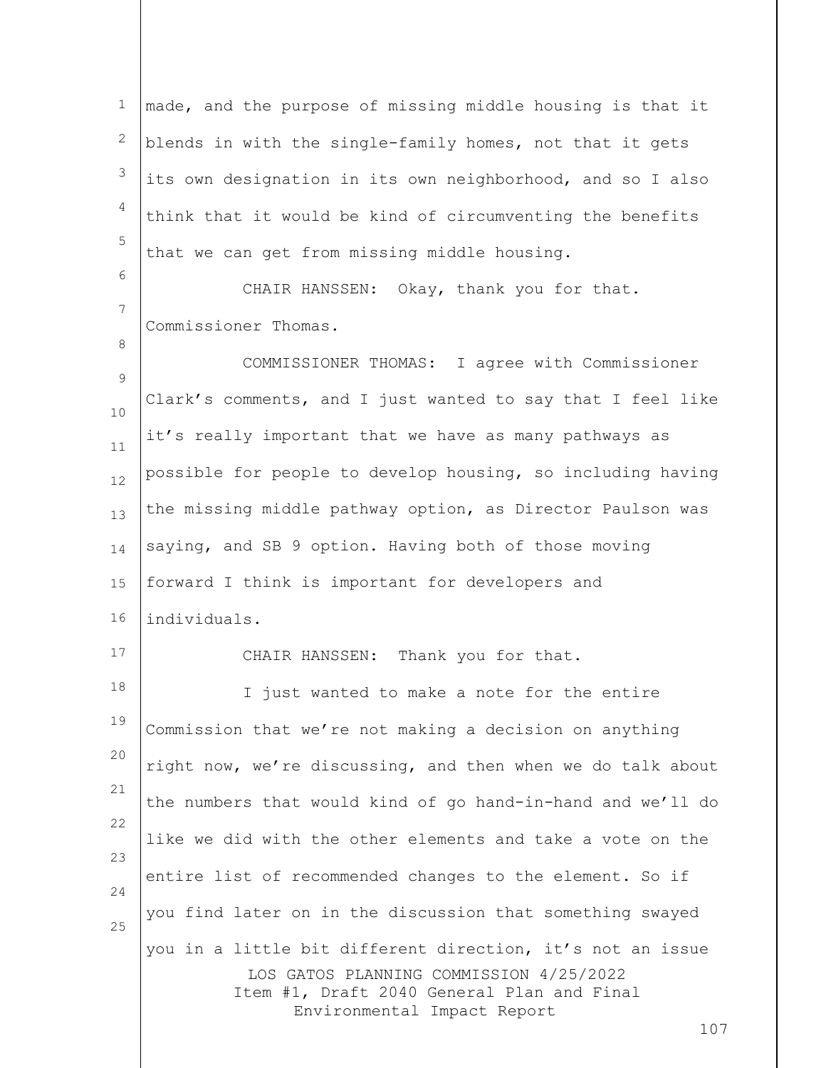made, and the purpose of missing middle housing is that it blends in with the single-family homes, not that it gets its own designation in its own neighborhood, and so I also think that it would be kind of circumventing the benefits that we can get from missing middle housing.

CHAIR HANSSEN: Okay, thank you for that. Commissioner Thomas.

COMMISSIONER THOMAS: I agree with Commissioner Clark's comments, and I just wanted to say that I feel like it's really important that we have as many pathways as possible for people to develop housing, so including having the missing middle pathway option, as Director Paulson was saying, and SB 9 option. Having both of those moving forward I think is important for developers and individuals.

CHAIR HANSSEN: Thank you for that.

I just wanted to make a note for the entire Commission that we're not making a decision on anything right now, we're discussing, and then when we do talk about the numbers that would kind of go hand-in-hand and we'll do like we did with the other elements and take a vote on the entire list of recommended changes to the element. So if you find later on in the discussion that something swayed you in a little bit different direction, it's not an issue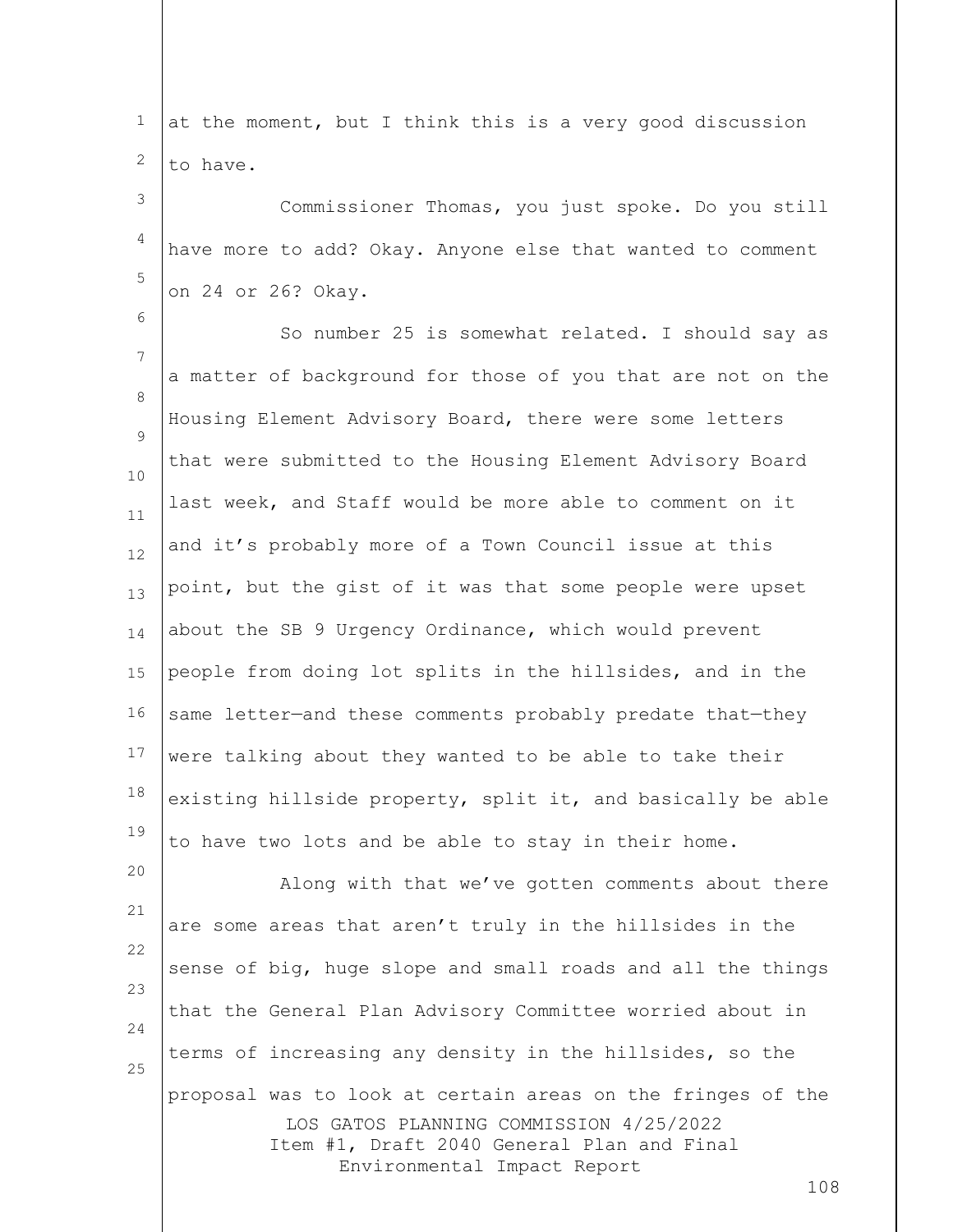at the moment, but I think this is a very good discussion to have.

Commissioner Thomas, you just spoke. Do you still have more to add? Okay. Anyone else that wanted to comment on 24 or 26? Okay.

So number 25 is somewhat related. I should say as a matter of background for those of you that are not on the Housing Element Advisory Board, there were some letters that were submitted to the Housing Element Advisory Board last week, and Staff would be more able to comment on it and it's probably more of a Town Council issue at this point, but the gist of it was that some people were upset about the SB 9 Urgency Ordinance, which would prevent people from doing lot splits in the hillsides, and in the same letter—and these comments probably predate that—they were talking about they wanted to be able to take their existing hillside property, split it, and basically be able to have two lots and be able to stay in their home.

Along with that we've gotten comments about there are some areas that aren't truly in the hillsides in the sense of big, huge slope and small roads and all the things that the General Plan Advisory Committee worried about in terms of increasing any density in the hillsides, so the proposal was to look at certain areas on the fringes of the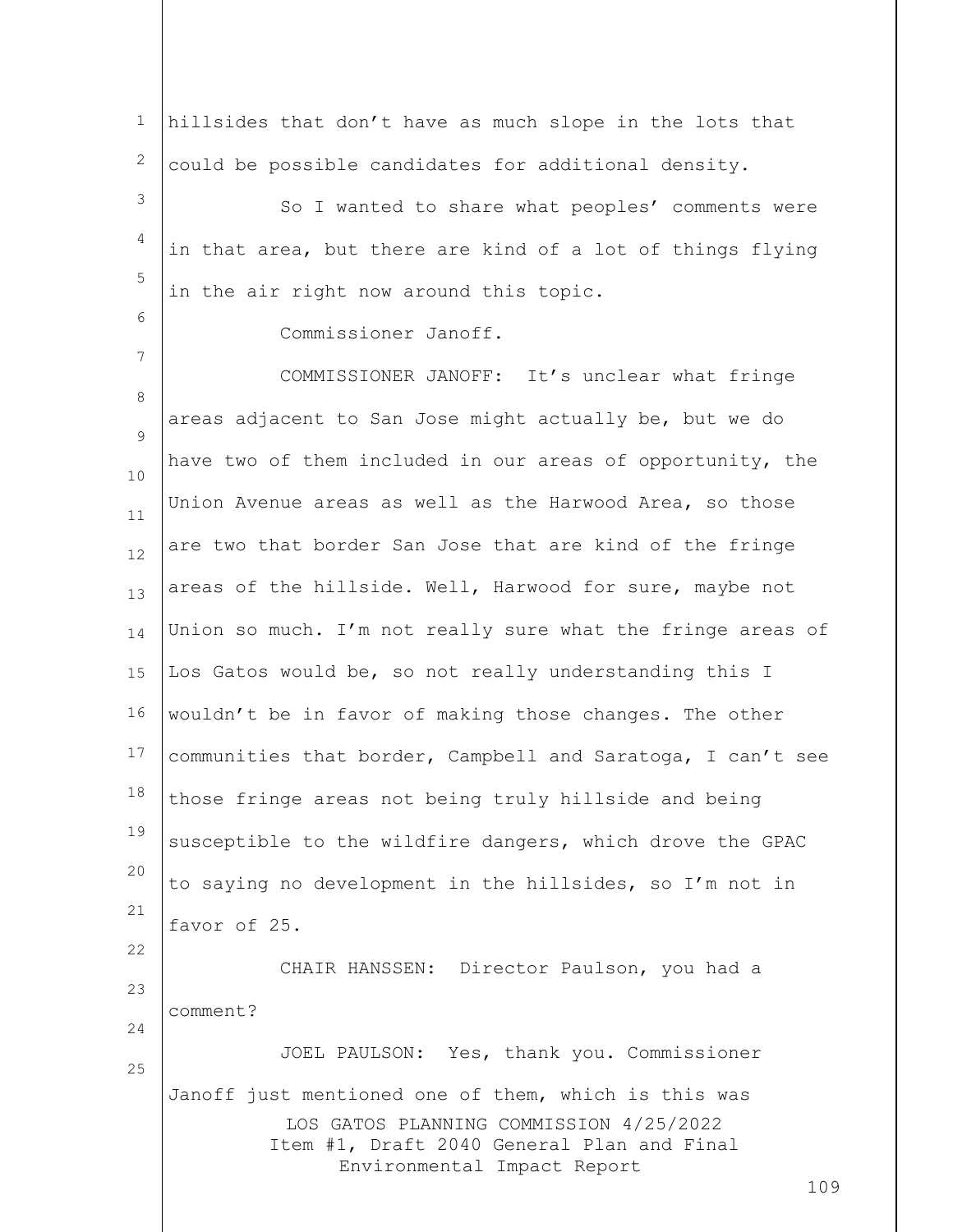hillsides that don't have as much slope in the lots that could be possible candidates for additional density.

So I wanted to share what peoples' comments were in that area, but there are kind of a lot of things flying in the air right now around this topic.

Commissioner Janoff.

COMMISSIONER JANOFF: It's unclear what fringe areas adjacent to San Jose might actually be, but we do have two of them included in our areas of opportunity, the Union Avenue areas as well as the Harwood Area, so those are two that border San Jose that are kind of the fringe areas of the hillside. Well, Harwood for sure, maybe not Union so much. I'm not really sure what the fringe areas of Los Gatos would be, so not really understanding this I wouldn't be in favor of making those changes. The other communities that border, Campbell and Saratoga, I can't see those fringe areas not being truly hillside and being susceptible to the wildfire dangers, which drove the GPAC to saying no development in the hillsides, so I'm not in favor of 25.

CHAIR HANSSEN: Director Paulson, you had a comment?

JOEL PAULSON: Yes, thank you. Commissioner Janoff just mentioned one of them, which is this was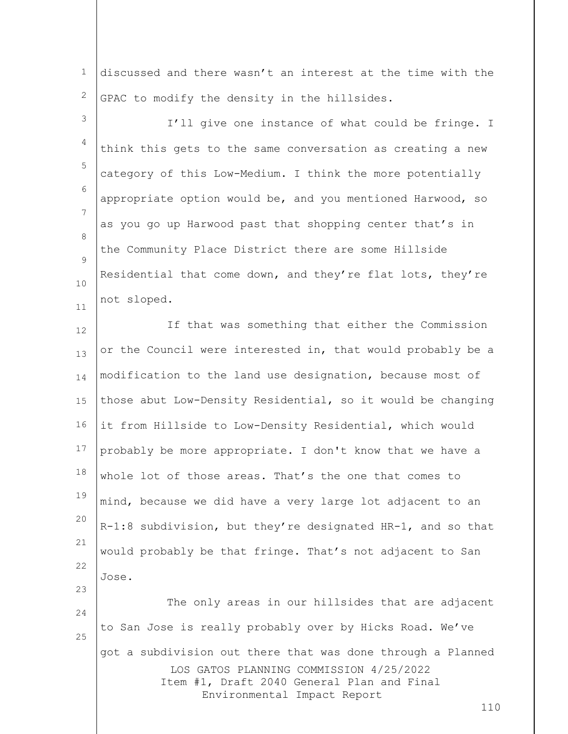discussed and there wasn't an interest at the time with the GPAC to modify the density in the hillsides.

I'll give one instance of what could be fringe. I think this gets to the same conversation as creating a new category of this Low-Medium. I think the more potentially appropriate option would be, and you mentioned Harwood, so as you go up Harwood past that shopping center that's in the Community Place District there are some Hillside Residential that come down, and they're flat lots, they're not sloped.

If that was something that either the Commission or the Council were interested in, that would probably be a modification to the land use designation, because most of those abut Low-Density Residential, so it would be changing it from Hillside to Low-Density Residential, which would probably be more appropriate. I don't know that we have a whole lot of those areas. That's the one that comes to mind, because we did have a very large lot adjacent to an R-1:8 subdivision, but they're designated HR-1, and so that would probably be that fringe. That's not adjacent to San Jose.

The only areas in our hillsides that are adjacent to San Jose is really probably over by Hicks Road. We've got a subdivision out there that was done through a Planned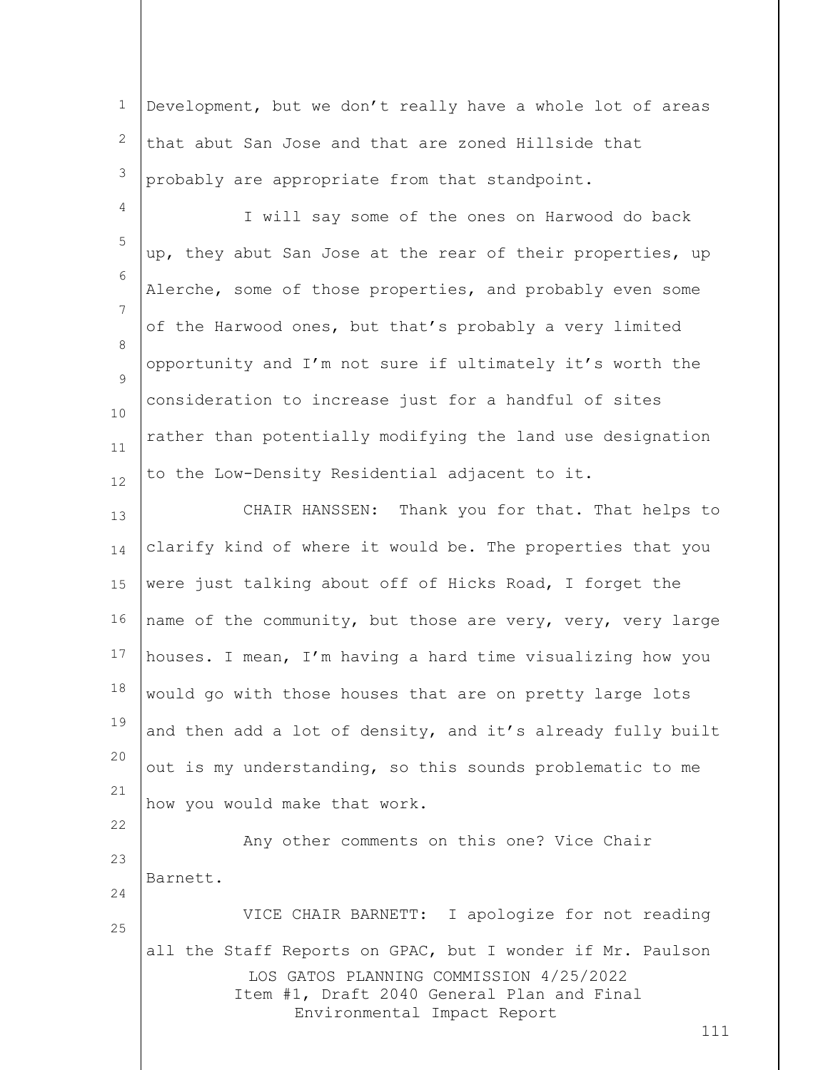Development, but we don't really have a whole lot of areas that abut San Jose and that are zoned Hillside that probably are appropriate from that standpoint.

I will say some of the ones on Harwood do back up, they abut San Jose at the rear of their properties, up Alerche, some of those properties, and probably even some of the Harwood ones, but that's probably a very limited opportunity and I'm not sure if ultimately it's worth the consideration to increase just for a handful of sites rather than potentially modifying the land use designation to the Low-Density Residential adjacent to it.

CHAIR HANSSEN: Thank you for that. That helps to clarify kind of where it would be. The properties that you were just talking about off of Hicks Road, I forget the name of the community, but those are very, very, very large houses. I mean, I'm having a hard time visualizing how you would go with those houses that are on pretty large lots and then add a lot of density, and it's already fully built out is my understanding, so this sounds problematic to me how you would make that work.

Any other comments on this one? Vice Chair Barnett.

VICE CHAIR BARNETT: I apologize for not reading all the Staff Reports on GPAC, but I wonder if Mr. Paulson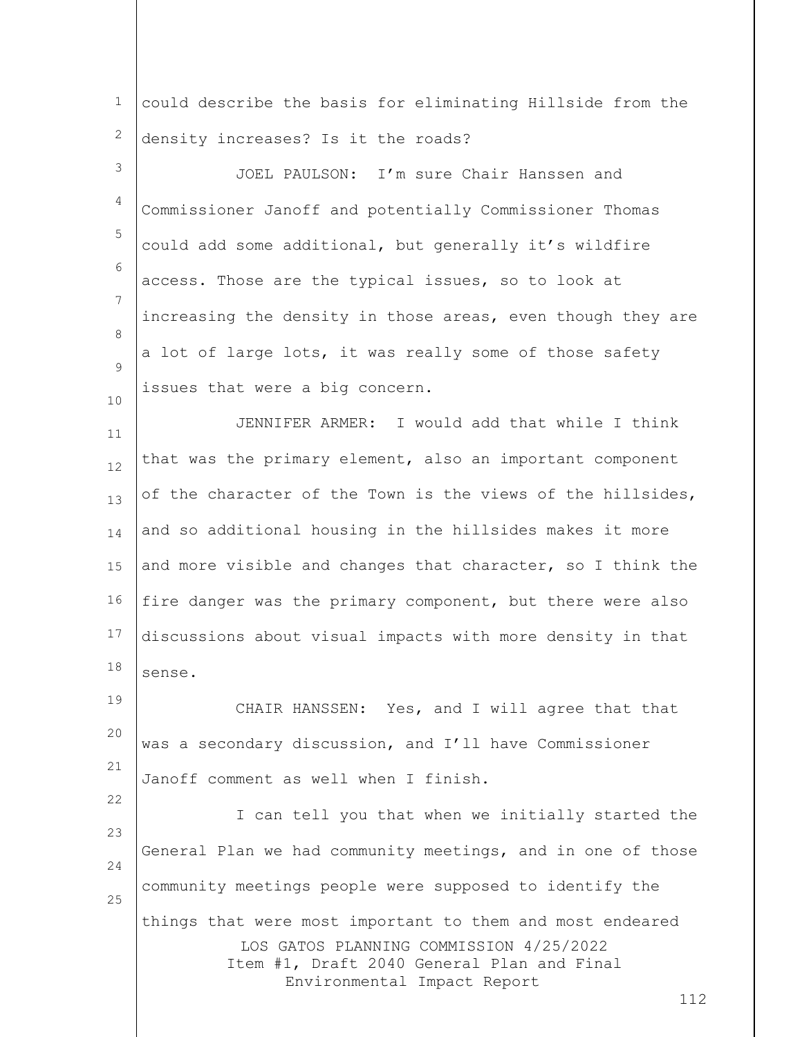could describe the basis for eliminating Hillside from the density increases? Is it the roads?

JOEL PAULSON: I'm sure Chair Hanssen and Commissioner Janoff and potentially Commissioner Thomas could add some additional, but generally it's wildfire access. Those are the typical issues, so to look at increasing the density in those areas, even though they are a lot of large lots, it was really some of those safety issues that were a big concern.

JENNIFER ARMER: I would add that while I think that was the primary element, also an important component of the character of the Town is the views of the hillsides, and so additional housing in the hillsides makes it more and more visible and changes that character, so I think the fire danger was the primary component, but there were also discussions about visual impacts with more density in that sense.

CHAIR HANSSEN: Yes, and I will agree that that was a secondary discussion, and I'll have Commissioner Janoff comment as well when I finish.

I can tell you that when we initially started the General Plan we had community meetings, and in one of those community meetings people were supposed to identify the things that were most important to them and most endeared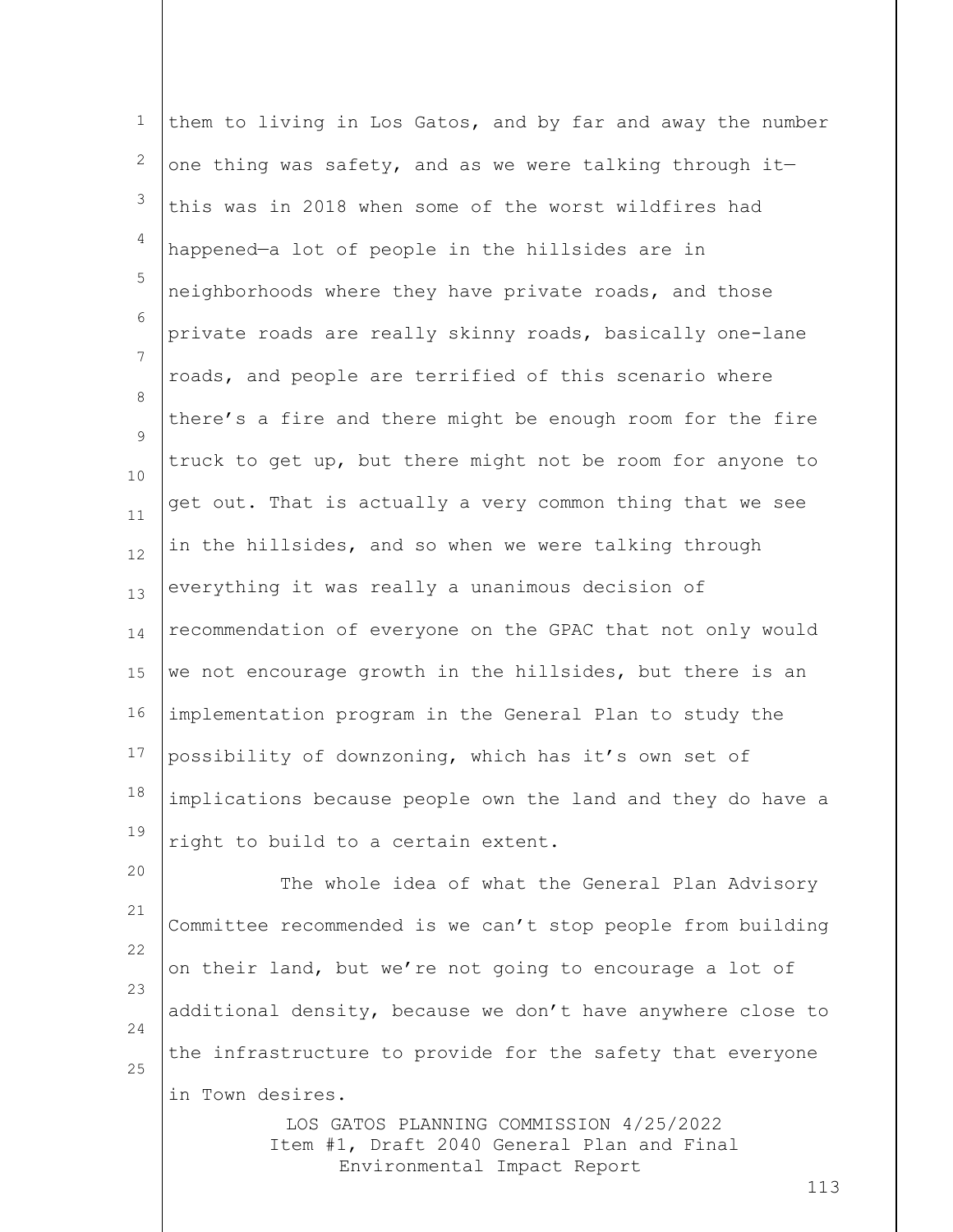them to living in Los Gatos, and by far and away the number one thing was safety, and as we were talking through it—this was in 2018 when some of the worst wildfires had happened—a lot of people in the hillsides are in neighborhoods where they have private roads, and those private roads are really skinny roads, basically one-lane roads, and people are terrified of this scenario where there's a fire and there might be enough room for the fire truck to get up, but there might not be room for anyone to get out. That is actually a very common thing that we see in the hillsides, and so when we were talking through everything it was really a unanimous decision of recommendation of everyone on the GPAC that not only would we not encourage growth in the hillsides, but there is an implementation program in the General Plan to study the possibility of downzoning, which has it's own set of implications because people own the land and they do have a right to build to a certain extent.

The whole idea of what the General Plan Advisory Committee recommended is we can't stop people from building on their land, but we're not going to encourage a lot of additional density, because we don't have anywhere close to the infrastructure to provide for the safety that everyone in Town desires.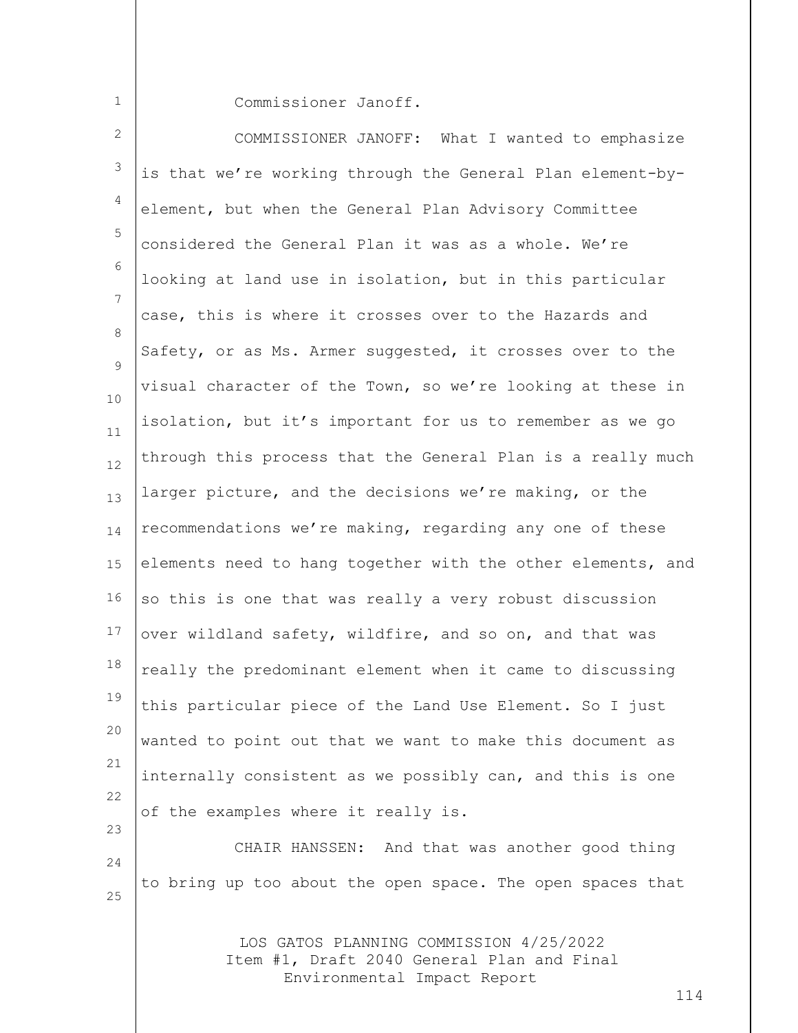Commissioner Janoff.

COMMISSIONER JANOFF: What I wanted to emphasize is that we're working through the General Plan element-by-element, but when the General Plan Advisory Committee considered the General Plan it was as a whole. We're looking at land use in isolation, but in this particular case, this is where it crosses over to the Hazards and Safety, or as Ms. Armer suggested, it crosses over to the visual character of the Town, so we're looking at these in isolation, but it's important for us to remember as we go through this process that the General Plan is a really much larger picture, and the decisions we're making, or the recommendations we're making, regarding any one of these elements need to hang together with the other elements, and so this is one that was really a very robust discussion over wildland safety, wildfire, and so on, and that was really the predominant element when it came to discussing this particular piece of the Land Use Element. So I just wanted to point out that we want to make this document as internally consistent as we possibly can, and this is one of the examples where it really is.

CHAIR HANSSEN: And that was another good thing to bring up too about the open space. The open spaces that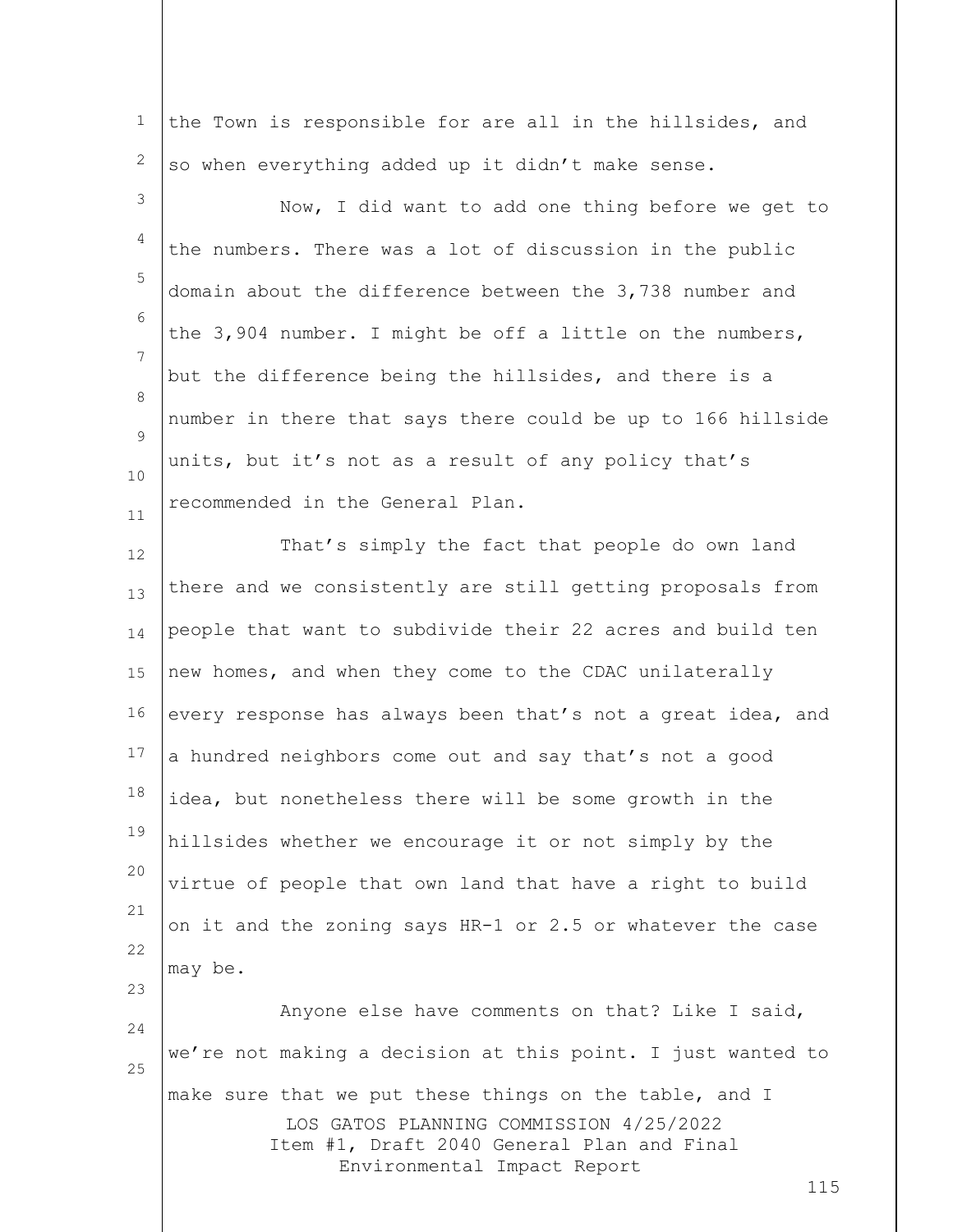the Town is responsible for are all in the hillsides, and so when everything added up it didn't make sense.

Now, I did want to add one thing before we get to the numbers. There was a lot of discussion in the public domain about the difference between the 3,738 number and the 3,904 number. I might be off a little on the numbers, but the difference being the hillsides, and there is a number in there that says there could be up to 166 hillside units, but it's not as a result of any policy that's recommended in the General Plan.

That's simply the fact that people do own land there and we consistently are still getting proposals from people that want to subdivide their 22 acres and build ten new homes, and when they come to the CDAC unilaterally every response has always been that's not a great idea, and a hundred neighbors come out and say that's not a good idea, but nonetheless there will be some growth in the hillsides whether we encourage it or not simply by the virtue of people that own land that have a right to build on it and the zoning says HR-1 or 2.5 or whatever the case may be.

Anyone else have comments on that? Like I said, we're not making a decision at this point. I just wanted to make sure that we put these things on the table, and I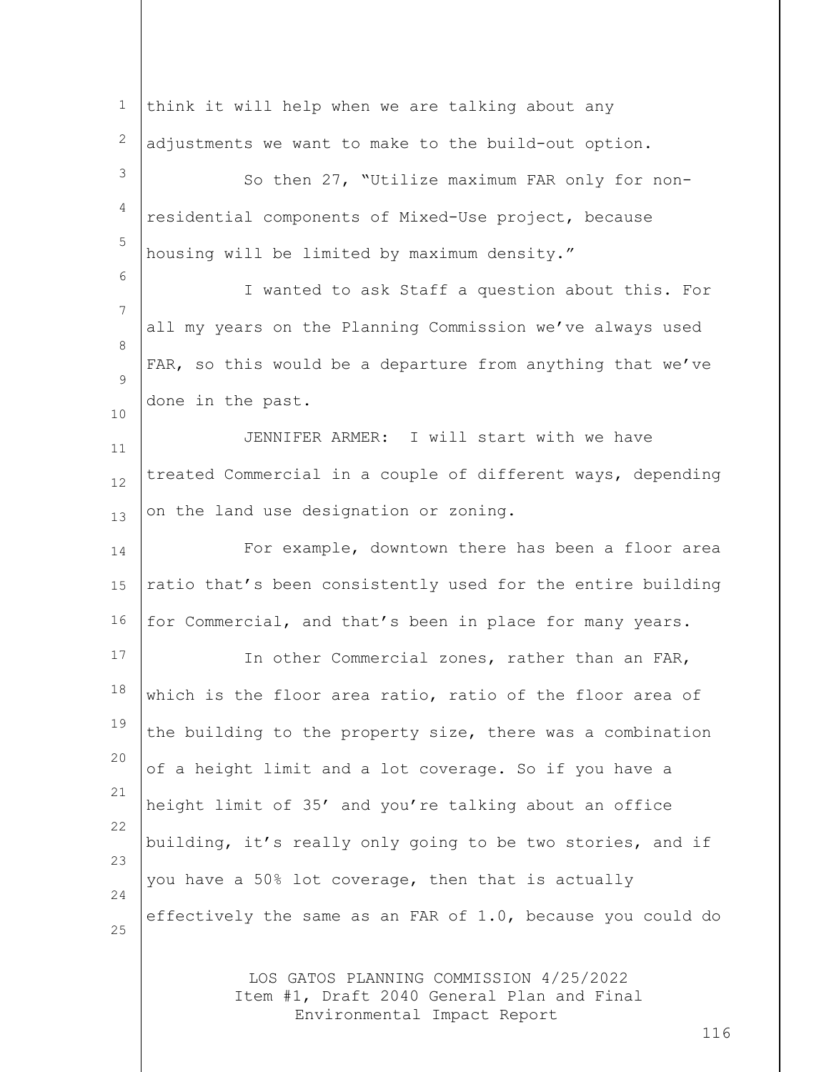think it will help when we are talking about any adjustments we want to make to the build-out option.

So then 27, "Utilize maximum FAR only for non-residential components of Mixed-Use project, because housing will be limited by maximum density."

I wanted to ask Staff a question about this. For all my years on the Planning Commission we've always used FAR, so this would be a departure from anything that we've done in the past.

JENNIFER ARMER: I will start with we have treated Commercial in a couple of different ways, depending on the land use designation or zoning.

For example, downtown there has been a floor area ratio that's been consistently used for the entire building for Commercial, and that's been in place for many years.

In other Commercial zones, rather than an FAR, which is the floor area ratio, ratio of the floor area of the building to the property size, there was a combination of a height limit and a lot coverage. So if you have a height limit of 35' and you're talking about an office building, it's really only going to be two stories, and if you have a 50% lot coverage, then that is actually effectively the same as an FAR of 1.0, because you could do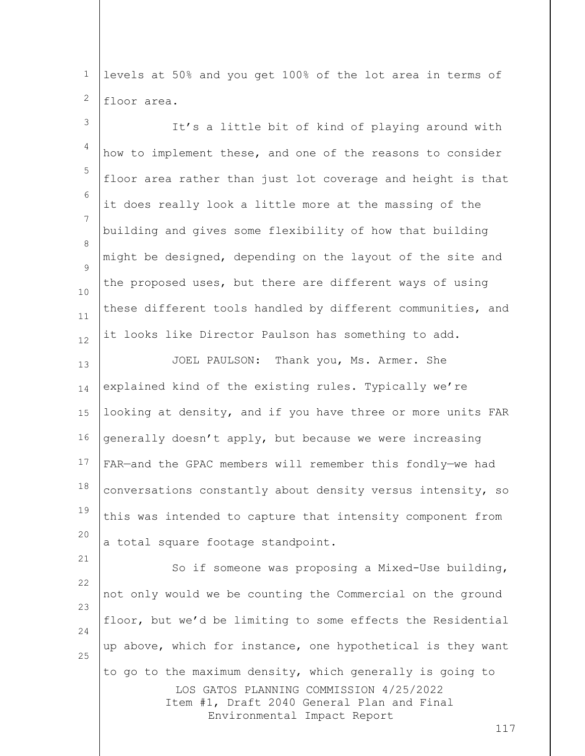levels at 50% and you get 100% of the lot area in terms of floor area.

It's a little bit of kind of playing around with how to implement these, and one of the reasons to consider floor area rather than just lot coverage and height is that it does really look a little more at the massing of the building and gives some flexibility of how that building might be designed, depending on the layout of the site and the proposed uses, but there are different ways of using these different tools handled by different communities, and it looks like Director Paulson has something to add.

JOEL PAULSON: Thank you, Ms. Armer. She explained kind of the existing rules. Typically we're looking at density, and if you have three or more units FAR generally doesn't apply, but because we were increasing FAR—and the GPAC members will remember this fondly—we had conversations constantly about density versus intensity, so this was intended to capture that intensity component from a total square footage standpoint.

So if someone was proposing a Mixed-Use building, not only would we be counting the Commercial on the ground floor, but we'd be limiting to some effects the Residential up above, which for instance, one hypothetical is they want to go to the maximum density, which generally is going to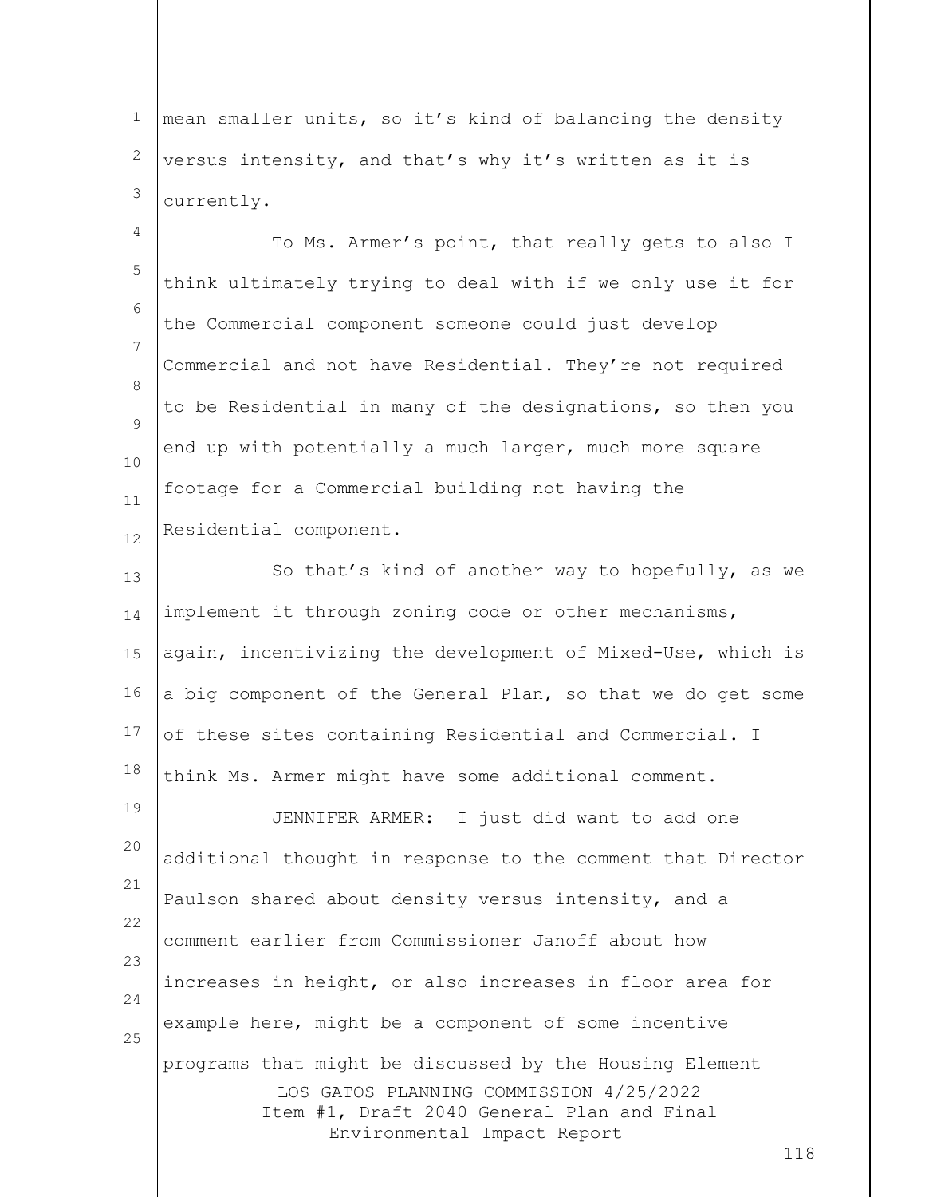mean smaller units, so it's kind of balancing the density versus intensity, and that's why it's written as it is currently.

To Ms. Armer's point, that really gets to also I think ultimately trying to deal with if we only use it for the Commercial component someone could just develop Commercial and not have Residential. They're not required to be Residential in many of the designations, so then you end up with potentially a much larger, much more square footage for a Commercial building not having the Residential component.

So that's kind of another way to hopefully, as we implement it through zoning code or other mechanisms, again, incentivizing the development of Mixed-Use, which is a big component of the General Plan, so that we do get some of these sites containing Residential and Commercial. I think Ms. Armer might have some additional comment.

JENNIFER ARMER: I just did want to add one additional thought in response to the comment that Director Paulson shared about density versus intensity, and a comment earlier from Commissioner Janoff about how increases in height, or also increases in floor area for example here, might be a component of some incentive programs that might be discussed by the Housing Element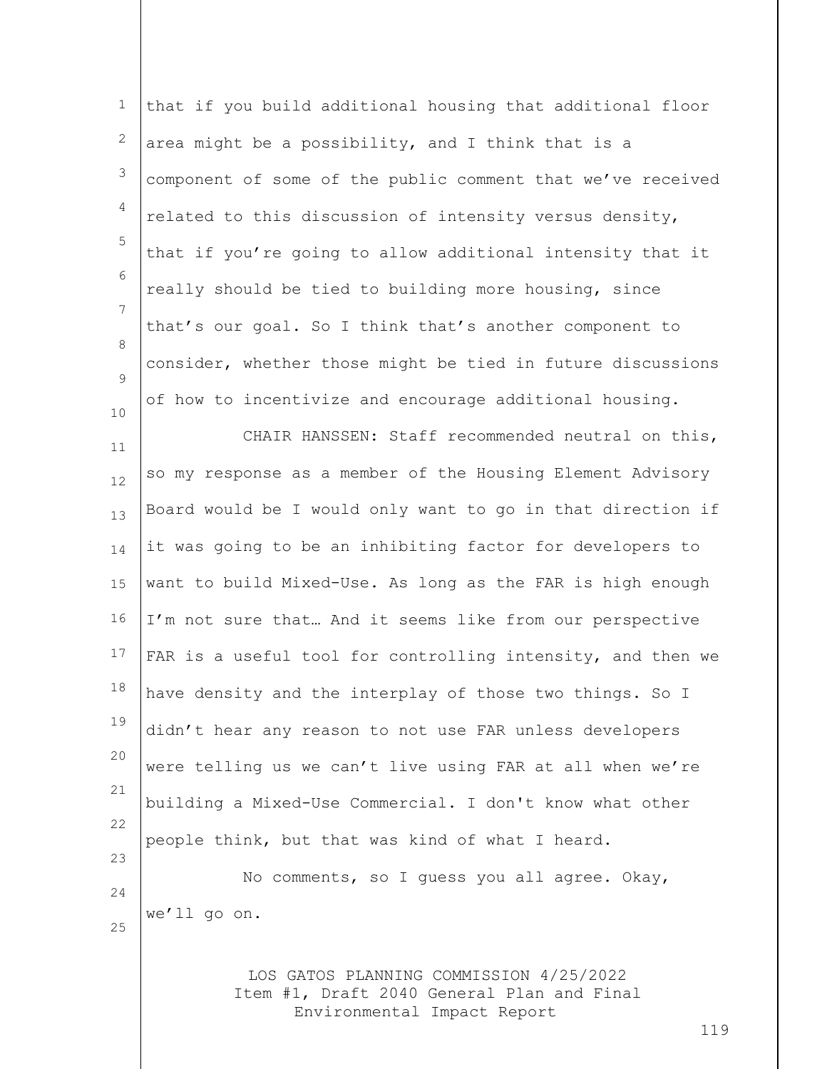that if you build additional housing that additional floor area might be a possibility, and I think that is a component of some of the public comment that we've received related to this discussion of intensity versus density, that if you're going to allow additional intensity that it really should be tied to building more housing, since that's our goal. So I think that's another component to consider, whether those might be tied in future discussions of how to incentivize and encourage additional housing.

CHAIR HANSSEN: Staff recommended neutral on this, so my response as a member of the Housing Element Advisory Board would be I would only want to go in that direction if it was going to be an inhibiting factor for developers to want to build Mixed-Use. As long as the FAR is high enough I'm not sure that… And it seems like from our perspective FAR is a useful tool for controlling intensity, and then we have density and the interplay of those two things. So I didn't hear any reason to not use FAR unless developers were telling us we can't live using FAR at all when we're building a Mixed-Use Commercial. I don't know what other people think, but that was kind of what I heard.

No comments, so I guess you all agree. Okay, we'll go on.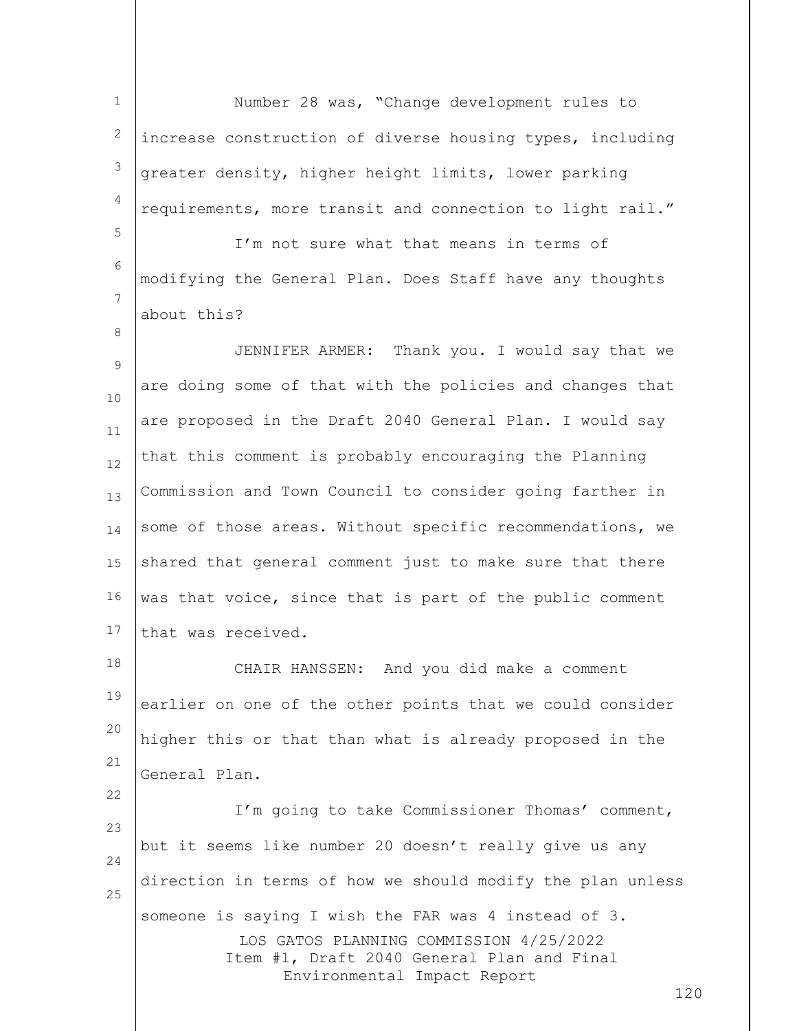Number 28 was, "Change development rules to increase construction of diverse housing types, including greater density, higher height limits, lower parking requirements, more transit and connection to light rail."

I'm not sure what that means in terms of modifying the General Plan. Does Staff have any thoughts about this?

JENNIFER ARMER: Thank you. I would say that we are doing some of that with the policies and changes that are proposed in the Draft 2040 General Plan. I would say that this comment is probably encouraging the Planning Commission and Town Council to consider going farther in some of those areas. Without specific recommendations, we shared that general comment just to make sure that there was that voice, since that is part of the public comment that was received.

CHAIR HANSSEN: And you did make a comment earlier on one of the other points that we could consider higher this or that than what is already proposed in the General Plan.

I'm going to take Commissioner Thomas' comment, but it seems like number 20 doesn't really give us any direction in terms of how we should modify the plan unless someone is saying I wish the FAR was 4 instead of 3.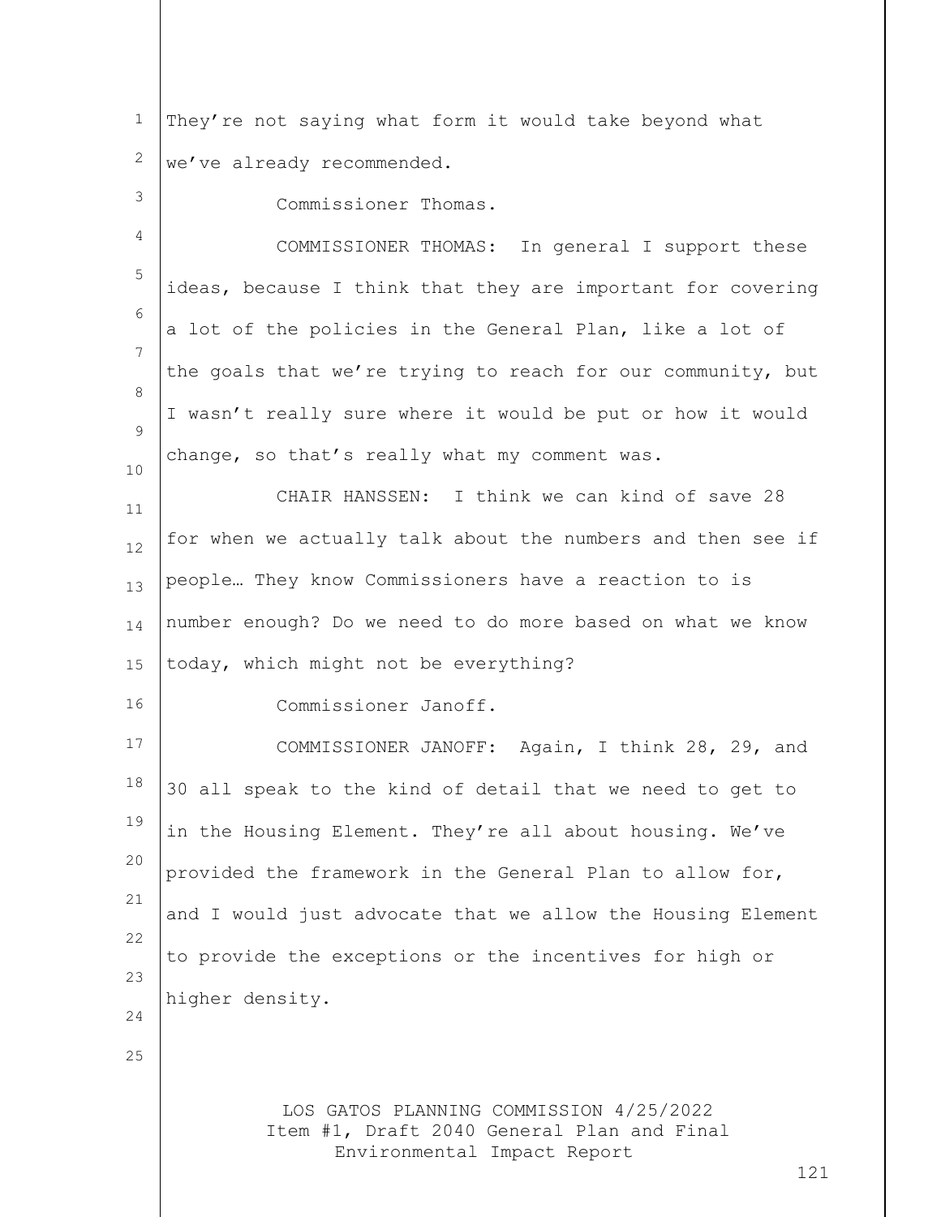They're not saying what form it would take beyond what we've already recommended.

Commissioner Thomas.

COMMISSIONER THOMAS: In general I support these ideas, because I think that they are important for covering a lot of the policies in the General Plan, like a lot of the goals that we're trying to reach for our community, but I wasn't really sure where it would be put or how it would change, so that's really what my comment was.

CHAIR HANSSEN: I think we can kind of save 28 for when we actually talk about the numbers and then see if people… They know Commissioners have a reaction to is number enough? Do we need to do more based on what we know today, which might not be everything?

Commissioner Janoff.

COMMISSIONER JANOFF: Again, I think 28, 29, and 30 all speak to the kind of detail that we need to get to in the Housing Element. They're all about housing. We've provided the framework in the General Plan to allow for, and I would just advocate that we allow the Housing Element to provide the exceptions or the incentives for high or higher density.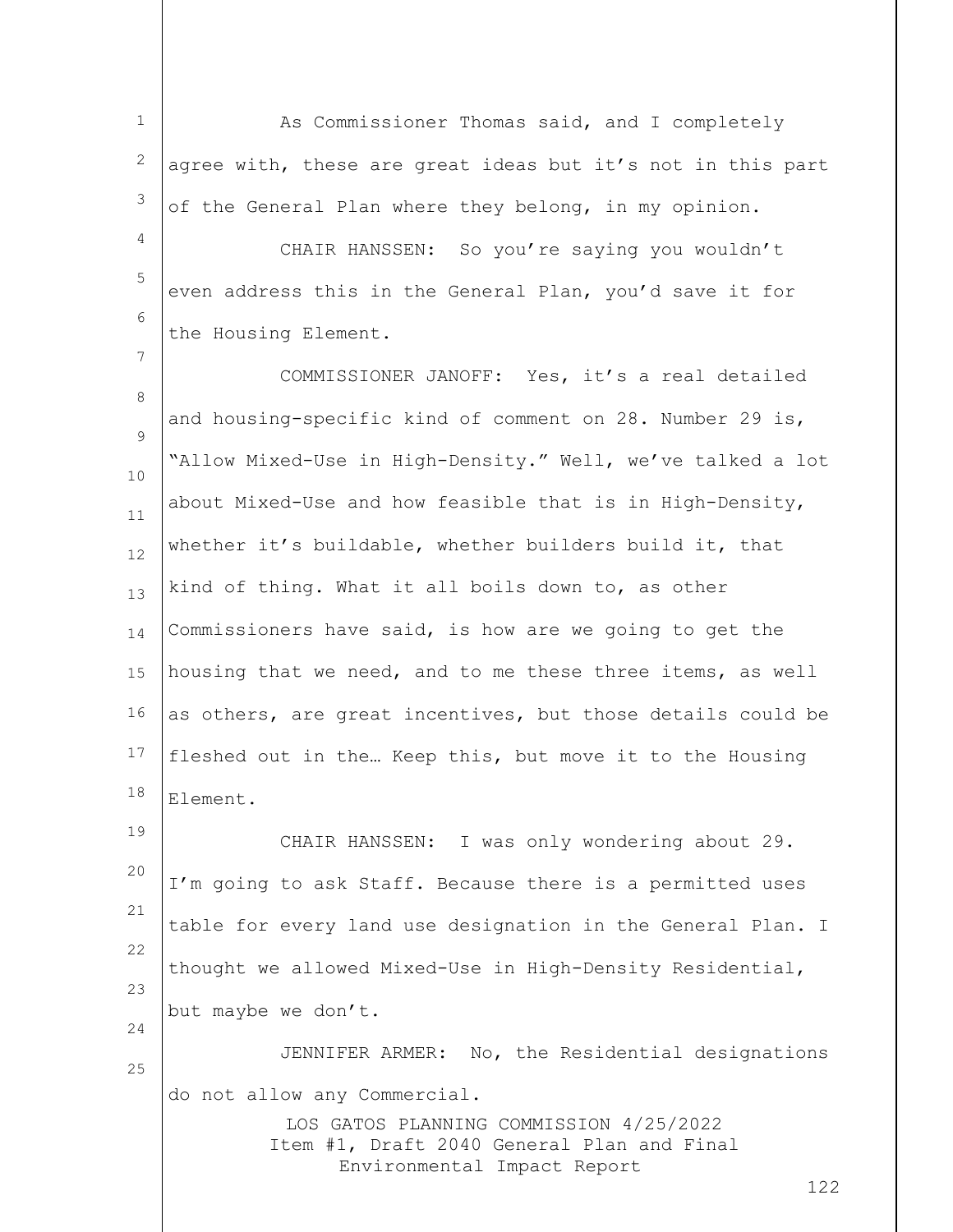As Commissioner Thomas said, and I completely agree with, these are great ideas but it's not in this part of the General Plan where they belong, in my opinion.

CHAIR HANSSEN: So you're saying you wouldn't even address this in the General Plan, you'd save it for the Housing Element.

COMMISSIONER JANOFF: Yes, it's a real detailed and housing-specific kind of comment on 28. Number 29 is, "Allow Mixed-Use in High-Density." Well, we've talked a lot about Mixed-Use and how feasible that is in High-Density, whether it's buildable, whether builders build it, that kind of thing. What it all boils down to, as other Commissioners have said, is how are we going to get the housing that we need, and to me these three items, as well as others, are great incentives, but those details could be fleshed out in the… Keep this, but move it to the Housing Element.

CHAIR HANSSEN: I was only wondering about 29. I'm going to ask Staff. Because there is a permitted uses table for every land use designation in the General Plan. I thought we allowed Mixed-Use in High-Density Residential, but maybe we don't.

JENNIFER ARMER: No, the Residential designations do not allow any Commercial.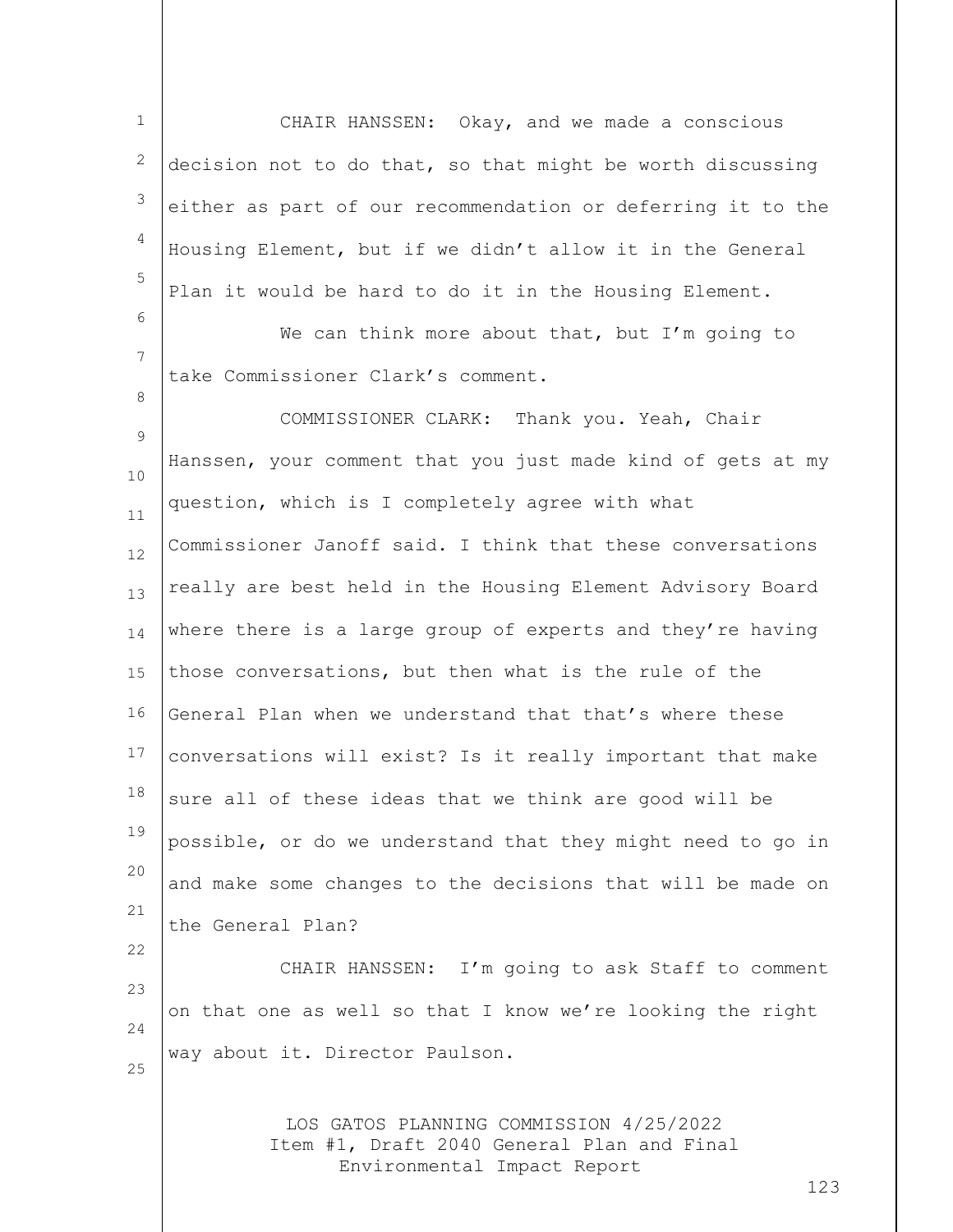CHAIR HANSSEN: Okay, and we made a conscious decision not to do that, so that might be worth discussing either as part of our recommendation or deferring it to the Housing Element, but if we didn't allow it in the General Plan it would be hard to do it in the Housing Element.

We can think more about that, but I'm going to take Commissioner Clark's comment.

COMMISSIONER CLARK: Thank you. Yeah, Chair Hanssen, your comment that you just made kind of gets at my question, which is I completely agree with what Commissioner Janoff said. I think that these conversations really are best held in the Housing Element Advisory Board where there is a large group of experts and they're having those conversations, but then what is the rule of the General Plan when we understand that that's where these conversations will exist? Is it really important that make sure all of these ideas that we think are good will be possible, or do we understand that they might need to go in and make some changes to the decisions that will be made on the General Plan?

CHAIR HANSSEN: I'm going to ask Staff to comment on that one as well so that I know we're looking the right way about it. Director Paulson.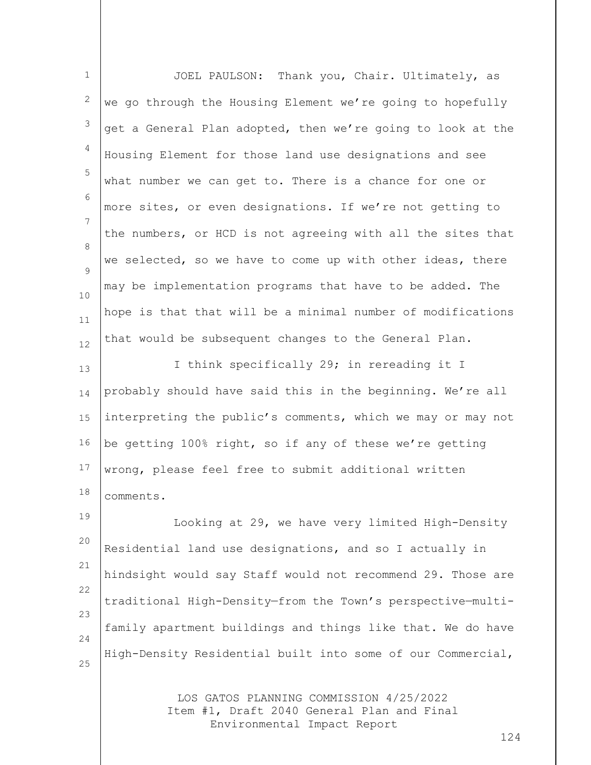JOEL PAULSON: Thank you, Chair. Ultimately, as we go through the Housing Element we're going to hopefully get a General Plan adopted, then we're going to look at the Housing Element for those land use designations and see what number we can get to. There is a chance for one or more sites, or even designations. If we're not getting to the numbers, or HCD is not agreeing with all the sites that we selected, so we have to come up with other ideas, there may be implementation programs that have to be added. The hope is that that will be a minimal number of modifications that would be subsequent changes to the General Plan.

I think specifically 29; in rereading it I probably should have said this in the beginning. We're all interpreting the public's comments, which we may or may not be getting 100% right, so if any of these we're getting wrong, please feel free to submit additional written comments.

Looking at 29, we have very limited High-Density Residential land use designations, and so I actually in hindsight would say Staff would not recommend 29. Those are traditional High-Density—from the Town's perspective—multi-family apartment buildings and things like that. We do have High-Density Residential built into some of our Commercial,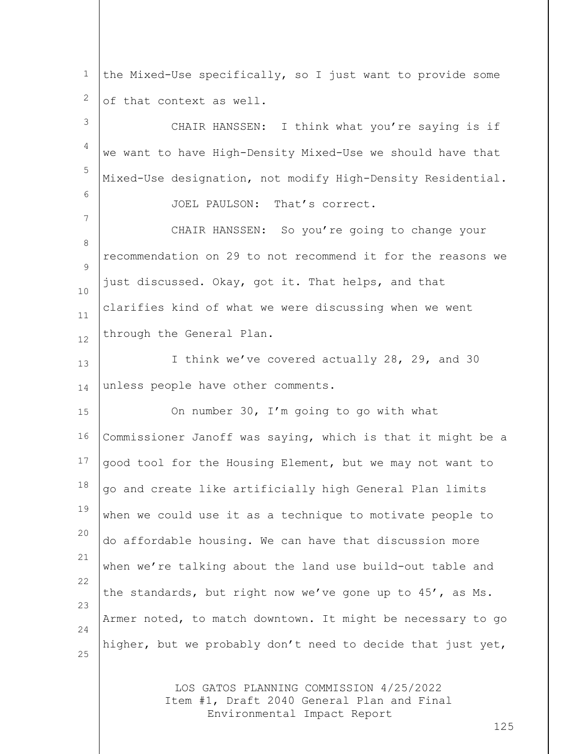the Mixed-Use specifically, so I just want to provide some of that context as well.

CHAIR HANSSEN: I think what you're saying is if we want to have High-Density Mixed-Use we should have that Mixed-Use designation, not modify High-Density Residential.

JOEL PAULSON: That's correct.

CHAIR HANSSEN: So you're going to change your recommendation on 29 to not recommend it for the reasons we just discussed. Okay, got it. That helps, and that clarifies kind of what we were discussing when we went through the General Plan.

I think we've covered actually 28, 29, and 30 unless people have other comments.

On number 30, I'm going to go with what Commissioner Janoff was saying, which is that it might be a good tool for the Housing Element, but we may not want to go and create like artificially high General Plan limits when we could use it as a technique to motivate people to do affordable housing. We can have that discussion more when we're talking about the land use build-out table and the standards, but right now we've gone up to 45', as Ms. Armer noted, to match downtown. It might be necessary to go higher, but we probably don't need to decide that just yet,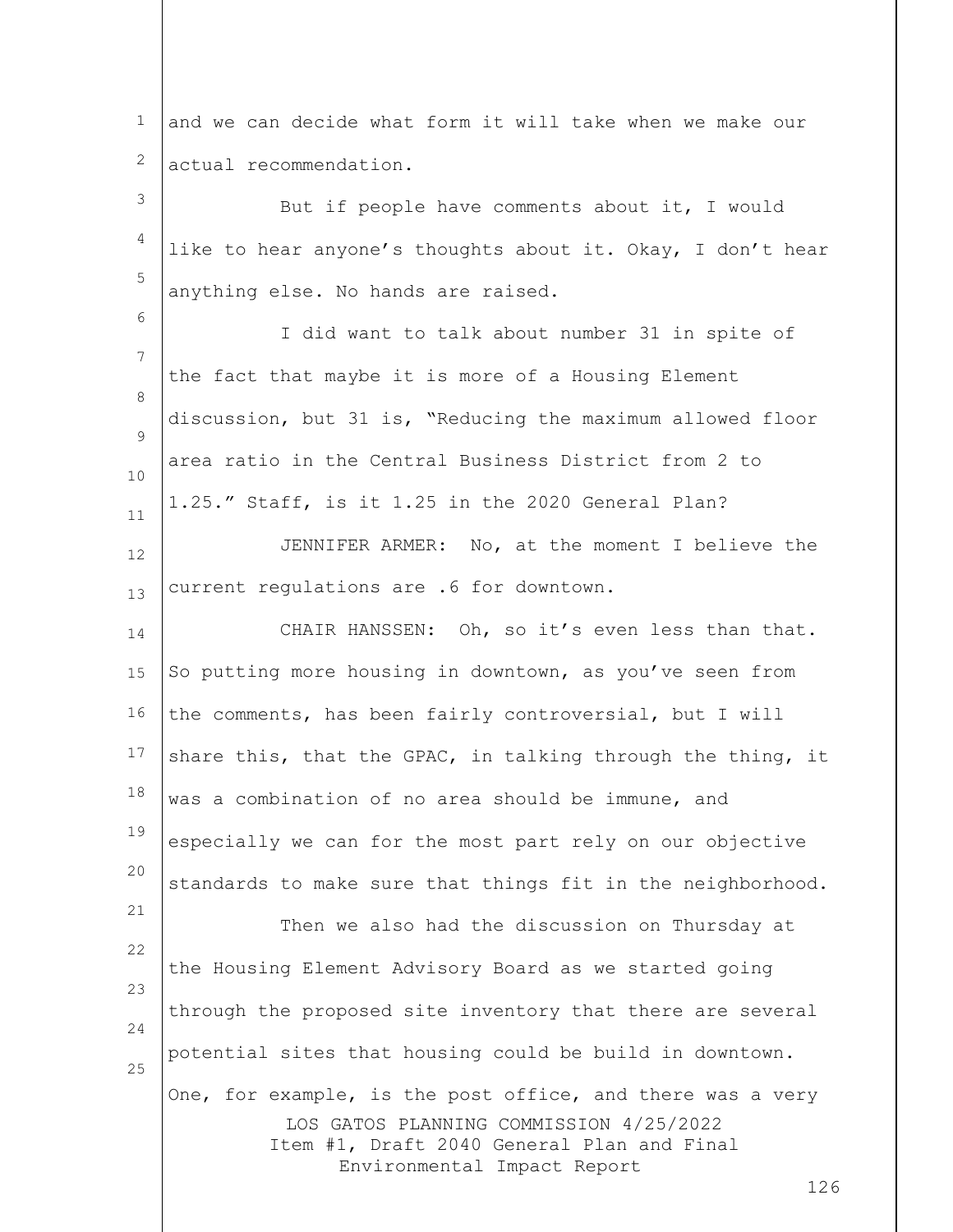and we can decide what form it will take when we make our actual recommendation.

But if people have comments about it, I would like to hear anyone's thoughts about it. Okay, I don't hear anything else. No hands are raised.

I did want to talk about number 31 in spite of the fact that maybe it is more of a Housing Element discussion, but 31 is, "Reducing the maximum allowed floor area ratio in the Central Business District from 2 to 1.25." Staff, is it 1.25 in the 2020 General Plan?

JENNIFER ARMER: No, at the moment I believe the current regulations are .6 for downtown.

CHAIR HANSSEN: Oh, so it's even less than that. So putting more housing in downtown, as you've seen from the comments, has been fairly controversial, but I will share this, that the GPAC, in talking through the thing, it was a combination of no area should be immune, and especially we can for the most part rely on our objective standards to make sure that things fit in the neighborhood.

Then we also had the discussion on Thursday at the Housing Element Advisory Board as we started going through the proposed site inventory that there are several potential sites that housing could be build in downtown. One, for example, is the post office, and there was a very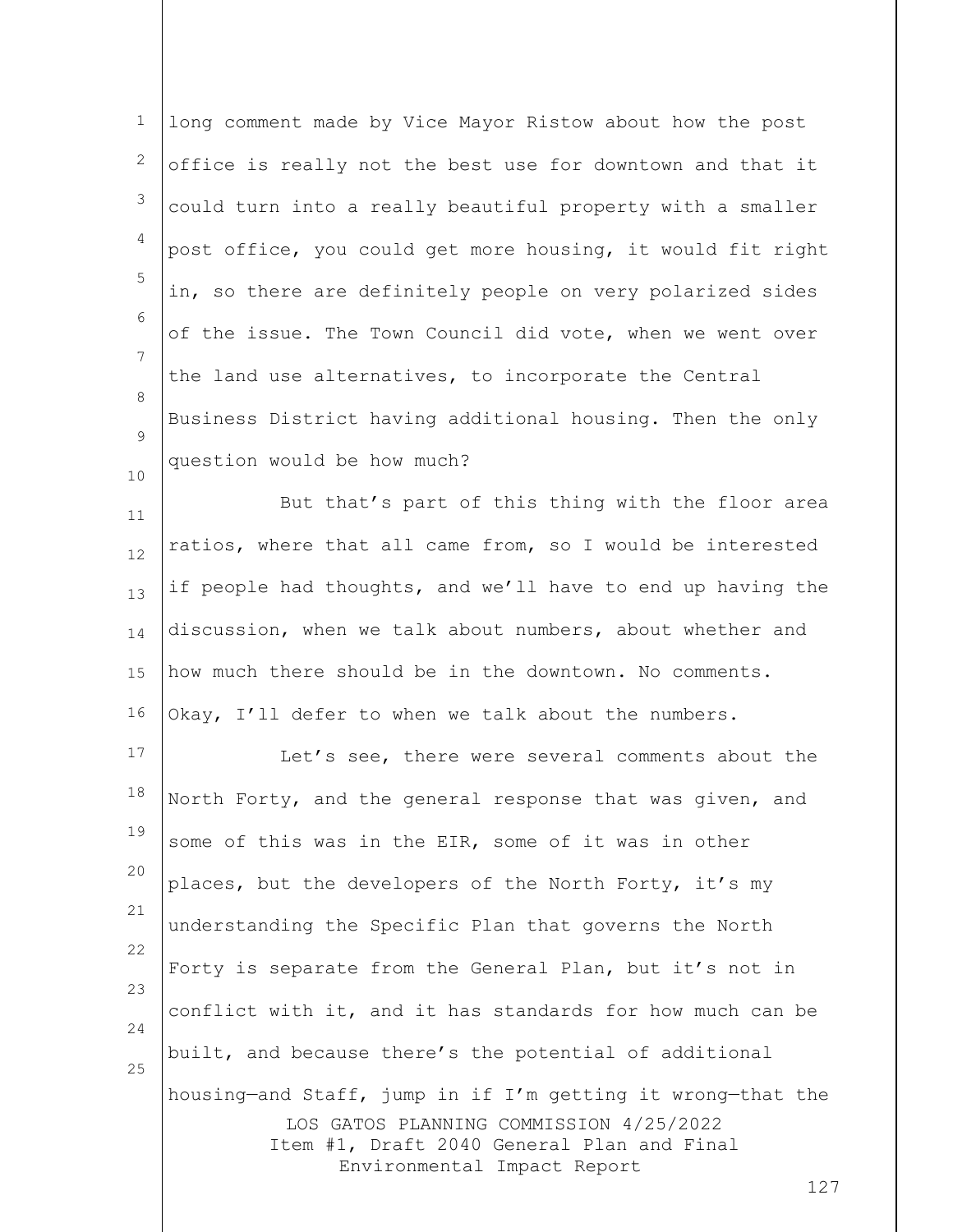long comment made by Vice Mayor Ristow about how the post office is really not the best use for downtown and that it could turn into a really beautiful property with a smaller post office, you could get more housing, it would fit right in, so there are definitely people on very polarized sides of the issue. The Town Council did vote, when we went over the land use alternatives, to incorporate the Central Business District having additional housing. Then the only question would be how much?

But that's part of this thing with the floor area ratios, where that all came from, so I would be interested if people had thoughts, and we'll have to end up having the discussion, when we talk about numbers, about whether and how much there should be in the downtown. No comments. Okay, I'll defer to when we talk about the numbers.

Let's see, there were several comments about the North Forty, and the general response that was given, and some of this was in the EIR, some of it was in other places, but the developers of the North Forty, it's my understanding the Specific Plan that governs the North Forty is separate from the General Plan, but it's not in conflict with it, and it has standards for how much can be built, and because there's the potential of additional housing—and Staff, jump in if I'm getting it wrong—that the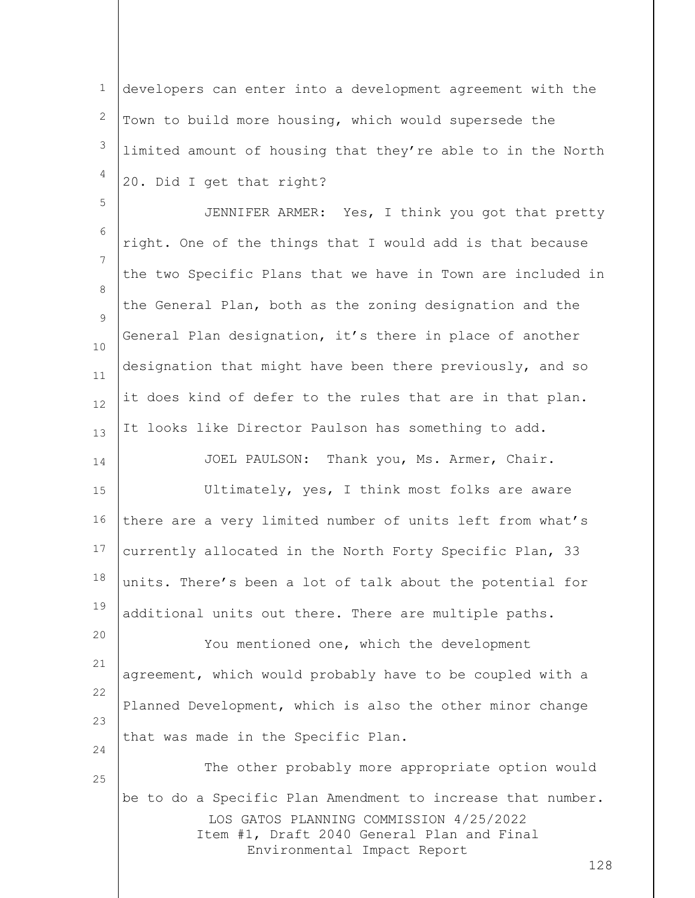developers can enter into a development agreement with the Town to build more housing, which would supersede the limited amount of housing that they're able to in the North 20. Did I get that right?

JENNIFER ARMER: Yes, I think you got that pretty right. One of the things that I would add is that because the two Specific Plans that we have in Town are included in the General Plan, both as the zoning designation and the General Plan designation, it's there in place of another designation that might have been there previously, and so it does kind of defer to the rules that are in that plan. It looks like Director Paulson has something to add.

JOEL PAULSON: Thank you, Ms. Armer, Chair.

Ultimately, yes, I think most folks are aware there are a very limited number of units left from what's currently allocated in the North Forty Specific Plan, 33 units. There's been a lot of talk about the potential for additional units out there. There are multiple paths.

You mentioned one, which the development agreement, which would probably have to be coupled with a Planned Development, which is also the other minor change that was made in the Specific Plan.

The other probably more appropriate option would be to do a Specific Plan Amendment to increase that number.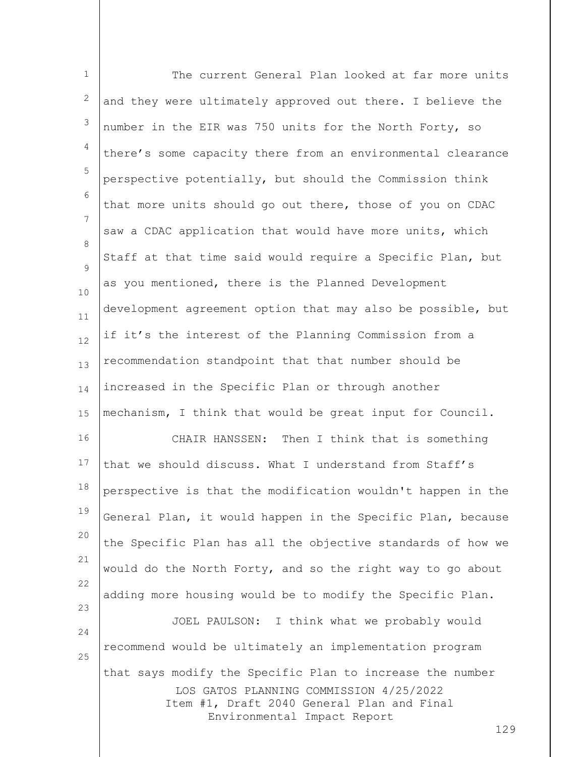The current General Plan looked at far more units and they were ultimately approved out there. I believe the number in the EIR was 750 units for the North Forty, so there's some capacity there from an environmental clearance perspective potentially, but should the Commission think that more units should go out there, those of you on CDAC saw a CDAC application that would have more units, which Staff at that time said would require a Specific Plan, but as you mentioned, there is the Planned Development development agreement option that may also be possible, but if it's the interest of the Planning Commission from a recommendation standpoint that that number should be increased in the Specific Plan or through another mechanism, I think that would be great input for Council.

CHAIR HANSSEN: Then I think that is something that we should discuss. What I understand from Staff's perspective is that the modification wouldn't happen in the General Plan, it would happen in the Specific Plan, because the Specific Plan has all the objective standards of how we would do the North Forty, and so the right way to go about adding more housing would be to modify the Specific Plan.

JOEL PAULSON: I think what we probably would recommend would be ultimately an implementation program that says modify the Specific Plan to increase the number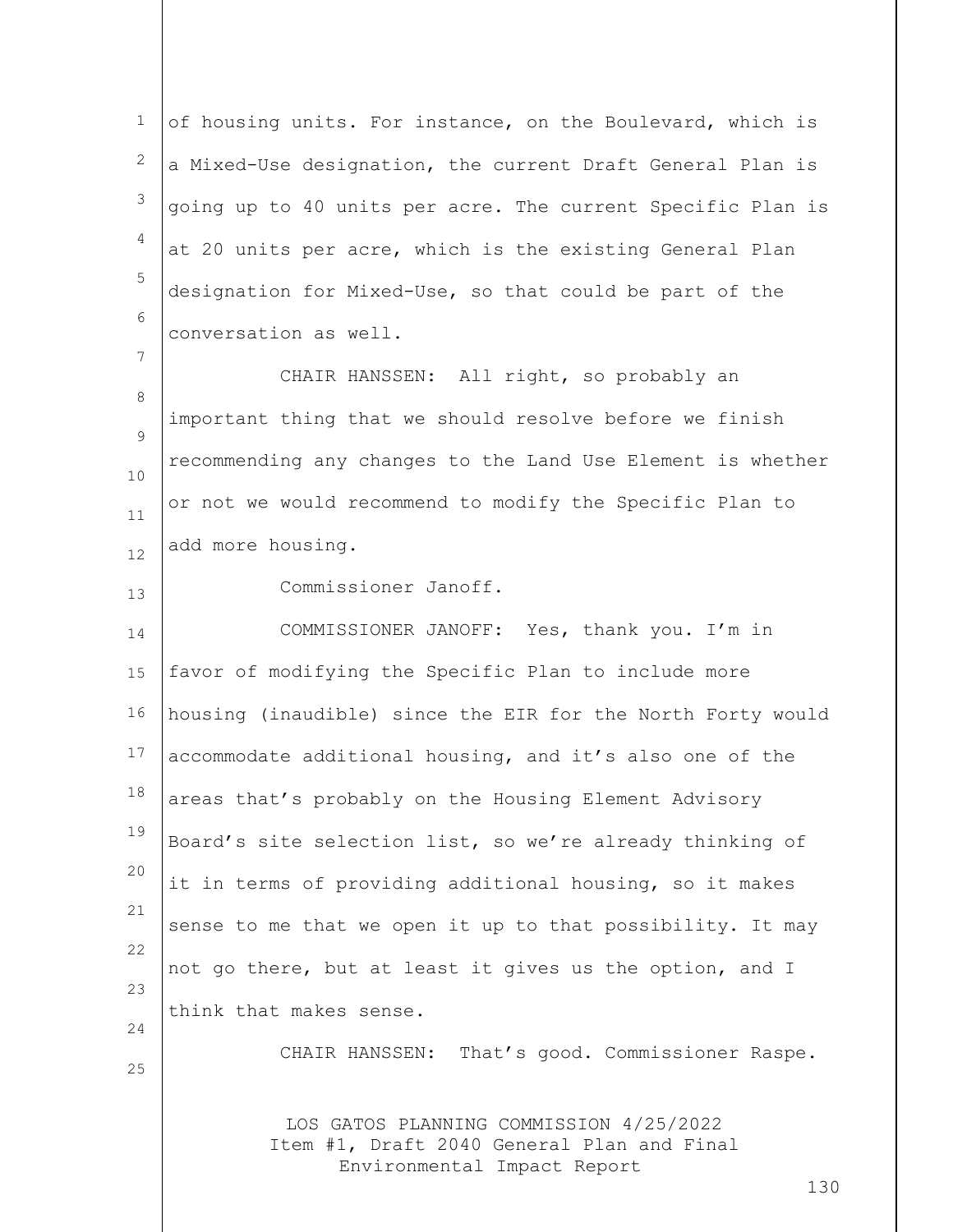of housing units. For instance, on the Boulevard, which is a Mixed-Use designation, the current Draft General Plan is going up to 40 units per acre. The current Specific Plan is at 20 units per acre, which is the existing General Plan designation for Mixed-Use, so that could be part of the conversation as well.

CHAIR HANSSEN: All right, so probably an important thing that we should resolve before we finish recommending any changes to the Land Use Element is whether or not we would recommend to modify the Specific Plan to add more housing.

Commissioner Janoff.

COMMISSIONER JANOFF: Yes, thank you. I'm in favor of modifying the Specific Plan to include more housing (inaudible) since the EIR for the North Forty would accommodate additional housing, and it's also one of the areas that's probably on the Housing Element Advisory Board's site selection list, so we're already thinking of it in terms of providing additional housing, so it makes sense to me that we open it up to that possibility. It may not go there, but at least it gives us the option, and I think that makes sense.

CHAIR HANSSEN: That's good. Commissioner Raspe.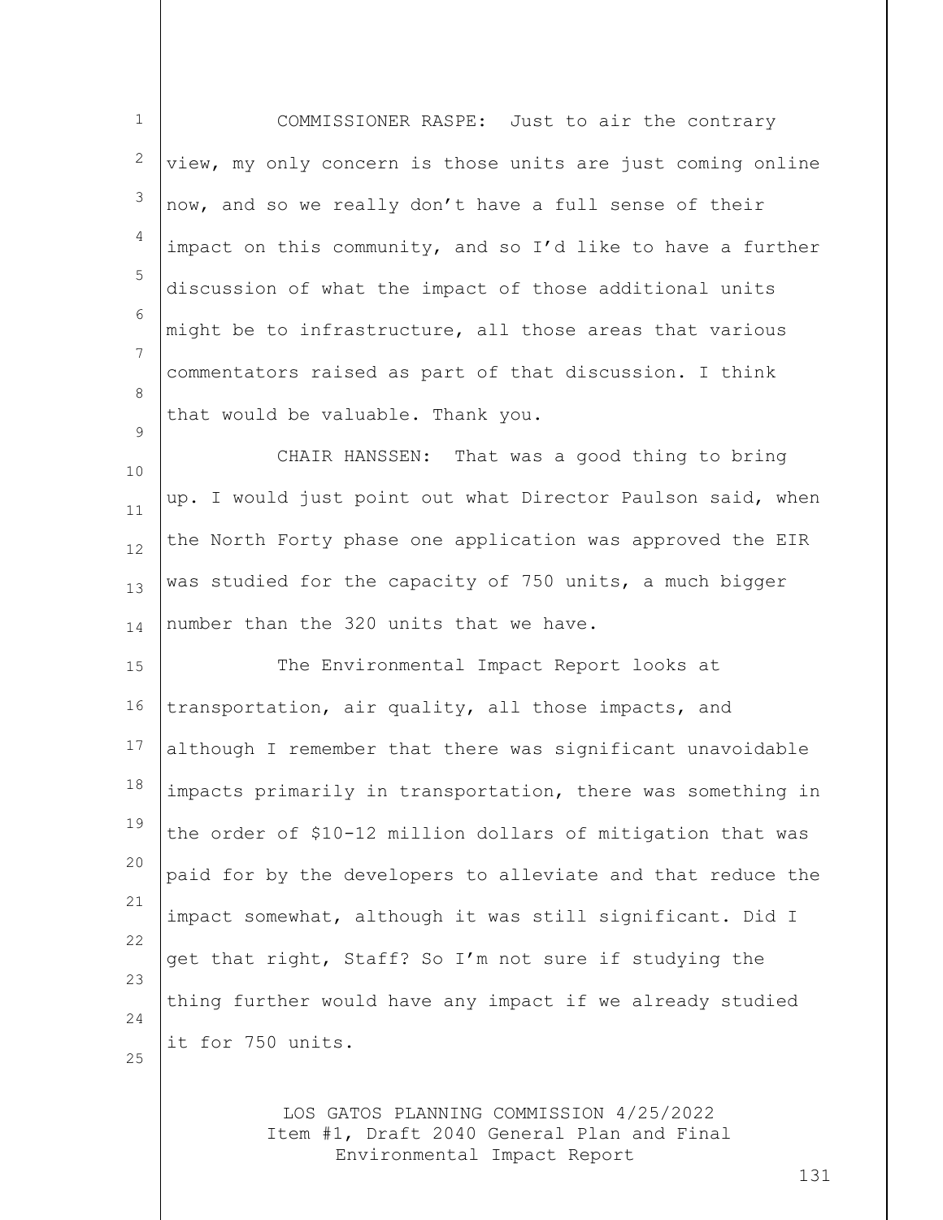COMMISSIONER RASPE: Just to air the contrary view, my only concern is those units are just coming online now, and so we really don't have a full sense of their impact on this community, and so I'd like to have a further discussion of what the impact of those additional units might be to infrastructure, all those areas that various commentators raised as part of that discussion. I think that would be valuable. Thank you.

CHAIR HANSSEN: That was a good thing to bring up. I would just point out what Director Paulson said, when the North Forty phase one application was approved the EIR was studied for the capacity of 750 units, a much bigger number than the 320 units that we have.

The Environmental Impact Report looks at transportation, air quality, all those impacts, and although I remember that there was significant unavoidable impacts primarily in transportation, there was something in the order of $10-12 million dollars of mitigation that was paid for by the developers to alleviate and that reduce the impact somewhat, although it was still significant. Did I get that right, Staff? So I'm not sure if studying the thing further would have any impact if we already studied it for 750 units.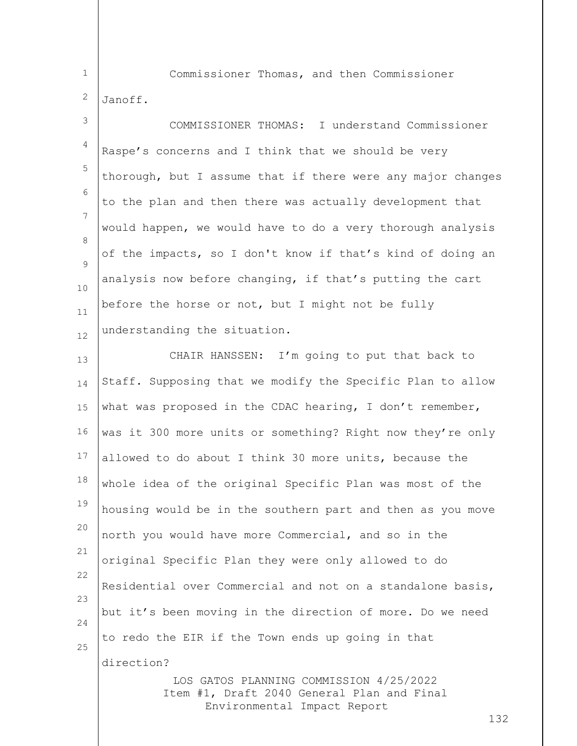Commissioner Thomas, and then Commissioner Janoff.

COMMISSIONER THOMAS: I understand Commissioner Raspe's concerns and I think that we should be very thorough, but I assume that if there were any major changes to the plan and then there was actually development that would happen, we would have to do a very thorough analysis of the impacts, so I don't know if that's kind of doing an analysis now before changing, if that's putting the cart before the horse or not, but I might not be fully understanding the situation.

CHAIR HANSSEN: I'm going to put that back to Staff. Supposing that we modify the Specific Plan to allow what was proposed in the CDAC hearing, I don't remember, was it 300 more units or something? Right now they're only allowed to do about I think 30 more units, because the whole idea of the original Specific Plan was most of the housing would be in the southern part and then as you move north you would have more Commercial, and so in the original Specific Plan they were only allowed to do Residential over Commercial and not on a standalone basis, but it's been moving in the direction of more. Do we need to redo the EIR if the Town ends up going in that direction?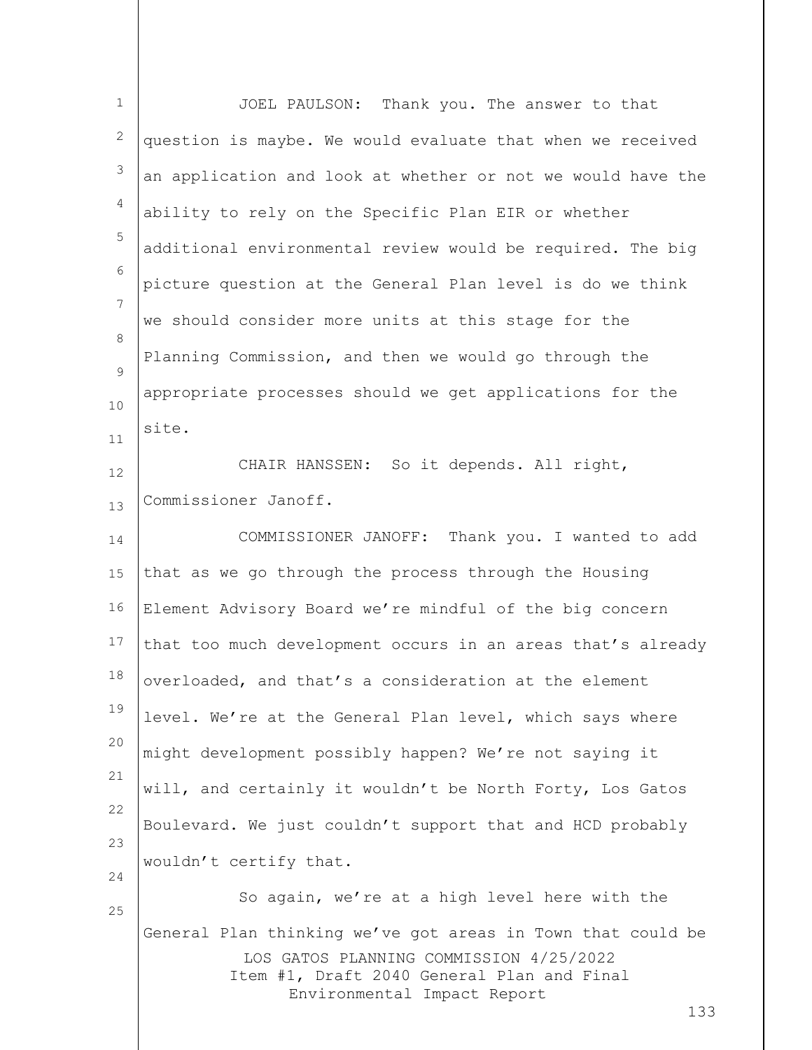JOEL PAULSON: Thank you. The answer to that question is maybe. We would evaluate that when we received an application and look at whether or not we would have the ability to rely on the Specific Plan EIR or whether additional environmental review would be required. The big picture question at the General Plan level is do we think we should consider more units at this stage for the Planning Commission, and then we would go through the appropriate processes should we get applications for the site.

CHAIR HANSSEN: So it depends. All right, Commissioner Janoff.

COMMISSIONER JANOFF: Thank you. I wanted to add that as we go through the process through the Housing Element Advisory Board we're mindful of the big concern that too much development occurs in an areas that's already overloaded, and that's a consideration at the element level. We're at the General Plan level, which says where might development possibly happen? We're not saying it will, and certainly it wouldn't be North Forty, Los Gatos Boulevard. We just couldn't support that and HCD probably wouldn't certify that.

So again, we're at a high level here with the General Plan thinking we've got areas in Town that could be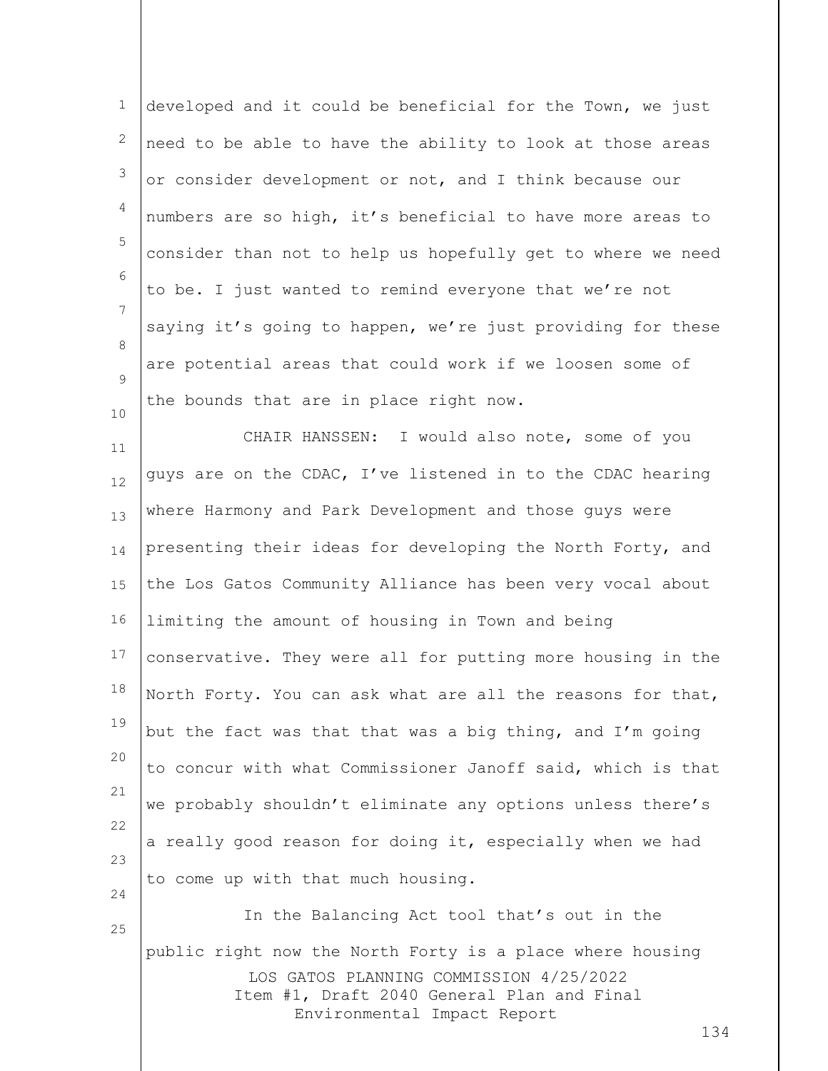developed and it could be beneficial for the Town, we just need to be able to have the ability to look at those areas or consider development or not, and I think because our numbers are so high, it's beneficial to have more areas to consider than not to help us hopefully get to where we need to be. I just wanted to remind everyone that we're not saying it's going to happen, we're just providing for these are potential areas that could work if we loosen some of the bounds that are in place right now.

CHAIR HANSSEN: I would also note, some of you guys are on the CDAC, I've listened in to the CDAC hearing where Harmony and Park Development and those guys were presenting their ideas for developing the North Forty, and the Los Gatos Community Alliance has been very vocal about limiting the amount of housing in Town and being conservative. They were all for putting more housing in the North Forty. You can ask what are all the reasons for that, but the fact was that that was a big thing, and I'm going to concur with what Commissioner Janoff said, which is that we probably shouldn't eliminate any options unless there's a really good reason for doing it, especially when we had to come up with that much housing.

In the Balancing Act tool that's out in the public right now the North Forty is a place where housing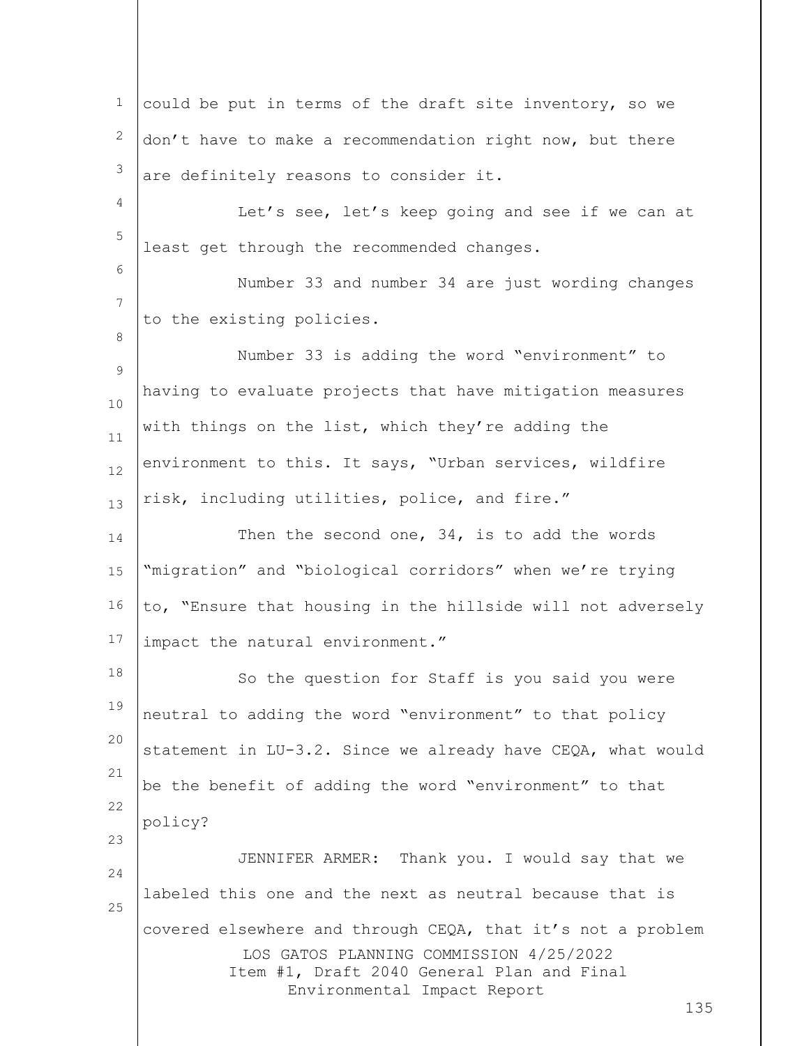could be put in terms of the draft site inventory, so we don't have to make a recommendation right now, but there are definitely reasons to consider it.

Let's see, let's keep going and see if we can at least get through the recommended changes.

Number 33 and number 34 are just wording changes to the existing policies.

Number 33 is adding the word "environment" to having to evaluate projects that have mitigation measures with things on the list, which they're adding the environment to this. It says, "Urban services, wildfire risk, including utilities, police, and fire."

Then the second one, 34, is to add the words "migration" and "biological corridors" when we're trying to, "Ensure that housing in the hillside will not adversely impact the natural environment."

So the question for Staff is you said you were neutral to adding the word "environment" to that policy statement in LU-3.2. Since we already have CEQA, what would be the benefit of adding the word "environment" to that policy?

JENNIFER ARMER: Thank you. I would say that we labeled this one and the next as neutral because that is covered elsewhere and through CEQA, that it's not a problem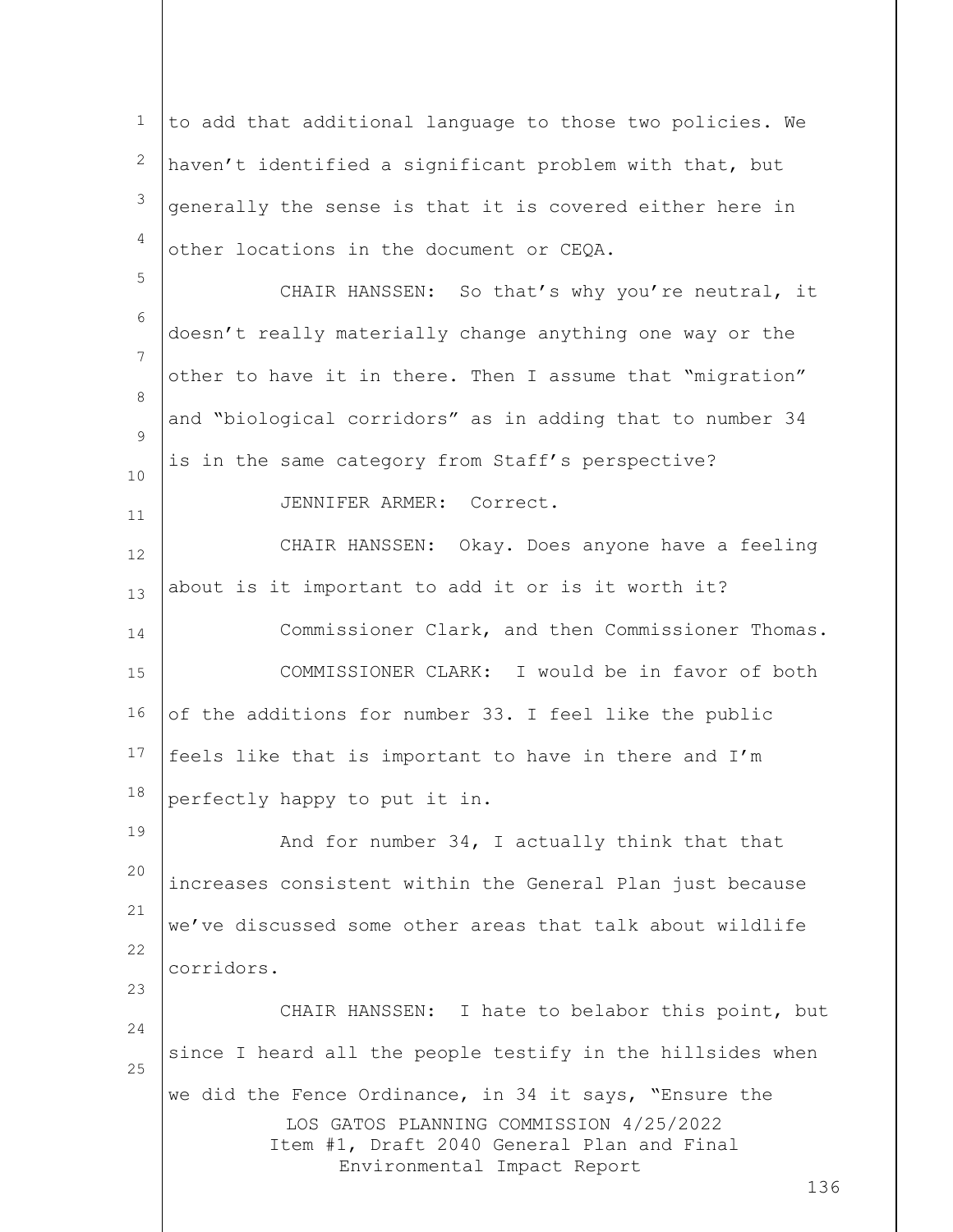to add that additional language to those two policies. We haven't identified a significant problem with that, but generally the sense is that it is covered either here in other locations in the document or CEQA.

CHAIR HANSSEN: So that's why you're neutral, it doesn't really materially change anything one way or the other to have it in there. Then I assume that "migration" and "biological corridors" as in adding that to number 34 is in the same category from Staff's perspective?

JENNIFER ARMER: Correct.

CHAIR HANSSEN: Okay. Does anyone have a feeling about is it important to add it or is it worth it?

Commissioner Clark, and then Commissioner Thomas.

COMMISSIONER CLARK: I would be in favor of both of the additions for number 33. I feel like the public feels like that is important to have in there and I'm perfectly happy to put it in.

And for number 34, I actually think that that increases consistent within the General Plan just because we've discussed some other areas that talk about wildlife corridors.

CHAIR HANSSEN: I hate to belabor this point, but since I heard all the people testify in the hillsides when we did the Fence Ordinance, in 34 it says, "Ensure the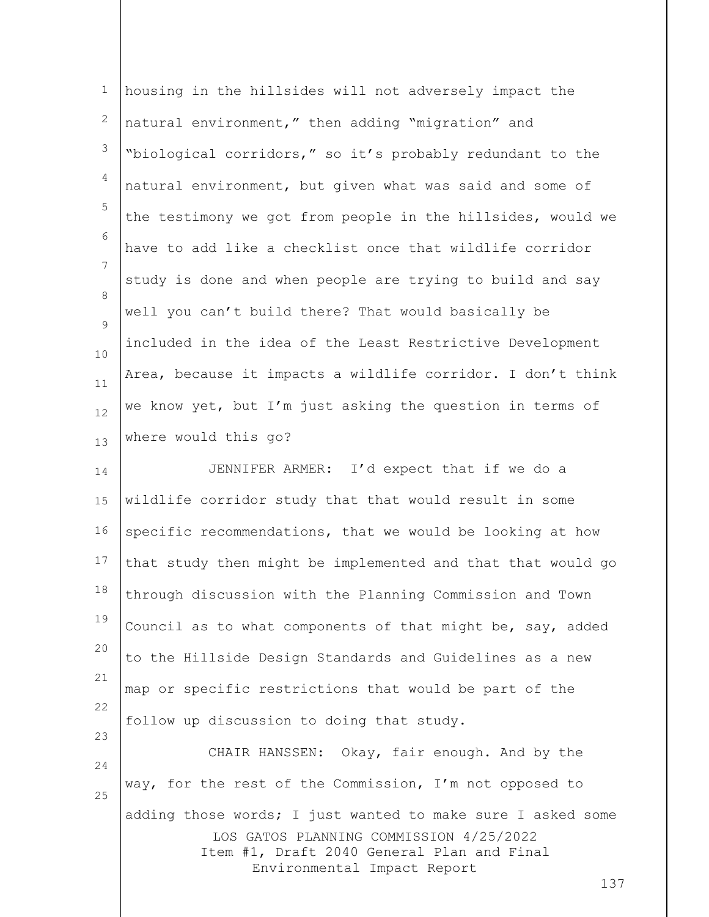housing in the hillsides will not adversely impact the natural environment," then adding "migration" and "biological corridors," so it's probably redundant to the natural environment, but given what was said and some of the testimony we got from people in the hillsides, would we have to add like a checklist once that wildlife corridor study is done and when people are trying to build and say well you can't build there? That would basically be included in the idea of the Least Restrictive Development Area, because it impacts a wildlife corridor. I don't think we know yet, but I'm just asking the question in terms of where would this go?

JENNIFER ARMER: I'd expect that if we do a wildlife corridor study that that would result in some specific recommendations, that we would be looking at how that study then might be implemented and that that would go through discussion with the Planning Commission and Town Council as to what components of that might be, say, added to the Hillside Design Standards and Guidelines as a new map or specific restrictions that would be part of the follow up discussion to doing that study.

CHAIR HANSSEN: Okay, fair enough. And by the way, for the rest of the Commission, I'm not opposed to adding those words; I just wanted to make sure I asked some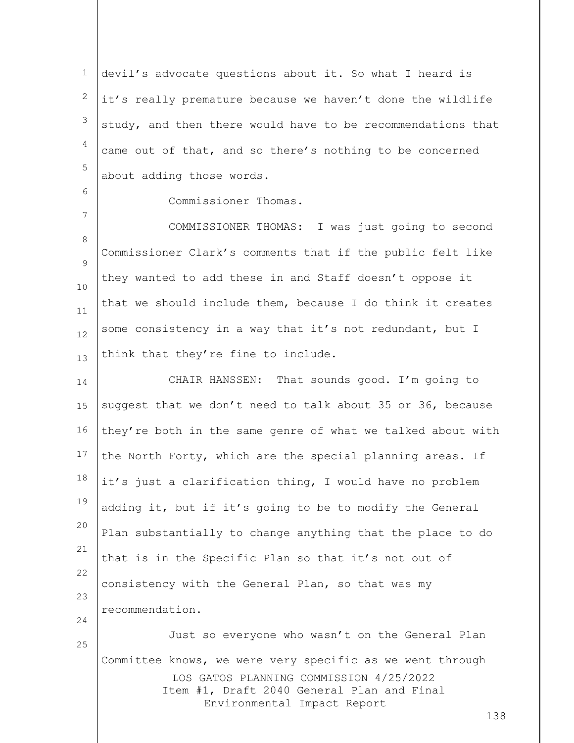devil's advocate questions about it. So what I heard is it's really premature because we haven't done the wildlife study, and then there would have to be recommendations that came out of that, and so there's nothing to be concerned about adding those words.

Commissioner Thomas.

COMMISSIONER THOMAS: I was just going to second Commissioner Clark's comments that if the public felt like they wanted to add these in and Staff doesn't oppose it that we should include them, because I do think it creates some consistency in a way that it's not redundant, but I think that they're fine to include.

CHAIR HANSSEN: That sounds good. I'm going to suggest that we don't need to talk about 35 or 36, because they're both in the same genre of what we talked about with the North Forty, which are the special planning areas. If it's just a clarification thing, I would have no problem adding it, but if it's going to be to modify the General Plan substantially to change anything that the place to do that is in the Specific Plan so that it's not out of consistency with the General Plan, so that was my recommendation.

Just so everyone who wasn't on the General Plan Committee knows, we were very specific as we went through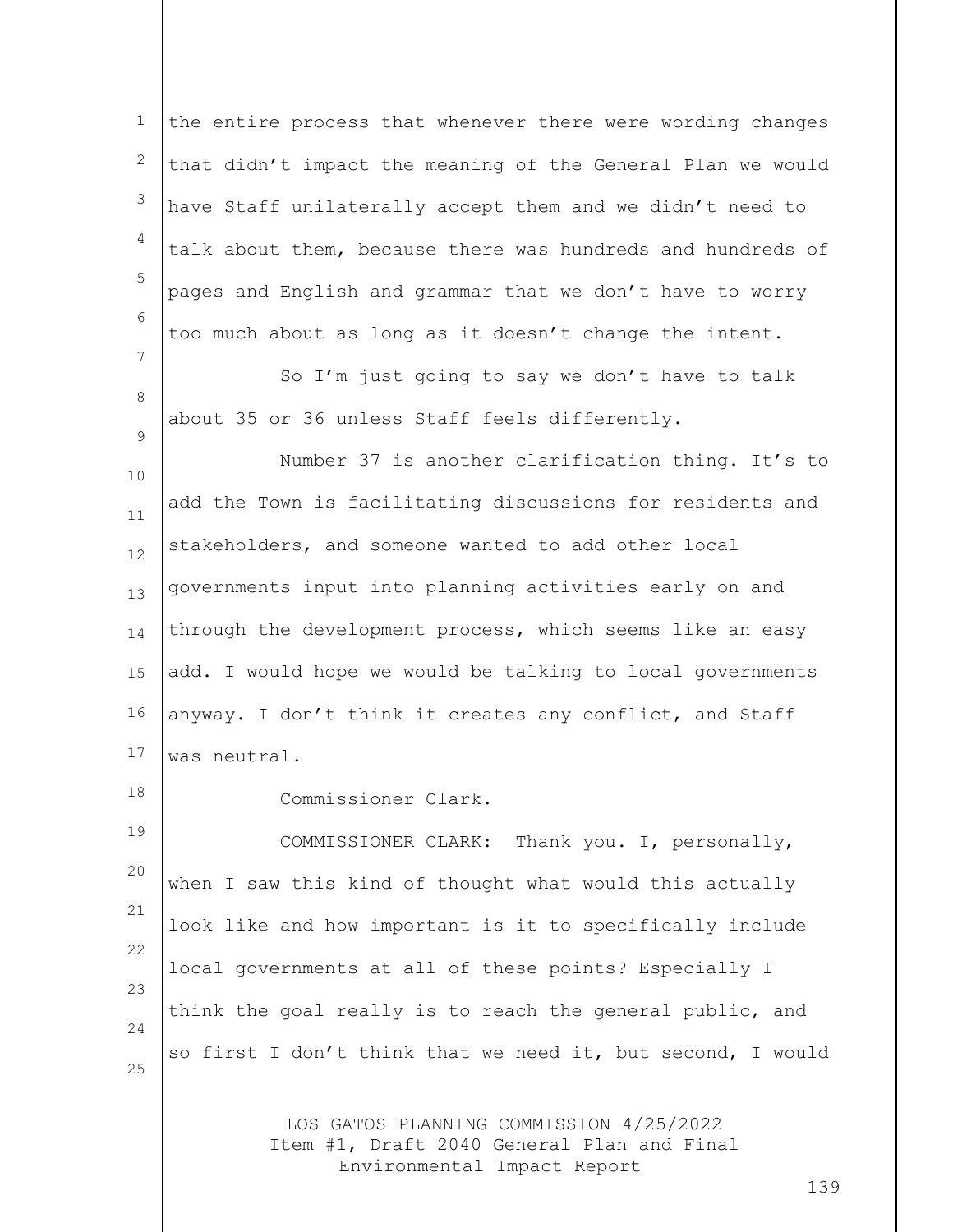the entire process that whenever there were wording changes that didn't impact the meaning of the General Plan we would have Staff unilaterally accept them and we didn't need to talk about them, because there was hundreds and hundreds of pages and English and grammar that we don't have to worry too much about as long as it doesn't change the intent.

So I'm just going to say we don't have to talk about 35 or 36 unless Staff feels differently.

Number 37 is another clarification thing. It's to add the Town is facilitating discussions for residents and stakeholders, and someone wanted to add other local governments input into planning activities early on and through the development process, which seems like an easy add. I would hope we would be talking to local governments anyway. I don't think it creates any conflict, and Staff was neutral.

Commissioner Clark.

COMMISSIONER CLARK: Thank you. I, personally, when I saw this kind of thought what would this actually look like and how important is it to specifically include local governments at all of these points? Especially I think the goal really is to reach the general public, and so first I don't think that we need it, but second, I would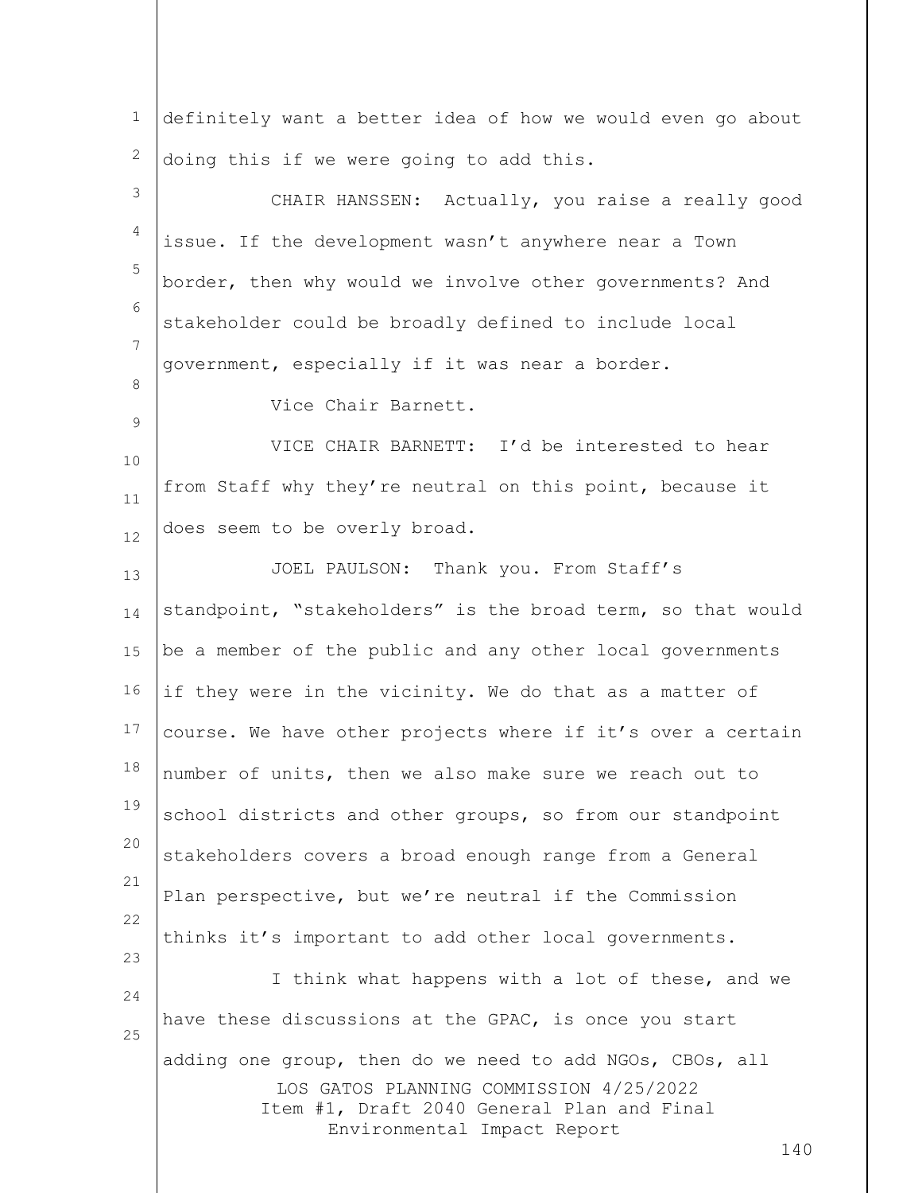definitely want a better idea of how we would even go about doing this if we were going to add this.

CHAIR HANSSEN: Actually, you raise a really good issue. If the development wasn't anywhere near a Town border, then why would we involve other governments? And stakeholder could be broadly defined to include local government, especially if it was near a border.

Vice Chair Barnett.

VICE CHAIR BARNETT: I'd be interested to hear from Staff why they're neutral on this point, because it does seem to be overly broad.

JOEL PAULSON: Thank you. From Staff's standpoint, "stakeholders" is the broad term, so that would be a member of the public and any other local governments if they were in the vicinity. We do that as a matter of course. We have other projects where if it's over a certain number of units, then we also make sure we reach out to school districts and other groups, so from our standpoint stakeholders covers a broad enough range from a General Plan perspective, but we're neutral if the Commission thinks it's important to add other local governments.

I think what happens with a lot of these, and we have these discussions at the GPAC, is once you start adding one group, then do we need to add NGOs, CBOs, all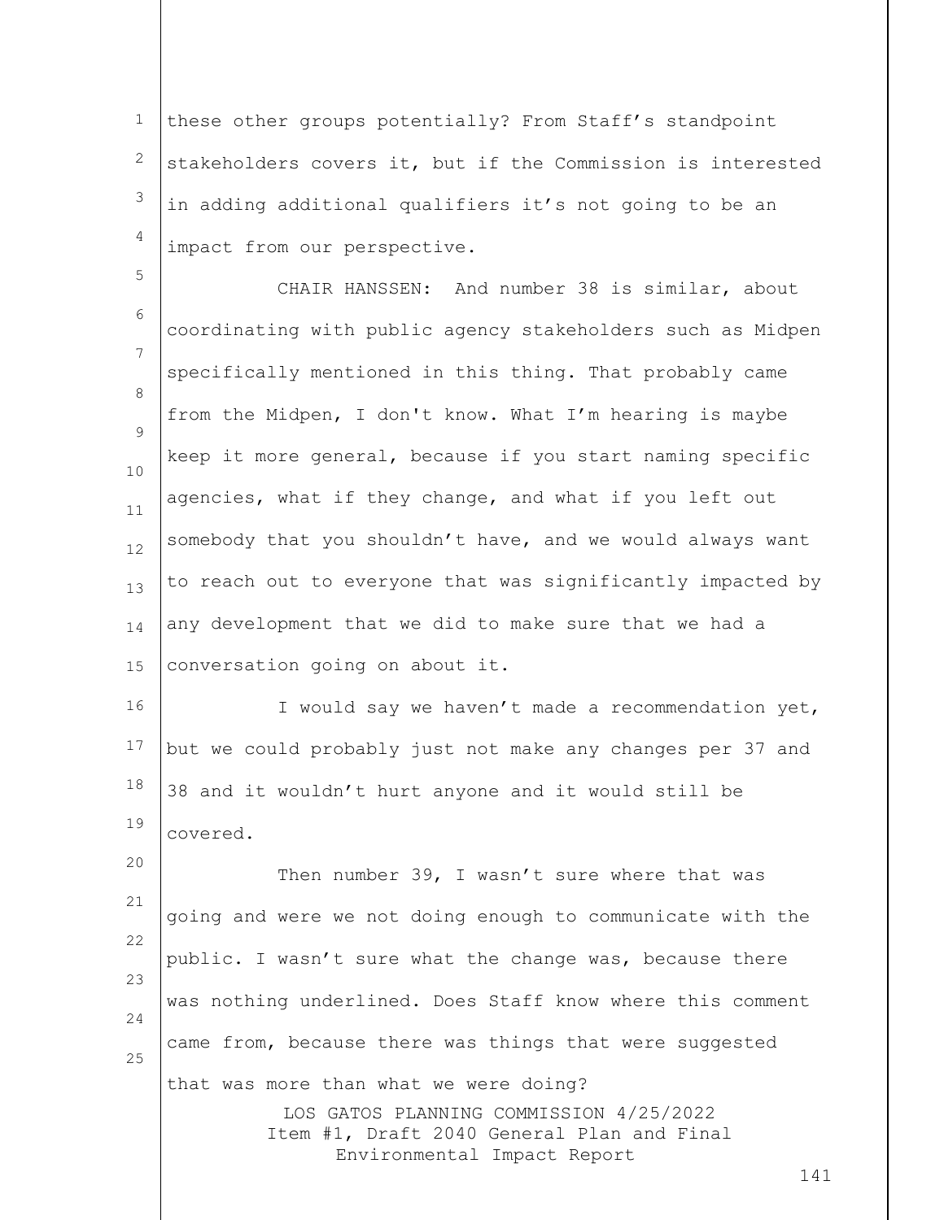these other groups potentially? From Staff's standpoint stakeholders covers it, but if the Commission is interested in adding additional qualifiers it's not going to be an impact from our perspective.

CHAIR HANSSEN: And number 38 is similar, about coordinating with public agency stakeholders such as Midpen specifically mentioned in this thing. That probably came from the Midpen, I don't know. What I'm hearing is maybe keep it more general, because if you start naming specific agencies, what if they change, and what if you left out somebody that you shouldn't have, and we would always want to reach out to everyone that was significantly impacted by any development that we did to make sure that we had a conversation going on about it.

I would say we haven't made a recommendation yet, but we could probably just not make any changes per 37 and 38 and it wouldn't hurt anyone and it would still be covered.

Then number 39, I wasn't sure where that was going and were we not doing enough to communicate with the public. I wasn't sure what the change was, because there was nothing underlined. Does Staff know where this comment came from, because there was things that were suggested that was more than what we were doing?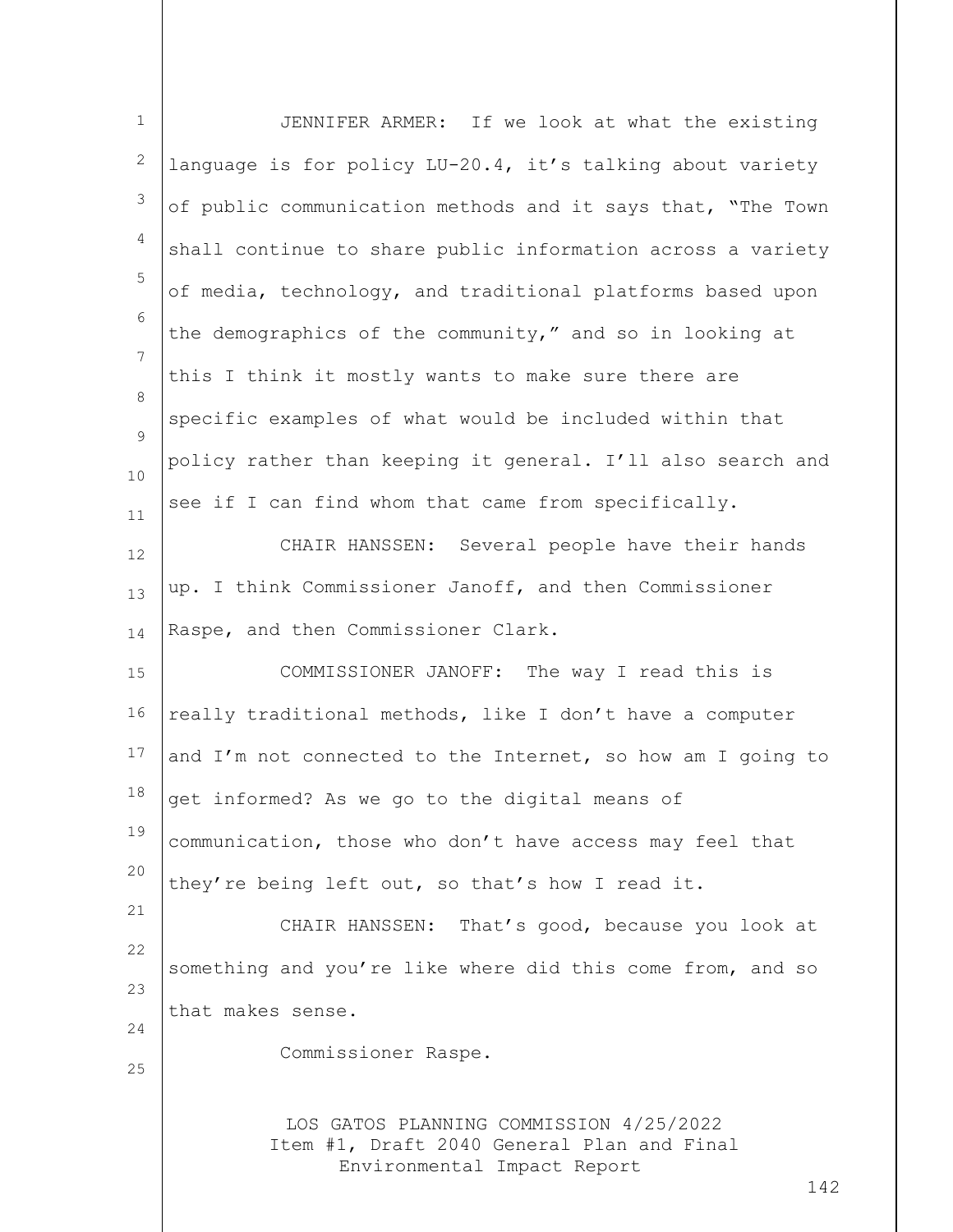JENNIFER ARMER: If we look at what the existing language is for policy LU-20.4, it's talking about variety of public communication methods and it says that, "The Town shall continue to share public information across a variety of media, technology, and traditional platforms based upon the demographics of the community," and so in looking at this I think it mostly wants to make sure there are specific examples of what would be included within that policy rather than keeping it general. I'll also search and see if I can find whom that came from specifically.

CHAIR HANSSEN: Several people have their hands up. I think Commissioner Janoff, and then Commissioner Raspe, and then Commissioner Clark.

COMMISSIONER JANOFF: The way I read this is really traditional methods, like I don't have a computer and I'm not connected to the Internet, so how am I going to get informed? As we go to the digital means of communication, those who don't have access may feel that they're being left out, so that's how I read it.

CHAIR HANSSEN: That's good, because you look at something and you're like where did this come from, and so that makes sense.

Commissioner Raspe.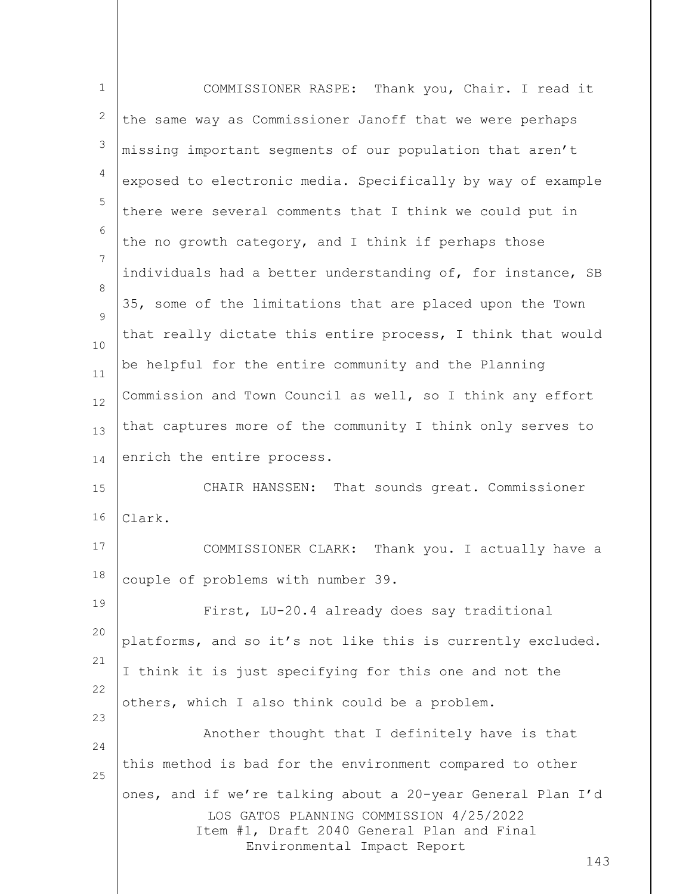COMMISSIONER RASPE: Thank you, Chair. I read it the same way as Commissioner Janoff that we were perhaps missing important segments of our population that aren't exposed to electronic media. Specifically by way of example there were several comments that I think we could put in the no growth category, and I think if perhaps those individuals had a better understanding of, for instance, SB 35, some of the limitations that are placed upon the Town that really dictate this entire process, I think that would be helpful for the entire community and the Planning Commission and Town Council as well, so I think any effort that captures more of the community I think only serves to enrich the entire process.

CHAIR HANSSEN: That sounds great. Commissioner Clark.

COMMISSIONER CLARK: Thank you. I actually have a couple of problems with number 39.

First, LU-20.4 already does say traditional platforms, and so it's not like this is currently excluded. I think it is just specifying for this one and not the others, which I also think could be a problem.

Another thought that I definitely have is that this method is bad for the environment compared to other ones, and if we're talking about a 20-year General Plan I'd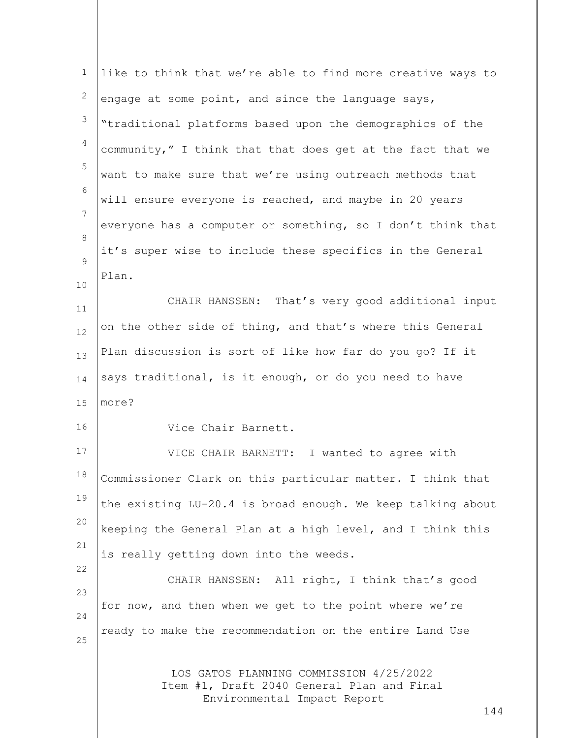like to think that we're able to find more creative ways to engage at some point, and since the language says, "traditional platforms based upon the demographics of the community," I think that that does get at the fact that we want to make sure that we're using outreach methods that will ensure everyone is reached, and maybe in 20 years everyone has a computer or something, so I don't think that it's super wise to include these specifics in the General Plan.

CHAIR HANSSEN: That's very good additional input on the other side of thing, and that's where this General Plan discussion is sort of like how far do you go? If it says traditional, is it enough, or do you need to have more?

Vice Chair Barnett.

VICE CHAIR BARNETT: I wanted to agree with Commissioner Clark on this particular matter. I think that the existing LU-20.4 is broad enough. We keep talking about keeping the General Plan at a high level, and I think this is really getting down into the weeds.

CHAIR HANSSEN: All right, I think that's good for now, and then when we get to the point where we're ready to make the recommendation on the entire Land Use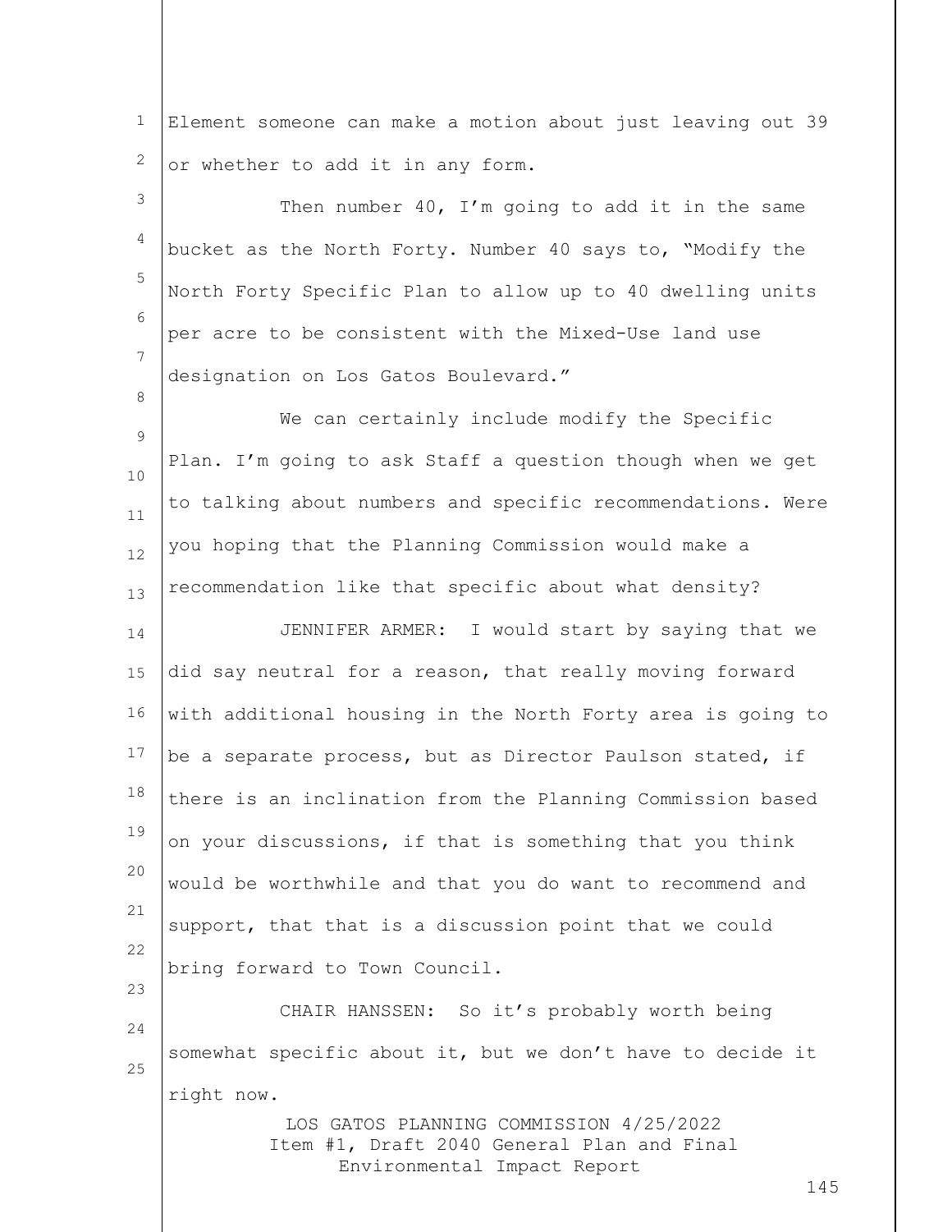Element someone can make a motion about just leaving out 39 or whether to add it in any form.

Then number 40, I'm going to add it in the same bucket as the North Forty. Number 40 says to, "Modify the North Forty Specific Plan to allow up to 40 dwelling units per acre to be consistent with the Mixed-Use land use designation on Los Gatos Boulevard."

We can certainly include modify the Specific Plan. I'm going to ask Staff a question though when we get to talking about numbers and specific recommendations. Were you hoping that the Planning Commission would make a recommendation like that specific about what density?

JENNIFER ARMER: I would start by saying that we did say neutral for a reason, that really moving forward with additional housing in the North Forty area is going to be a separate process, but as Director Paulson stated, if there is an inclination from the Planning Commission based on your discussions, if that is something that you think would be worthwhile and that you do want to recommend and support, that that is a discussion point that we could bring forward to Town Council.

CHAIR HANSSEN: So it's probably worth being somewhat specific about it, but we don't have to decide it right now.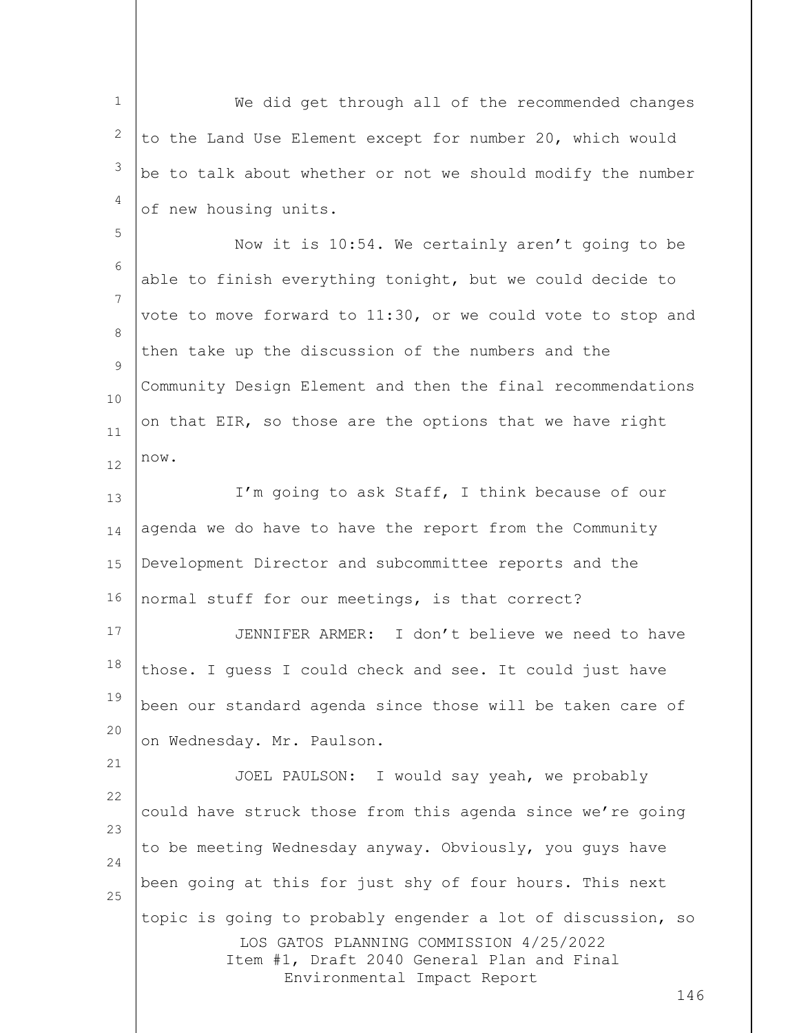We did get through all of the recommended changes to the Land Use Element except for number 20, which would be to talk about whether or not we should modify the number of new housing units.

Now it is 10:54. We certainly aren't going to be able to finish everything tonight, but we could decide to vote to move forward to 11:30, or we could vote to stop and then take up the discussion of the numbers and the Community Design Element and then the final recommendations on that EIR, so those are the options that we have right now.

I'm going to ask Staff, I think because of our agenda we do have to have the report from the Community Development Director and subcommittee reports and the normal stuff for our meetings, is that correct?

JENNIFER ARMER: I don't believe we need to have those. I guess I could check and see. It could just have been our standard agenda since those will be taken care of on Wednesday. Mr. Paulson.

JOEL PAULSON: I would say yeah, we probably could have struck those from this agenda since we're going to be meeting Wednesday anyway. Obviously, you guys have been going at this for just shy of four hours. This next topic is going to probably engender a lot of discussion, so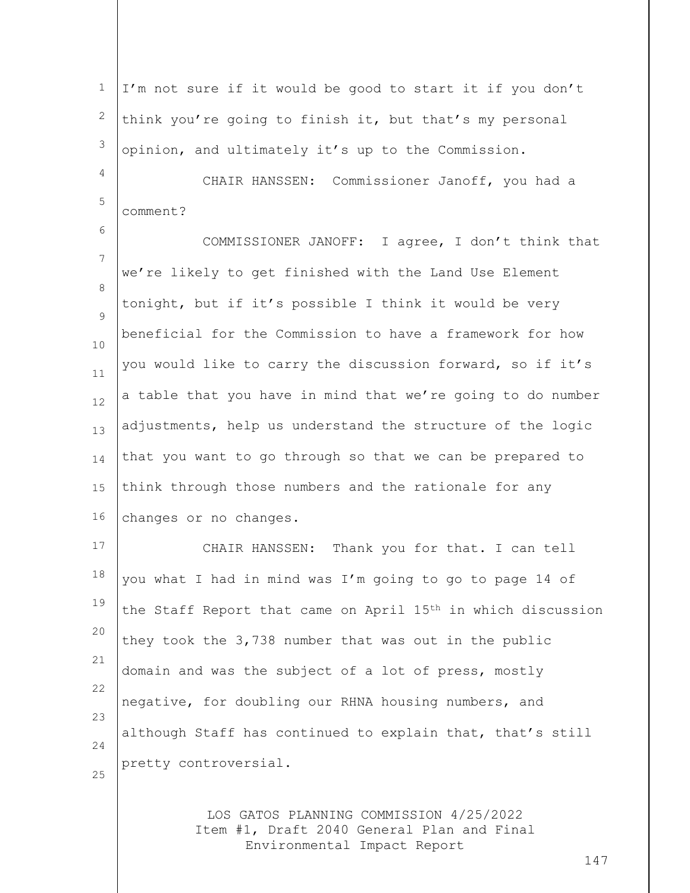I'm not sure if it would be good to start it if you don't think you're going to finish it, but that's my personal opinion, and ultimately it's up to the Commission.

CHAIR HANSSEN: Commissioner Janoff, you had a comment?

COMMISSIONER JANOFF: I agree, I don't think that we're likely to get finished with the Land Use Element tonight, but if it's possible I think it would be very beneficial for the Commission to have a framework for how you would like to carry the discussion forward, so if it's a table that you have in mind that we're going to do number adjustments, help us understand the structure of the logic that you want to go through so that we can be prepared to think through those numbers and the rationale for any changes or no changes.

CHAIR HANSSEN: Thank you for that. I can tell you what I had in mind was I'm going to go to page 14 of the Staff Report that came on April 15th in which discussion they took the 3,738 number that was out in the public domain and was the subject of a lot of press, mostly negative, for doubling our RHNA housing numbers, and although Staff has continued to explain that, that's still pretty controversial.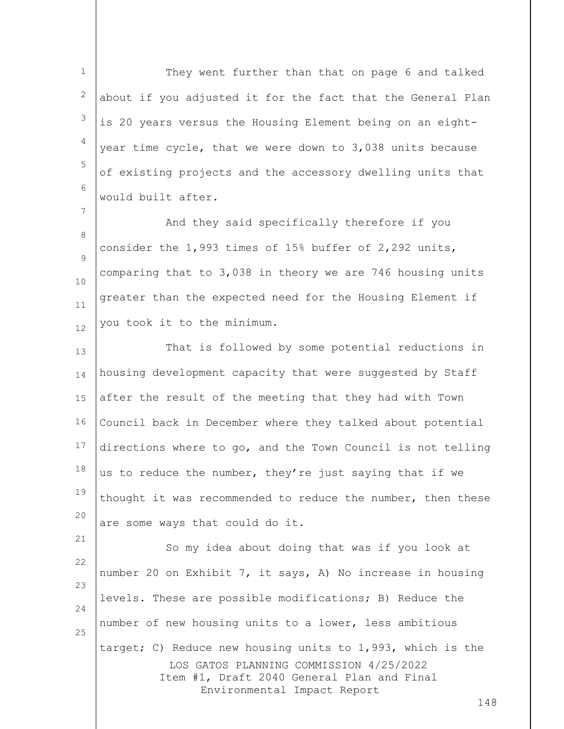They went further than that on page 6 and talked about if you adjusted it for the fact that the General Plan is 20 years versus the Housing Element being on an eight-year time cycle, that we were down to 3,038 units because of existing projects and the accessory dwelling units that would built after.

And they said specifically therefore if you consider the 1,993 times of 15% buffer of 2,292 units, comparing that to 3,038 in theory we are 746 housing units greater than the expected need for the Housing Element if you took it to the minimum.

That is followed by some potential reductions in housing development capacity that were suggested by Staff after the result of the meeting that they had with Town Council back in December where they talked about potential directions where to go, and the Town Council is not telling us to reduce the number, they're just saying that if we thought it was recommended to reduce the number, then these are some ways that could do it.

So my idea about doing that was if you look at number 20 on Exhibit 7, it says, A) No increase in housing levels. These are possible modifications; B) Reduce the number of new housing units to a lower, less ambitious target; C) Reduce new housing units to 1,993, which is the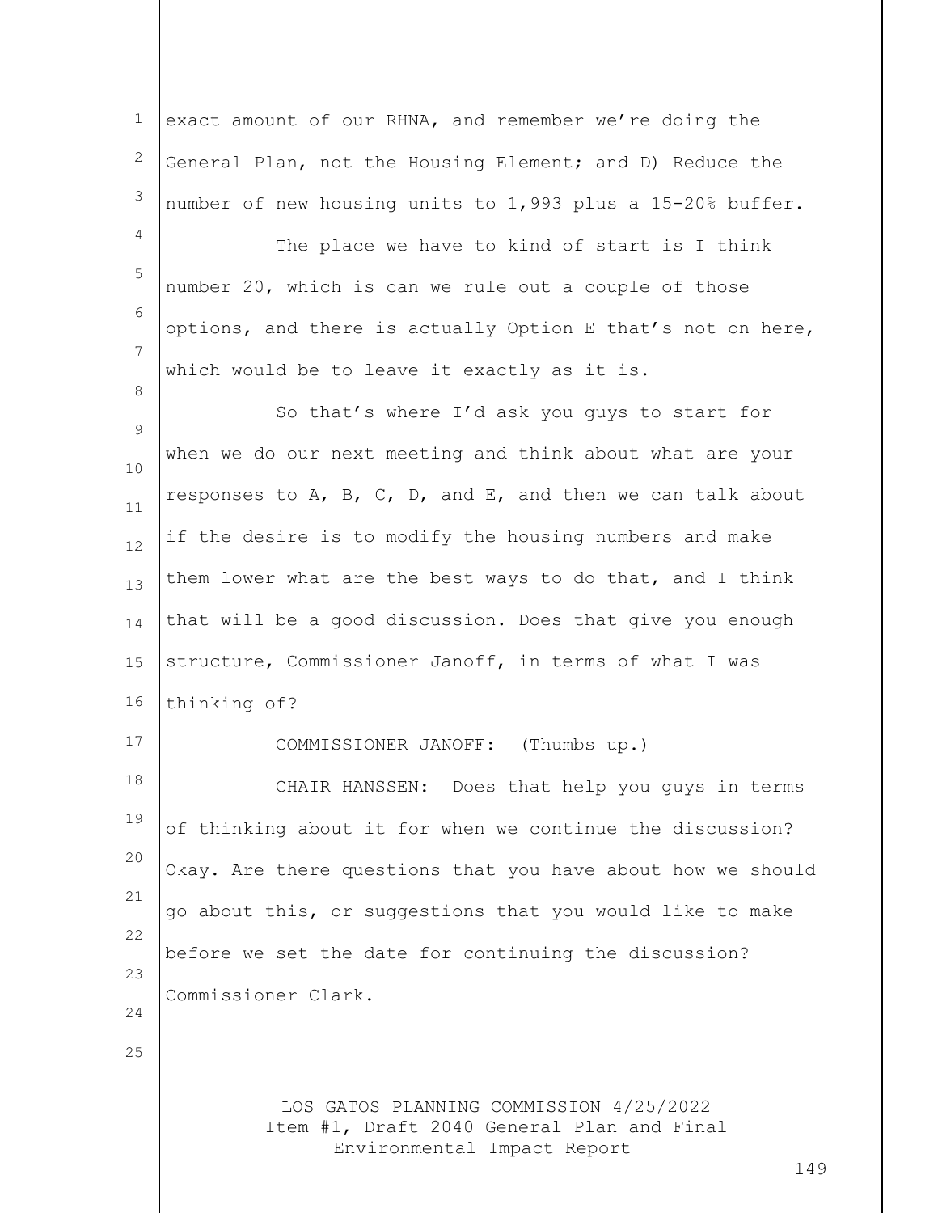exact amount of our RHNA, and remember we're doing the General Plan, not the Housing Element; and D) Reduce the number of new housing units to 1,993 plus a 15-20% buffer.

The place we have to kind of start is I think number 20, which is can we rule out a couple of those options, and there is actually Option E that's not on here, which would be to leave it exactly as it is.

So that's where I'd ask you guys to start for when we do our next meeting and think about what are your responses to A, B, C, D, and E, and then we can talk about if the desire is to modify the housing numbers and make them lower what are the best ways to do that, and I think that will be a good discussion. Does that give you enough structure, Commissioner Janoff, in terms of what I was thinking of?

COMMISSIONER JANOFF: (Thumbs up.)

CHAIR HANSSEN: Does that help you guys in terms of thinking about it for when we continue the discussion? Okay. Are there questions that you have about how we should go about this, or suggestions that you would like to make before we set the date for continuing the discussion? Commissioner Clark.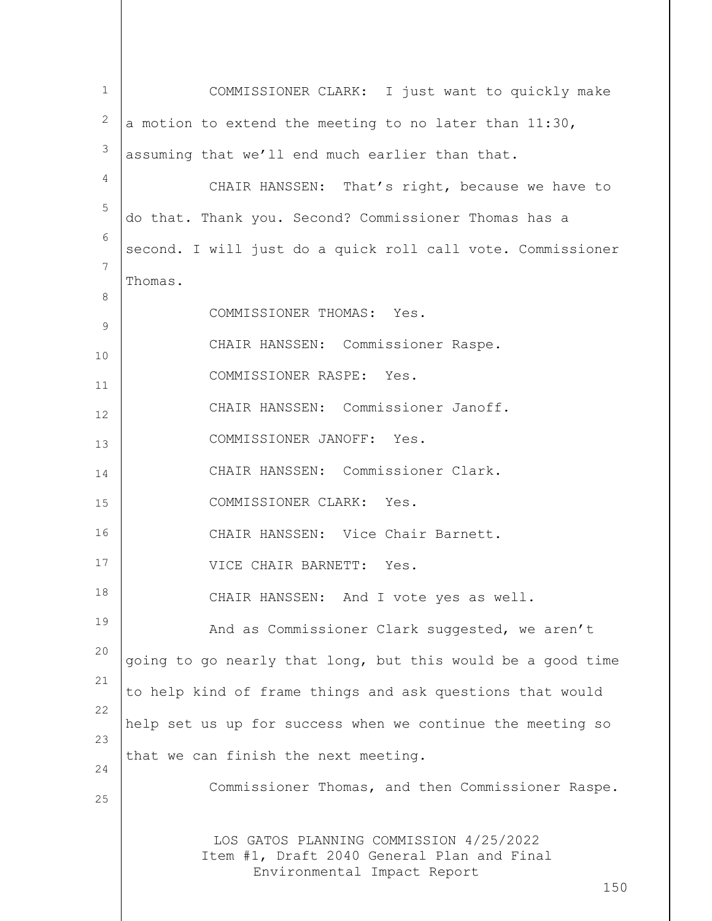COMMISSIONER CLARK: I just want to quickly make a motion to extend the meeting to no later than 11:30, assuming that we'll end much earlier than that.

CHAIR HANSSEN: That's right, because we have to do that. Thank you. Second? Commissioner Thomas has a second. I will just do a quick roll call vote. Commissioner Thomas.

COMMISSIONER THOMAS: Yes.

CHAIR HANSSEN: Commissioner Raspe.

COMMISSIONER RASPE: Yes.

CHAIR HANSSEN: Commissioner Janoff.

COMMISSIONER JANOFF: Yes.

CHAIR HANSSEN: Commissioner Clark.

COMMISSIONER CLARK: Yes.

CHAIR HANSSEN: Vice Chair Barnett.

VICE CHAIR BARNETT: Yes.

CHAIR HANSSEN: And I vote yes as well.

And as Commissioner Clark suggested, we aren't going to go nearly that long, but this would be a good time to help kind of frame things and ask questions that would help set us up for success when we continue the meeting so that we can finish the next meeting.

Commissioner Thomas, and then Commissioner Raspe.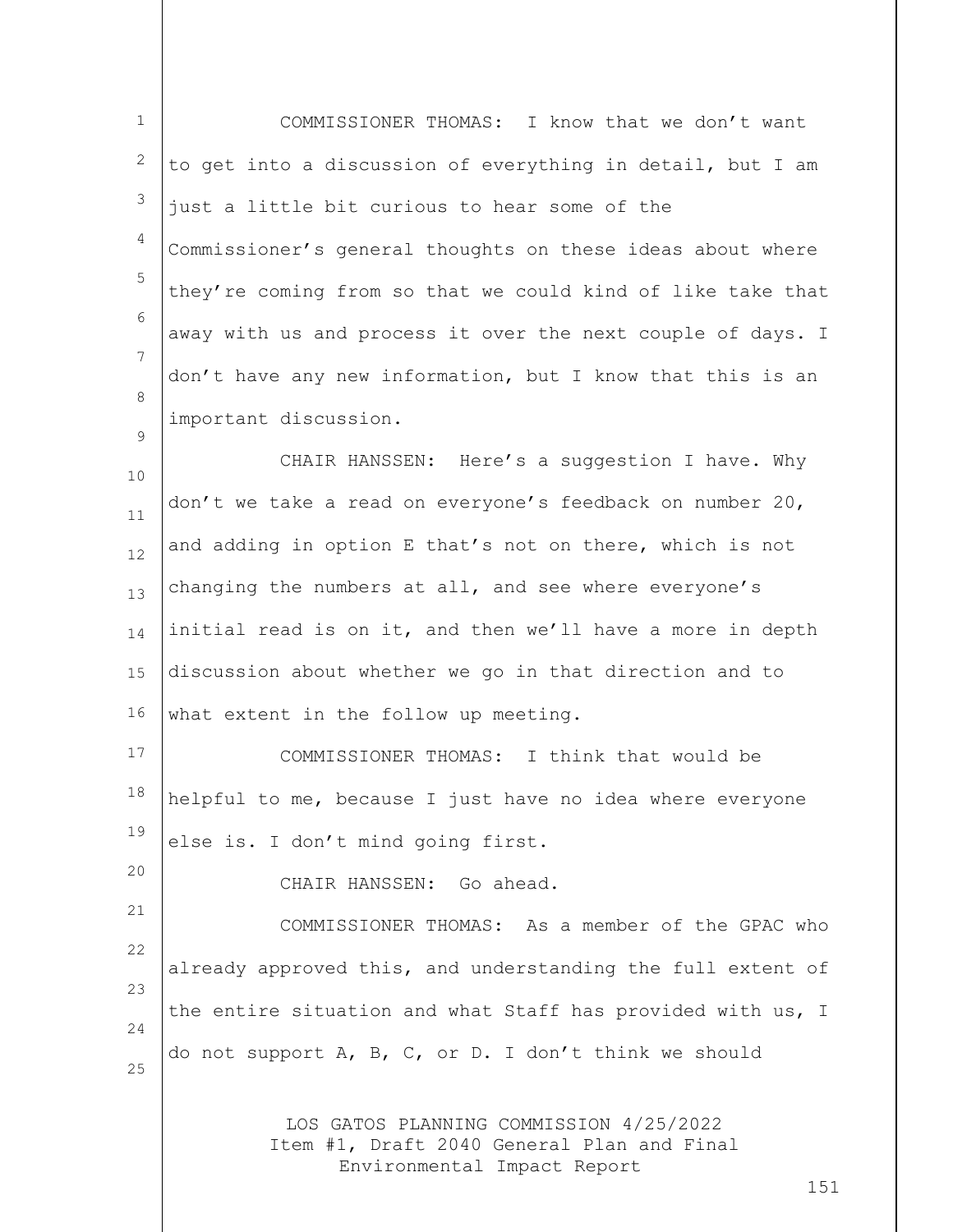COMMISSIONER THOMAS: I know that we don't want to get into a discussion of everything in detail, but I am just a little bit curious to hear some of the Commissioner's general thoughts on these ideas about where they're coming from so that we could kind of like take that away with us and process it over the next couple of days. I don't have any new information, but I know that this is an important discussion.

CHAIR HANSSEN: Here's a suggestion I have. Why don't we take a read on everyone's feedback on number 20, and adding in option E that's not on there, which is not changing the numbers at all, and see where everyone's initial read is on it, and then we'll have a more in depth discussion about whether we go in that direction and to what extent in the follow up meeting.

COMMISSIONER THOMAS: I think that would be helpful to me, because I just have no idea where everyone else is. I don't mind going first.

CHAIR HANSSEN: Go ahead.

COMMISSIONER THOMAS: As a member of the GPAC who already approved this, and understanding the full extent of the entire situation and what Staff has provided with us, I do not support A, B, C, or D. I don't think we should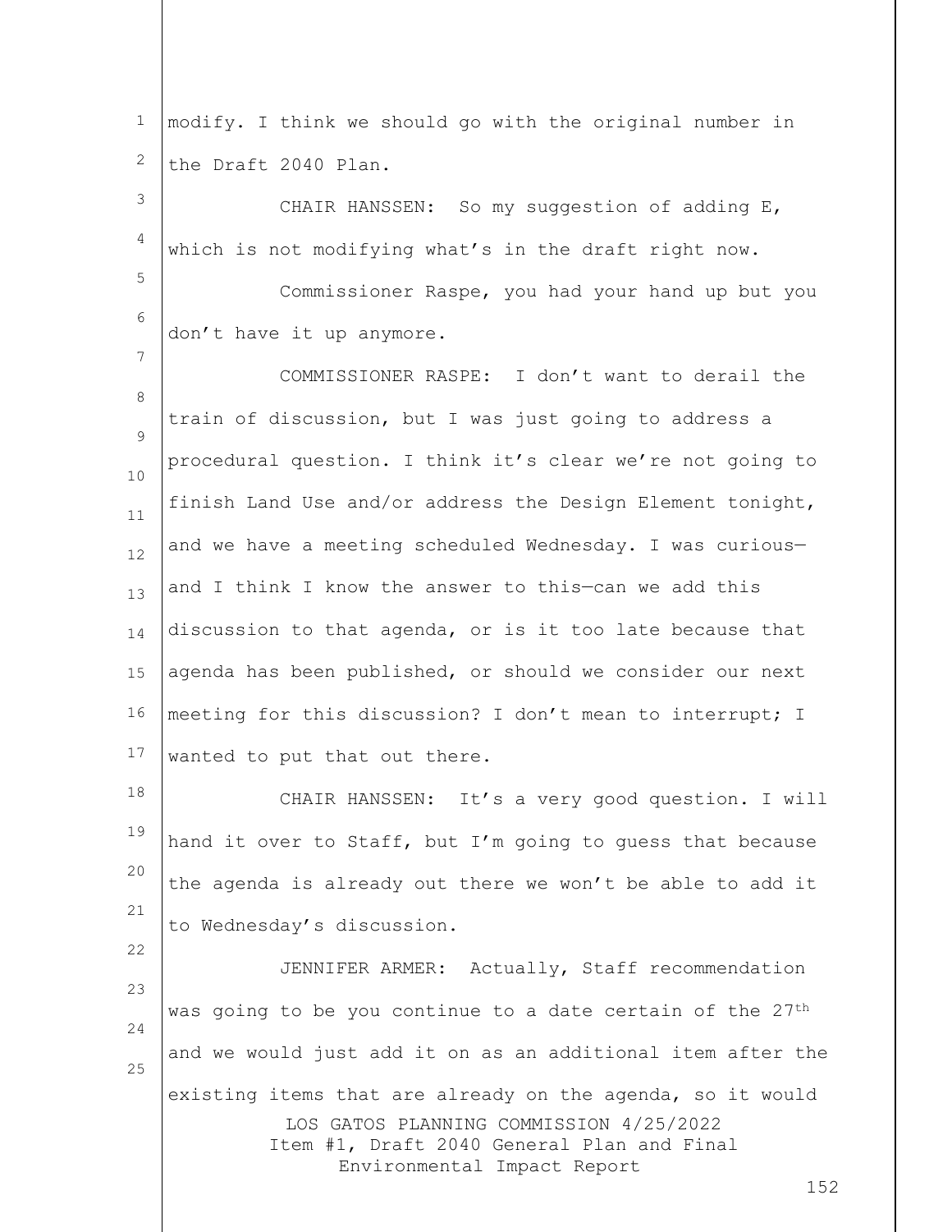modify. I think we should go with the original number in the Draft 2040 Plan.

CHAIR HANSSEN: So my suggestion of adding E, which is not modifying what's in the draft right now.

Commissioner Raspe, you had your hand up but you don't have it up anymore.

COMMISSIONER RASPE: I don't want to derail the train of discussion, but I was just going to address a procedural question. I think it's clear we're not going to finish Land Use and/or address the Design Element tonight, and we have a meeting scheduled Wednesday. I was curious—and I think I know the answer to this—can we add this discussion to that agenda, or is it too late because that agenda has been published, or should we consider our next meeting for this discussion? I don't mean to interrupt; I wanted to put that out there.

CHAIR HANSSEN: It's a very good question. I will hand it over to Staff, but I'm going to guess that because the agenda is already out there we won't be able to add it to Wednesday's discussion.

JENNIFER ARMER: Actually, Staff recommendation was going to be you continue to a date certain of the 27th and we would just add it on as an additional item after the existing items that are already on the agenda, so it would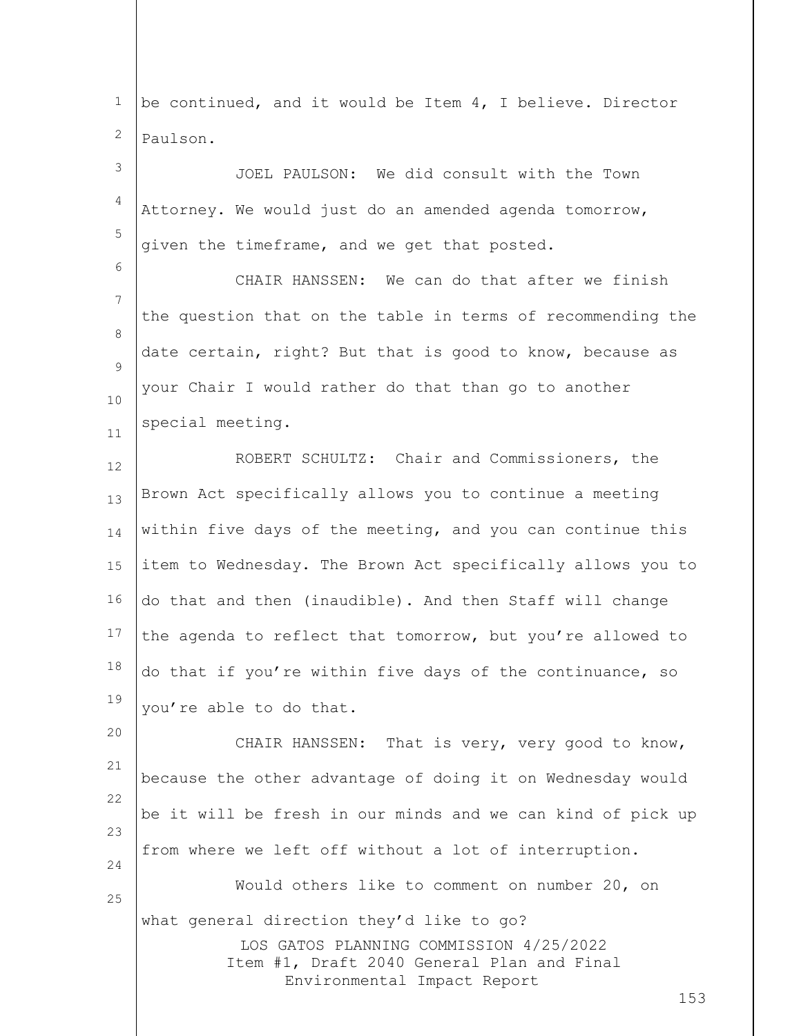be continued, and it would be Item 4, I believe. Director Paulson.

JOEL PAULSON: We did consult with the Town Attorney. We would just do an amended agenda tomorrow, given the timeframe, and we get that posted.

CHAIR HANSSEN: We can do that after we finish the question that on the table in terms of recommending the date certain, right? But that is good to know, because as your Chair I would rather do that than go to another special meeting.

ROBERT SCHULTZ: Chair and Commissioners, the Brown Act specifically allows you to continue a meeting within five days of the meeting, and you can continue this item to Wednesday. The Brown Act specifically allows you to do that and then (inaudible). And then Staff will change the agenda to reflect that tomorrow, but you're allowed to do that if you're within five days of the continuance, so you're able to do that.

CHAIR HANSSEN: That is very, very good to know, because the other advantage of doing it on Wednesday would be it will be fresh in our minds and we can kind of pick up from where we left off without a lot of interruption.

Would others like to comment on number 20, on what general direction they'd like to go?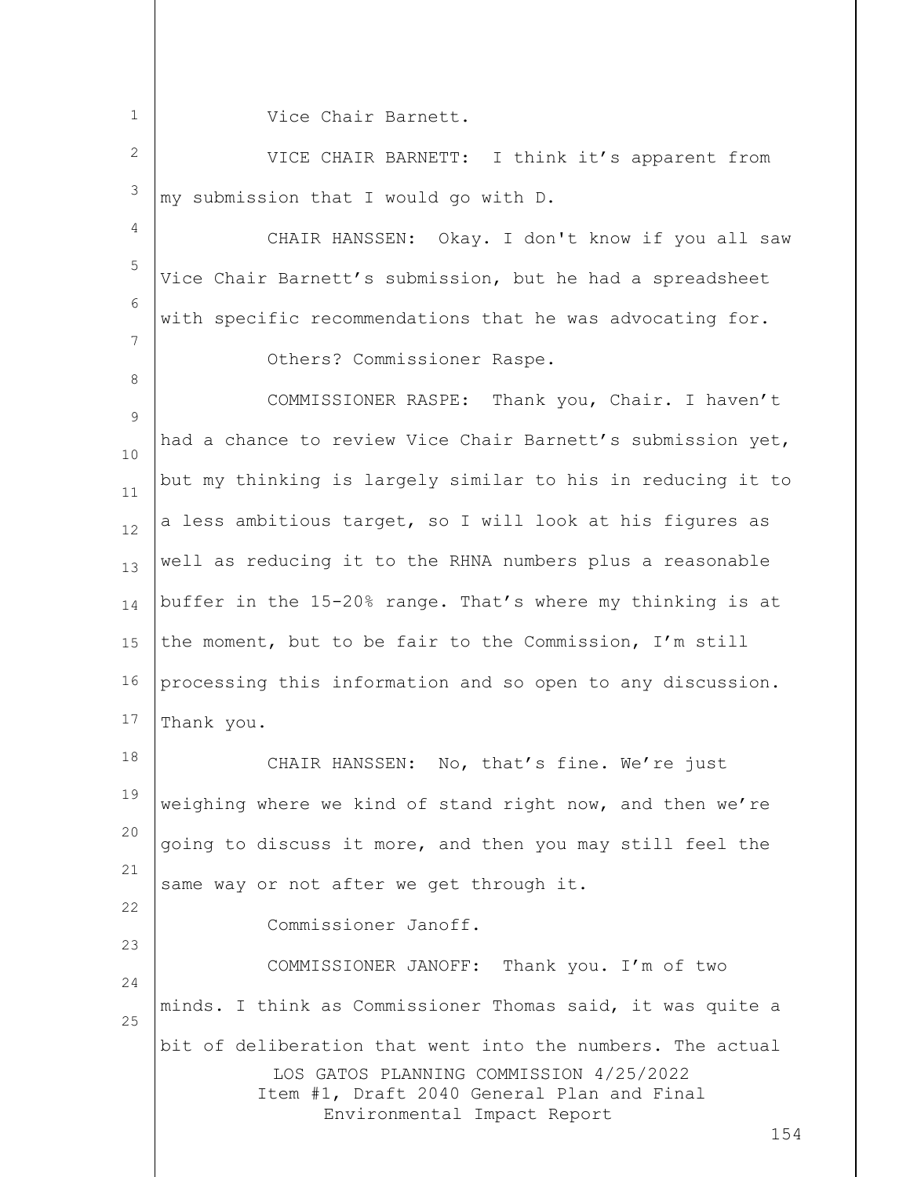Vice Chair Barnett.

VICE CHAIR BARNETT: I think it's apparent from my submission that I would go with D.

CHAIR HANSSEN: Okay. I don't know if you all saw Vice Chair Barnett's submission, but he had a spreadsheet with specific recommendations that he was advocating for.

Others? Commissioner Raspe.

COMMISSIONER RASPE: Thank you, Chair. I haven't had a chance to review Vice Chair Barnett's submission yet, but my thinking is largely similar to his in reducing it to a less ambitious target, so I will look at his figures as well as reducing it to the RHNA numbers plus a reasonable buffer in the 15-20% range. That's where my thinking is at the moment, but to be fair to the Commission, I'm still processing this information and so open to any discussion. Thank you.

CHAIR HANSSEN: No, that's fine. We're just weighing where we kind of stand right now, and then we're going to discuss it more, and then you may still feel the same way or not after we get through it.

Commissioner Janoff.

COMMISSIONER JANOFF: Thank you. I'm of two minds. I think as Commissioner Thomas said, it was quite a bit of deliberation that went into the numbers. The actual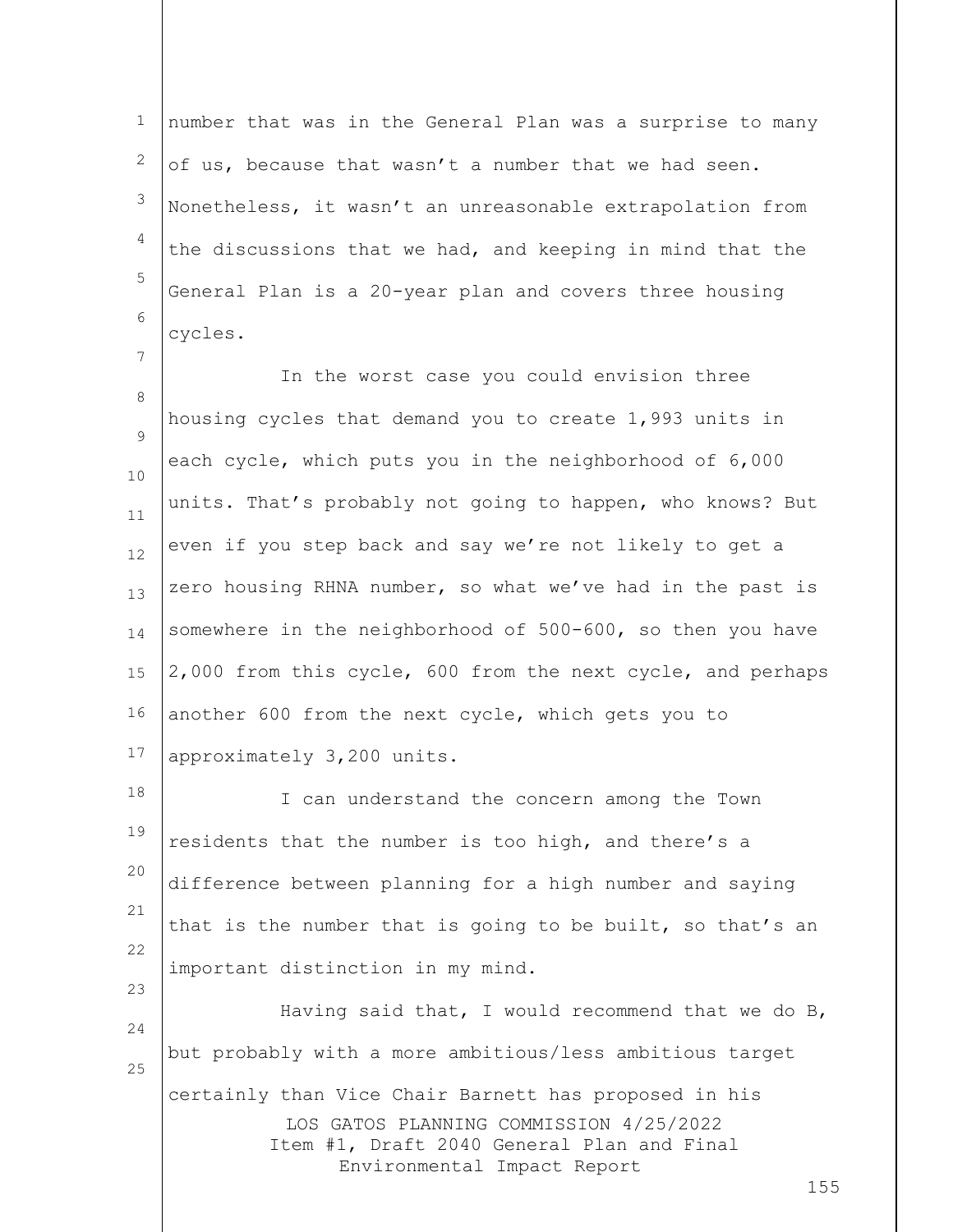number that was in the General Plan was a surprise to many of us, because that wasn't a number that we had seen. Nonetheless, it wasn't an unreasonable extrapolation from the discussions that we had, and keeping in mind that the General Plan is a 20-year plan and covers three housing cycles.

In the worst case you could envision three housing cycles that demand you to create 1,993 units in each cycle, which puts you in the neighborhood of 6,000 units. That's probably not going to happen, who knows? But even if you step back and say we're not likely to get a zero housing RHNA number, so what we've had in the past is somewhere in the neighborhood of 500-600, so then you have 2,000 from this cycle, 600 from the next cycle, and perhaps another 600 from the next cycle, which gets you to approximately 3,200 units.

I can understand the concern among the Town residents that the number is too high, and there's a difference between planning for a high number and saying that is the number that is going to be built, so that's an important distinction in my mind.

Having said that, I would recommend that we do B, but probably with a more ambitious/less ambitious target certainly than Vice Chair Barnett has proposed in his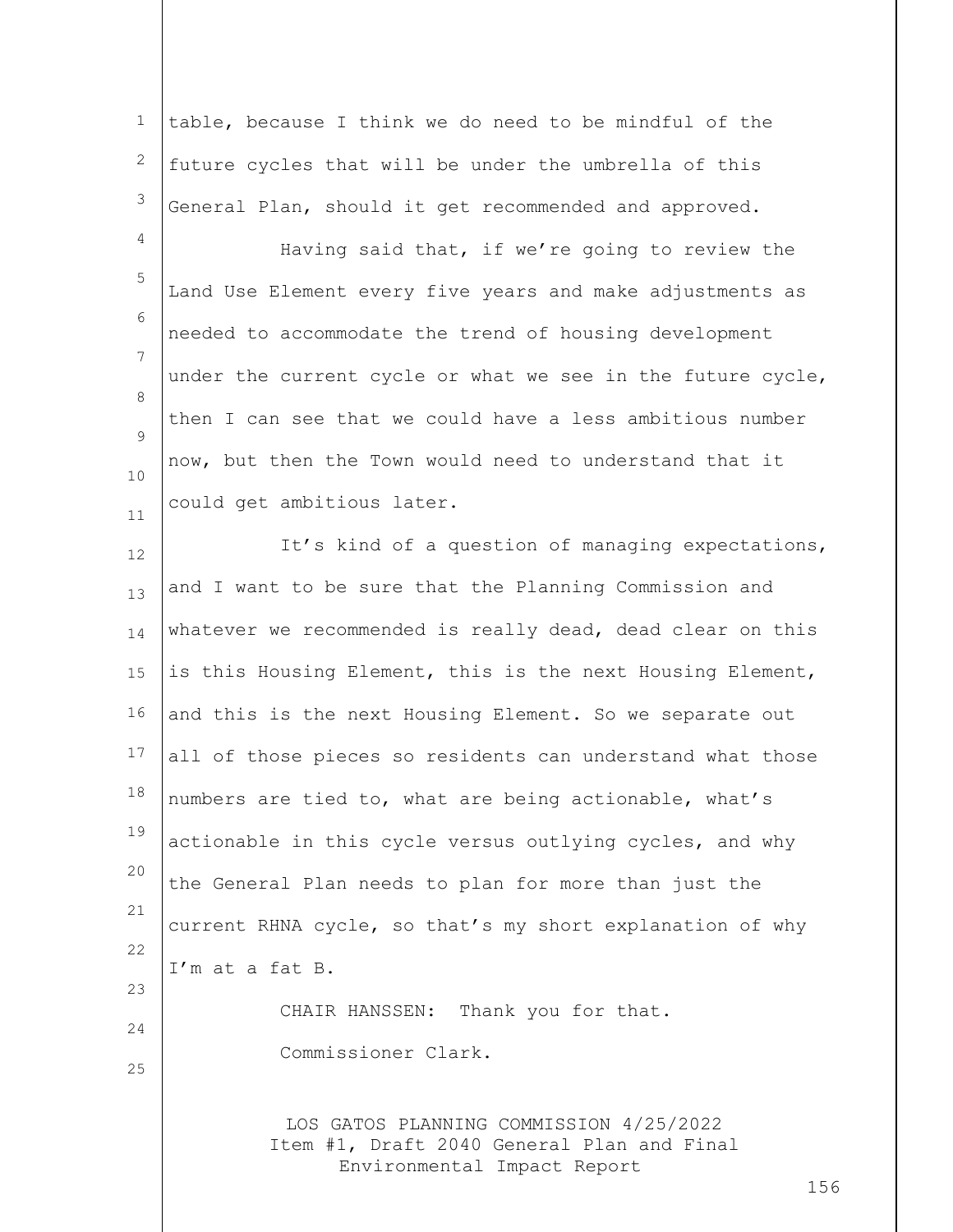table, because I think we do need to be mindful of the future cycles that will be under the umbrella of this General Plan, should it get recommended and approved.

Having said that, if we're going to review the Land Use Element every five years and make adjustments as needed to accommodate the trend of housing development under the current cycle or what we see in the future cycle, then I can see that we could have a less ambitious number now, but then the Town would need to understand that it could get ambitious later.

It's kind of a question of managing expectations, and I want to be sure that the Planning Commission and whatever we recommended is really dead, dead clear on this is this Housing Element, this is the next Housing Element, and this is the next Housing Element. So we separate out all of those pieces so residents can understand what those numbers are tied to, what are being actionable, what's actionable in this cycle versus outlying cycles, and why the General Plan needs to plan for more than just the current RHNA cycle, so that's my short explanation of why I'm at a fat B.

CHAIR HANSSEN: Thank you for that.

Commissioner Clark.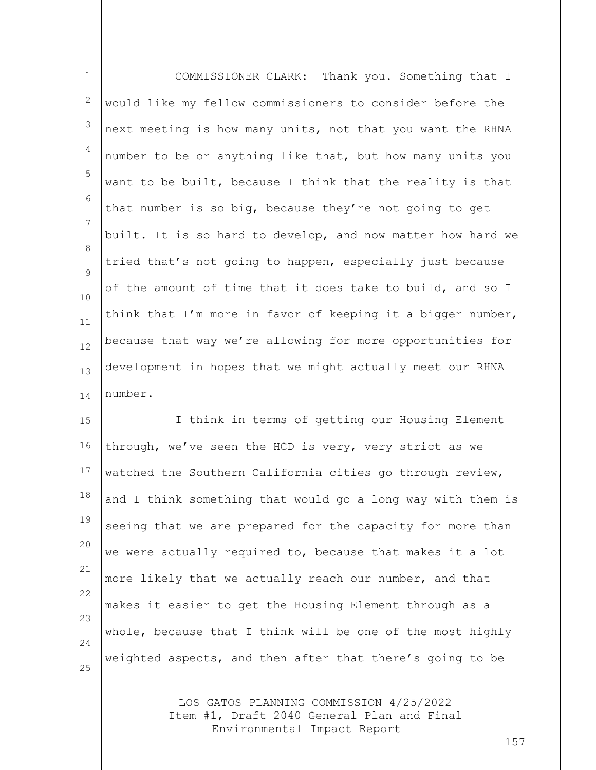COMMISSIONER CLARK: Thank you. Something that I would like my fellow commissioners to consider before the next meeting is how many units, not that you want the RHNA number to be or anything like that, but how many units you want to be built, because I think that the reality is that that number is so big, because they're not going to get built. It is so hard to develop, and now matter how hard we tried that's not going to happen, especially just because of the amount of time that it does take to build, and so I think that I'm more in favor of keeping it a bigger number, because that way we're allowing for more opportunities for development in hopes that we might actually meet our RHNA number.

I think in terms of getting our Housing Element through, we've seen the HCD is very, very strict as we watched the Southern California cities go through review, and I think something that would go a long way with them is seeing that we are prepared for the capacity for more than we were actually required to, because that makes it a lot more likely that we actually reach our number, and that makes it easier to get the Housing Element through as a whole, because that I think will be one of the most highly weighted aspects, and then after that there's going to be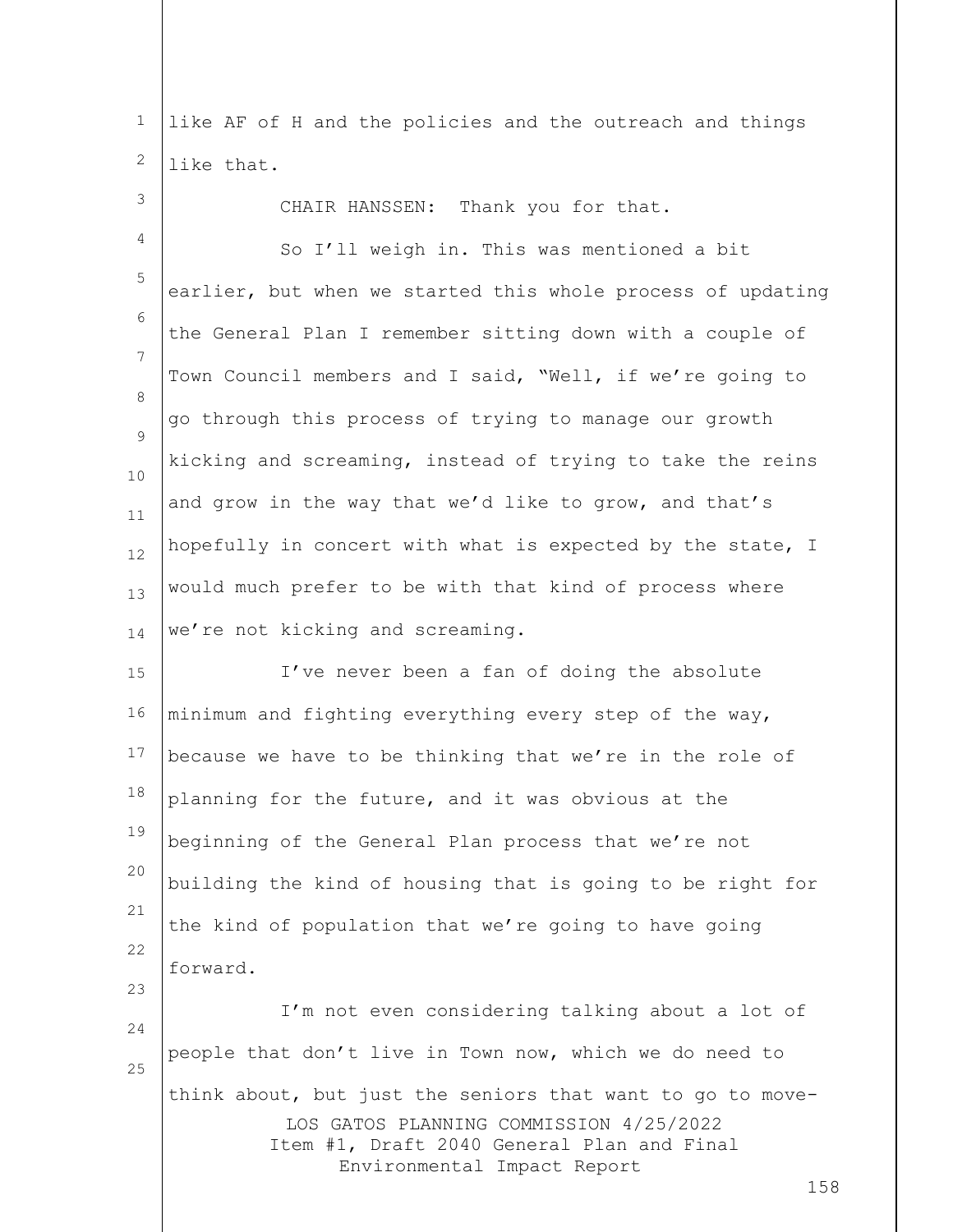like AF of H and the policies and the outreach and things like that.

CHAIR HANSSEN: Thank you for that.

So I'll weigh in. This was mentioned a bit earlier, but when we started this whole process of updating the General Plan I remember sitting down with a couple of Town Council members and I said, "Well, if we're going to go through this process of trying to manage our growth kicking and screaming, instead of trying to take the reins and grow in the way that we'd like to grow, and that's hopefully in concert with what is expected by the state, I would much prefer to be with that kind of process where we're not kicking and screaming.

I've never been a fan of doing the absolute minimum and fighting everything every step of the way, because we have to be thinking that we're in the role of planning for the future, and it was obvious at the beginning of the General Plan process that we're not building the kind of housing that is going to be right for the kind of population that we're going to have going forward.

I'm not even considering talking about a lot of people that don't live in Town now, which we do need to think about, but just the seniors that want to go to move-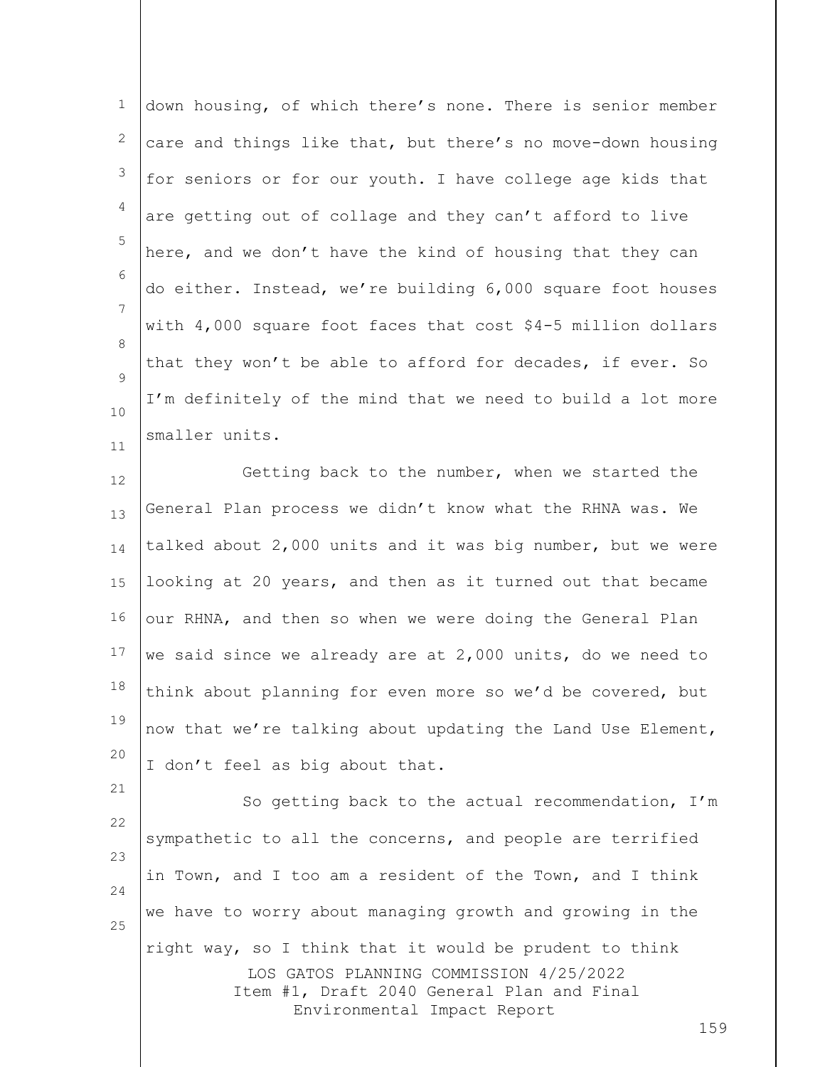down housing, of which there's none. There is senior member care and things like that, but there's no move-down housing for seniors or for our youth. I have college age kids that are getting out of collage and they can't afford to live here, and we don't have the kind of housing that they can do either. Instead, we're building 6,000 square foot houses with 4,000 square foot faces that cost $4-5 million dollars that they won't be able to afford for decades, if ever. So I'm definitely of the mind that we need to build a lot more smaller units.

Getting back to the number, when we started the General Plan process we didn't know what the RHNA was. We talked about 2,000 units and it was big number, but we were looking at 20 years, and then as it turned out that became our RHNA, and then so when we were doing the General Plan we said since we already are at 2,000 units, do we need to think about planning for even more so we'd be covered, but now that we're talking about updating the Land Use Element, I don't feel as big about that.

So getting back to the actual recommendation, I'm sympathetic to all the concerns, and people are terrified in Town, and I too am a resident of the Town, and I think we have to worry about managing growth and growing in the right way, so I think that it would be prudent to think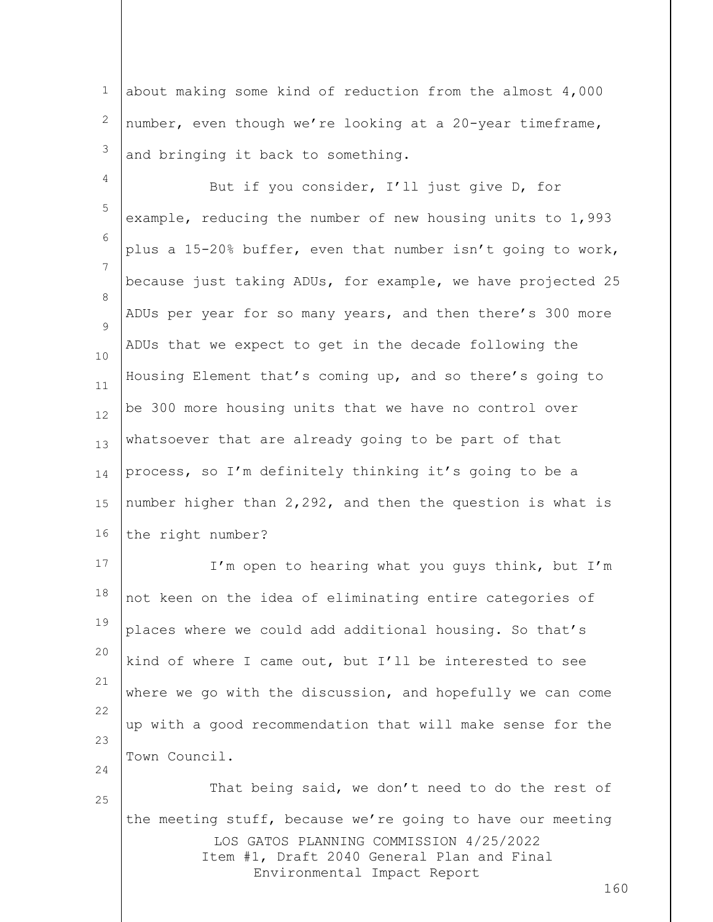about making some kind of reduction from the almost 4,000 number, even though we're looking at a 20-year timeframe, and bringing it back to something.

But if you consider, I'll just give D, for example, reducing the number of new housing units to 1,993 plus a 15-20% buffer, even that number isn't going to work, because just taking ADUs, for example, we have projected 25 ADUs per year for so many years, and then there's 300 more ADUs that we expect to get in the decade following the Housing Element that's coming up, and so there's going to be 300 more housing units that we have no control over whatsoever that are already going to be part of that process, so I'm definitely thinking it's going to be a number higher than 2,292, and then the question is what is the right number?

I'm open to hearing what you guys think, but I'm not keen on the idea of eliminating entire categories of places where we could add additional housing. So that's kind of where I came out, but I'll be interested to see where we go with the discussion, and hopefully we can come up with a good recommendation that will make sense for the Town Council.

That being said, we don't need to do the rest of the meeting stuff, because we're going to have our meeting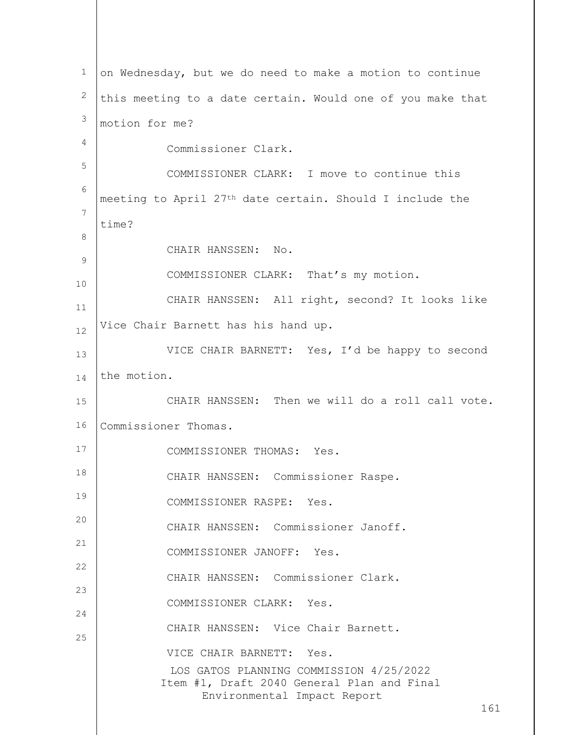on Wednesday, but we do need to make a motion to continue this meeting to a date certain. Would one of you make that motion for me?

Commissioner Clark.

COMMISSIONER CLARK: I move to continue this meeting to April 27th date certain. Should I include the time?

CHAIR HANSSEN: No.

COMMISSIONER CLARK: That's my motion.

CHAIR HANSSEN: All right, second? It looks like Vice Chair Barnett has his hand up.

VICE CHAIR BARNETT: Yes, I'd be happy to second the motion.

CHAIR HANSSEN: Then we will do a roll call vote. Commissioner Thomas.

COMMISSIONER THOMAS: Yes.

CHAIR HANSSEN: Commissioner Raspe.

COMMISSIONER RASPE: Yes.

CHAIR HANSSEN: Commissioner Janoff.

COMMISSIONER JANOFF: Yes.

CHAIR HANSSEN: Commissioner Clark.

COMMISSIONER CLARK: Yes.

CHAIR HANSSEN: Vice Chair Barnett.

VICE CHAIR BARNETT: Yes.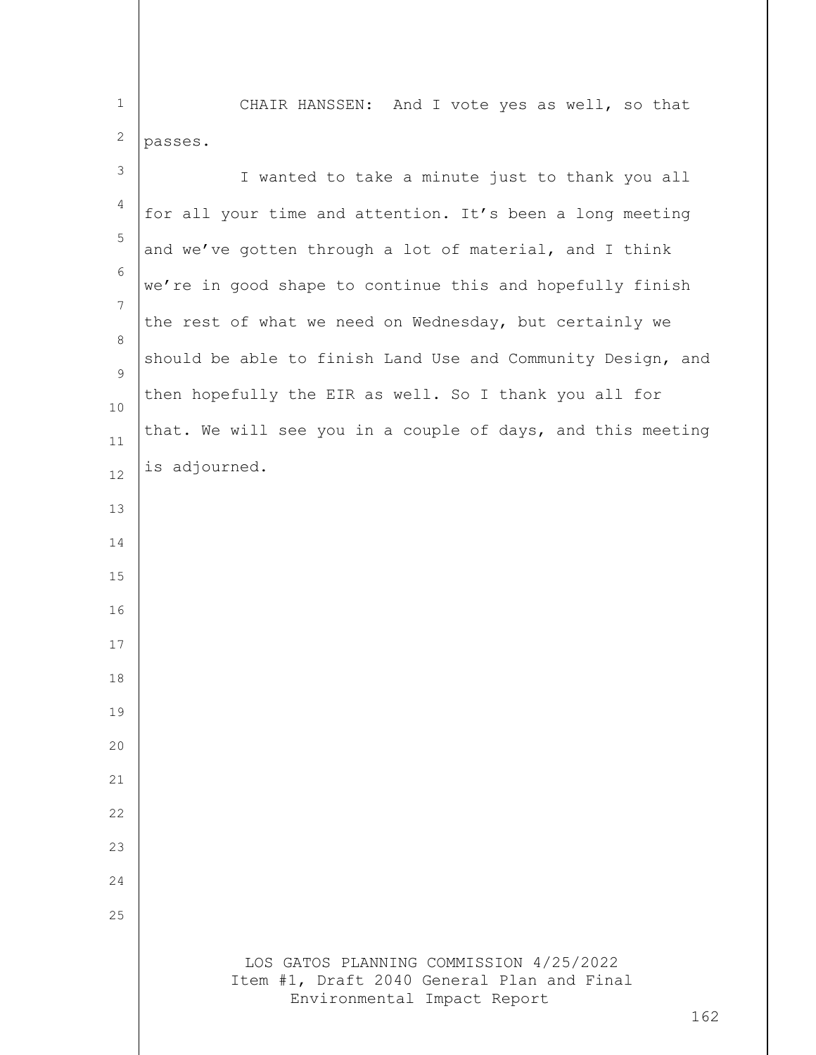CHAIR HANSSEN: And I vote yes as well, so that passes.

I wanted to take a minute just to thank you all for all your time and attention. It's been a long meeting and we've gotten through a lot of material, and I think we're in good shape to continue this and hopefully finish the rest of what we need on Wednesday, but certainly we should be able to finish Land Use and Community Design, and then hopefully the EIR as well. So I thank you all for that. We will see you in a couple of days, and this meeting is adjourned.